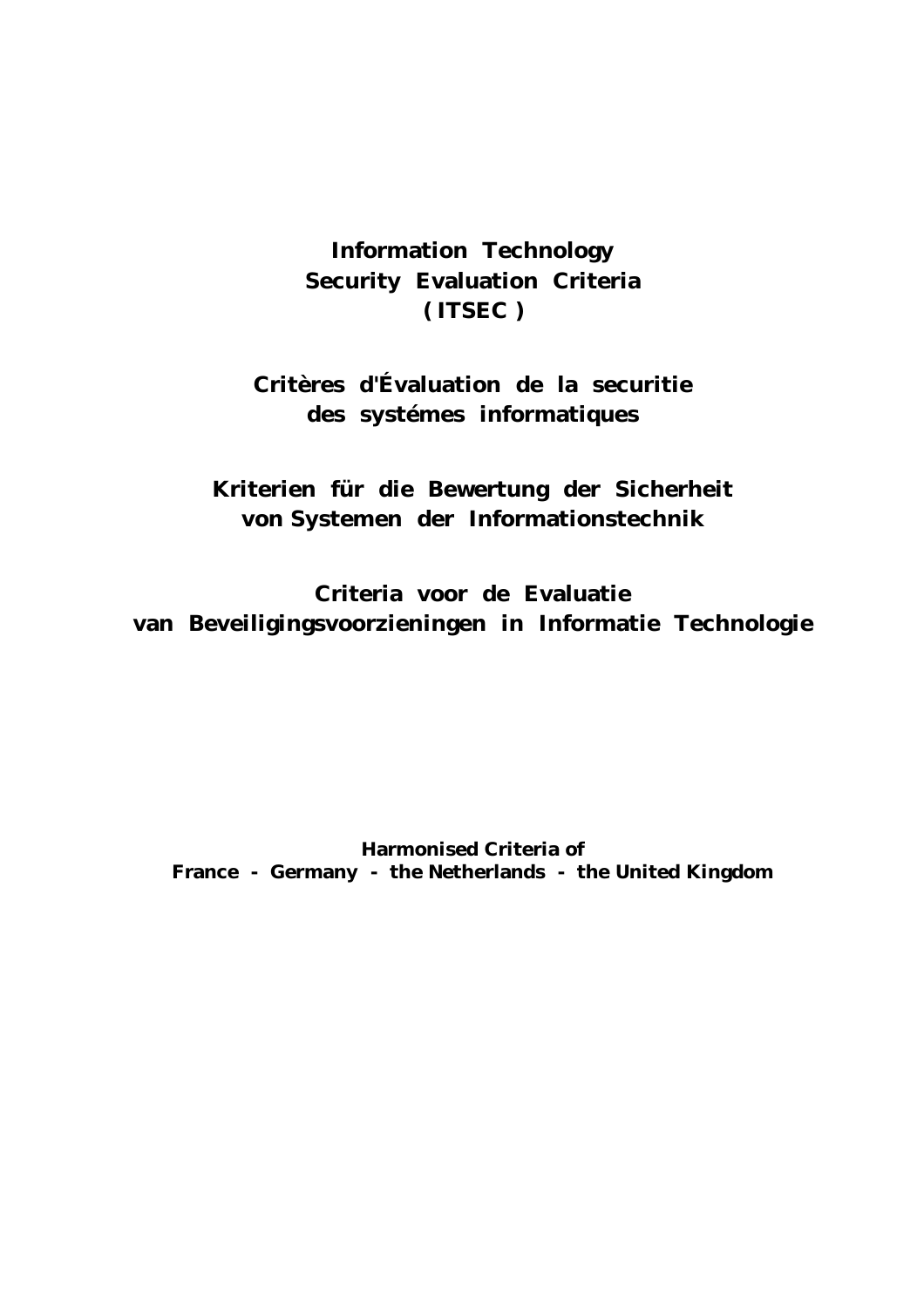# Information Technology Security Evaluation Criteria (ITSEC)

## Critères d'Évaluation de la securitie des systémes informatiques

## Kriterien für die Bewertung der Sicherheit von Systemen der Informationstechnik

## Criteria voor de Evaluatie van Beveiligingsvoorzieningen in Informatie Technologie

**Harmonised Criteria of**
**France - Germany - the Netherlands - the United Kingdom**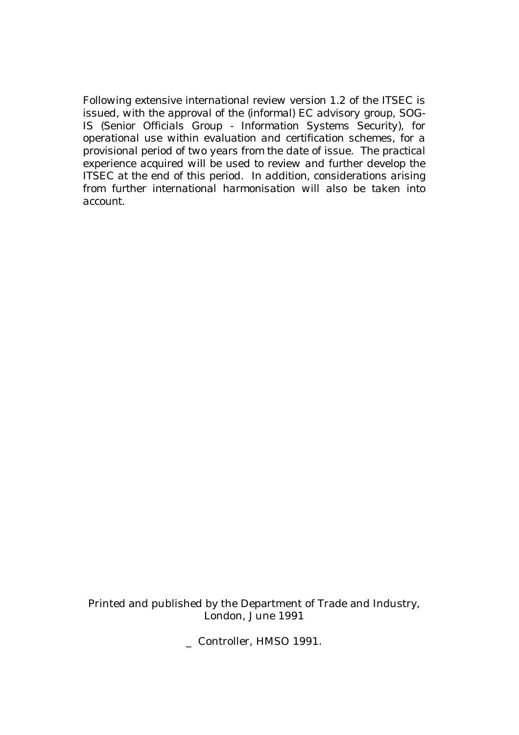Following extensive international review version 1.2 of the ITSEC is issued, with the approval of the (informal) EC advisory group, SOG-IS (Senior Officials Group - Information Systems Security), for operational use within evaluation and certification schemes, for a provisional period of two years from the date of issue. The practical experience acquired will be used to review and further develop the ITSEC at the end of this period. In addition, considerations arising from further international harmonisation will also be taken into account.

Printed and published by the Department of Trade and Industry, London, June 1991

_ Controller, HMSO 1991.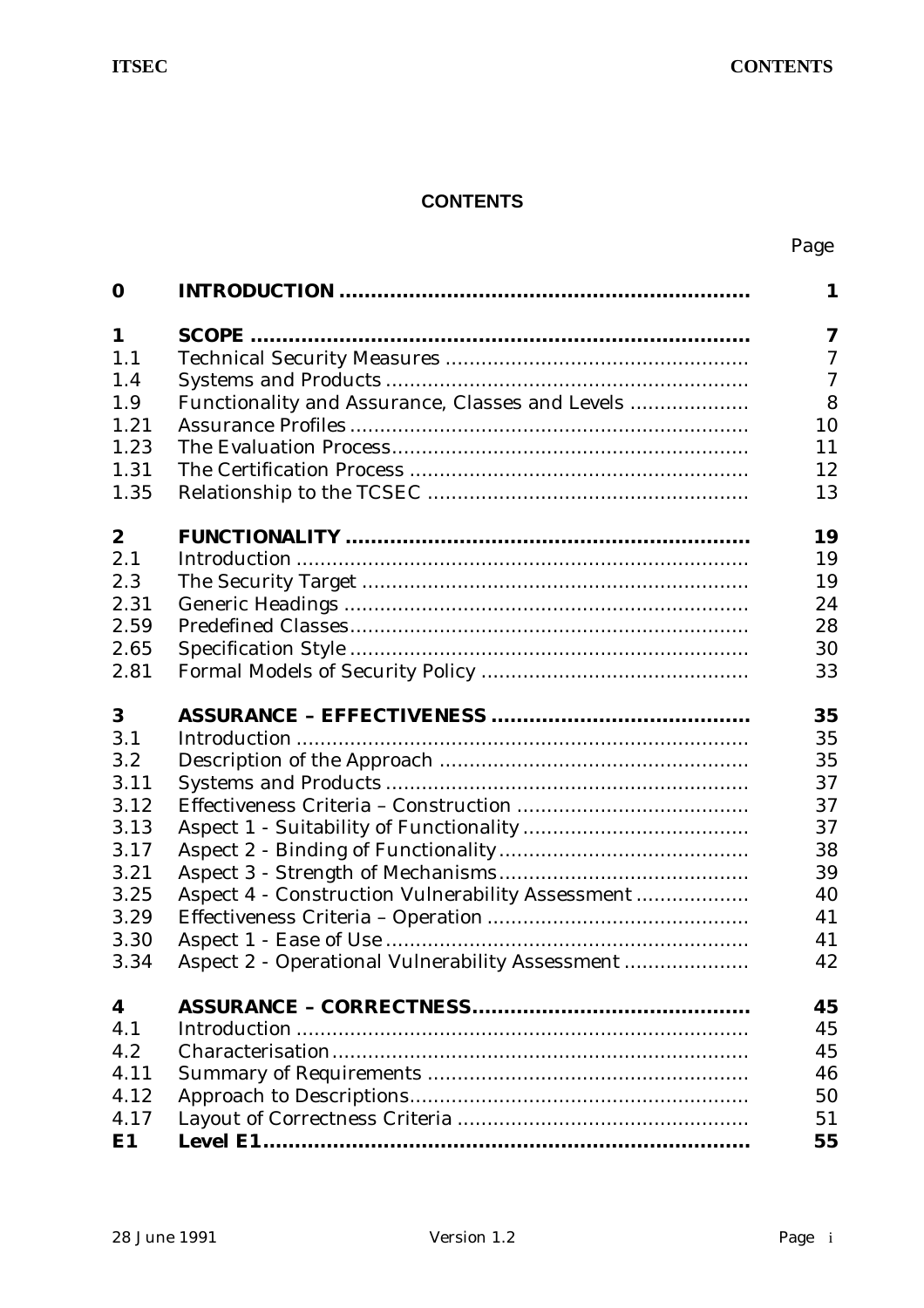## CONTENTS

| | | Page |
|---|---|---|
| **0** | **INTRODUCTION** | **1** |
| **1** | **SCOPE** | **7** |
| 1.1 | Technical Security Measures | 7 |
| 1.4 | Systems and Products | 7 |
| 1.9 | Functionality and Assurance, Classes and Levels | 8 |
| 1.21 | Assurance Profiles | 10 |
| 1.23 | The Evaluation Process | 11 |
| 1.31 | The Certification Process | 12 |
| 1.35 | Relationship to the TCSEC | 13 |
| **2** | **FUNCTIONALITY** | **19** |
| 2.1 | Introduction | 19 |
| 2.3 | The Security Target | 19 |
| 2.31 | Generic Headings | 24 |
| 2.59 | Predefined Classes | 28 |
| 2.65 | Specification Style | 30 |
| 2.81 | Formal Models of Security Policy | 33 |
| **3** | **ASSURANCE – EFFECTIVENESS** | **35** |
| 3.1 | Introduction | 35 |
| 3.2 | Description of the Approach | 35 |
| 3.11 | Systems and Products | 37 |
| 3.12 | Effectiveness Criteria – Construction | 37 |
| 3.13 | Aspect 1 - Suitability of Functionality | 37 |
| 3.17 | Aspect 2 - Binding of Functionality | 38 |
| 3.21 | Aspect 3 - Strength of Mechanisms | 39 |
| 3.25 | Aspect 4 - Construction Vulnerability Assessment | 40 |
| 3.29 | Effectiveness Criteria – Operation | 41 |
| 3.30 | Aspect 1 - Ease of Use | 41 |
| 3.34 | Aspect 2 - Operational Vulnerability Assessment | 42 |
| **4** | **ASSURANCE – CORRECTNESS** | **45** |
| 4.1 | Introduction | 45 |
| 4.2 | Characterisation | 45 |
| 4.11 | Summary of Requirements | 46 |
| 4.12 | Approach to Descriptions | 50 |
| 4.17 | Layout of Correctness Criteria | 51 |
| **E1** | **Level E1** | **55** |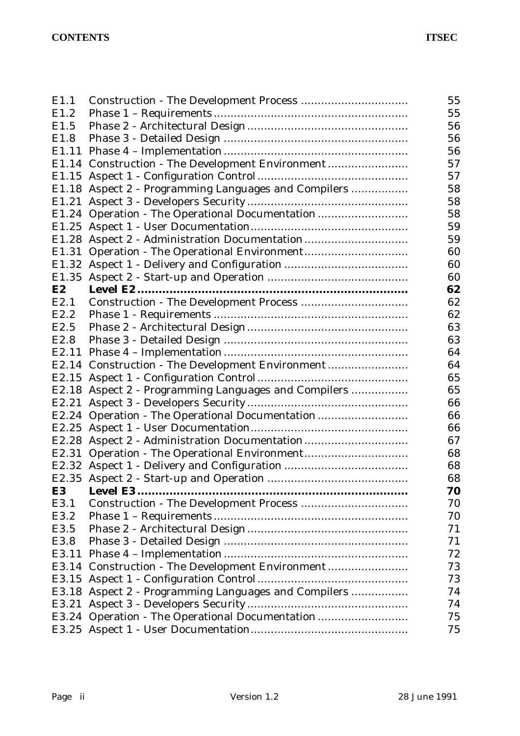| | | |
|---|---|---|
| E1.1 | Construction - The Development Process | 55 |
| E1.2 | Phase 1 – Requirements | 55 |
| E1.5 | Phase 2 - Architectural Design | 56 |
| E1.8 | Phase 3 - Detailed Design | 56 |
| E1.11 | Phase 4 – Implementation | 56 |
| E1.14 | Construction - The Development Environment | 57 |
| E1.15 | Aspect 1 - Configuration Control | 57 |
| E1.18 | Aspect 2 - Programming Languages and Compilers | 58 |
| E1.21 | Aspect 3 - Developers Security | 58 |
| E1.24 | Operation - The Operational Documentation | 58 |
| E1.25 | Aspect 1 - User Documentation | 59 |
| E1.28 | Aspect 2 - Administration Documentation | 59 |
| E1.31 | Operation - The Operational Environment | 60 |
| E1.32 | Aspect 1 - Delivery and Configuration | 60 |
| E1.35 | Aspect 2 - Start-up and Operation | 60 |
| **E2** | **Level E2** | **62** |
| E2.1 | Construction - The Development Process | 62 |
| E2.2 | Phase 1 - Requirements | 62 |
| E2.5 | Phase 2 - Architectural Design | 63 |
| E2.8 | Phase 3 - Detailed Design | 63 |
| E2.11 | Phase 4 – Implementation | 64 |
| E2.14 | Construction - The Development Environment | 64 |
| E2.15 | Aspect 1 - Configuration Control | 65 |
| E2.18 | Aspect 2 - Programming Languages and Compilers | 65 |
| E2.21 | Aspect 3 - Developers Security | 66 |
| E2.24 | Operation - The Operational Documentation | 66 |
| E2.25 | Aspect 1 - User Documentation | 66 |
| E2.28 | Aspect 2 - Administration Documentation | 67 |
| E2.31 | Operation - The Operational Environment | 68 |
| E2.32 | Aspect 1 - Delivery and Configuration | 68 |
| E2.35 | Aspect 2 - Start-up and Operation | 68 |
| **E3** | **Level E3** | **70** |
| E3.1 | Construction - The Development Process | 70 |
| E3.2 | Phase 1 – Requirements | 70 |
| E3.5 | Phase 2 - Architectural Design | 71 |
| E3.8 | Phase 3 - Detailed Design | 71 |
| E3.11 | Phase 4 – Implementation | 72 |
| E3.14 | Construction - The Development Environment | 73 |
| E3.15 | Aspect 1 - Configuration Control | 73 |
| E3.18 | Aspect 2 - Programming Languages and Compilers | 74 |
| E3.21 | Aspect 3 - Developers Security | 74 |
| E3.24 | Operation - The Operational Documentation | 75 |
| E3.25 | Aspect 1 - User Documentation | 75 |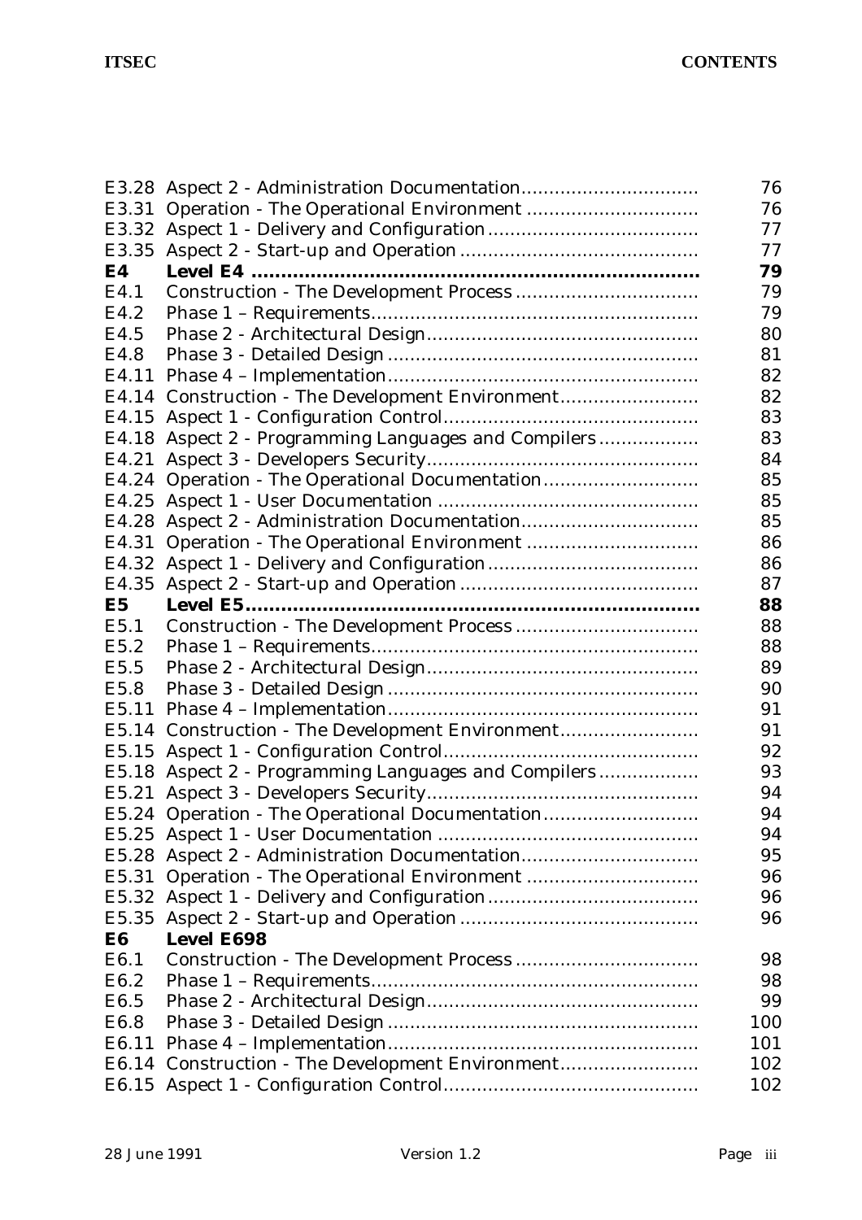| | | |
|---|---|---|
| E3.28 | Aspect 2 - Administration Documentation | 76 |
| E3.31 | Operation - The Operational Environment | 76 |
| E3.32 | Aspect 1 - Delivery and Configuration | 77 |
| E3.35 | Aspect 2 - Start-up and Operation | 77 |
| **E4** | **Level E4** | **79** |
| E4.1 | Construction - The Development Process | 79 |
| E4.2 | Phase 1 – Requirements | 79 |
| E4.5 | Phase 2 - Architectural Design | 80 |
| E4.8 | Phase 3 - Detailed Design | 81 |
| E4.11 | Phase 4 – Implementation | 82 |
| E4.14 | Construction - The Development Environment | 82 |
| E4.15 | Aspect 1 - Configuration Control | 83 |
| E4.18 | Aspect 2 - Programming Languages and Compilers | 83 |
| E4.21 | Aspect 3 - Developers Security | 84 |
| E4.24 | Operation - The Operational Documentation | 85 |
| E4.25 | Aspect 1 - User Documentation | 85 |
| E4.28 | Aspect 2 - Administration Documentation | 85 |
| E4.31 | Operation - The Operational Environment | 86 |
| E4.32 | Aspect 1 - Delivery and Configuration | 86 |
| E4.35 | Aspect 2 - Start-up and Operation | 87 |
| **E5** | **Level E5** | **88** |
| E5.1 | Construction - The Development Process | 88 |
| E5.2 | Phase 1 – Requirements | 88 |
| E5.5 | Phase 2 - Architectural Design | 89 |
| E5.8 | Phase 3 - Detailed Design | 90 |
| E5.11 | Phase 4 – Implementation | 91 |
| E5.14 | Construction - The Development Environment | 91 |
| E5.15 | Aspect 1 - Configuration Control | 92 |
| E5.18 | Aspect 2 - Programming Languages and Compilers | 93 |
| E5.21 | Aspect 3 - Developers Security | 94 |
| E5.24 | Operation - The Operational Documentation | 94 |
| E5.25 | Aspect 1 - User Documentation | 94 |
| E5.28 | Aspect 2 - Administration Documentation | 95 |
| E5.31 | Operation - The Operational Environment | 96 |
| E5.32 | Aspect 1 - Delivery and Configuration | 96 |
| E5.35 | Aspect 2 - Start-up and Operation | 96 |
| **E6** | **Level E698** | |
| E6.1 | Construction - The Development Process | 98 |
| E6.2 | Phase 1 – Requirements | 98 |
| E6.5 | Phase 2 - Architectural Design | 99 |
| E6.8 | Phase 3 - Detailed Design | 100 |
| E6.11 | Phase 4 – Implementation | 101 |
| E6.14 | Construction - The Development Environment | 102 |
| E6.15 | Aspect 1 - Configuration Control | 102 |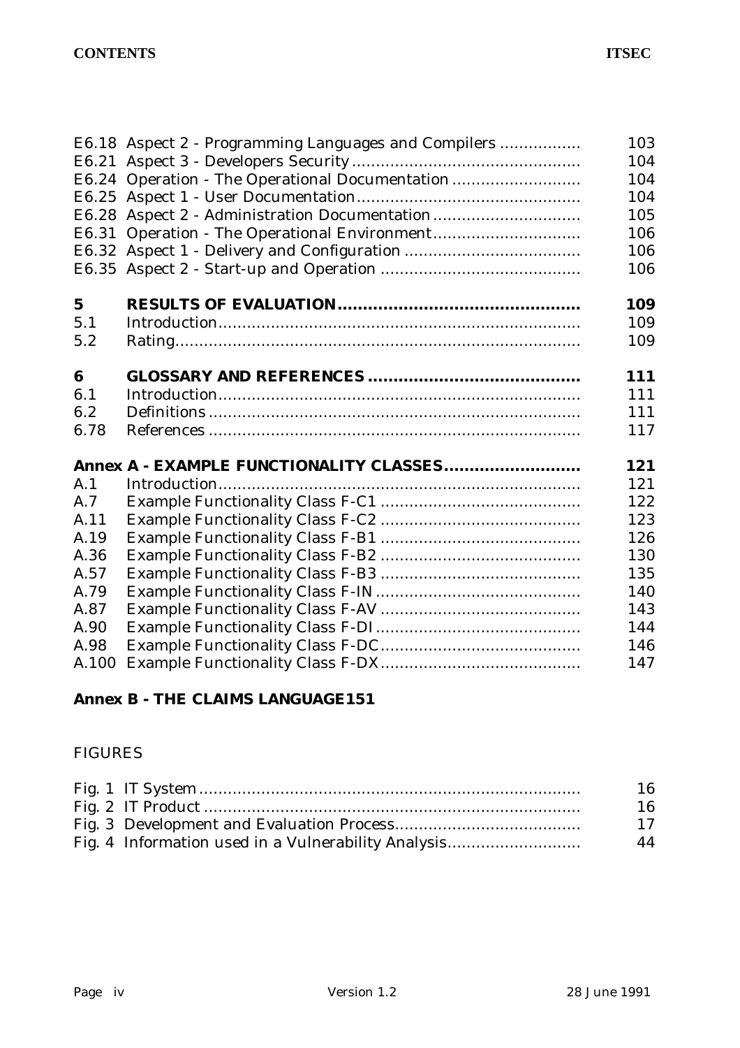| | | |
|---|---|---|
| E6.18 | Aspect 2 - Programming Languages and Compilers | 103 |
| E6.21 | Aspect 3 - Developers Security | 104 |
| E6.24 | Operation - The Operational Documentation | 104 |
| E6.25 | Aspect 1 - User Documentation | 104 |
| E6.28 | Aspect 2 - Administration Documentation | 105 |
| E6.31 | Operation - The Operational Environment | 106 |
| E6.32 | Aspect 1 - Delivery and Configuration | 106 |
| E6.35 | Aspect 2 - Start-up and Operation | 106 |
| **5** | **RESULTS OF EVALUATION** | **109** |
| 5.1 | Introduction | 109 |
| 5.2 | Rating | 109 |
| **6** | **GLOSSARY AND REFERENCES** | **111** |
| 6.1 | Introduction | 111 |
| 6.2 | Definitions | 111 |
| 6.78 | References | 117 |
| **Annex A - EXAMPLE FUNCTIONALITY CLASSES** | | **121** |
| A.1 | Introduction | 121 |
| A.7 | Example Functionality Class F-C1 | 122 |
| A.11 | Example Functionality Class F-C2 | 123 |
| A.19 | Example Functionality Class F-B1 | 126 |
| A.36 | Example Functionality Class F-B2 | 130 |
| A.57 | Example Functionality Class F-B3 | 135 |
| A.79 | Example Functionality Class F-IN | 140 |
| A.87 | Example Functionality Class F-AV | 143 |
| A.90 | Example Functionality Class F-DI | 144 |
| A.98 | Example Functionality Class F-DC | 146 |
| A.100 | Example Functionality Class F-DX | 147 |

**Annex B - THE CLAIMS LANGUAGE151**

FIGURES

| | |
|---|---|
| Fig. 1 IT System | 16 |
| Fig. 2 IT Product | 16 |
| Fig. 3 Development and Evaluation Process | 17 |
| Fig. 4 Information used in a Vulnerability Analysis | 44 |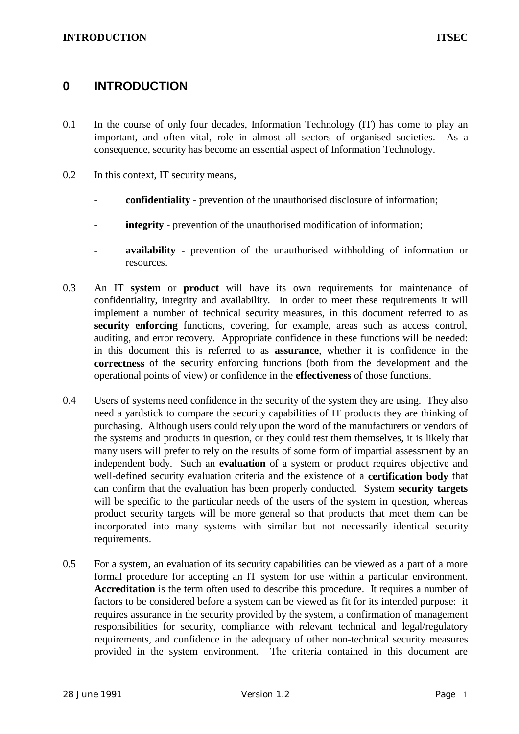# 0 INTRODUCTION

0.1 In the course of only four decades, Information Technology (IT) has come to play an important, and often vital, role in almost all sectors of organised societies. As a consequence, security has become an essential aspect of Information Technology.

0.2 In this context, IT security means,

- **confidentiality** - prevention of the unauthorised disclosure of information;
- **integrity** - prevention of the unauthorised modification of information;
- **availability** - prevention of the unauthorised withholding of information or resources.

0.3 An IT **system** or **product** will have its own requirements for maintenance of confidentiality, integrity and availability. In order to meet these requirements it will implement a number of technical security measures, in this document referred to as **security enforcing** functions, covering, for example, areas such as access control, auditing, and error recovery. Appropriate confidence in these functions will be needed: in this document this is referred to as **assurance**, whether it is confidence in the **correctness** of the security enforcing functions (both from the development and the operational points of view) or confidence in the **effectiveness** of those functions.

0.4 Users of systems need confidence in the security of the system they are using. They also need a yardstick to compare the security capabilities of IT products they are thinking of purchasing. Although users could rely upon the word of the manufacturers or vendors of the systems and products in question, or they could test them themselves, it is likely that many users will prefer to rely on the results of some form of impartial assessment by an independent body. Such an **evaluation** of a system or product requires objective and well-defined security evaluation criteria and the existence of a **certification body** that can confirm that the evaluation has been properly conducted. System **security targets** will be specific to the particular needs of the users of the system in question, whereas product security targets will be more general so that products that meet them can be incorporated into many systems with similar but not necessarily identical security requirements.

0.5 For a system, an evaluation of its security capabilities can be viewed as a part of a more formal procedure for accepting an IT system for use within a particular environment. **Accreditation** is the term often used to describe this procedure. It requires a number of factors to be considered before a system can be viewed as fit for its intended purpose: it requires assurance in the security provided by the system, a confirmation of management responsibilities for security, compliance with relevant technical and legal/regulatory requirements, and confidence in the adequacy of other non-technical security measures provided in the system environment. The criteria contained in this document are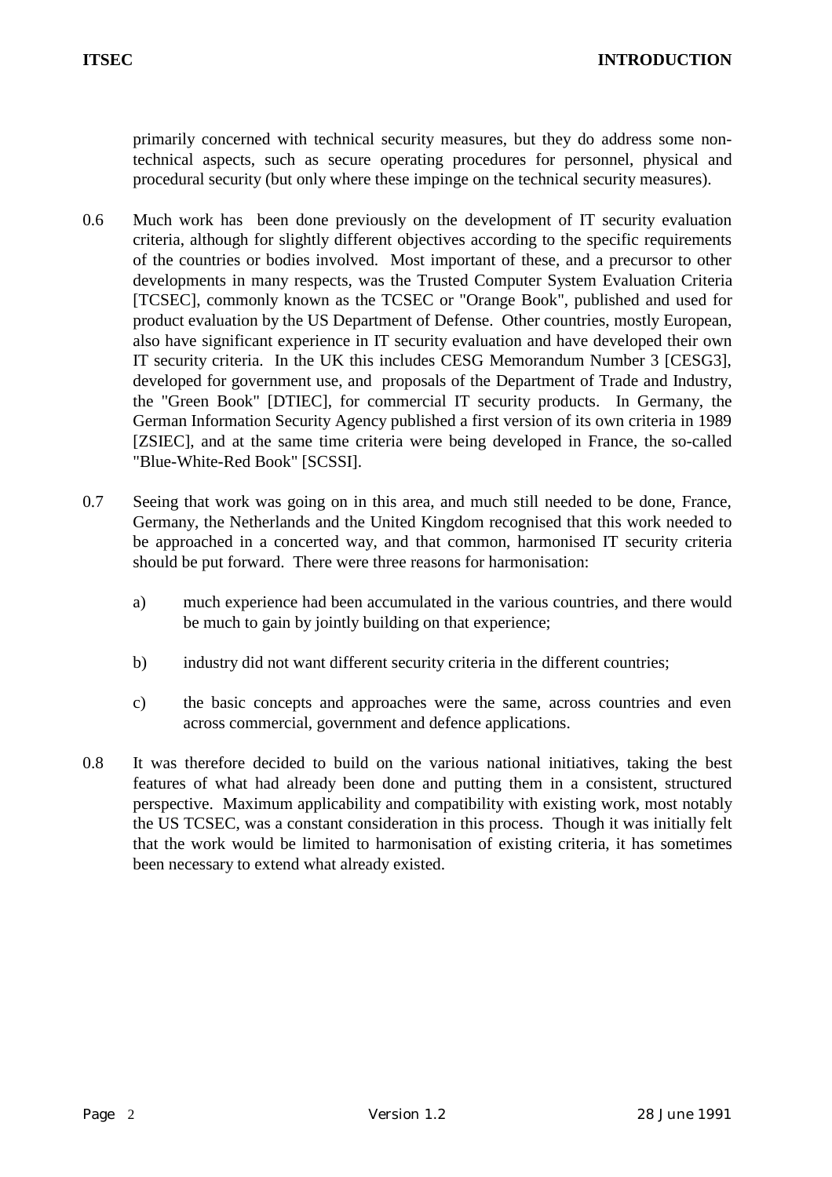primarily concerned with technical security measures, but they do address some non-technical aspects, such as secure operating procedures for personnel, physical and procedural security (but only where these impinge on the technical security measures).

0.6 Much work has been done previously on the development of IT security evaluation criteria, although for slightly different objectives according to the specific requirements of the countries or bodies involved. Most important of these, and a precursor to other developments in many respects, was the Trusted Computer System Evaluation Criteria [TCSEC], commonly known as the TCSEC or "Orange Book", published and used for product evaluation by the US Department of Defense. Other countries, mostly European, also have significant experience in IT security evaluation and have developed their own IT security criteria. In the UK this includes CESG Memorandum Number 3 [CESG3], developed for government use, and proposals of the Department of Trade and Industry, the "Green Book" [DTIEC], for commercial IT security products. In Germany, the German Information Security Agency published a first version of its own criteria in 1989 [ZSIEC], and at the same time criteria were being developed in France, the so-called "Blue-White-Red Book" [SCSSI].

0.7 Seeing that work was going on in this area, and much still needed to be done, France, Germany, the Netherlands and the United Kingdom recognised that this work needed to be approached in a concerted way, and that common, harmonised IT security criteria should be put forward. There were three reasons for harmonisation:

a) much experience had been accumulated in the various countries, and there would be much to gain by jointly building on that experience;

b) industry did not want different security criteria in the different countries;

c) the basic concepts and approaches were the same, across countries and even across commercial, government and defence applications.

0.8 It was therefore decided to build on the various national initiatives, taking the best features of what had already been done and putting them in a consistent, structured perspective. Maximum applicability and compatibility with existing work, most notably the US TCSEC, was a constant consideration in this process. Though it was initially felt that the work would be limited to harmonisation of existing criteria, it has sometimes been necessary to extend what already existed.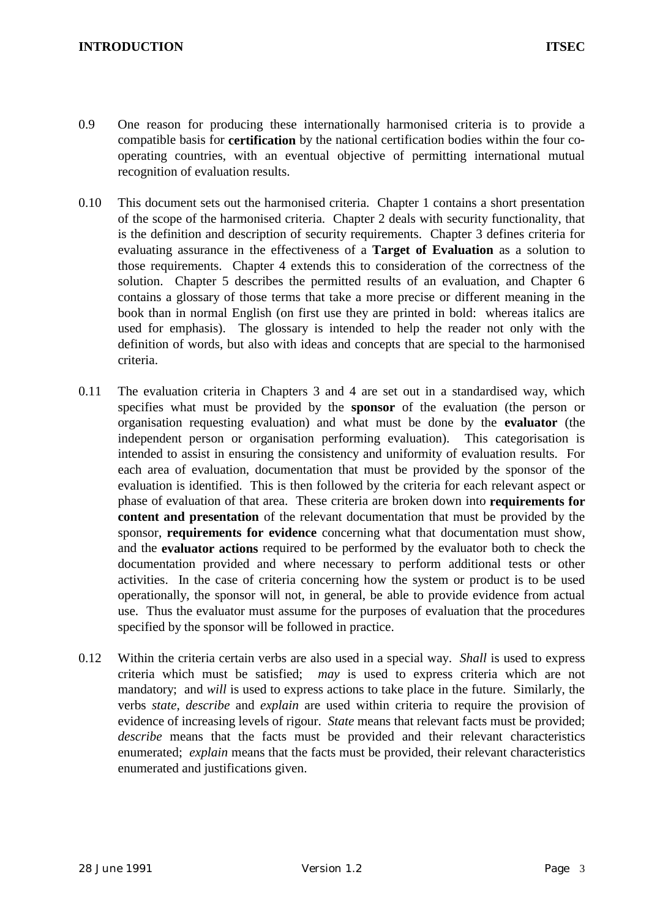0.9 One reason for producing these internationally harmonised criteria is to provide a compatible basis for **certification** by the national certification bodies within the four co-operating countries, with an eventual objective of permitting international mutual recognition of evaluation results.

0.10 This document sets out the harmonised criteria. Chapter 1 contains a short presentation of the scope of the harmonised criteria. Chapter 2 deals with security functionality, that is the definition and description of security requirements. Chapter 3 defines criteria for evaluating assurance in the effectiveness of a **Target of Evaluation** as a solution to those requirements. Chapter 4 extends this to consideration of the correctness of the solution. Chapter 5 describes the permitted results of an evaluation, and Chapter 6 contains a glossary of those terms that take a more precise or different meaning in the book than in normal English (on first use they are printed in bold: whereas italics are used for emphasis). The glossary is intended to help the reader not only with the definition of words, but also with ideas and concepts that are special to the harmonised criteria.

0.11 The evaluation criteria in Chapters 3 and 4 are set out in a standardised way, which specifies what must be provided by the **sponsor** of the evaluation (the person or organisation requesting evaluation) and what must be done by the **evaluator** (the independent person or organisation performing evaluation). This categorisation is intended to assist in ensuring the consistency and uniformity of evaluation results. For each area of evaluation, documentation that must be provided by the sponsor of the evaluation is identified. This is then followed by the criteria for each relevant aspect or phase of evaluation of that area. These criteria are broken down into **requirements for content and presentation** of the relevant documentation that must be provided by the sponsor, **requirements for evidence** concerning what that documentation must show, and the **evaluator actions** required to be performed by the evaluator both to check the documentation provided and where necessary to perform additional tests or other activities. In the case of criteria concerning how the system or product is to be used operationally, the sponsor will not, in general, be able to provide evidence from actual use. Thus the evaluator must assume for the purposes of evaluation that the procedures specified by the sponsor will be followed in practice.

0.12 Within the criteria certain verbs are also used in a special way. *Shall* is used to express criteria which must be satisfied; *may* is used to express criteria which are not mandatory; and *will* is used to express actions to take place in the future. Similarly, the verbs *state*, *describe* and *explain* are used within criteria to require the provision of evidence of increasing levels of rigour. *State* means that relevant facts must be provided; *describe* means that the facts must be provided and their relevant characteristics enumerated; *explain* means that the facts must be provided, their relevant characteristics enumerated and justifications given.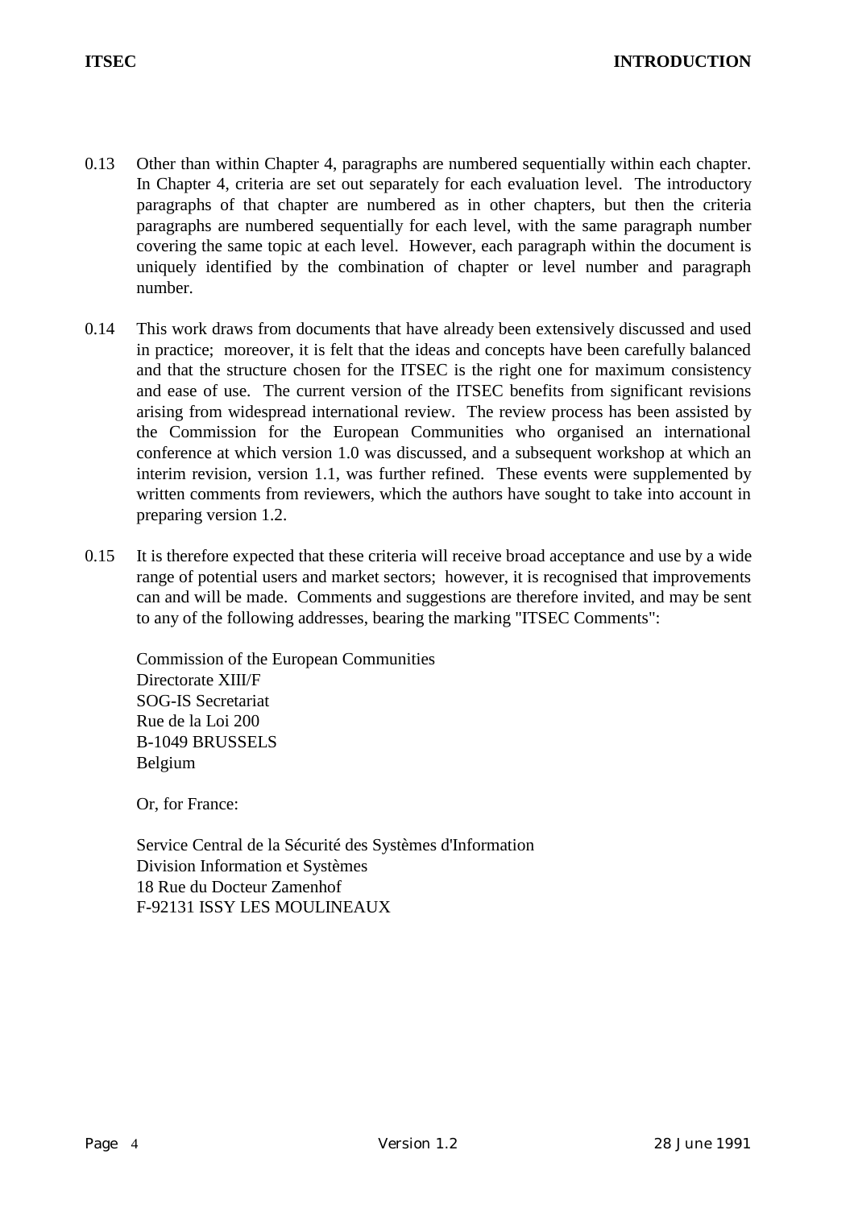0.13 Other than within Chapter 4, paragraphs are numbered sequentially within each chapter. In Chapter 4, criteria are set out separately for each evaluation level. The introductory paragraphs of that chapter are numbered as in other chapters, but then the criteria paragraphs are numbered sequentially for each level, with the same paragraph number covering the same topic at each level. However, each paragraph within the document is uniquely identified by the combination of chapter or level number and paragraph number.

0.14 This work draws from documents that have already been extensively discussed and used in practice; moreover, it is felt that the ideas and concepts have been carefully balanced and that the structure chosen for the ITSEC is the right one for maximum consistency and ease of use. The current version of the ITSEC benefits from significant revisions arising from widespread international review. The review process has been assisted by the Commission for the European Communities who organised an international conference at which version 1.0 was discussed, and a subsequent workshop at which an interim revision, version 1.1, was further refined. These events were supplemented by written comments from reviewers, which the authors have sought to take into account in preparing version 1.2.

0.15 It is therefore expected that these criteria will receive broad acceptance and use by a wide range of potential users and market sectors; however, it is recognised that improvements can and will be made. Comments and suggestions are therefore invited, and may be sent to any of the following addresses, bearing the marking "ITSEC Comments":

Commission of the European Communities
Directorate XIII/F
SOG-IS Secretariat
Rue de la Loi 200
B-1049 BRUSSELS
Belgium

Or, for France:

Service Central de la Sécurité des Systèmes d'Information
Division Information et Systèmes
18 Rue du Docteur Zamenhof
F-92131 ISSY LES MOULINEAUX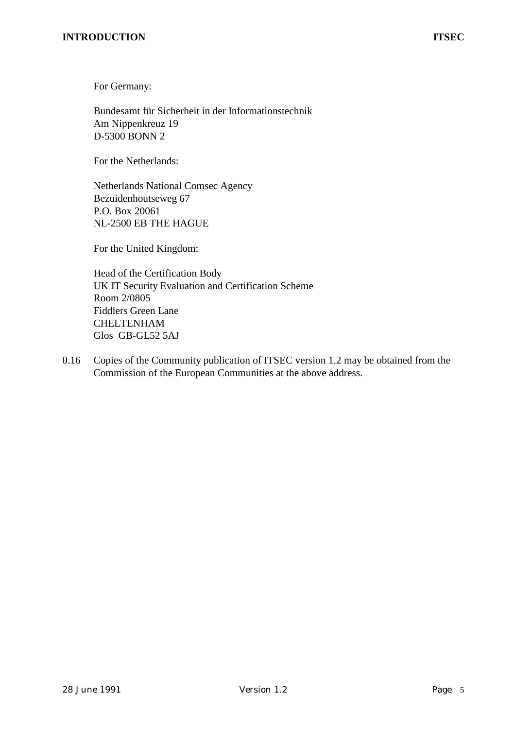For Germany:

Bundesamt für Sicherheit in der Informationstechnik
Am Nippenkreuz 19
D-5300 BONN 2

For the Netherlands:

Netherlands National Comsec Agency
Bezuidenhoutseweg 67
P.O. Box 20061
NL-2500 EB THE HAGUE

For the United Kingdom:

Head of the Certification Body
UK IT Security Evaluation and Certification Scheme
Room 2/0805
Fiddlers Green Lane
CHELTENHAM
Glos GB-GL52 5AJ

0.16 Copies of the Community publication of ITSEC version 1.2 may be obtained from the Commission of the European Communities at the above address.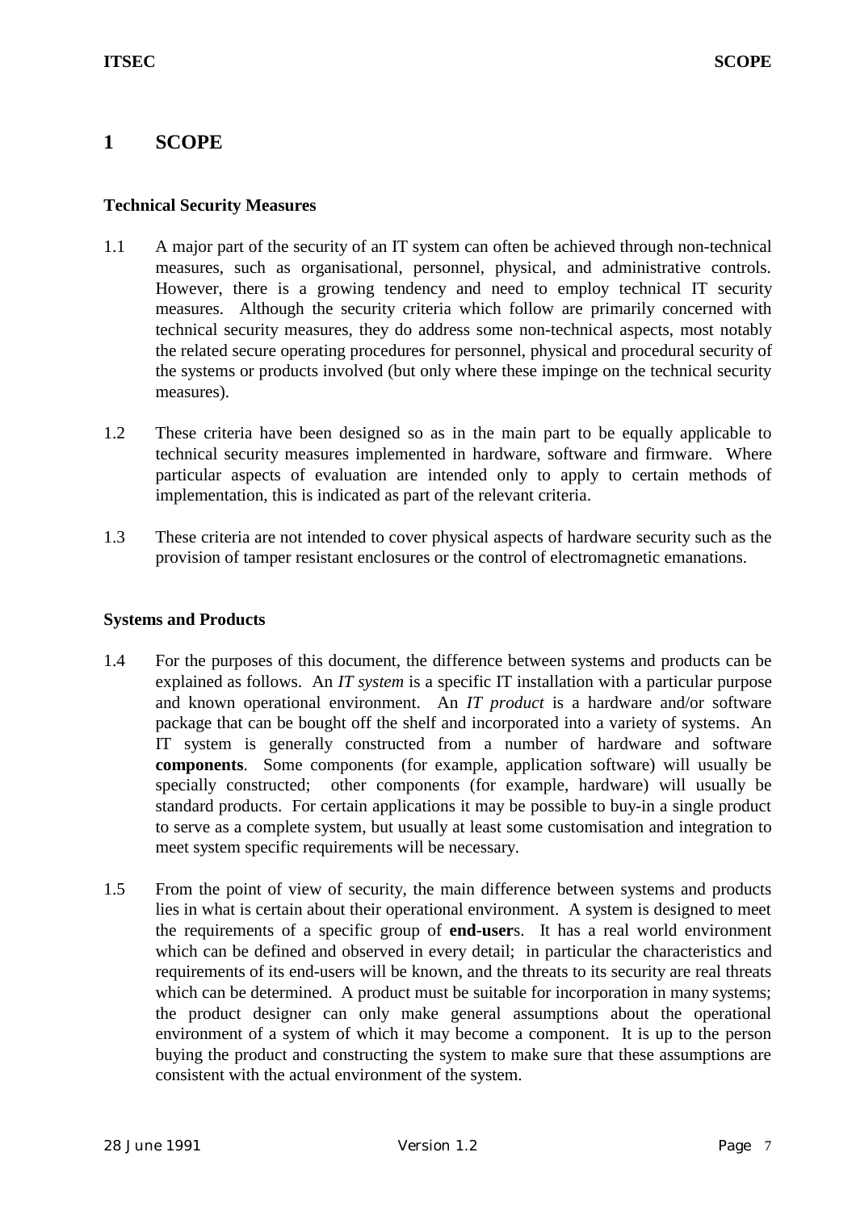# 1 SCOPE

### Technical Security Measures

1.1 A major part of the security of an IT system can often be achieved through non-technical measures, such as organisational, personnel, physical, and administrative controls. However, there is a growing tendency and need to employ technical IT security measures. Although the security criteria which follow are primarily concerned with technical security measures, they do address some non-technical aspects, most notably the related secure operating procedures for personnel, physical and procedural security of the systems or products involved (but only where these impinge on the technical security measures).

1.2 These criteria have been designed so as in the main part to be equally applicable to technical security measures implemented in hardware, software and firmware. Where particular aspects of evaluation are intended only to apply to certain methods of implementation, this is indicated as part of the relevant criteria.

1.3 These criteria are not intended to cover physical aspects of hardware security such as the provision of tamper resistant enclosures or the control of electromagnetic emanations.

### Systems and Products

1.4 For the purposes of this document, the difference between systems and products can be explained as follows. An *IT system* is a specific IT installation with a particular purpose and known operational environment. An *IT product* is a hardware and/or software package that can be bought off the shelf and incorporated into a variety of systems. An IT system is generally constructed from a number of hardware and software **components**. Some components (for example, application software) will usually be specially constructed; other components (for example, hardware) will usually be standard products. For certain applications it may be possible to buy-in a single product to serve as a complete system, but usually at least some customisation and integration to meet system specific requirements will be necessary.

1.5 From the point of view of security, the main difference between systems and products lies in what is certain about their operational environment. A system is designed to meet the requirements of a specific group of **end-user**s. It has a real world environment which can be defined and observed in every detail; in particular the characteristics and requirements of its end-users will be known, and the threats to its security are real threats which can be determined. A product must be suitable for incorporation in many systems; the product designer can only make general assumptions about the operational environment of a system of which it may become a component. It is up to the person buying the product and constructing the system to make sure that these assumptions are consistent with the actual environment of the system.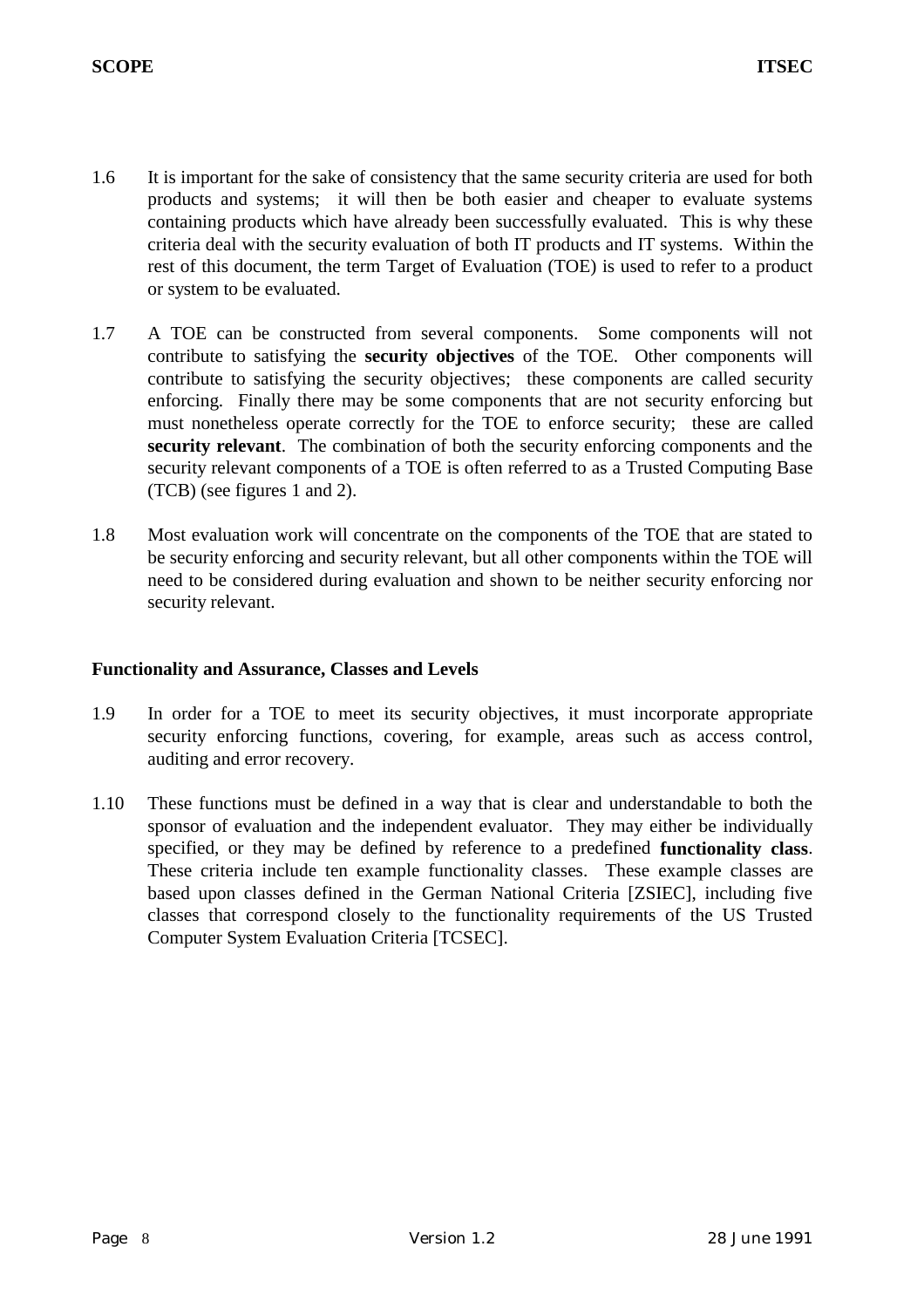1.6 It is important for the sake of consistency that the same security criteria are used for both products and systems; it will then be both easier and cheaper to evaluate systems containing products which have already been successfully evaluated. This is why these criteria deal with the security evaluation of both IT products and IT systems. Within the rest of this document, the term Target of Evaluation (TOE) is used to refer to a product or system to be evaluated.

1.7 A TOE can be constructed from several components. Some components will not contribute to satisfying the **security objectives** of the TOE. Other components will contribute to satisfying the security objectives; these components are called security enforcing. Finally there may be some components that are not security enforcing but must nonetheless operate correctly for the TOE to enforce security; these are called **security relevant**. The combination of both the security enforcing components and the security relevant components of a TOE is often referred to as a Trusted Computing Base (TCB) (see figures 1 and 2).

1.8 Most evaluation work will concentrate on the components of the TOE that are stated to be security enforcing and security relevant, but all other components within the TOE will need to be considered during evaluation and shown to be neither security enforcing nor security relevant.

### Functionality and Assurance, Classes and Levels

1.9 In order for a TOE to meet its security objectives, it must incorporate appropriate security enforcing functions, covering, for example, areas such as access control, auditing and error recovery.

1.10 These functions must be defined in a way that is clear and understandable to both the sponsor of evaluation and the independent evaluator. They may either be individually specified, or they may be defined by reference to a predefined **functionality class**. These criteria include ten example functionality classes. These example classes are based upon classes defined in the German National Criteria [ZSIEC], including five classes that correspond closely to the functionality requirements of the US Trusted Computer System Evaluation Criteria [TCSEC].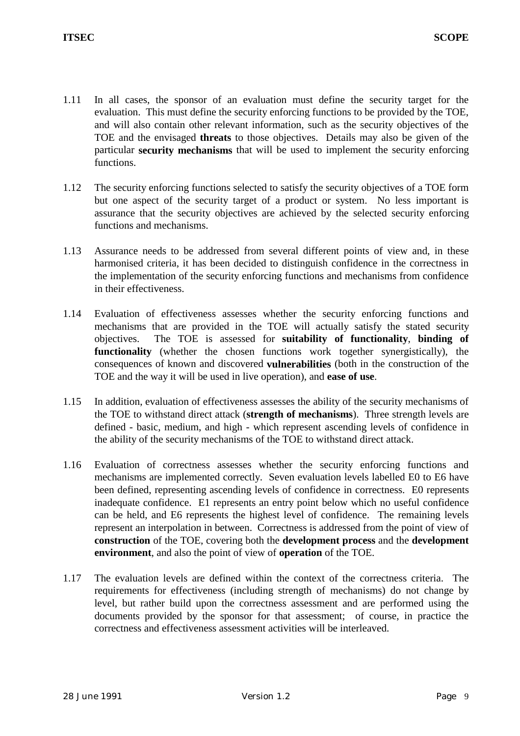1.11 In all cases, the sponsor of an evaluation must define the security target for the evaluation. This must define the security enforcing functions to be provided by the TOE, and will also contain other relevant information, such as the security objectives of the TOE and the envisaged **threats** to those objectives. Details may also be given of the particular **security mechanisms** that will be used to implement the security enforcing functions.

1.12 The security enforcing functions selected to satisfy the security objectives of a TOE form but one aspect of the security target of a product or system. No less important is assurance that the security objectives are achieved by the selected security enforcing functions and mechanisms.

1.13 Assurance needs to be addressed from several different points of view and, in these harmonised criteria, it has been decided to distinguish confidence in the correctness in the implementation of the security enforcing functions and mechanisms from confidence in their effectiveness.

1.14 Evaluation of effectiveness assesses whether the security enforcing functions and mechanisms that are provided in the TOE will actually satisfy the stated security objectives. The TOE is assessed for **suitability of functionality**, **binding of functionality** (whether the chosen functions work together synergistically), the consequences of known and discovered **vulnerabilities** (both in the construction of the TOE and the way it will be used in live operation), and **ease of use**.

1.15 In addition, evaluation of effectiveness assesses the ability of the security mechanisms of the TOE to withstand direct attack (**strength of mechanisms**). Three strength levels are defined - basic, medium, and high - which represent ascending levels of confidence in the ability of the security mechanisms of the TOE to withstand direct attack.

1.16 Evaluation of correctness assesses whether the security enforcing functions and mechanisms are implemented correctly. Seven evaluation levels labelled E0 to E6 have been defined, representing ascending levels of confidence in correctness. E0 represents inadequate confidence. E1 represents an entry point below which no useful confidence can be held, and E6 represents the highest level of confidence. The remaining levels represent an interpolation in between. Correctness is addressed from the point of view of **construction** of the TOE, covering both the **development process** and the **development environment**, and also the point of view of **operation** of the TOE.

1.17 The evaluation levels are defined within the context of the correctness criteria. The requirements for effectiveness (including strength of mechanisms) do not change by level, but rather build upon the correctness assessment and are performed using the documents provided by the sponsor for that assessment; of course, in practice the correctness and effectiveness assessment activities will be interleaved.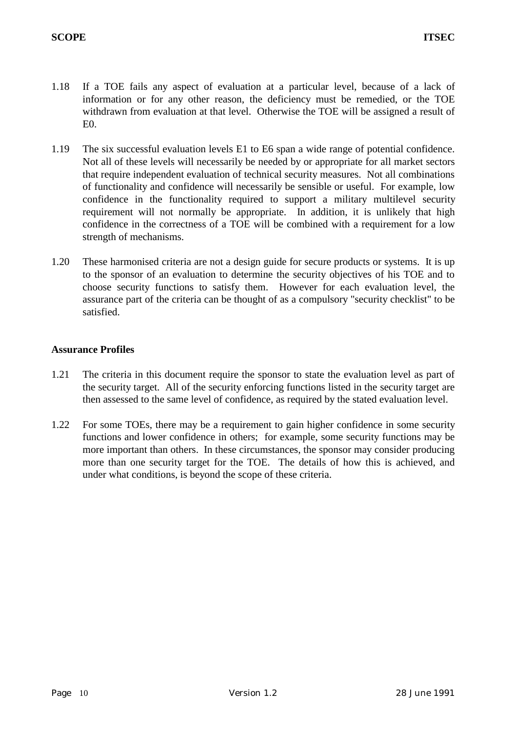1.18 If a TOE fails any aspect of evaluation at a particular level, because of a lack of information or for any other reason, the deficiency must be remedied, or the TOE withdrawn from evaluation at that level. Otherwise the TOE will be assigned a result of E0.

1.19 The six successful evaluation levels E1 to E6 span a wide range of potential confidence. Not all of these levels will necessarily be needed by or appropriate for all market sectors that require independent evaluation of technical security measures. Not all combinations of functionality and confidence will necessarily be sensible or useful. For example, low confidence in the functionality required to support a military multilevel security requirement will not normally be appropriate. In addition, it is unlikely that high confidence in the correctness of a TOE will be combined with a requirement for a low strength of mechanisms.

1.20 These harmonised criteria are not a design guide for secure products or systems. It is up to the sponsor of an evaluation to determine the security objectives of his TOE and to choose security functions to satisfy them. However for each evaluation level, the assurance part of the criteria can be thought of as a compulsory "security checklist" to be satisfied.

## Assurance Profiles

1.21 The criteria in this document require the sponsor to state the evaluation level as part of the security target. All of the security enforcing functions listed in the security target are then assessed to the same level of confidence, as required by the stated evaluation level.

1.22 For some TOEs, there may be a requirement to gain higher confidence in some security functions and lower confidence in others; for example, some security functions may be more important than others. In these circumstances, the sponsor may consider producing more than one security target for the TOE. The details of how this is achieved, and under what conditions, is beyond the scope of these criteria.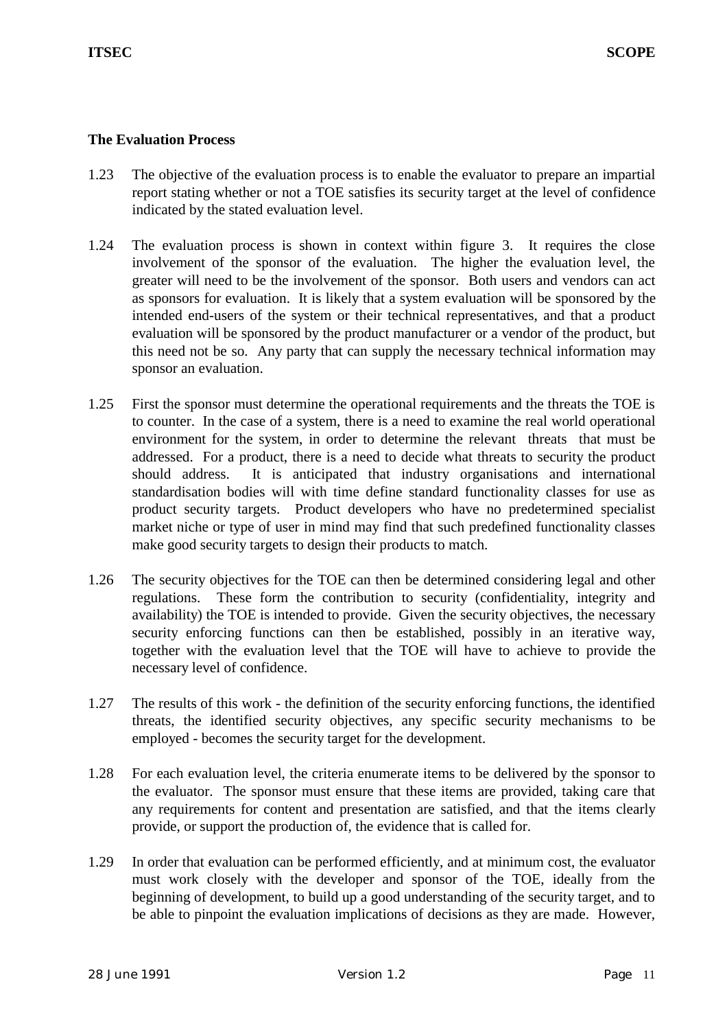## The Evaluation Process

1.23 The objective of the evaluation process is to enable the evaluator to prepare an impartial report stating whether or not a TOE satisfies its security target at the level of confidence indicated by the stated evaluation level.

1.24 The evaluation process is shown in context within figure 3. It requires the close involvement of the sponsor of the evaluation. The higher the evaluation level, the greater will need to be the involvement of the sponsor. Both users and vendors can act as sponsors for evaluation. It is likely that a system evaluation will be sponsored by the intended end-users of the system or their technical representatives, and that a product evaluation will be sponsored by the product manufacturer or a vendor of the product, but this need not be so. Any party that can supply the necessary technical information may sponsor an evaluation.

1.25 First the sponsor must determine the operational requirements and the threats the TOE is to counter. In the case of a system, there is a need to examine the real world operational environment for the system, in order to determine the relevant threats that must be addressed. For a product, there is a need to decide what threats to security the product should address. It is anticipated that industry organisations and international standardisation bodies will with time define standard functionality classes for use as product security targets. Product developers who have no predetermined specialist market niche or type of user in mind may find that such predefined functionality classes make good security targets to design their products to match.

1.26 The security objectives for the TOE can then be determined considering legal and other regulations. These form the contribution to security (confidentiality, integrity and availability) the TOE is intended to provide. Given the security objectives, the necessary security enforcing functions can then be established, possibly in an iterative way, together with the evaluation level that the TOE will have to achieve to provide the necessary level of confidence.

1.27 The results of this work - the definition of the security enforcing functions, the identified threats, the identified security objectives, any specific security mechanisms to be employed - becomes the security target for the development.

1.28 For each evaluation level, the criteria enumerate items to be delivered by the sponsor to the evaluator. The sponsor must ensure that these items are provided, taking care that any requirements for content and presentation are satisfied, and that the items clearly provide, or support the production of, the evidence that is called for.

1.29 In order that evaluation can be performed efficiently, and at minimum cost, the evaluator must work closely with the developer and sponsor of the TOE, ideally from the beginning of development, to build up a good understanding of the security target, and to be able to pinpoint the evaluation implications of decisions as they are made. However,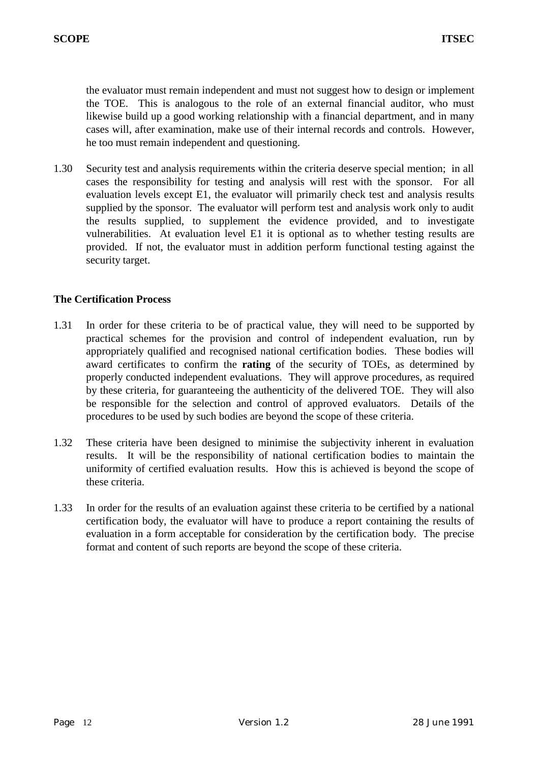the evaluator must remain independent and must not suggest how to design or implement the TOE. This is analogous to the role of an external financial auditor, who must likewise build up a good working relationship with a financial department, and in many cases will, after examination, make use of their internal records and controls. However, he too must remain independent and questioning.

1.30 Security test and analysis requirements within the criteria deserve special mention; in all cases the responsibility for testing and analysis will rest with the sponsor. For all evaluation levels except E1, the evaluator will primarily check test and analysis results supplied by the sponsor. The evaluator will perform test and analysis work only to audit the results supplied, to supplement the evidence provided, and to investigate vulnerabilities. At evaluation level E1 it is optional as to whether testing results are provided. If not, the evaluator must in addition perform functional testing against the security target.

### The Certification Process

1.31 In order for these criteria to be of practical value, they will need to be supported by practical schemes for the provision and control of independent evaluation, run by appropriately qualified and recognised national certification bodies. These bodies will award certificates to confirm the **rating** of the security of TOEs, as determined by properly conducted independent evaluations. They will approve procedures, as required by these criteria, for guaranteeing the authenticity of the delivered TOE. They will also be responsible for the selection and control of approved evaluators. Details of the procedures to be used by such bodies are beyond the scope of these criteria.

1.32 These criteria have been designed to minimise the subjectivity inherent in evaluation results. It will be the responsibility of national certification bodies to maintain the uniformity of certified evaluation results. How this is achieved is beyond the scope of these criteria.

1.33 In order for the results of an evaluation against these criteria to be certified by a national certification body, the evaluator will have to produce a report containing the results of evaluation in a form acceptable for consideration by the certification body. The precise format and content of such reports are beyond the scope of these criteria.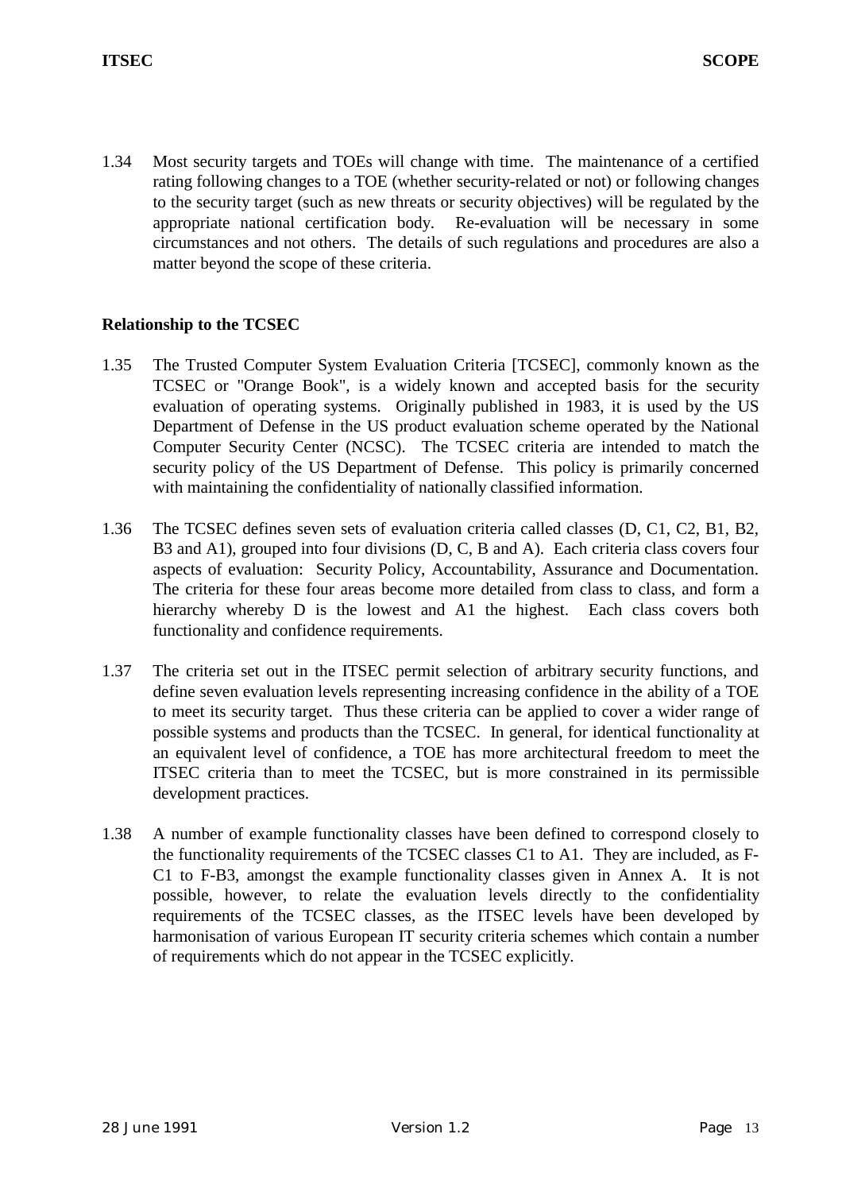1.34 Most security targets and TOEs will change with time. The maintenance of a certified rating following changes to a TOE (whether security-related or not) or following changes to the security target (such as new threats or security objectives) will be regulated by the appropriate national certification body. Re-evaluation will be necessary in some circumstances and not others. The details of such regulations and procedures are also a matter beyond the scope of these criteria.

## Relationship to the TCSEC

1.35 The Trusted Computer System Evaluation Criteria [TCSEC], commonly known as the TCSEC or "Orange Book", is a widely known and accepted basis for the security evaluation of operating systems. Originally published in 1983, it is used by the US Department of Defense in the US product evaluation scheme operated by the National Computer Security Center (NCSC). The TCSEC criteria are intended to match the security policy of the US Department of Defense. This policy is primarily concerned with maintaining the confidentiality of nationally classified information.

1.36 The TCSEC defines seven sets of evaluation criteria called classes (D, C1, C2, B1, B2, B3 and A1), grouped into four divisions (D, C, B and A). Each criteria class covers four aspects of evaluation: Security Policy, Accountability, Assurance and Documentation. The criteria for these four areas become more detailed from class to class, and form a hierarchy whereby D is the lowest and A1 the highest. Each class covers both functionality and confidence requirements.

1.37 The criteria set out in the ITSEC permit selection of arbitrary security functions, and define seven evaluation levels representing increasing confidence in the ability of a TOE to meet its security target. Thus these criteria can be applied to cover a wider range of possible systems and products than the TCSEC. In general, for identical functionality at an equivalent level of confidence, a TOE has more architectural freedom to meet the ITSEC criteria than to meet the TCSEC, but is more constrained in its permissible development practices.

1.38 A number of example functionality classes have been defined to correspond closely to the functionality requirements of the TCSEC classes C1 to A1. They are included, as F-C1 to F-B3, amongst the example functionality classes given in Annex A. It is not possible, however, to relate the evaluation levels directly to the confidentiality requirements of the TCSEC classes, as the ITSEC levels have been developed by harmonisation of various European IT security criteria schemes which contain a number of requirements which do not appear in the TCSEC explicitly.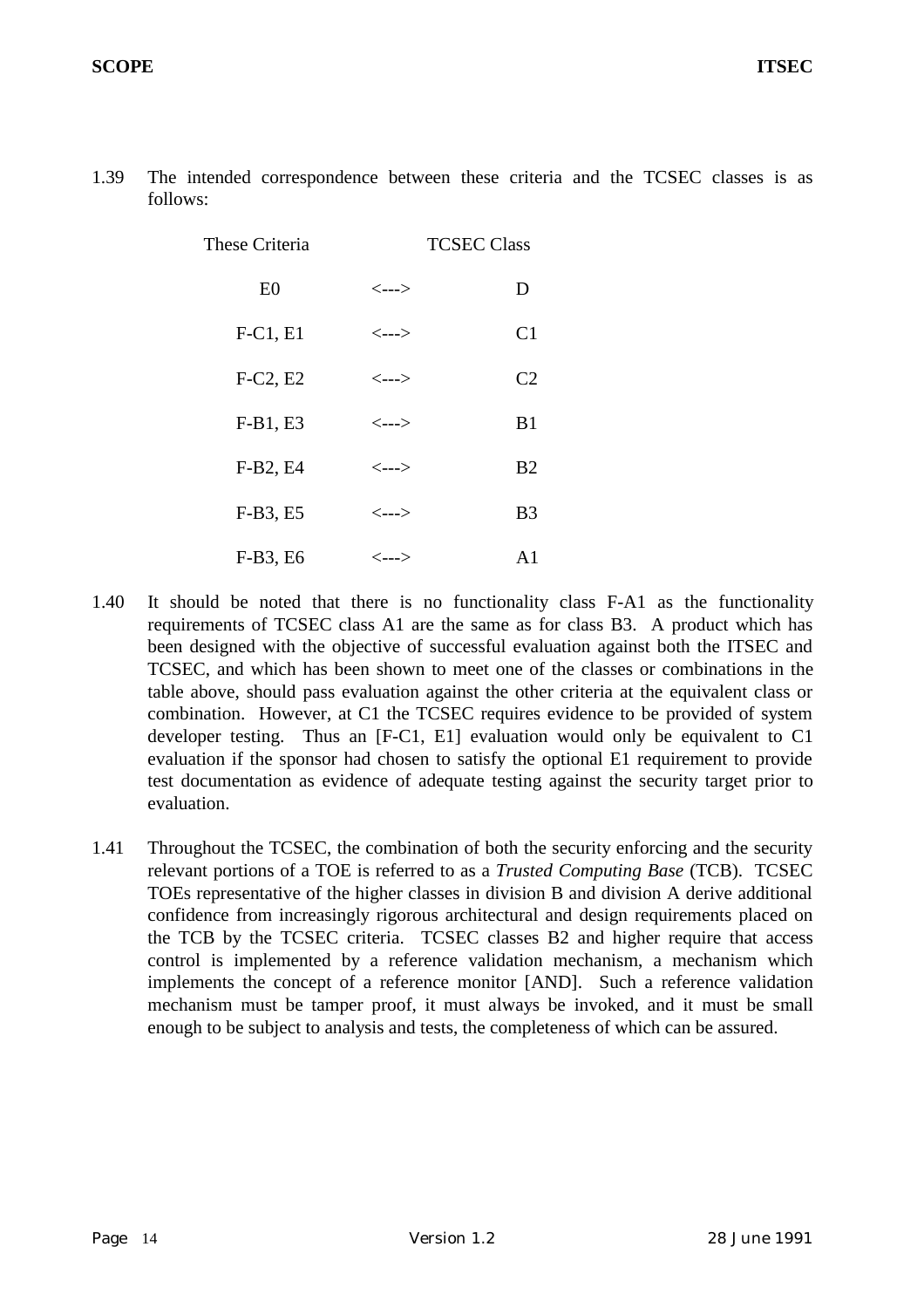1.39 The intended correspondence between these criteria and the TCSEC classes is as follows:

| These Criteria | | TCSEC Class |
|---|---|---|
| E0 | <---> | D |
| F-C1, E1 | <---> | C1 |
| F-C2, E2 | <---> | C2 |
| F-B1, E3 | <---> | B1 |
| F-B2, E4 | <---> | B2 |
| F-B3, E5 | <---> | B3 |
| F-B3, E6 | <---> | A1 |

1.40 It should be noted that there is no functionality class F-A1 as the functionality requirements of TCSEC class A1 are the same as for class B3. A product which has been designed with the objective of successful evaluation against both the ITSEC and TCSEC, and which has been shown to meet one of the classes or combinations in the table above, should pass evaluation against the other criteria at the equivalent class or combination. However, at C1 the TCSEC requires evidence to be provided of system developer testing. Thus an [F-C1, E1] evaluation would only be equivalent to C1 evaluation if the sponsor had chosen to satisfy the optional E1 requirement to provide test documentation as evidence of adequate testing against the security target prior to evaluation.

1.41 Throughout the TCSEC, the combination of both the security enforcing and the security relevant portions of a TOE is referred to as a *Trusted Computing Base* (TCB). TCSEC TOEs representative of the higher classes in division B and division A derive additional confidence from increasingly rigorous architectural and design requirements placed on the TCB by the TCSEC criteria. TCSEC classes B2 and higher require that access control is implemented by a reference validation mechanism, a mechanism which implements the concept of a reference monitor [AND]. Such a reference validation mechanism must be tamper proof, it must always be invoked, and it must be small enough to be subject to analysis and tests, the completeness of which can be assured.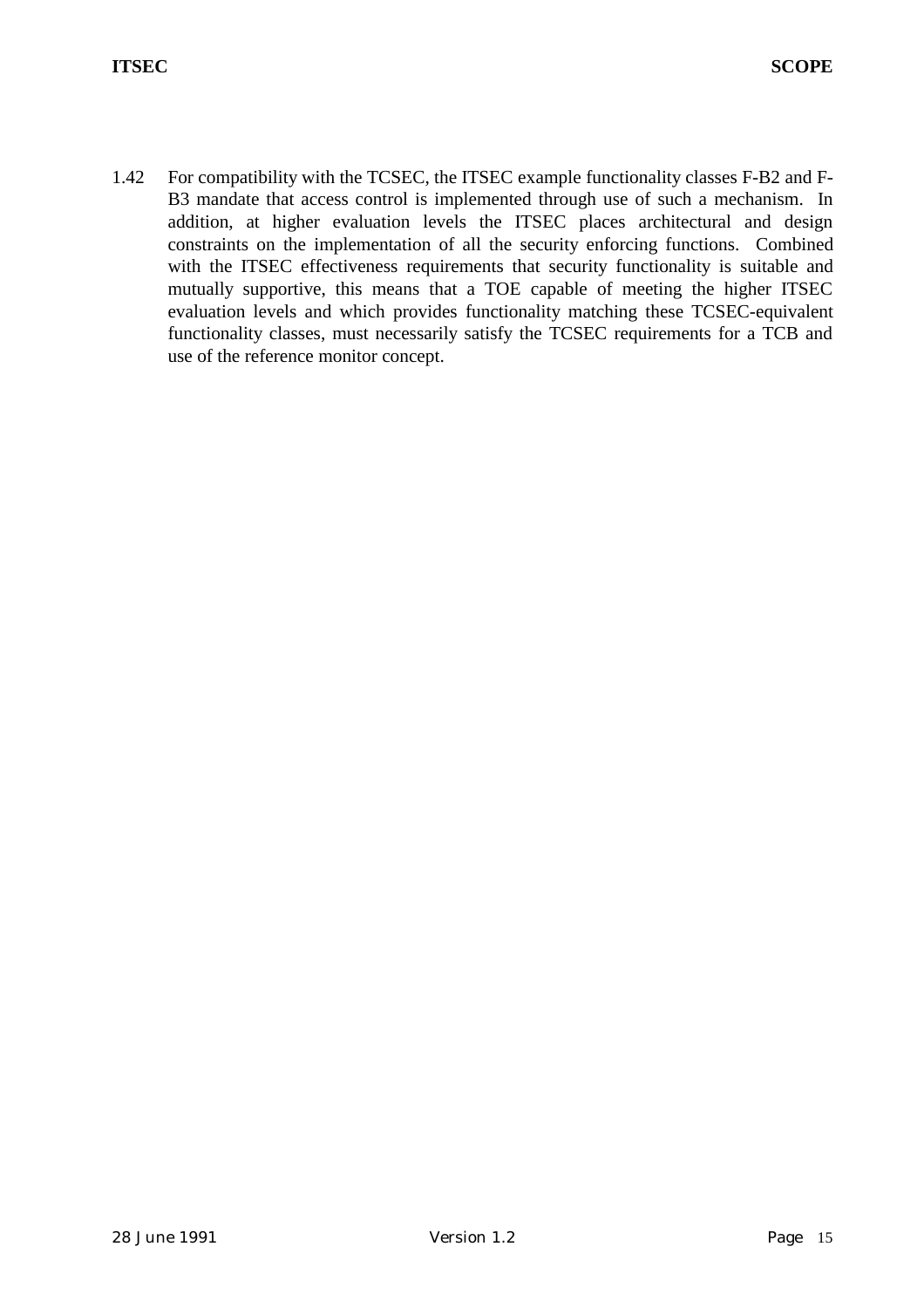1.42 For compatibility with the TCSEC, the ITSEC example functionality classes F-B2 and F-B3 mandate that access control is implemented through use of such a mechanism. In addition, at higher evaluation levels the ITSEC places architectural and design constraints on the implementation of all the security enforcing functions. Combined with the ITSEC effectiveness requirements that security functionality is suitable and mutually supportive, this means that a TOE capable of meeting the higher ITSEC evaluation levels and which provides functionality matching these TCSEC-equivalent functionality classes, must necessarily satisfy the TCSEC requirements for a TCB and use of the reference monitor concept.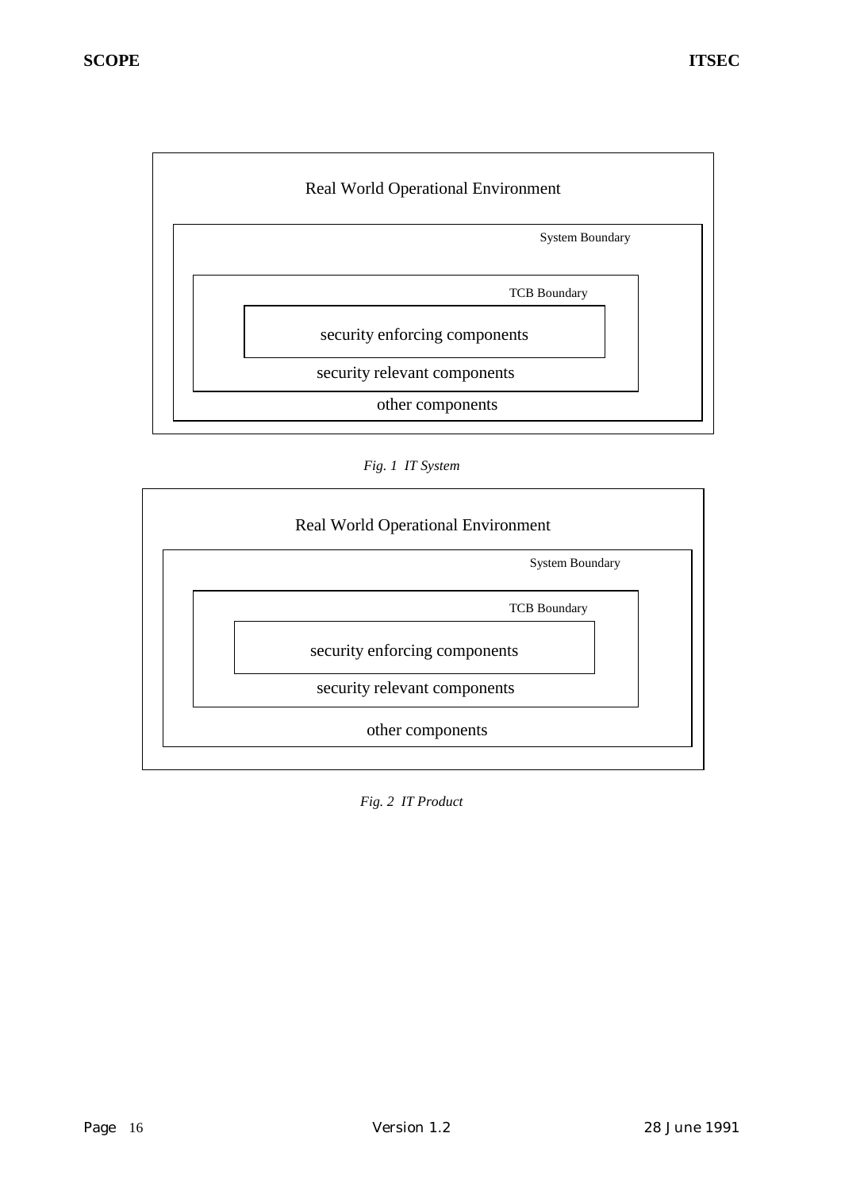Real World Operational Environment

System Boundary

TCB Boundary

security enforcing components

security relevant components

other components

*Fig. 1 IT System*

Real World Operational Environment

System Boundary

TCB Boundary

security enforcing components

security relevant components

other components

*Fig. 2 IT Product*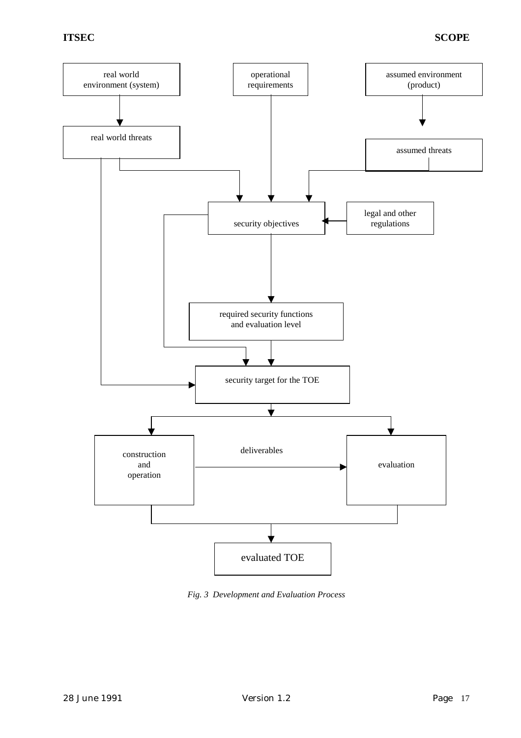real world environment (system)

operational requirements

assumed environment (product)

real world threats

assumed threats

security objectives

legal and other regulations

required security functions and evaluation level

security target for the TOE

construction and operation

deliverables

evaluation

evaluated TOE

*Fig. 3 Development and Evaluation Process*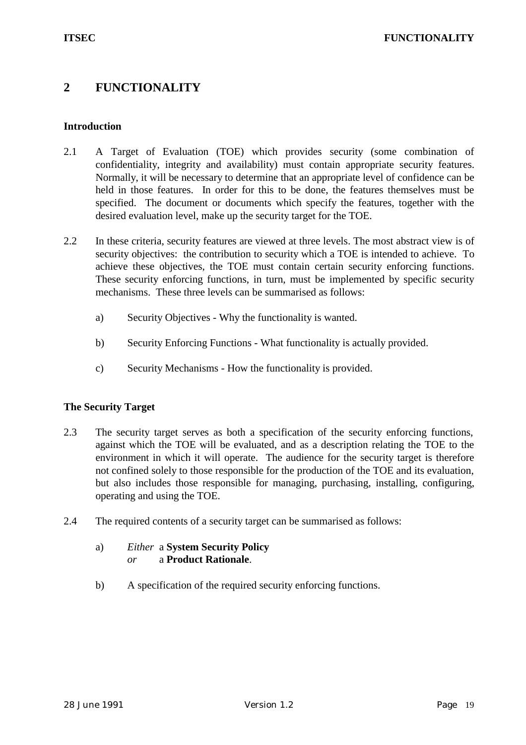# 2 FUNCTIONALITY

### Introduction

2.1 A Target of Evaluation (TOE) which provides security (some combination of confidentiality, integrity and availability) must contain appropriate security features. Normally, it will be necessary to determine that an appropriate level of confidence can be held in those features. In order for this to be done, the features themselves must be specified. The document or documents which specify the features, together with the desired evaluation level, make up the security target for the TOE.

2.2 In these criteria, security features are viewed at three levels. The most abstract view is of security objectives: the contribution to security which a TOE is intended to achieve. To achieve these objectives, the TOE must contain certain security enforcing functions. These security enforcing functions, in turn, must be implemented by specific security mechanisms. These three levels can be summarised as follows:

a) Security Objectives - Why the functionality is wanted.

b) Security Enforcing Functions - What functionality is actually provided.

c) Security Mechanisms - How the functionality is provided.

### The Security Target

2.3 The security target serves as both a specification of the security enforcing functions, against which the TOE will be evaluated, and as a description relating the TOE to the environment in which it will operate. The audience for the security target is therefore not confined solely to those responsible for the production of the TOE and its evaluation, but also includes those responsible for managing, purchasing, installing, configuring, operating and using the TOE.

2.4 The required contents of a security target can be summarised as follows:

a) *Either* a **System Security Policy**
*or* a **Product Rationale**.

b) A specification of the required security enforcing functions.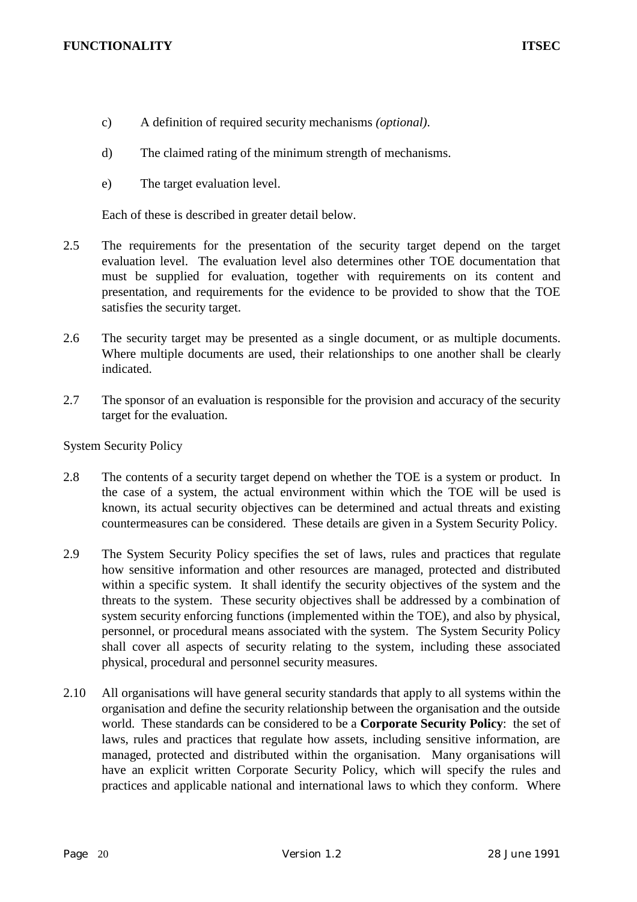c) A definition of required security mechanisms *(optional)*.

d) The claimed rating of the minimum strength of mechanisms.

e) The target evaluation level.

Each of these is described in greater detail below.

2.5 The requirements for the presentation of the security target depend on the target evaluation level. The evaluation level also determines other TOE documentation that must be supplied for evaluation, together with requirements on its content and presentation, and requirements for the evidence to be provided to show that the TOE satisfies the security target.

2.6 The security target may be presented as a single document, or as multiple documents. Where multiple documents are used, their relationships to one another shall be clearly indicated.

2.7 The sponsor of an evaluation is responsible for the provision and accuracy of the security target for the evaluation.

System Security Policy

2.8 The contents of a security target depend on whether the TOE is a system or product. In the case of a system, the actual environment within which the TOE will be used is known, its actual security objectives can be determined and actual threats and existing countermeasures can be considered. These details are given in a System Security Policy.

2.9 The System Security Policy specifies the set of laws, rules and practices that regulate how sensitive information and other resources are managed, protected and distributed within a specific system. It shall identify the security objectives of the system and the threats to the system. These security objectives shall be addressed by a combination of system security enforcing functions (implemented within the TOE), and also by physical, personnel, or procedural means associated with the system. The System Security Policy shall cover all aspects of security relating to the system, including these associated physical, procedural and personnel security measures.

2.10 All organisations will have general security standards that apply to all systems within the organisation and define the security relationship between the organisation and the outside world. These standards can be considered to be a **Corporate Security Policy**: the set of laws, rules and practices that regulate how assets, including sensitive information, are managed, protected and distributed within the organisation. Many organisations will have an explicit written Corporate Security Policy, which will specify the rules and practices and applicable national and international laws to which they conform. Where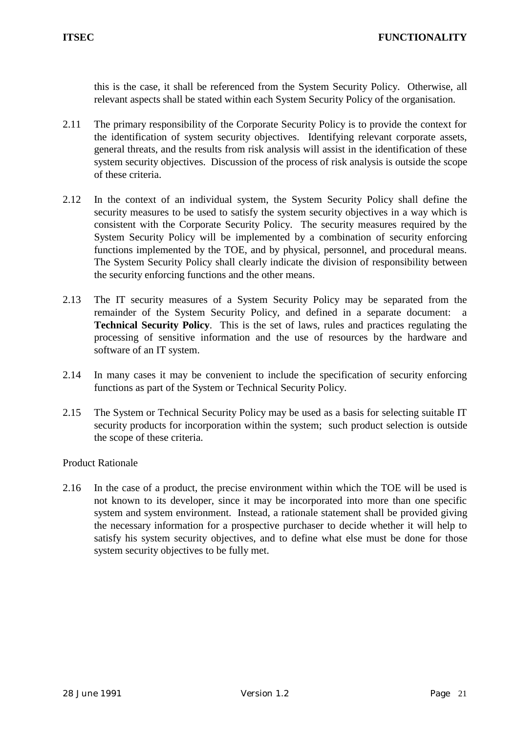this is the case, it shall be referenced from the System Security Policy. Otherwise, all relevant aspects shall be stated within each System Security Policy of the organisation.

2.11 The primary responsibility of the Corporate Security Policy is to provide the context for the identification of system security objectives. Identifying relevant corporate assets, general threats, and the results from risk analysis will assist in the identification of these system security objectives. Discussion of the process of risk analysis is outside the scope of these criteria.

2.12 In the context of an individual system, the System Security Policy shall define the security measures to be used to satisfy the system security objectives in a way which is consistent with the Corporate Security Policy. The security measures required by the System Security Policy will be implemented by a combination of security enforcing functions implemented by the TOE, and by physical, personnel, and procedural means. The System Security Policy shall clearly indicate the division of responsibility between the security enforcing functions and the other means.

2.13 The IT security measures of a System Security Policy may be separated from the remainder of the System Security Policy, and defined in a separate document: a **Technical Security Policy**. This is the set of laws, rules and practices regulating the processing of sensitive information and the use of resources by the hardware and software of an IT system.

2.14 In many cases it may be convenient to include the specification of security enforcing functions as part of the System or Technical Security Policy.

2.15 The System or Technical Security Policy may be used as a basis for selecting suitable IT security products for incorporation within the system; such product selection is outside the scope of these criteria.

Product Rationale

2.16 In the case of a product, the precise environment within which the TOE will be used is not known to its developer, since it may be incorporated into more than one specific system and system environment. Instead, a rationale statement shall be provided giving the necessary information for a prospective purchaser to decide whether it will help to satisfy his system security objectives, and to define what else must be done for those system security objectives to be fully met.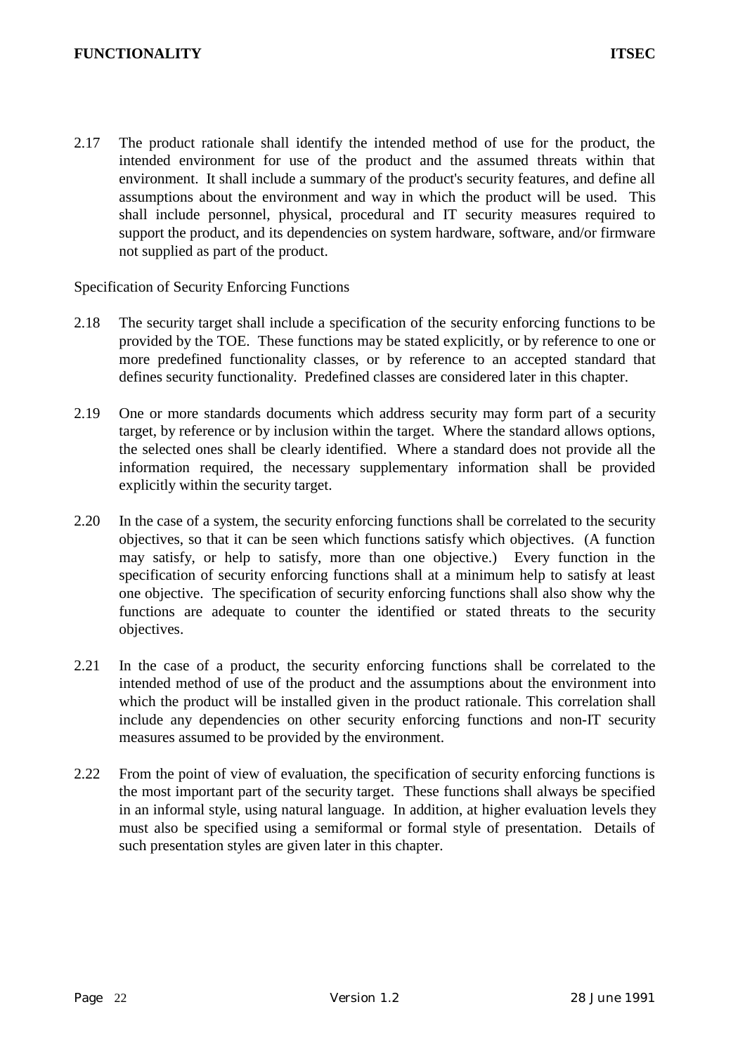2.17 The product rationale shall identify the intended method of use for the product, the intended environment for use of the product and the assumed threats within that environment. It shall include a summary of the product's security features, and define all assumptions about the environment and way in which the product will be used. This shall include personnel, physical, procedural and IT security measures required to support the product, and its dependencies on system hardware, software, and/or firmware not supplied as part of the product.

Specification of Security Enforcing Functions

2.18 The security target shall include a specification of the security enforcing functions to be provided by the TOE. These functions may be stated explicitly, or by reference to one or more predefined functionality classes, or by reference to an accepted standard that defines security functionality. Predefined classes are considered later in this chapter.

2.19 One or more standards documents which address security may form part of a security target, by reference or by inclusion within the target. Where the standard allows options, the selected ones shall be clearly identified. Where a standard does not provide all the information required, the necessary supplementary information shall be provided explicitly within the security target.

2.20 In the case of a system, the security enforcing functions shall be correlated to the security objectives, so that it can be seen which functions satisfy which objectives. (A function may satisfy, or help to satisfy, more than one objective.) Every function in the specification of security enforcing functions shall at a minimum help to satisfy at least one objective. The specification of security enforcing functions shall also show why the functions are adequate to counter the identified or stated threats to the security objectives.

2.21 In the case of a product, the security enforcing functions shall be correlated to the intended method of use of the product and the assumptions about the environment into which the product will be installed given in the product rationale. This correlation shall include any dependencies on other security enforcing functions and non-IT security measures assumed to be provided by the environment.

2.22 From the point of view of evaluation, the specification of security enforcing functions is the most important part of the security target. These functions shall always be specified in an informal style, using natural language. In addition, at higher evaluation levels they must also be specified using a semiformal or formal style of presentation. Details of such presentation styles are given later in this chapter.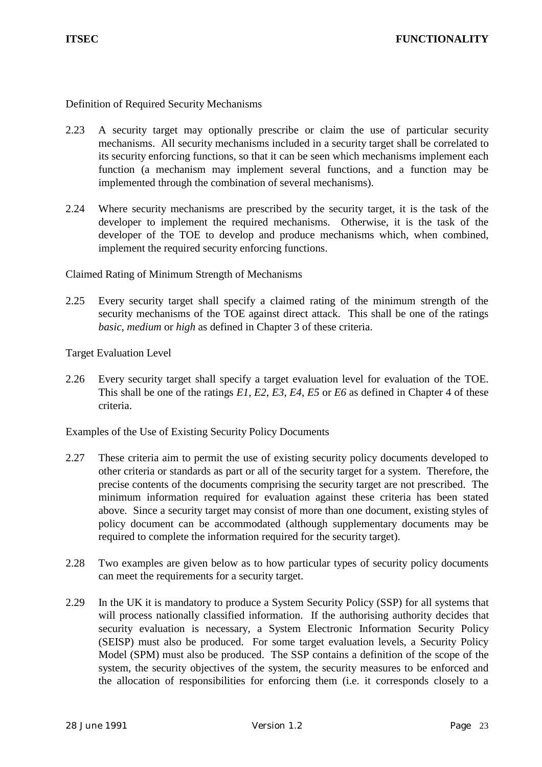Definition of Required Security Mechanisms

2.23 A security target may optionally prescribe or claim the use of particular security mechanisms. All security mechanisms included in a security target shall be correlated to its security enforcing functions, so that it can be seen which mechanisms implement each function (a mechanism may implement several functions, and a function may be implemented through the combination of several mechanisms).

2.24 Where security mechanisms are prescribed by the security target, it is the task of the developer to implement the required mechanisms. Otherwise, it is the task of the developer of the TOE to develop and produce mechanisms which, when combined, implement the required security enforcing functions.

Claimed Rating of Minimum Strength of Mechanisms

2.25 Every security target shall specify a claimed rating of the minimum strength of the security mechanisms of the TOE against direct attack. This shall be one of the ratings *basic*, *medium* or *high* as defined in Chapter 3 of these criteria.

Target Evaluation Level

2.26 Every security target shall specify a target evaluation level for evaluation of the TOE. This shall be one of the ratings *E1*, *E2*, *E3*, *E4*, *E5* or *E6* as defined in Chapter 4 of these criteria.

Examples of the Use of Existing Security Policy Documents

2.27 These criteria aim to permit the use of existing security policy documents developed to other criteria or standards as part or all of the security target for a system. Therefore, the precise contents of the documents comprising the security target are not prescribed. The minimum information required for evaluation against these criteria has been stated above. Since a security target may consist of more than one document, existing styles of policy document can be accommodated (although supplementary documents may be required to complete the information required for the security target).

2.28 Two examples are given below as to how particular types of security policy documents can meet the requirements for a security target.

2.29 In the UK it is mandatory to produce a System Security Policy (SSP) for all systems that will process nationally classified information. If the authorising authority decides that security evaluation is necessary, a System Electronic Information Security Policy (SEISP) must also be produced. For some target evaluation levels, a Security Policy Model (SPM) must also be produced. The SSP contains a definition of the scope of the system, the security objectives of the system, the security measures to be enforced and the allocation of responsibilities for enforcing them (i.e. it corresponds closely to a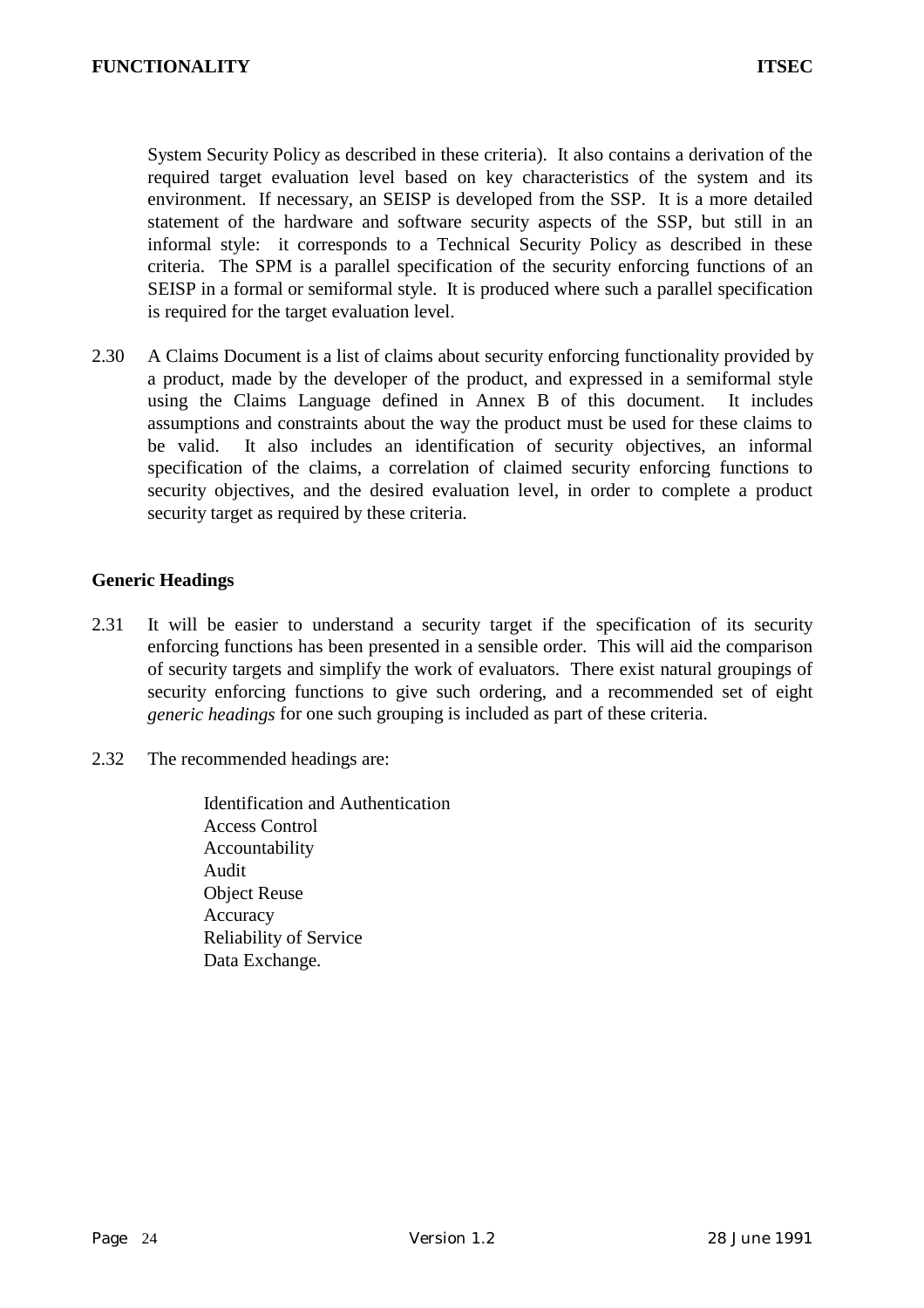System Security Policy as described in these criteria). It also contains a derivation of the required target evaluation level based on key characteristics of the system and its environment. If necessary, an SEISP is developed from the SSP. It is a more detailed statement of the hardware and software security aspects of the SSP, but still in an informal style: it corresponds to a Technical Security Policy as described in these criteria. The SPM is a parallel specification of the security enforcing functions of an SEISP in a formal or semiformal style. It is produced where such a parallel specification is required for the target evaluation level.

2.30 A Claims Document is a list of claims about security enforcing functionality provided by a product, made by the developer of the product, and expressed in a semiformal style using the Claims Language defined in Annex B of this document. It includes assumptions and constraints about the way the product must be used for these claims to be valid. It also includes an identification of security objectives, an informal specification of the claims, a correlation of claimed security enforcing functions to security objectives, and the desired evaluation level, in order to complete a product security target as required by these criteria.

### Generic Headings

2.31 It will be easier to understand a security target if the specification of its security enforcing functions has been presented in a sensible order. This will aid the comparison of security targets and simplify the work of evaluators. There exist natural groupings of security enforcing functions to give such ordering, and a recommended set of eight *generic headings* for one such grouping is included as part of these criteria.

2.32 The recommended headings are:

- Identification and Authentication
- Access Control
- Accountability
- Audit
- Object Reuse
- Accuracy
- Reliability of Service
- Data Exchange.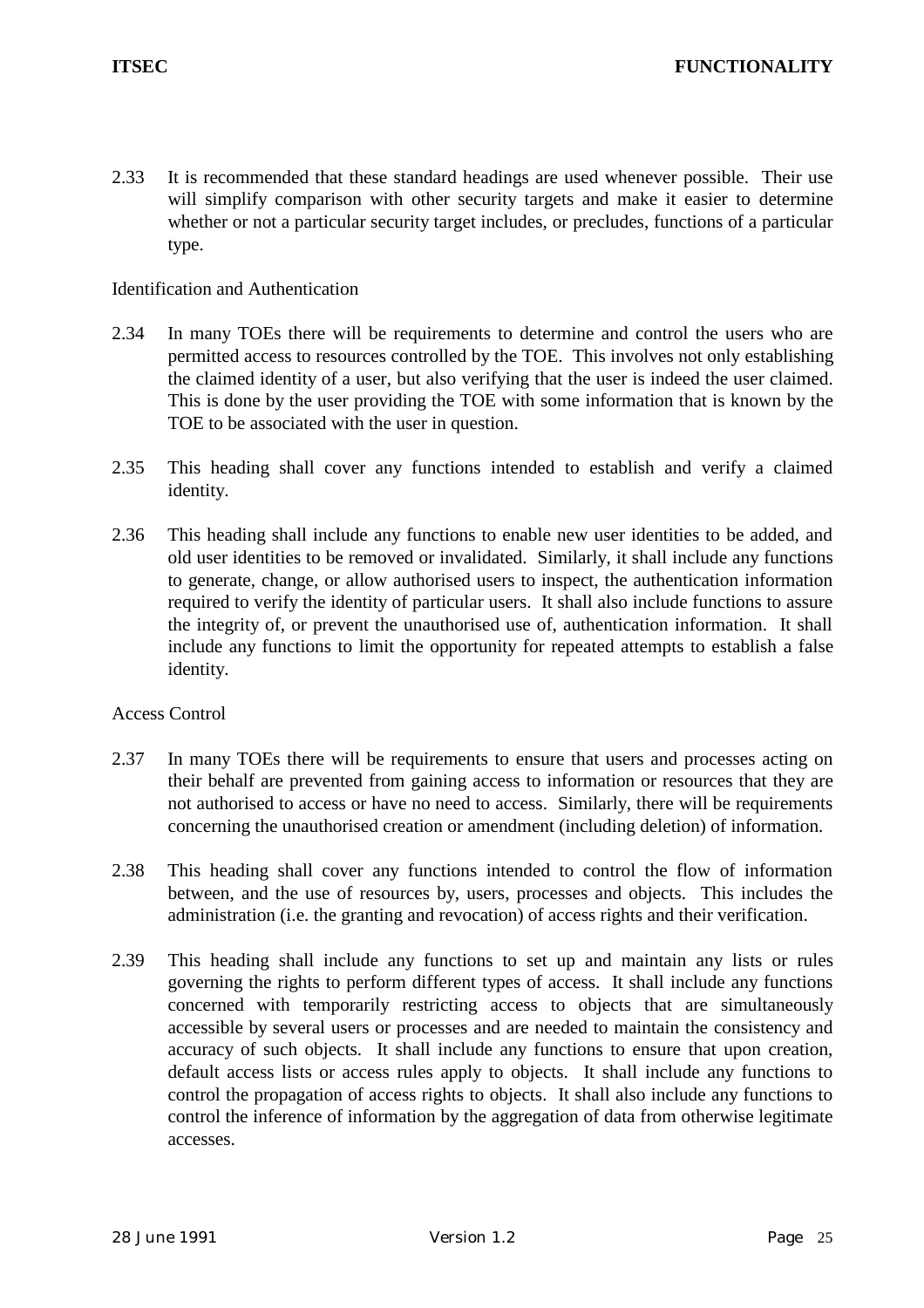2.33 It is recommended that these standard headings are used whenever possible. Their use will simplify comparison with other security targets and make it easier to determine whether or not a particular security target includes, or precludes, functions of a particular type.

### Identification and Authentication

2.34 In many TOEs there will be requirements to determine and control the users who are permitted access to resources controlled by the TOE. This involves not only establishing the claimed identity of a user, but also verifying that the user is indeed the user claimed. This is done by the user providing the TOE with some information that is known by the TOE to be associated with the user in question.

2.35 This heading shall cover any functions intended to establish and verify a claimed identity.

2.36 This heading shall include any functions to enable new user identities to be added, and old user identities to be removed or invalidated. Similarly, it shall include any functions to generate, change, or allow authorised users to inspect, the authentication information required to verify the identity of particular users. It shall also include functions to assure the integrity of, or prevent the unauthorised use of, authentication information. It shall include any functions to limit the opportunity for repeated attempts to establish a false identity.

### Access Control

2.37 In many TOEs there will be requirements to ensure that users and processes acting on their behalf are prevented from gaining access to information or resources that they are not authorised to access or have no need to access. Similarly, there will be requirements concerning the unauthorised creation or amendment (including deletion) of information.

2.38 This heading shall cover any functions intended to control the flow of information between, and the use of resources by, users, processes and objects. This includes the administration (i.e. the granting and revocation) of access rights and their verification.

2.39 This heading shall include any functions to set up and maintain any lists or rules governing the rights to perform different types of access. It shall include any functions concerned with temporarily restricting access to objects that are simultaneously accessible by several users or processes and are needed to maintain the consistency and accuracy of such objects. It shall include any functions to ensure that upon creation, default access lists or access rules apply to objects. It shall include any functions to control the propagation of access rights to objects. It shall also include any functions to control the inference of information by the aggregation of data from otherwise legitimate accesses.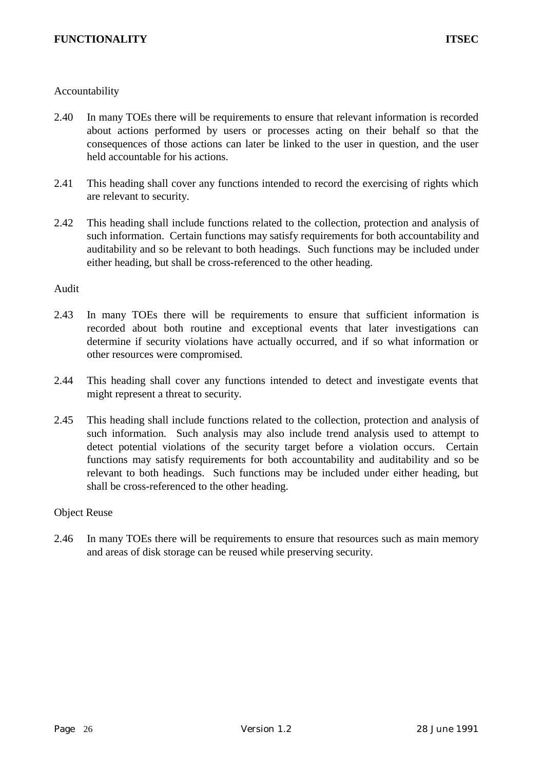### Accountability

2.40 In many TOEs there will be requirements to ensure that relevant information is recorded about actions performed by users or processes acting on their behalf so that the consequences of those actions can later be linked to the user in question, and the user held accountable for his actions.

2.41 This heading shall cover any functions intended to record the exercising of rights which are relevant to security.

2.42 This heading shall include functions related to the collection, protection and analysis of such information. Certain functions may satisfy requirements for both accountability and auditability and so be relevant to both headings. Such functions may be included under either heading, but shall be cross-referenced to the other heading.

### Audit

2.43 In many TOEs there will be requirements to ensure that sufficient information is recorded about both routine and exceptional events that later investigations can determine if security violations have actually occurred, and if so what information or other resources were compromised.

2.44 This heading shall cover any functions intended to detect and investigate events that might represent a threat to security.

2.45 This heading shall include functions related to the collection, protection and analysis of such information. Such analysis may also include trend analysis used to attempt to detect potential violations of the security target before a violation occurs. Certain functions may satisfy requirements for both accountability and auditability and so be relevant to both headings. Such functions may be included under either heading, but shall be cross-referenced to the other heading.

### Object Reuse

2.46 In many TOEs there will be requirements to ensure that resources such as main memory and areas of disk storage can be reused while preserving security.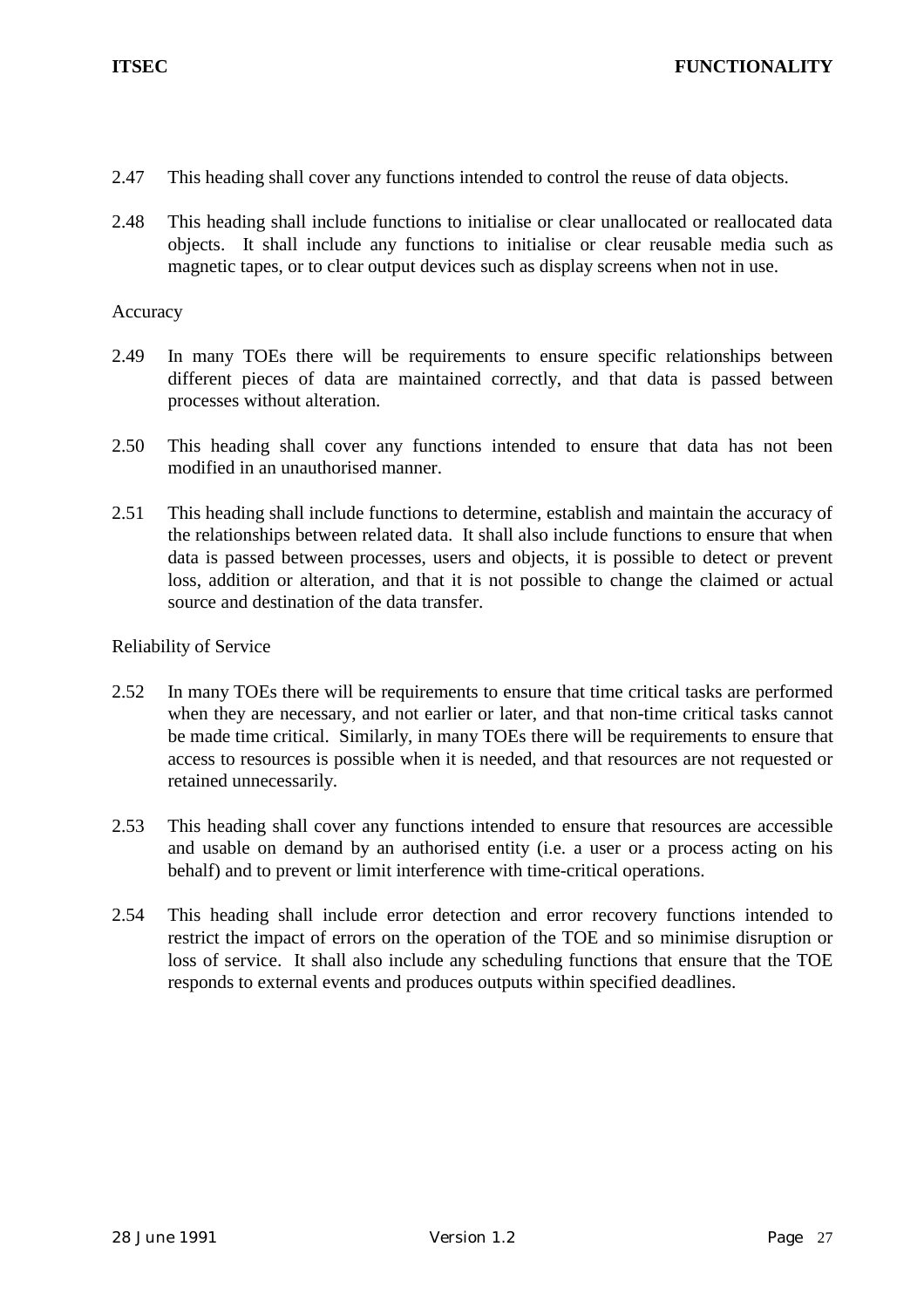2.47 This heading shall cover any functions intended to control the reuse of data objects.

2.48 This heading shall include functions to initialise or clear unallocated or reallocated data objects. It shall include any functions to initialise or clear reusable media such as magnetic tapes, or to clear output devices such as display screens when not in use.

Accuracy

2.49 In many TOEs there will be requirements to ensure specific relationships between different pieces of data are maintained correctly, and that data is passed between processes without alteration.

2.50 This heading shall cover any functions intended to ensure that data has not been modified in an unauthorised manner.

2.51 This heading shall include functions to determine, establish and maintain the accuracy of the relationships between related data. It shall also include functions to ensure that when data is passed between processes, users and objects, it is possible to detect or prevent loss, addition or alteration, and that it is not possible to change the claimed or actual source and destination of the data transfer.

Reliability of Service

2.52 In many TOEs there will be requirements to ensure that time critical tasks are performed when they are necessary, and not earlier or later, and that non-time critical tasks cannot be made time critical. Similarly, in many TOEs there will be requirements to ensure that access to resources is possible when it is needed, and that resources are not requested or retained unnecessarily.

2.53 This heading shall cover any functions intended to ensure that resources are accessible and usable on demand by an authorised entity (i.e. a user or a process acting on his behalf) and to prevent or limit interference with time-critical operations.

2.54 This heading shall include error detection and error recovery functions intended to restrict the impact of errors on the operation of the TOE and so minimise disruption or loss of service. It shall also include any scheduling functions that ensure that the TOE responds to external events and produces outputs within specified deadlines.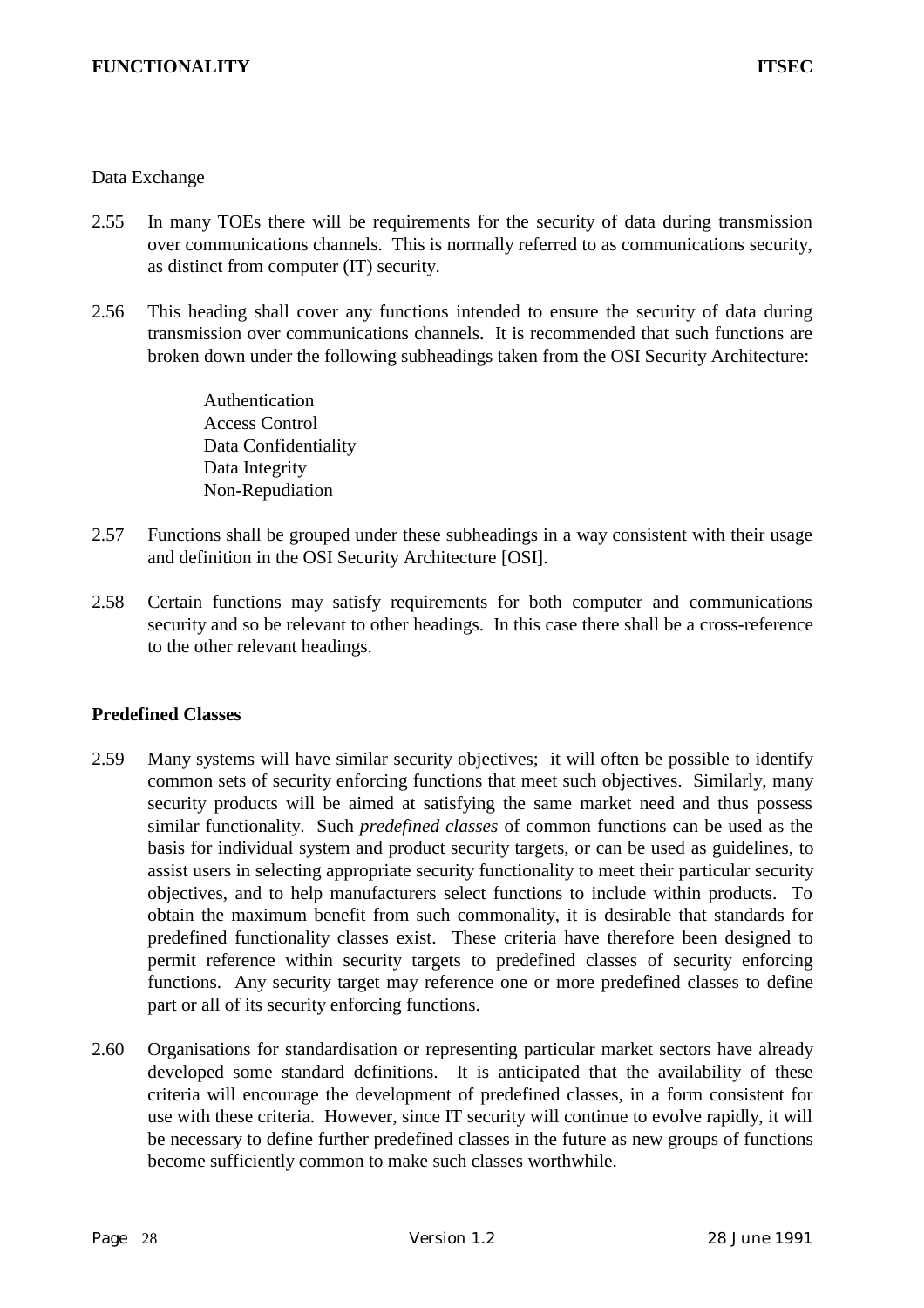Data Exchange

2.55 In many TOEs there will be requirements for the security of data during transmission over communications channels. This is normally referred to as communications security, as distinct from computer (IT) security.

2.56 This heading shall cover any functions intended to ensure the security of data during transmission over communications channels. It is recommended that such functions are broken down under the following subheadings taken from the OSI Security Architecture:

> Authentication
> Access Control
> Data Confidentiality
> Data Integrity
> Non-Repudiation

2.57 Functions shall be grouped under these subheadings in a way consistent with their usage and definition in the OSI Security Architecture [OSI].

2.58 Certain functions may satisfy requirements for both computer and communications security and so be relevant to other headings. In this case there shall be a cross-reference to the other relevant headings.

## Predefined Classes

2.59 Many systems will have similar security objectives; it will often be possible to identify common sets of security enforcing functions that meet such objectives. Similarly, many security products will be aimed at satisfying the same market need and thus possess similar functionality. Such *predefined classes* of common functions can be used as the basis for individual system and product security targets, or can be used as guidelines, to assist users in selecting appropriate security functionality to meet their particular security objectives, and to help manufacturers select functions to include within products. To obtain the maximum benefit from such commonality, it is desirable that standards for predefined functionality classes exist. These criteria have therefore been designed to permit reference within security targets to predefined classes of security enforcing functions. Any security target may reference one or more predefined classes to define part or all of its security enforcing functions.

2.60 Organisations for standardisation or representing particular market sectors have already developed some standard definitions. It is anticipated that the availability of these criteria will encourage the development of predefined classes, in a form consistent for use with these criteria. However, since IT security will continue to evolve rapidly, it will be necessary to define further predefined classes in the future as new groups of functions become sufficiently common to make such classes worthwhile.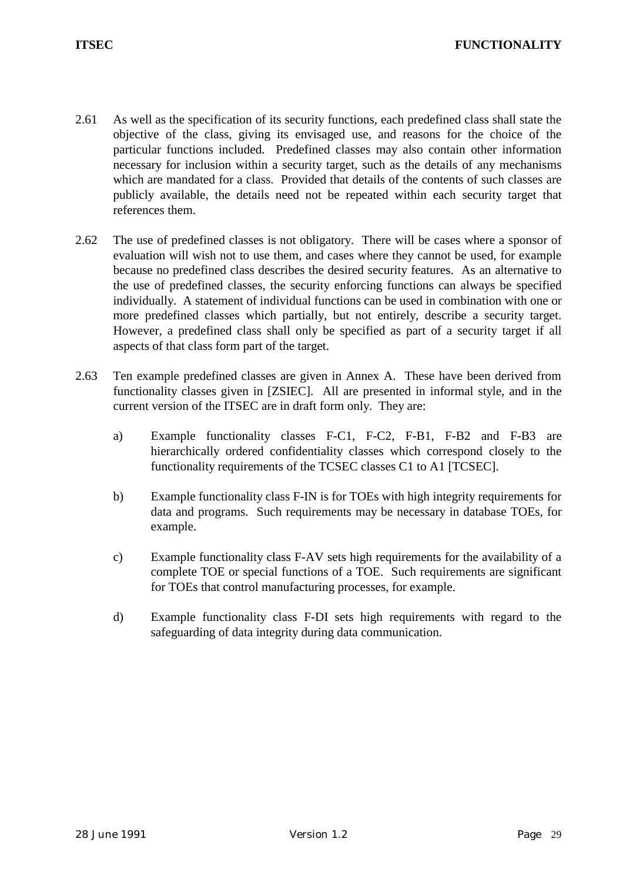2.61 As well as the specification of its security functions, each predefined class shall state the objective of the class, giving its envisaged use, and reasons for the choice of the particular functions included. Predefined classes may also contain other information necessary for inclusion within a security target, such as the details of any mechanisms which are mandated for a class. Provided that details of the contents of such classes are publicly available, the details need not be repeated within each security target that references them.

2.62 The use of predefined classes is not obligatory. There will be cases where a sponsor of evaluation will wish not to use them, and cases where they cannot be used, for example because no predefined class describes the desired security features. As an alternative to the use of predefined classes, the security enforcing functions can always be specified individually. A statement of individual functions can be used in combination with one or more predefined classes which partially, but not entirely, describe a security target. However, a predefined class shall only be specified as part of a security target if all aspects of that class form part of the target.

2.63 Ten example predefined classes are given in Annex A. These have been derived from functionality classes given in [ZSIEC]. All are presented in informal style, and in the current version of the ITSEC are in draft form only. They are:

a) Example functionality classes F-C1, F-C2, F-B1, F-B2 and F-B3 are hierarchically ordered confidentiality classes which correspond closely to the functionality requirements of the TCSEC classes C1 to A1 [TCSEC].

b) Example functionality class F-IN is for TOEs with high integrity requirements for data and programs. Such requirements may be necessary in database TOEs, for example.

c) Example functionality class F-AV sets high requirements for the availability of a complete TOE or special functions of a TOE. Such requirements are significant for TOEs that control manufacturing processes, for example.

d) Example functionality class F-DI sets high requirements with regard to the safeguarding of data integrity during data communication.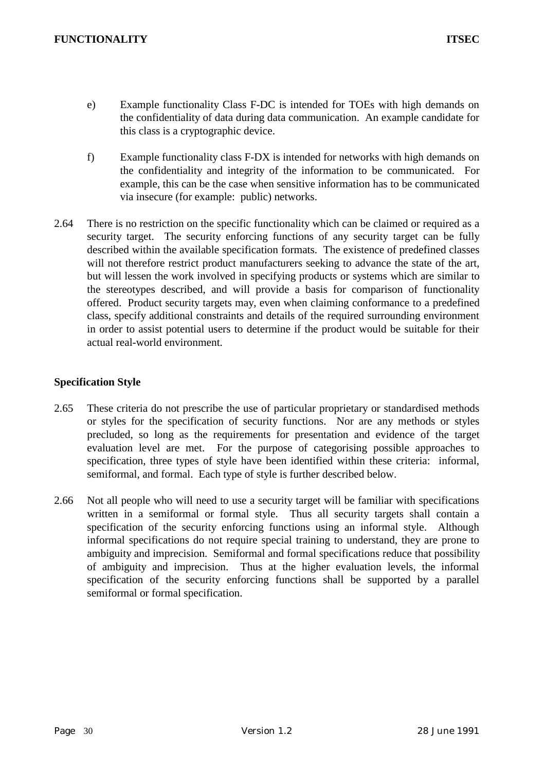e) Example functionality Class F-DC is intended for TOEs with high demands on the confidentiality of data during data communication. An example candidate for this class is a cryptographic device.

f) Example functionality class F-DX is intended for networks with high demands on the confidentiality and integrity of the information to be communicated. For example, this can be the case when sensitive information has to be communicated via insecure (for example: public) networks.

2.64 There is no restriction on the specific functionality which can be claimed or required as a security target. The security enforcing functions of any security target can be fully described within the available specification formats. The existence of predefined classes will not therefore restrict product manufacturers seeking to advance the state of the art, but will lessen the work involved in specifying products or systems which are similar to the stereotypes described, and will provide a basis for comparison of functionality offered. Product security targets may, even when claiming conformance to a predefined class, specify additional constraints and details of the required surrounding environment in order to assist potential users to determine if the product would be suitable for their actual real-world environment.

### Specification Style

2.65 These criteria do not prescribe the use of particular proprietary or standardised methods or styles for the specification of security functions. Nor are any methods or styles precluded, so long as the requirements for presentation and evidence of the target evaluation level are met. For the purpose of categorising possible approaches to specification, three types of style have been identified within these criteria: informal, semiformal, and formal. Each type of style is further described below.

2.66 Not all people who will need to use a security target will be familiar with specifications written in a semiformal or formal style. Thus all security targets shall contain a specification of the security enforcing functions using an informal style. Although informal specifications do not require special training to understand, they are prone to ambiguity and imprecision. Semiformal and formal specifications reduce that possibility of ambiguity and imprecision. Thus at the higher evaluation levels, the informal specification of the security enforcing functions shall be supported by a parallel semiformal or formal specification.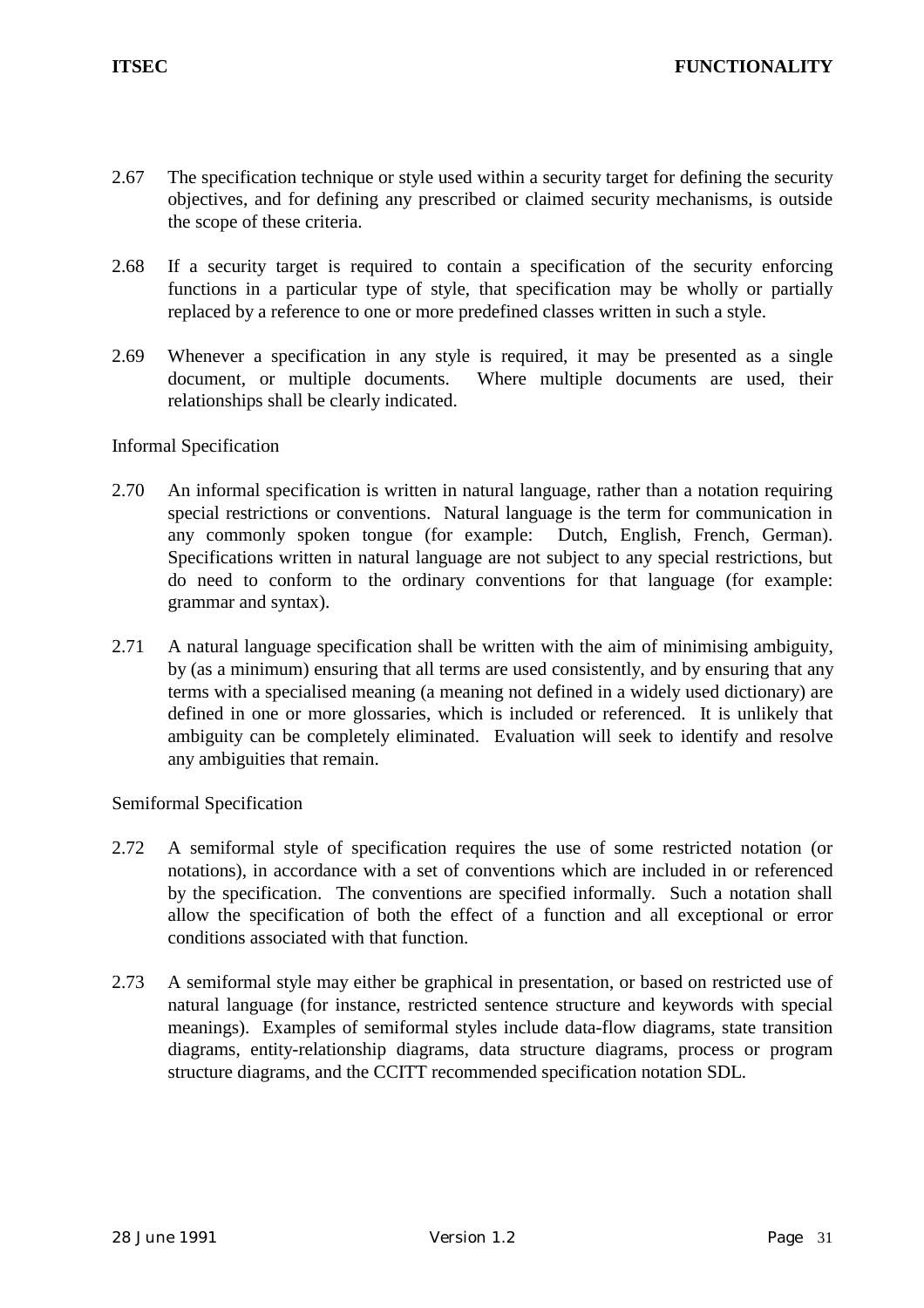2.67 The specification technique or style used within a security target for defining the security objectives, and for defining any prescribed or claimed security mechanisms, is outside the scope of these criteria.

2.68 If a security target is required to contain a specification of the security enforcing functions in a particular type of style, that specification may be wholly or partially replaced by a reference to one or more predefined classes written in such a style.

2.69 Whenever a specification in any style is required, it may be presented as a single document, or multiple documents. Where multiple documents are used, their relationships shall be clearly indicated.

### Informal Specification

2.70 An informal specification is written in natural language, rather than a notation requiring special restrictions or conventions. Natural language is the term for communication in any commonly spoken tongue (for example: Dutch, English, French, German). Specifications written in natural language are not subject to any special restrictions, but do need to conform to the ordinary conventions for that language (for example: grammar and syntax).

2.71 A natural language specification shall be written with the aim of minimising ambiguity, by (as a minimum) ensuring that all terms are used consistently, and by ensuring that any terms with a specialised meaning (a meaning not defined in a widely used dictionary) are defined in one or more glossaries, which is included or referenced. It is unlikely that ambiguity can be completely eliminated. Evaluation will seek to identify and resolve any ambiguities that remain.

### Semiformal Specification

2.72 A semiformal style of specification requires the use of some restricted notation (or notations), in accordance with a set of conventions which are included in or referenced by the specification. The conventions are specified informally. Such a notation shall allow the specification of both the effect of a function and all exceptional or error conditions associated with that function.

2.73 A semiformal style may either be graphical in presentation, or based on restricted use of natural language (for instance, restricted sentence structure and keywords with special meanings). Examples of semiformal styles include data-flow diagrams, state transition diagrams, entity-relationship diagrams, data structure diagrams, process or program structure diagrams, and the CCITT recommended specification notation SDL.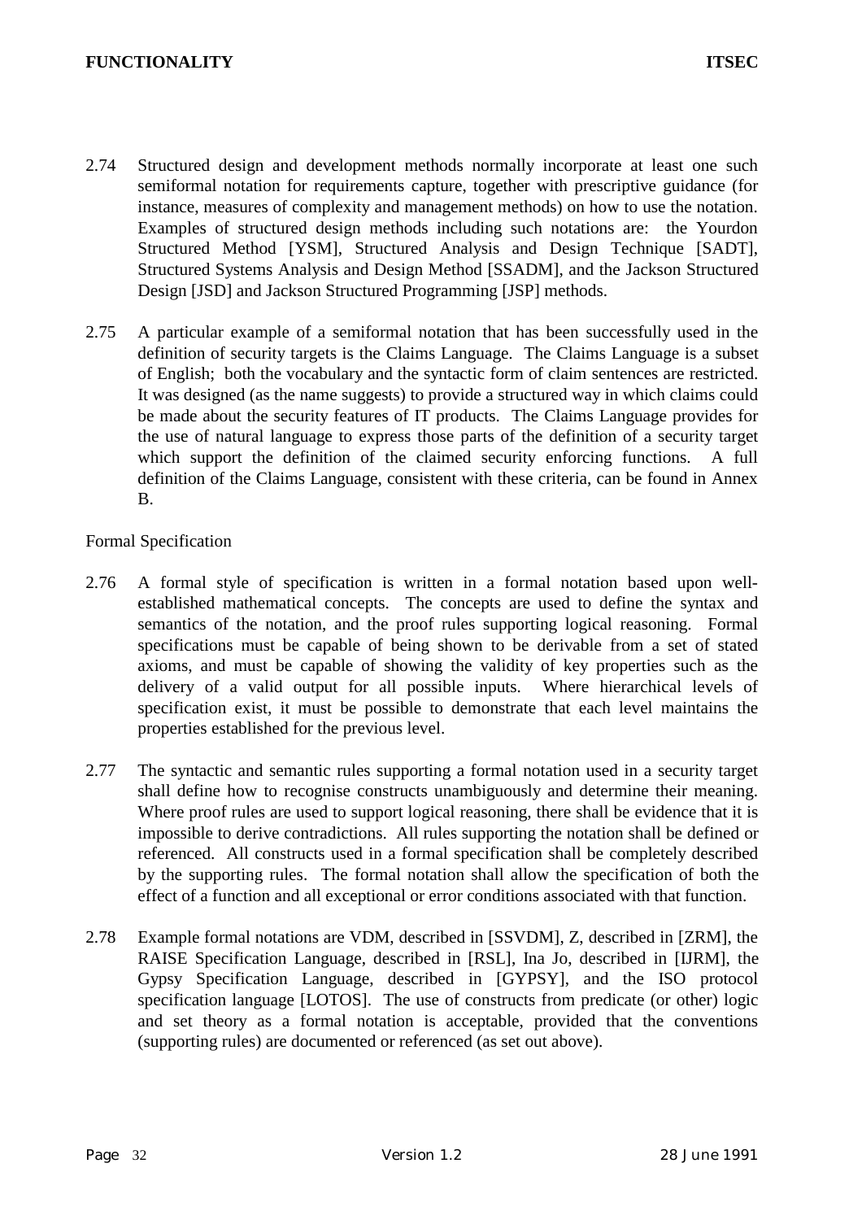2.74 Structured design and development methods normally incorporate at least one such semiformal notation for requirements capture, together with prescriptive guidance (for instance, measures of complexity and management methods) on how to use the notation. Examples of structured design methods including such notations are: the Yourdon Structured Method [YSM], Structured Analysis and Design Technique [SADT], Structured Systems Analysis and Design Method [SSADM], and the Jackson Structured Design [JSD] and Jackson Structured Programming [JSP] methods.

2.75 A particular example of a semiformal notation that has been successfully used in the definition of security targets is the Claims Language. The Claims Language is a subset of English; both the vocabulary and the syntactic form of claim sentences are restricted. It was designed (as the name suggests) to provide a structured way in which claims could be made about the security features of IT products. The Claims Language provides for the use of natural language to express those parts of the definition of a security target which support the definition of the claimed security enforcing functions. A full definition of the Claims Language, consistent with these criteria, can be found in Annex B.

Formal Specification

2.76 A formal style of specification is written in a formal notation based upon well-established mathematical concepts. The concepts are used to define the syntax and semantics of the notation, and the proof rules supporting logical reasoning. Formal specifications must be capable of being shown to be derivable from a set of stated axioms, and must be capable of showing the validity of key properties such as the delivery of a valid output for all possible inputs. Where hierarchical levels of specification exist, it must be possible to demonstrate that each level maintains the properties established for the previous level.

2.77 The syntactic and semantic rules supporting a formal notation used in a security target shall define how to recognise constructs unambiguously and determine their meaning. Where proof rules are used to support logical reasoning, there shall be evidence that it is impossible to derive contradictions. All rules supporting the notation shall be defined or referenced. All constructs used in a formal specification shall be completely described by the supporting rules. The formal notation shall allow the specification of both the effect of a function and all exceptional or error conditions associated with that function.

2.78 Example formal notations are VDM, described in [SSVDM], Z, described in [ZRM], the RAISE Specification Language, described in [RSL], Ina Jo, described in [IJRM], the Gypsy Specification Language, described in [GYPSY], and the ISO protocol specification language [LOTOS]. The use of constructs from predicate (or other) logic and set theory as a formal notation is acceptable, provided that the conventions (supporting rules) are documented or referenced (as set out above).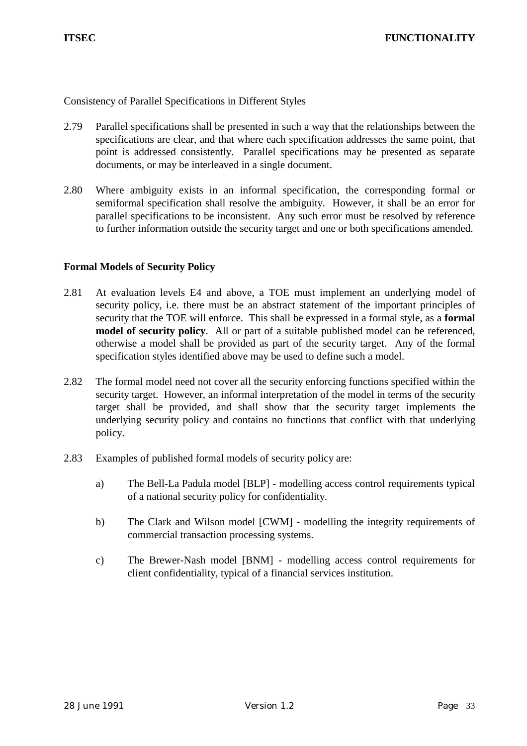Consistency of Parallel Specifications in Different Styles

2.79 Parallel specifications shall be presented in such a way that the relationships between the specifications are clear, and that where each specification addresses the same point, that point is addressed consistently. Parallel specifications may be presented as separate documents, or may be interleaved in a single document.

2.80 Where ambiguity exists in an informal specification, the corresponding formal or semiformal specification shall resolve the ambiguity. However, it shall be an error for parallel specifications to be inconsistent. Any such error must be resolved by reference to further information outside the security target and one or both specifications amended.

### Formal Models of Security Policy

2.81 At evaluation levels E4 and above, a TOE must implement an underlying model of security policy, i.e. there must be an abstract statement of the important principles of security that the TOE will enforce. This shall be expressed in a formal style, as a **formal model of security policy**. All or part of a suitable published model can be referenced, otherwise a model shall be provided as part of the security target. Any of the formal specification styles identified above may be used to define such a model.

2.82 The formal model need not cover all the security enforcing functions specified within the security target. However, an informal interpretation of the model in terms of the security target shall be provided, and shall show that the security target implements the underlying security policy and contains no functions that conflict with that underlying policy.

2.83 Examples of published formal models of security policy are:

a) The Bell-La Padula model [BLP] - modelling access control requirements typical of a national security policy for confidentiality.

b) The Clark and Wilson model [CWM] - modelling the integrity requirements of commercial transaction processing systems.

c) The Brewer-Nash model [BNM] - modelling access control requirements for client confidentiality, typical of a financial services institution.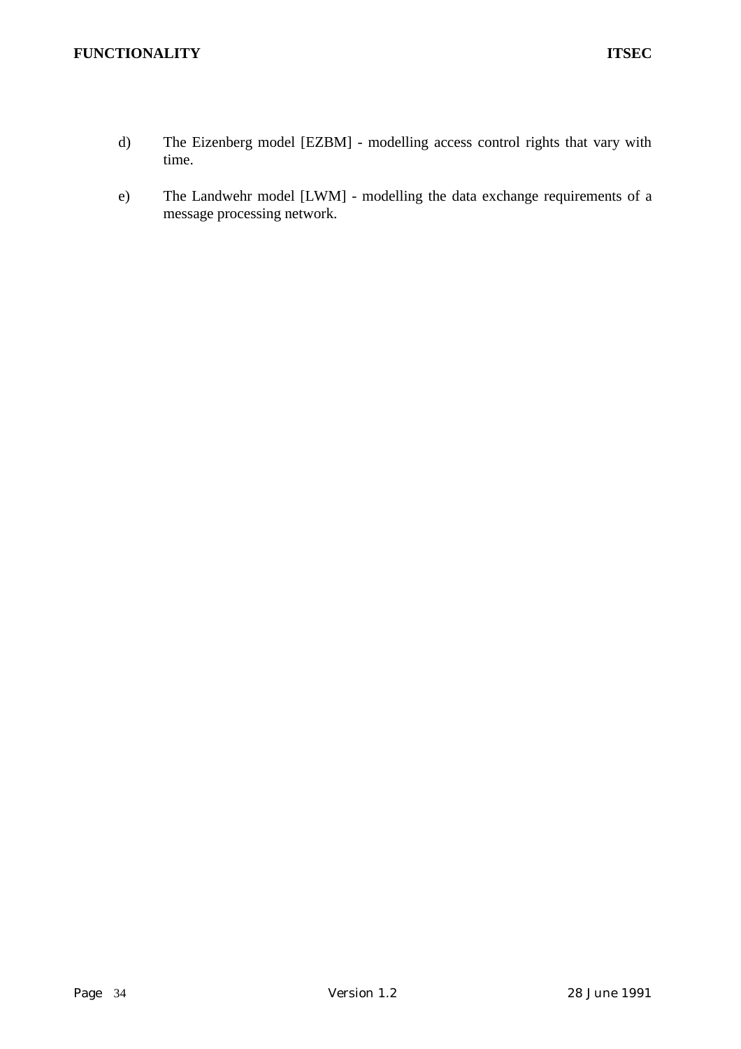d) The Eizenberg model [EZBM] - modelling access control rights that vary with time.

e) The Landwehr model [LWM] - modelling the data exchange requirements of a message processing network.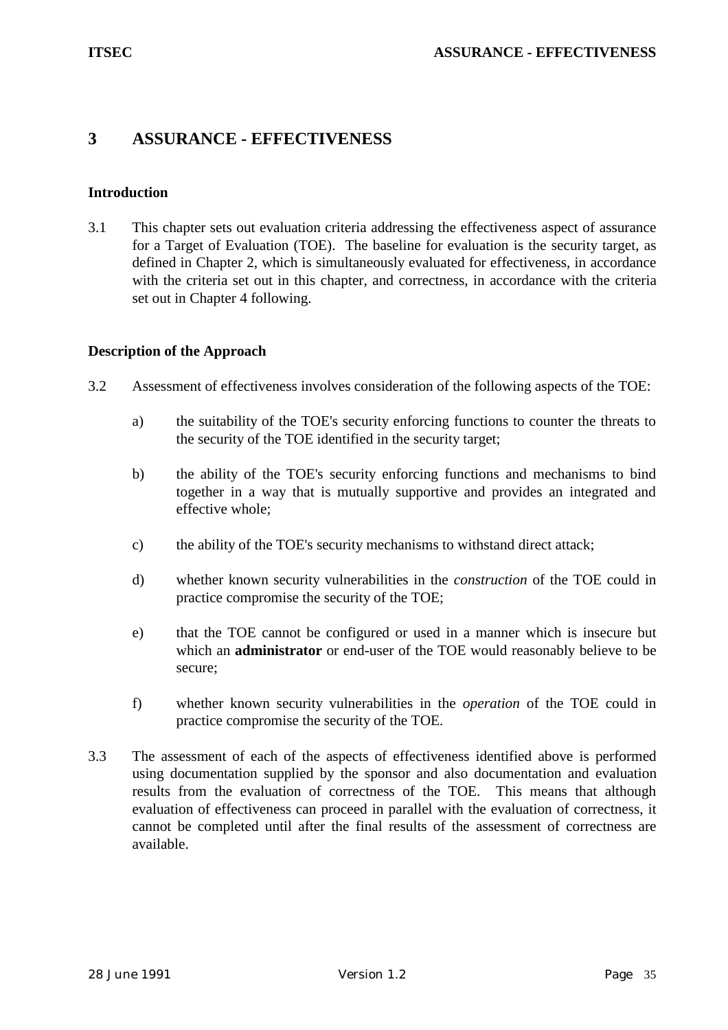# 3 ASSURANCE - EFFECTIVENESS

## Introduction

3.1 This chapter sets out evaluation criteria addressing the effectiveness aspect of assurance for a Target of Evaluation (TOE). The baseline for evaluation is the security target, as defined in Chapter 2, which is simultaneously evaluated for effectiveness, in accordance with the criteria set out in this chapter, and correctness, in accordance with the criteria set out in Chapter 4 following.

## Description of the Approach

3.2 Assessment of effectiveness involves consideration of the following aspects of the TOE:

a) the suitability of the TOE's security enforcing functions to counter the threats to the security of the TOE identified in the security target;

b) the ability of the TOE's security enforcing functions and mechanisms to bind together in a way that is mutually supportive and provides an integrated and effective whole;

c) the ability of the TOE's security mechanisms to withstand direct attack;

d) whether known security vulnerabilities in the *construction* of the TOE could in practice compromise the security of the TOE;

e) that the TOE cannot be configured or used in a manner which is insecure but which an **administrator** or end-user of the TOE would reasonably believe to be secure;

f) whether known security vulnerabilities in the *operation* of the TOE could in practice compromise the security of the TOE.

3.3 The assessment of each of the aspects of effectiveness identified above is performed using documentation supplied by the sponsor and also documentation and evaluation results from the evaluation of correctness of the TOE. This means that although evaluation of effectiveness can proceed in parallel with the evaluation of correctness, it cannot be completed until after the final results of the assessment of correctness are available.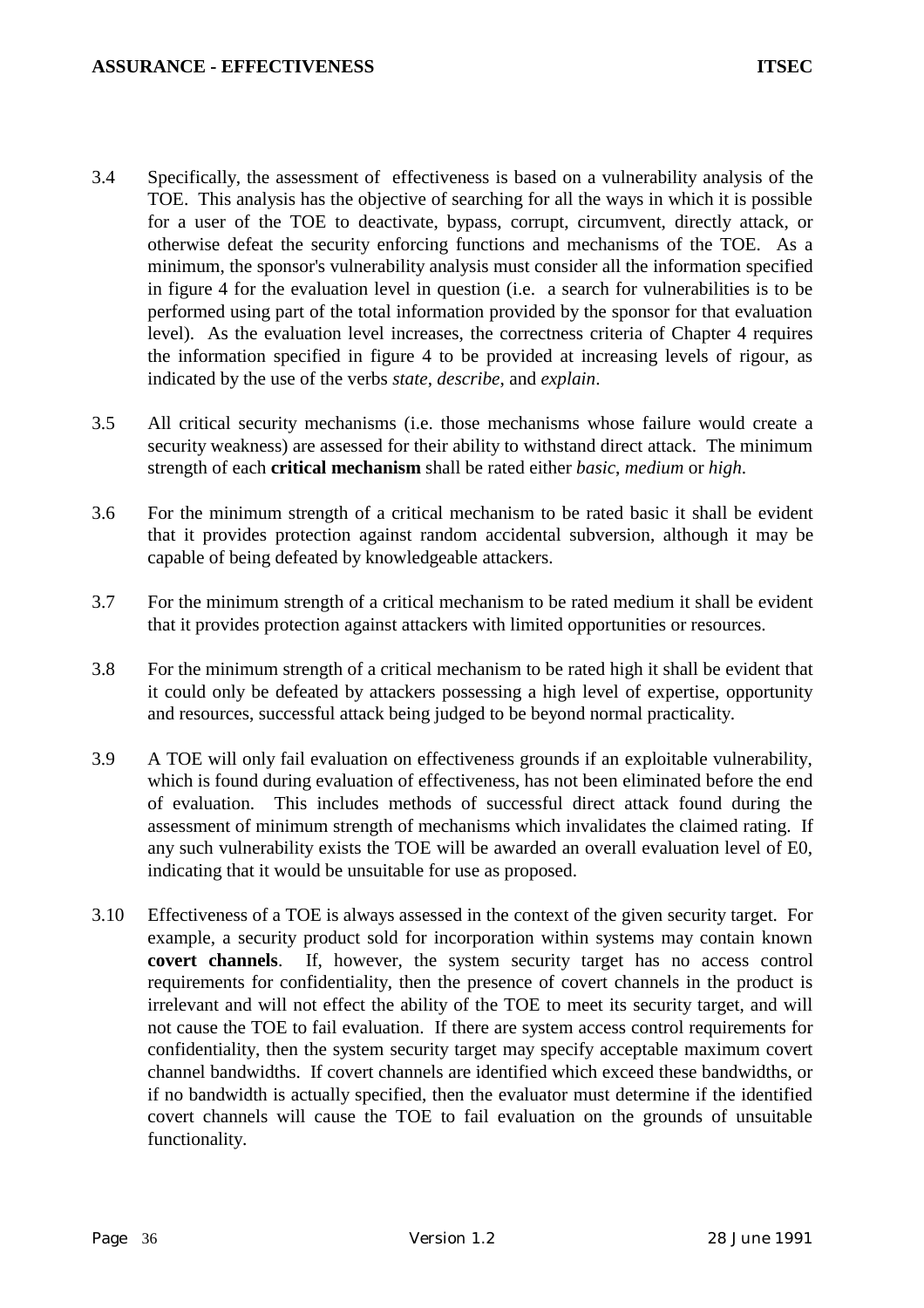3.4 Specifically, the assessment of effectiveness is based on a vulnerability analysis of the TOE. This analysis has the objective of searching for all the ways in which it is possible for a user of the TOE to deactivate, bypass, corrupt, circumvent, directly attack, or otherwise defeat the security enforcing functions and mechanisms of the TOE. As a minimum, the sponsor's vulnerability analysis must consider all the information specified in figure 4 for the evaluation level in question (i.e. a search for vulnerabilities is to be performed using part of the total information provided by the sponsor for that evaluation level). As the evaluation level increases, the correctness criteria of Chapter 4 requires the information specified in figure 4 to be provided at increasing levels of rigour, as indicated by the use of the verbs *state*, *describe*, and *explain*.

3.5 All critical security mechanisms (i.e. those mechanisms whose failure would create a security weakness) are assessed for their ability to withstand direct attack. The minimum strength of each **critical mechanism** shall be rated either *basic*, *medium* or *high*.

3.6 For the minimum strength of a critical mechanism to be rated basic it shall be evident that it provides protection against random accidental subversion, although it may be capable of being defeated by knowledgeable attackers.

3.7 For the minimum strength of a critical mechanism to be rated medium it shall be evident that it provides protection against attackers with limited opportunities or resources.

3.8 For the minimum strength of a critical mechanism to be rated high it shall be evident that it could only be defeated by attackers possessing a high level of expertise, opportunity and resources, successful attack being judged to be beyond normal practicality.

3.9 A TOE will only fail evaluation on effectiveness grounds if an exploitable vulnerability, which is found during evaluation of effectiveness, has not been eliminated before the end of evaluation. This includes methods of successful direct attack found during the assessment of minimum strength of mechanisms which invalidates the claimed rating. If any such vulnerability exists the TOE will be awarded an overall evaluation level of E0, indicating that it would be unsuitable for use as proposed.

3.10 Effectiveness of a TOE is always assessed in the context of the given security target. For example, a security product sold for incorporation within systems may contain known **covert channels**. If, however, the system security target has no access control requirements for confidentiality, then the presence of covert channels in the product is irrelevant and will not effect the ability of the TOE to meet its security target, and will not cause the TOE to fail evaluation. If there are system access control requirements for confidentiality, then the system security target may specify acceptable maximum covert channel bandwidths. If covert channels are identified which exceed these bandwidths, or if no bandwidth is actually specified, then the evaluator must determine if the identified covert channels will cause the TOE to fail evaluation on the grounds of unsuitable functionality.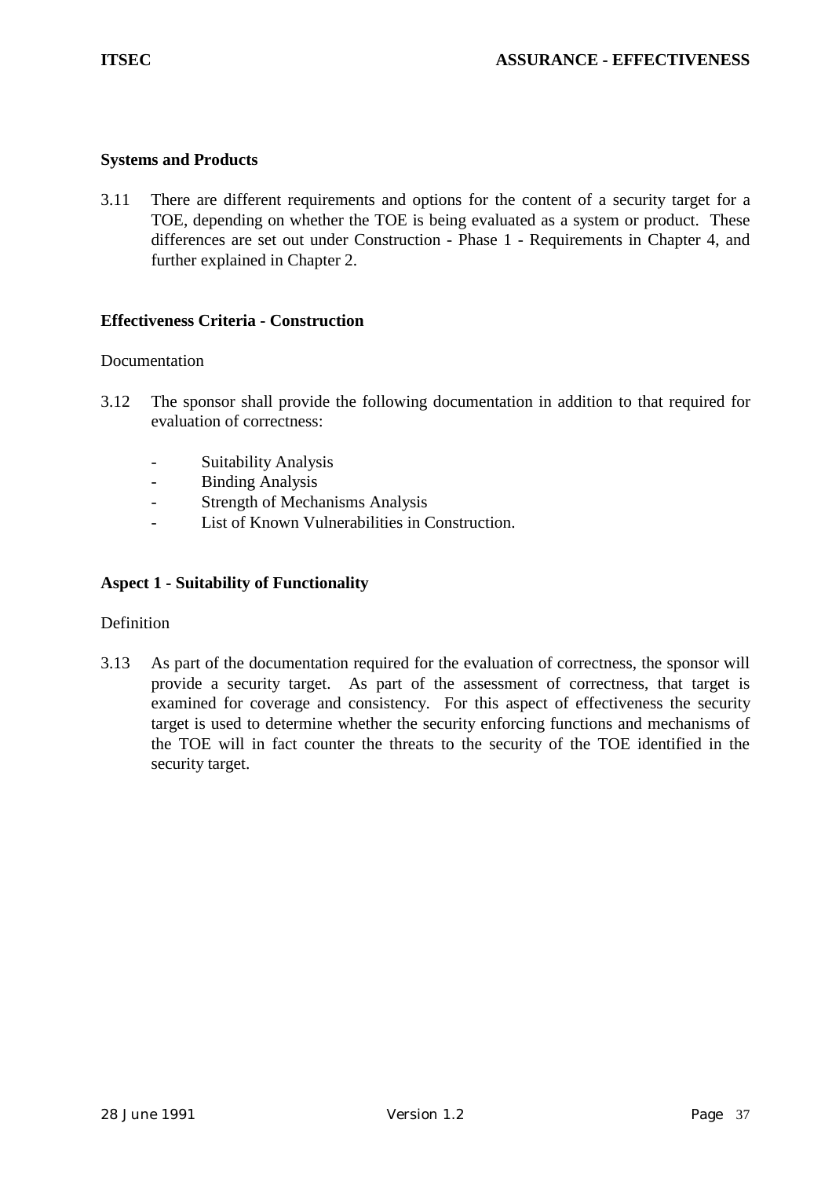### Systems and Products

3.11 There are different requirements and options for the content of a security target for a TOE, depending on whether the TOE is being evaluated as a system or product. These differences are set out under Construction - Phase 1 - Requirements in Chapter 4, and further explained in Chapter 2.

### Effectiveness Criteria - Construction

Documentation

3.12 The sponsor shall provide the following documentation in addition to that required for evaluation of correctness:

- Suitability Analysis
- Binding Analysis
- Strength of Mechanisms Analysis
- List of Known Vulnerabilities in Construction.

### Aspect 1 - Suitability of Functionality

Definition

3.13 As part of the documentation required for the evaluation of correctness, the sponsor will provide a security target. As part of the assessment of correctness, that target is examined for coverage and consistency. For this aspect of effectiveness the security target is used to determine whether the security enforcing functions and mechanisms of the TOE will in fact counter the threats to the security of the TOE identified in the security target.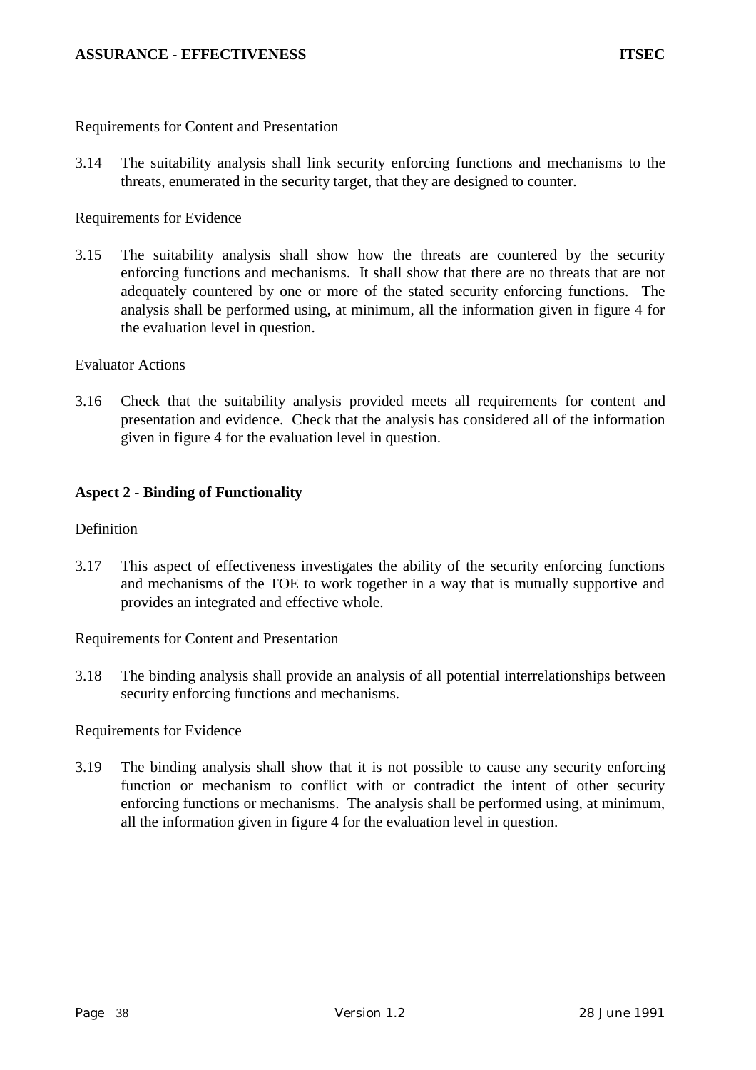Requirements for Content and Presentation

3.14 The suitability analysis shall link security enforcing functions and mechanisms to the threats, enumerated in the security target, that they are designed to counter.

Requirements for Evidence

3.15 The suitability analysis shall show how the threats are countered by the security enforcing functions and mechanisms. It shall show that there are no threats that are not adequately countered by one or more of the stated security enforcing functions. The analysis shall be performed using, at minimum, all the information given in figure 4 for the evaluation level in question.

Evaluator Actions

3.16 Check that the suitability analysis provided meets all requirements for content and presentation and evidence. Check that the analysis has considered all of the information given in figure 4 for the evaluation level in question.

## Aspect 2 - Binding of Functionality

Definition

3.17 This aspect of effectiveness investigates the ability of the security enforcing functions and mechanisms of the TOE to work together in a way that is mutually supportive and provides an integrated and effective whole.

Requirements for Content and Presentation

3.18 The binding analysis shall provide an analysis of all potential interrelationships between security enforcing functions and mechanisms.

Requirements for Evidence

3.19 The binding analysis shall show that it is not possible to cause any security enforcing function or mechanism to conflict with or contradict the intent of other security enforcing functions or mechanisms. The analysis shall be performed using, at minimum, all the information given in figure 4 for the evaluation level in question.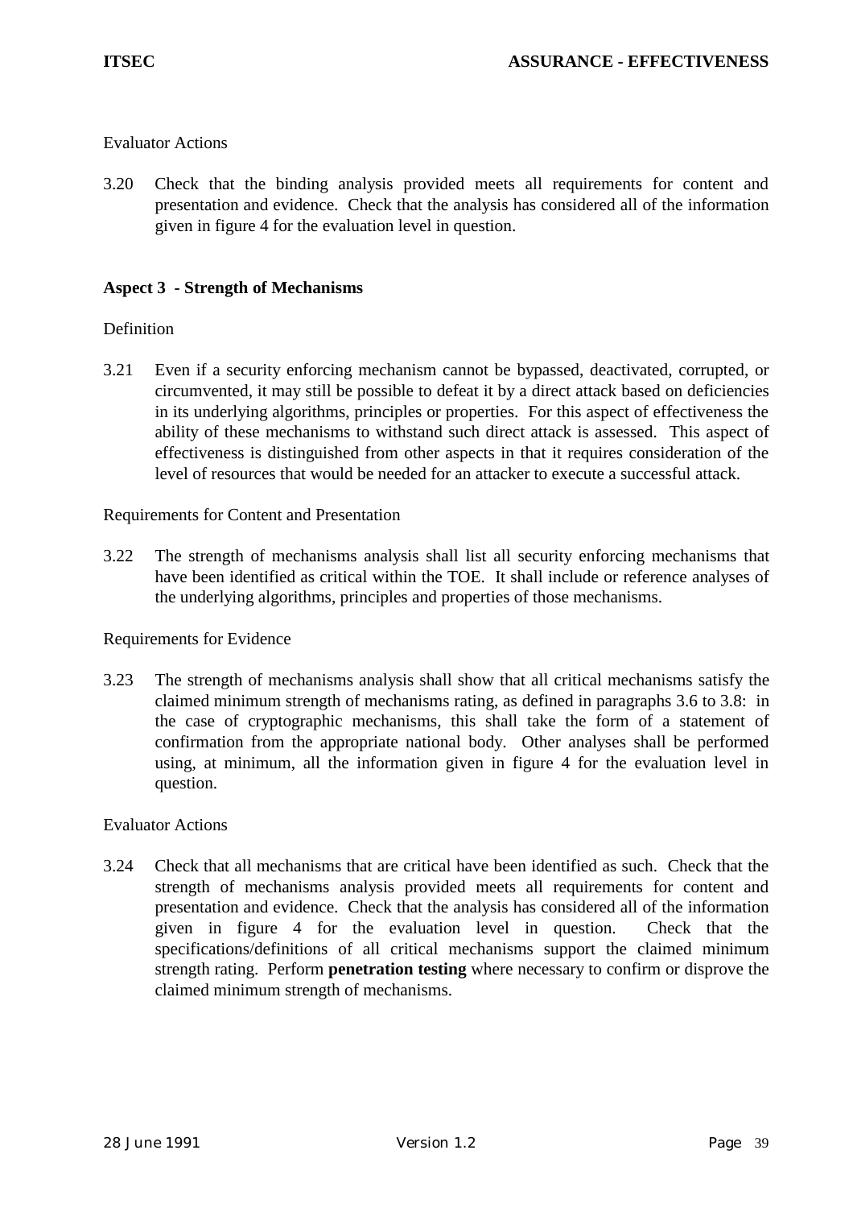Evaluator Actions

3.20 Check that the binding analysis provided meets all requirements for content and presentation and evidence. Check that the analysis has considered all of the information given in figure 4 for the evaluation level in question.

**Aspect 3 - Strength of Mechanisms**

Definition

3.21 Even if a security enforcing mechanism cannot be bypassed, deactivated, corrupted, or circumvented, it may still be possible to defeat it by a direct attack based on deficiencies in its underlying algorithms, principles or properties. For this aspect of effectiveness the ability of these mechanisms to withstand such direct attack is assessed. This aspect of effectiveness is distinguished from other aspects in that it requires consideration of the level of resources that would be needed for an attacker to execute a successful attack.

Requirements for Content and Presentation

3.22 The strength of mechanisms analysis shall list all security enforcing mechanisms that have been identified as critical within the TOE. It shall include or reference analyses of the underlying algorithms, principles and properties of those mechanisms.

Requirements for Evidence

3.23 The strength of mechanisms analysis shall show that all critical mechanisms satisfy the claimed minimum strength of mechanisms rating, as defined in paragraphs 3.6 to 3.8: in the case of cryptographic mechanisms, this shall take the form of a statement of confirmation from the appropriate national body. Other analyses shall be performed using, at minimum, all the information given in figure 4 for the evaluation level in question.

Evaluator Actions

3.24 Check that all mechanisms that are critical have been identified as such. Check that the strength of mechanisms analysis provided meets all requirements for content and presentation and evidence. Check that the analysis has considered all of the information given in figure 4 for the evaluation level in question. Check that the specifications/definitions of all critical mechanisms support the claimed minimum strength rating. Perform **penetration testing** where necessary to confirm or disprove the claimed minimum strength of mechanisms.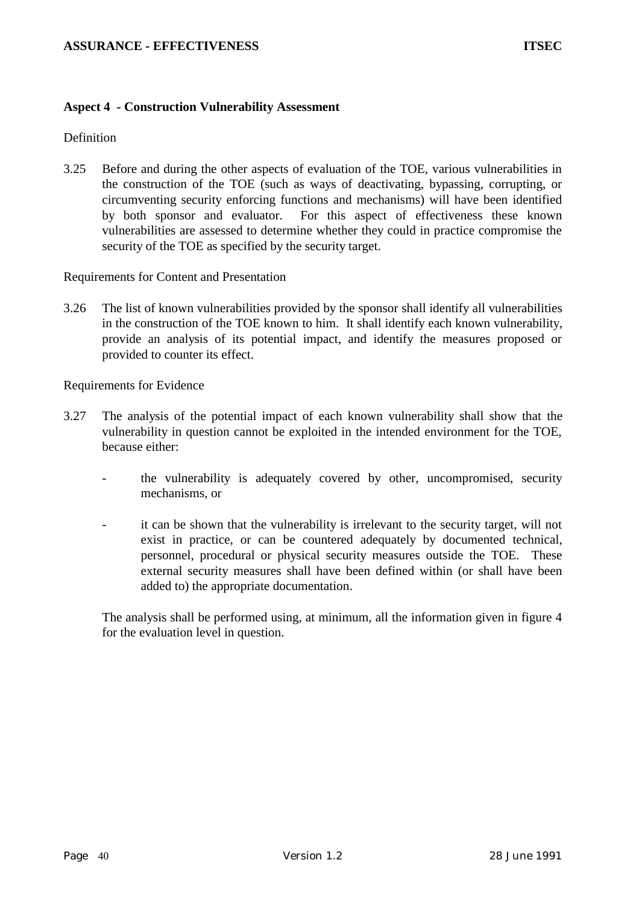### Aspect 4 - Construction Vulnerability Assessment

Definition

3.25 Before and during the other aspects of evaluation of the TOE, various vulnerabilities in the construction of the TOE (such as ways of deactivating, bypassing, corrupting, or circumventing security enforcing functions and mechanisms) will have been identified by both sponsor and evaluator. For this aspect of effectiveness these known vulnerabilities are assessed to determine whether they could in practice compromise the security of the TOE as specified by the security target.

Requirements for Content and Presentation

3.26 The list of known vulnerabilities provided by the sponsor shall identify all vulnerabilities in the construction of the TOE known to him. It shall identify each known vulnerability, provide an analysis of its potential impact, and identify the measures proposed or provided to counter its effect.

Requirements for Evidence

3.27 The analysis of the potential impact of each known vulnerability shall show that the vulnerability in question cannot be exploited in the intended environment for the TOE, because either:

- the vulnerability is adequately covered by other, uncompromised, security mechanisms, or

- it can be shown that the vulnerability is irrelevant to the security target, will not exist in practice, or can be countered adequately by documented technical, personnel, procedural or physical security measures outside the TOE. These external security measures shall have been defined within (or shall have been added to) the appropriate documentation.

The analysis shall be performed using, at minimum, all the information given in figure 4 for the evaluation level in question.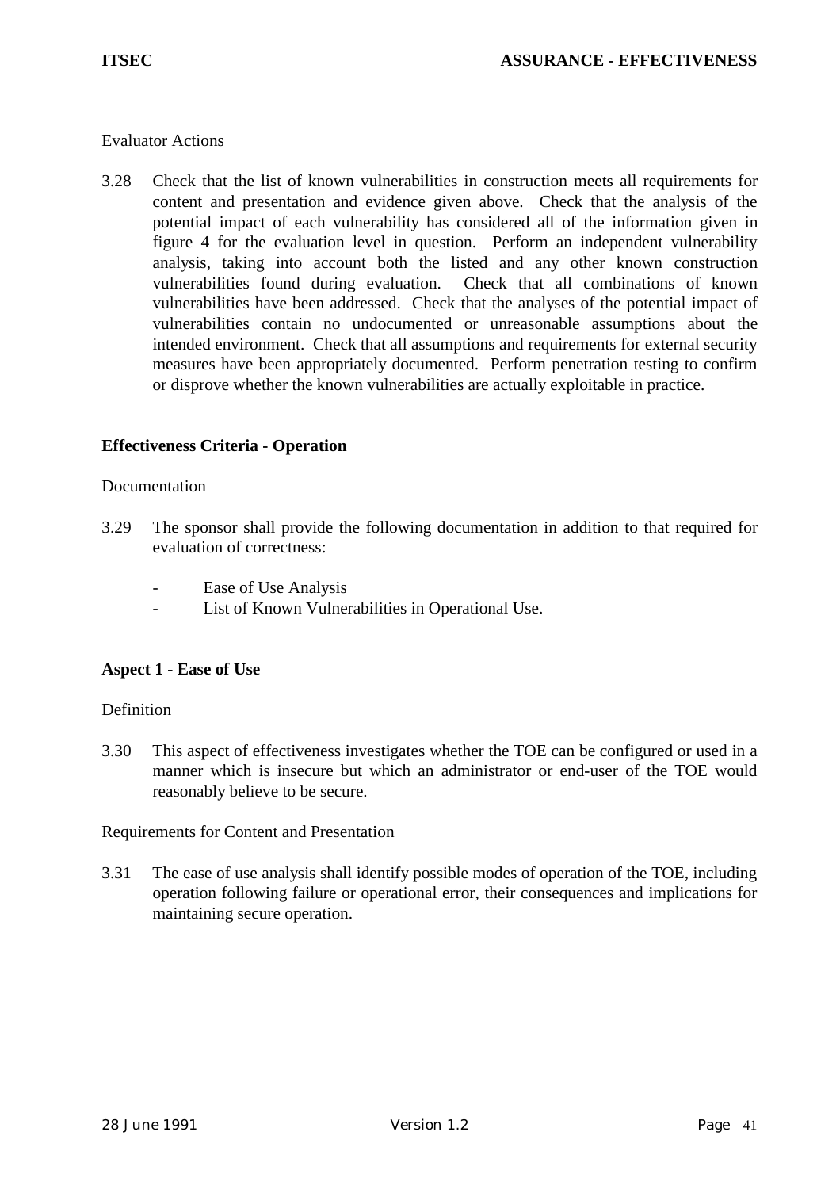Evaluator Actions

3.28 Check that the list of known vulnerabilities in construction meets all requirements for content and presentation and evidence given above. Check that the analysis of the potential impact of each vulnerability has considered all of the information given in figure 4 for the evaluation level in question. Perform an independent vulnerability analysis, taking into account both the listed and any other known construction vulnerabilities found during evaluation. Check that all combinations of known vulnerabilities have been addressed. Check that the analyses of the potential impact of vulnerabilities contain no undocumented or unreasonable assumptions about the intended environment. Check that all assumptions and requirements for external security measures have been appropriately documented. Perform penetration testing to confirm or disprove whether the known vulnerabilities are actually exploitable in practice.

## Effectiveness Criteria - Operation

Documentation

3.29 The sponsor shall provide the following documentation in addition to that required for evaluation of correctness:

- Ease of Use Analysis
- List of Known Vulnerabilities in Operational Use.

### Aspect 1 - Ease of Use

Definition

3.30 This aspect of effectiveness investigates whether the TOE can be configured or used in a manner which is insecure but which an administrator or end-user of the TOE would reasonably believe to be secure.

Requirements for Content and Presentation

3.31 The ease of use analysis shall identify possible modes of operation of the TOE, including operation following failure or operational error, their consequences and implications for maintaining secure operation.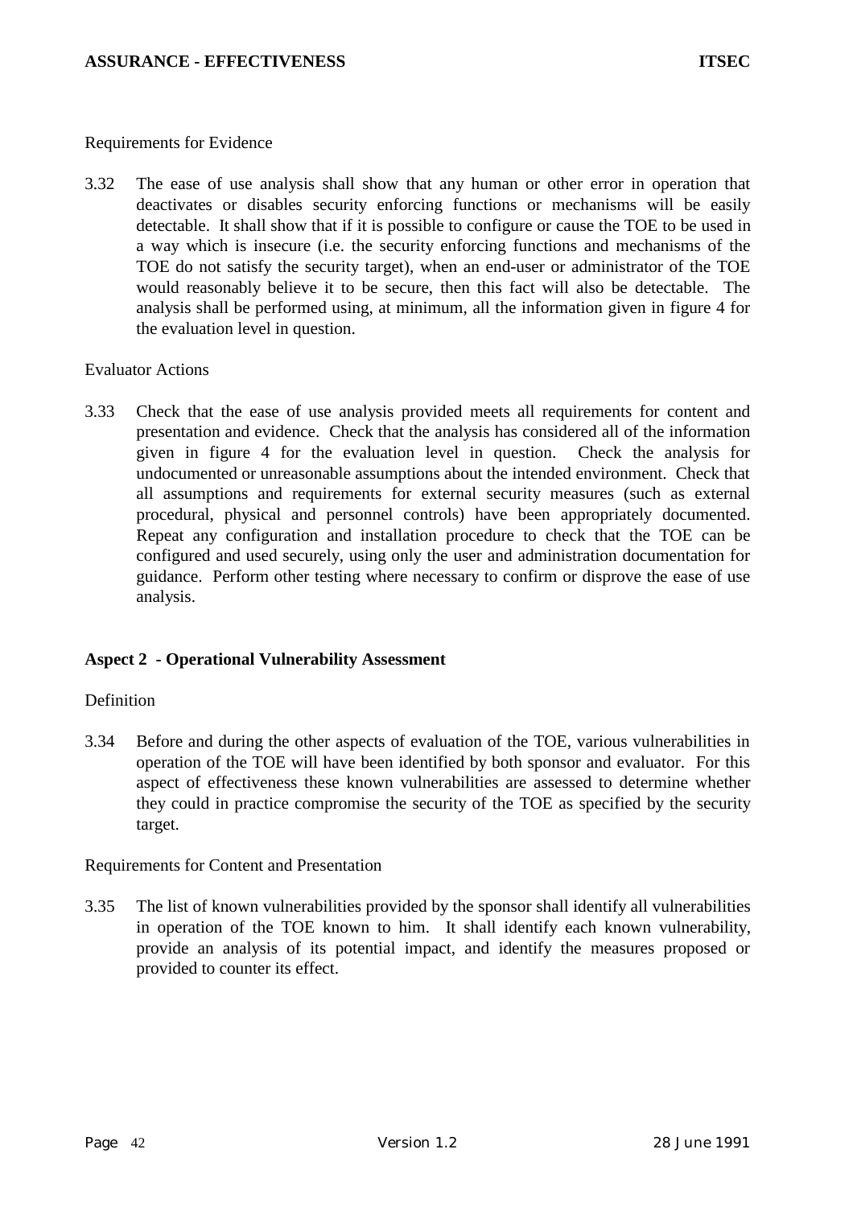Requirements for Evidence

3.32 The ease of use analysis shall show that any human or other error in operation that deactivates or disables security enforcing functions or mechanisms will be easily detectable. It shall show that if it is possible to configure or cause the TOE to be used in a way which is insecure (i.e. the security enforcing functions and mechanisms of the TOE do not satisfy the security target), when an end-user or administrator of the TOE would reasonably believe it to be secure, then this fact will also be detectable. The analysis shall be performed using, at minimum, all the information given in figure 4 for the evaluation level in question.

Evaluator Actions

3.33 Check that the ease of use analysis provided meets all requirements for content and presentation and evidence. Check that the analysis has considered all of the information given in figure 4 for the evaluation level in question. Check the analysis for undocumented or unreasonable assumptions about the intended environment. Check that all assumptions and requirements for external security measures (such as external procedural, physical and personnel controls) have been appropriately documented. Repeat any configuration and installation procedure to check that the TOE can be configured and used securely, using only the user and administration documentation for guidance. Perform other testing where necessary to confirm or disprove the ease of use analysis.

## Aspect 2 - Operational Vulnerability Assessment

Definition

3.34 Before and during the other aspects of evaluation of the TOE, various vulnerabilities in operation of the TOE will have been identified by both sponsor and evaluator. For this aspect of effectiveness these known vulnerabilities are assessed to determine whether they could in practice compromise the security of the TOE as specified by the security target.

Requirements for Content and Presentation

3.35 The list of known vulnerabilities provided by the sponsor shall identify all vulnerabilities in operation of the TOE known to him. It shall identify each known vulnerability, provide an analysis of its potential impact, and identify the measures proposed or provided to counter its effect.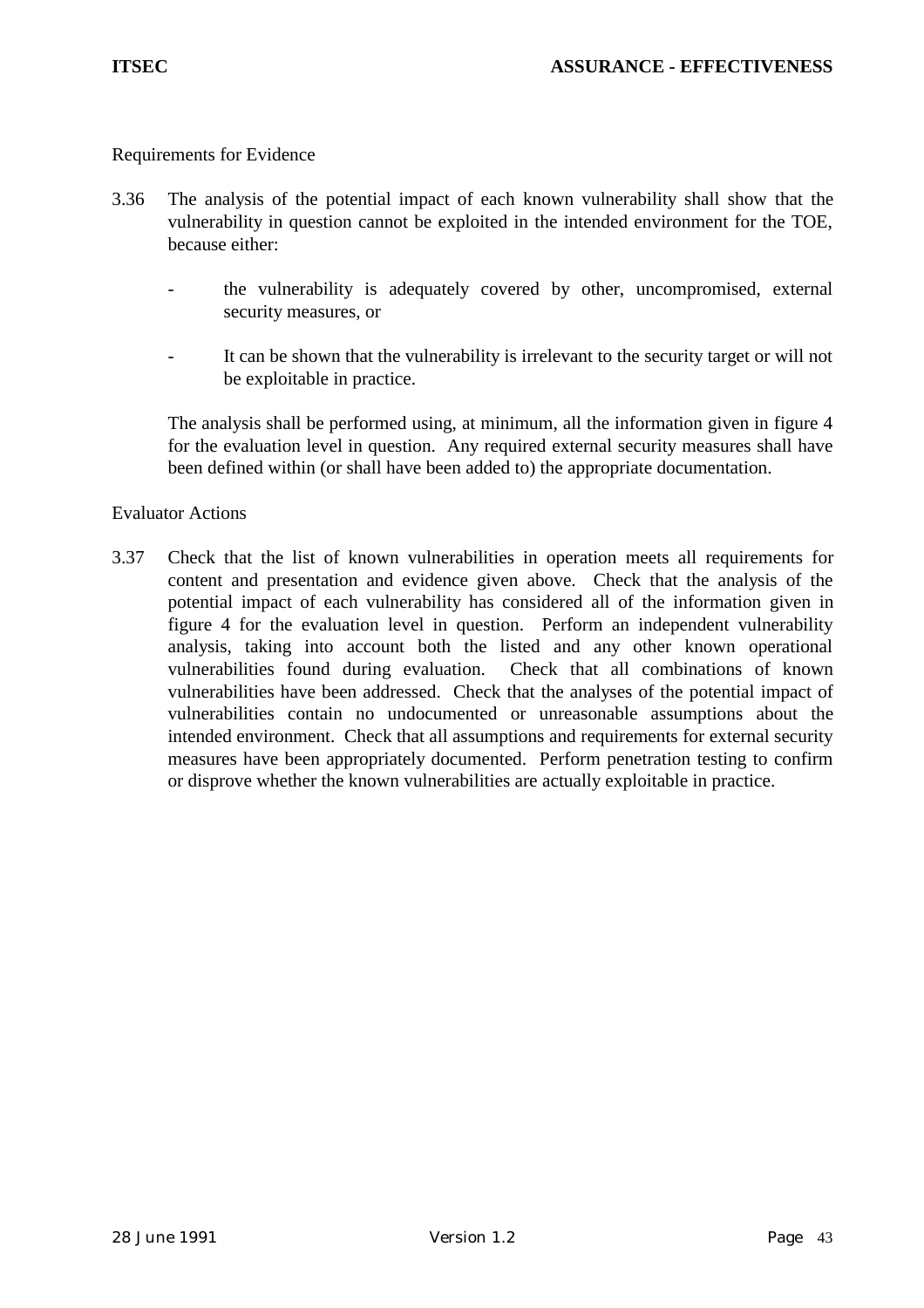Requirements for Evidence

3.36 The analysis of the potential impact of each known vulnerability shall show that the vulnerability in question cannot be exploited in the intended environment for the TOE, because either:

- the vulnerability is adequately covered by other, uncompromised, external security measures, or
- It can be shown that the vulnerability is irrelevant to the security target or will not be exploitable in practice.

The analysis shall be performed using, at minimum, all the information given in figure 4 for the evaluation level in question. Any required external security measures shall have been defined within (or shall have been added to) the appropriate documentation.

Evaluator Actions

3.37 Check that the list of known vulnerabilities in operation meets all requirements for content and presentation and evidence given above. Check that the analysis of the potential impact of each vulnerability has considered all of the information given in figure 4 for the evaluation level in question. Perform an independent vulnerability analysis, taking into account both the listed and any other known operational vulnerabilities found during evaluation. Check that all combinations of known vulnerabilities have been addressed. Check that the analyses of the potential impact of vulnerabilities contain no undocumented or unreasonable assumptions about the intended environment. Check that all assumptions and requirements for external security measures have been appropriately documented. Perform penetration testing to confirm or disprove whether the known vulnerabilities are actually exploitable in practice.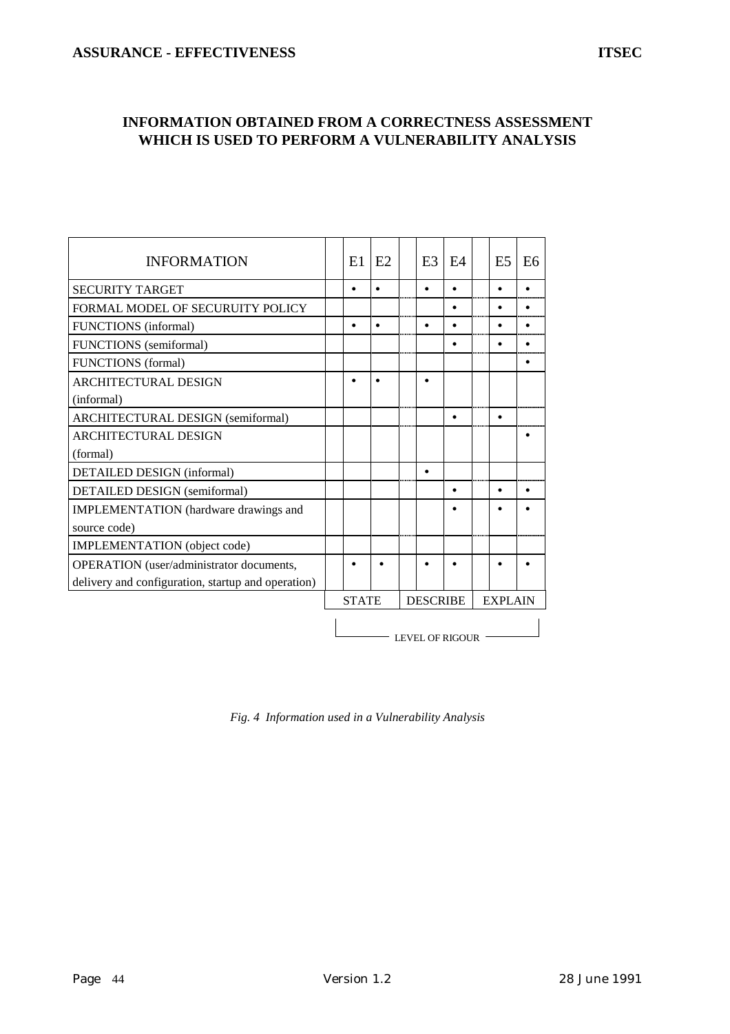## INFORMATION OBTAINED FROM A CORRECTNESS ASSESSMENT WHICH IS USED TO PERFORM A VULNERABILITY ANALYSIS

| INFORMATION | E1 | E2 | E3 | E4 | E5 | E6 |
|---|---|---|---|---|---|---|
| SECURITY TARGET | • | • | • | • | • | • |
| FORMAL MODEL OF SECURUITY POLICY | | | | • | • | • |
| FUNCTIONS (informal) | • | • | • | • | • | • |
| FUNCTIONS (semiformal) | | | | • | • | • |
| FUNCTIONS (formal) | | | | | | • |
| ARCHITECTURAL DESIGN (informal) | • | • | • | | | |
| ARCHITECTURAL DESIGN (semiformal) | | | | • | • | |
| ARCHITECTURAL DESIGN (formal) | | | | | | • |
| DETAILED DESIGN (informal) | | | • | | | |
| DETAILED DESIGN (semiformal) | | | | • | • | • |
| IMPLEMENTATION (hardware drawings and source code) | | | | • | • | • |
| IMPLEMENTATION (object code) | | | | | | |
| OPERATION (user/administrator documents, delivery and configuration, startup and operation) | • | • | • | • | • | • |
| | STATE | | DESCRIBE | | EXPLAIN | |
| | LEVEL OF RIGOUR | | | | | |

*Fig. 4 Information used in a Vulnerability Analysis*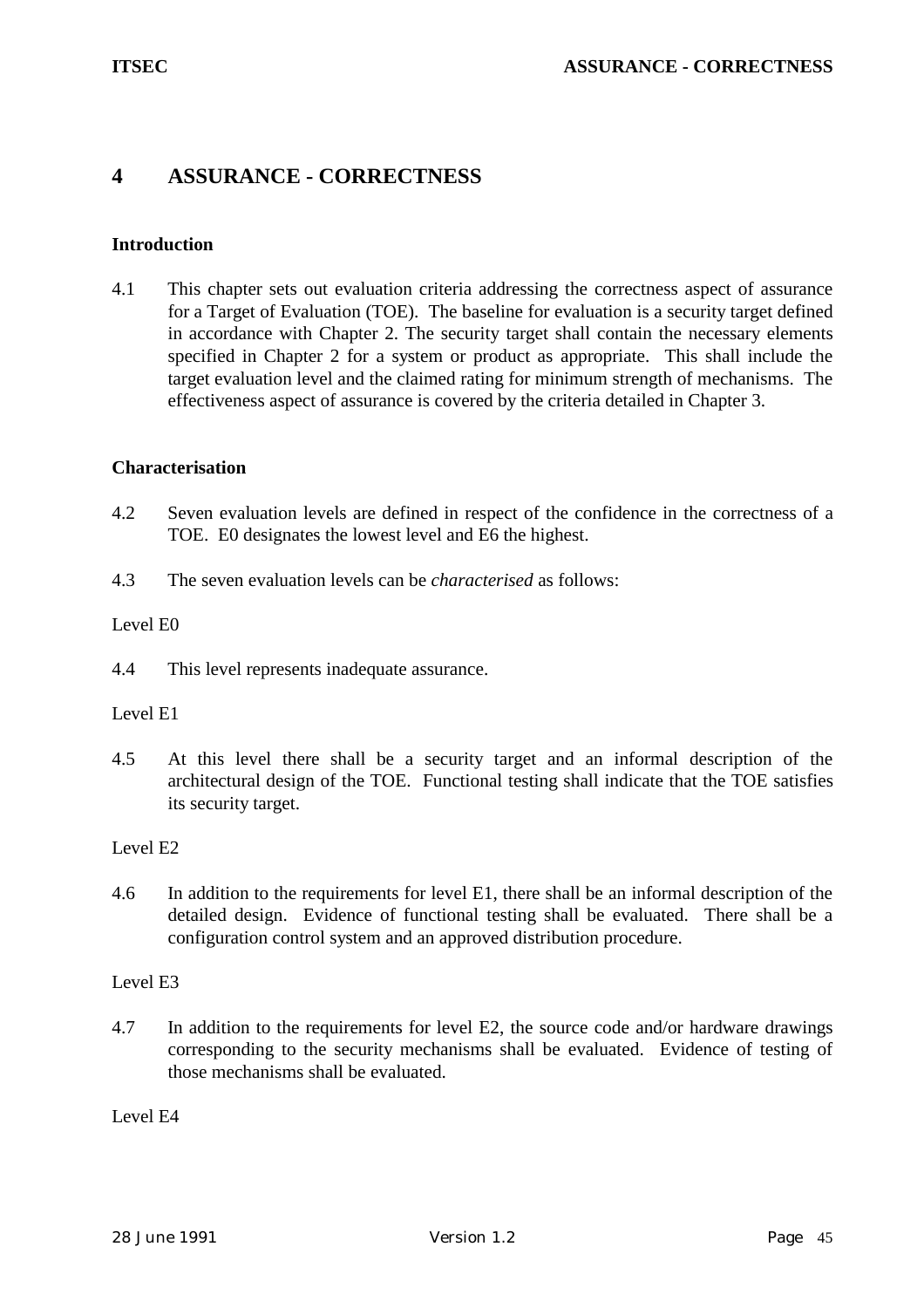# 4 ASSURANCE - CORRECTNESS

### Introduction

4.1 This chapter sets out evaluation criteria addressing the correctness aspect of assurance for a Target of Evaluation (TOE). The baseline for evaluation is a security target defined in accordance with Chapter 2. The security target shall contain the necessary elements specified in Chapter 2 for a system or product as appropriate. This shall include the target evaluation level and the claimed rating for minimum strength of mechanisms. The effectiveness aspect of assurance is covered by the criteria detailed in Chapter 3.

### Characterisation

4.2 Seven evaluation levels are defined in respect of the confidence in the correctness of a TOE. E0 designates the lowest level and E6 the highest.

4.3 The seven evaluation levels can be *characterised* as follows:

Level E0

4.4 This level represents inadequate assurance.

Level E1

4.5 At this level there shall be a security target and an informal description of the architectural design of the TOE. Functional testing shall indicate that the TOE satisfies its security target.

Level E2

4.6 In addition to the requirements for level E1, there shall be an informal description of the detailed design. Evidence of functional testing shall be evaluated. There shall be a configuration control system and an approved distribution procedure.

Level E3

4.7 In addition to the requirements for level E2, the source code and/or hardware drawings corresponding to the security mechanisms shall be evaluated. Evidence of testing of those mechanisms shall be evaluated.

Level E4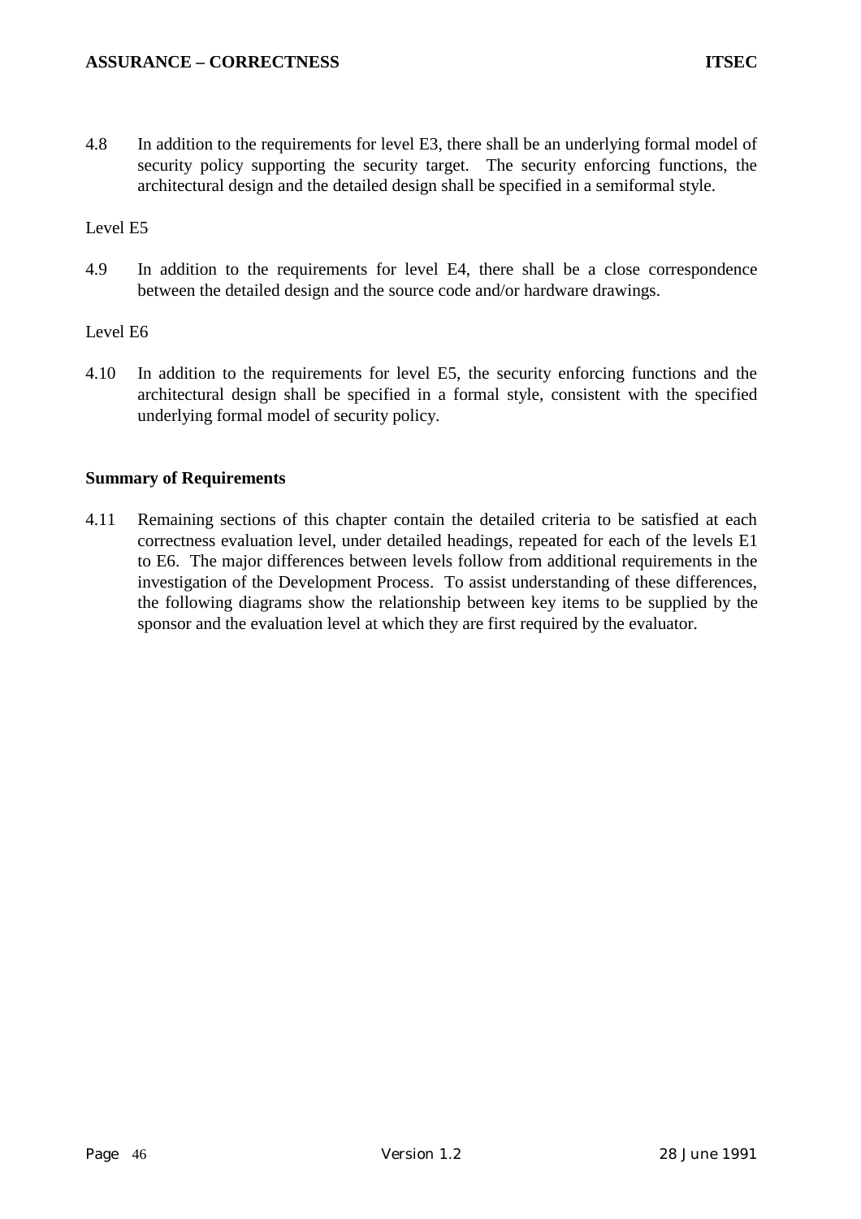4.8 In addition to the requirements for level E3, there shall be an underlying formal model of security policy supporting the security target. The security enforcing functions, the architectural design and the detailed design shall be specified in a semiformal style.

Level E5

4.9 In addition to the requirements for level E4, there shall be a close correspondence between the detailed design and the source code and/or hardware drawings.

Level E6

4.10 In addition to the requirements for level E5, the security enforcing functions and the architectural design shall be specified in a formal style, consistent with the specified underlying formal model of security policy.

### Summary of Requirements

4.11 Remaining sections of this chapter contain the detailed criteria to be satisfied at each correctness evaluation level, under detailed headings, repeated for each of the levels E1 to E6. The major differences between levels follow from additional requirements in the investigation of the Development Process. To assist understanding of these differences, the following diagrams show the relationship between key items to be supplied by the sponsor and the evaluation level at which they are first required by the evaluator.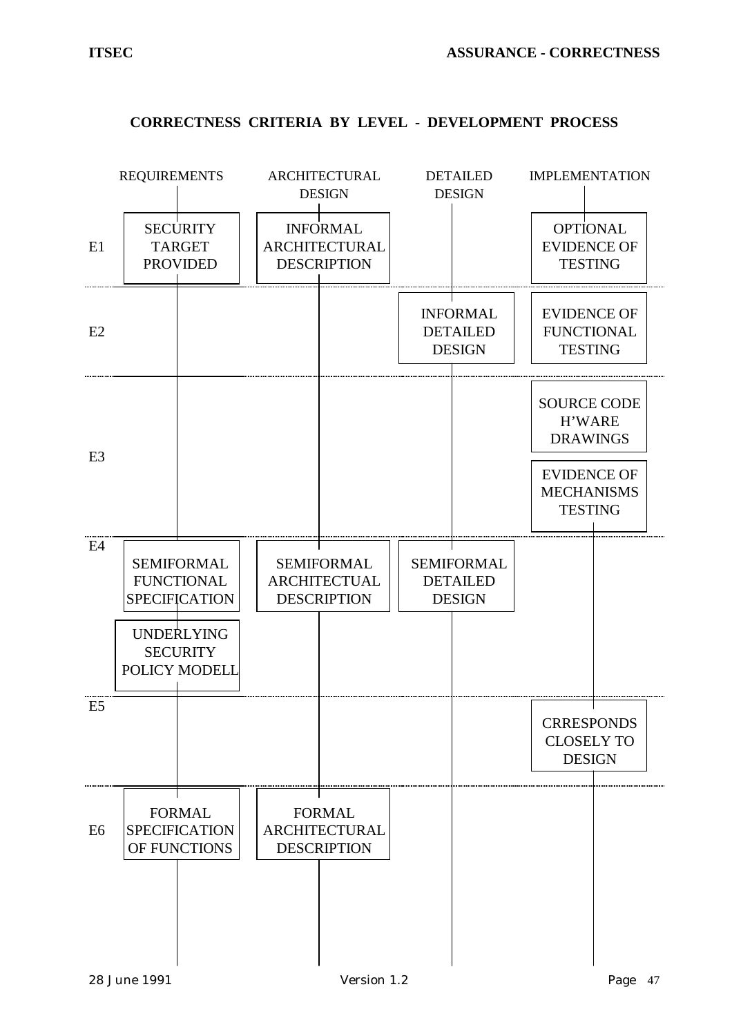## CORRECTNESS CRITERIA BY LEVEL - DEVELOPMENT PROCESS

| | REQUIREMENTS | ARCHITECTURAL DESIGN | DETAILED DESIGN | IMPLEMENTATION |
|---|---|---|---|---|
| E1 | SECURITY TARGET PROVIDED | INFORMAL ARCHITECTURAL DESCRIPTION | | OPTIONAL EVIDENCE OF TESTING |
| E2 | | | INFORMAL DETAILED DESIGN | EVIDENCE OF FUNCTIONAL TESTING |
| E3 | | | | SOURCE CODE H'WARE DRAWINGS<br>EVIDENCE OF MECHANISMS TESTING |
| E4 | SEMIFORMAL FUNCTIONAL SPECIFICATION<br>UNDERLYING SECURITY POLICY MODELL | SEMIFORMAL ARCHITECTUAL DESCRIPTION | SEMIFORMAL DETAILED DESIGN | |
| E5 | | | | CRRESPONDS CLOSELY TO DESIGN |
| E6 | FORMAL SPECIFICATION OF FUNCTIONS | FORMAL ARCHITECTURAL DESCRIPTION | | |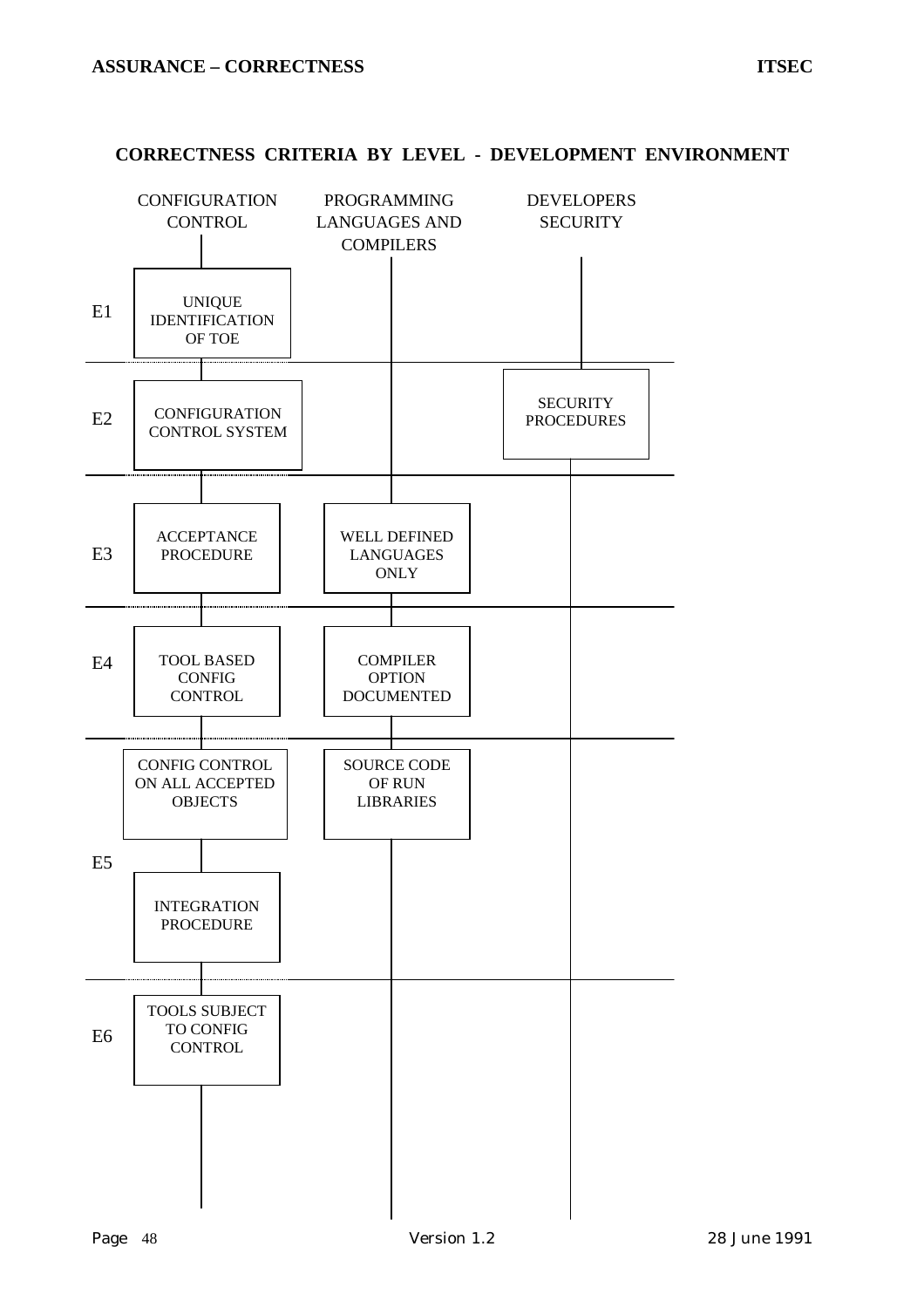## CORRECTNESS CRITERIA BY LEVEL - DEVELOPMENT ENVIRONMENT

| Level | CONFIGURATION CONTROL | PROGRAMMING LANGUAGES AND COMPILERS | DEVELOPERS SECURITY |
|---|---|---|---|
| E1 | UNIQUE IDENTIFICATION OF TOE | | |
| E2 | CONFIGURATION CONTROL SYSTEM | | SECURITY PROCEDURES |
| E3 | ACCEPTANCE PROCEDURE | WELL DEFINED LANGUAGES ONLY | |
| E4 | TOOL BASED CONFIG CONTROL | COMPILER OPTION DOCUMENTED | |
| E5 | CONFIG CONTROL ON ALL ACCEPTED OBJECTS; INTEGRATION PROCEDURE | SOURCE CODE OF RUN LIBRARIES | |
| E6 | TOOLS SUBJECT TO CONFIG CONTROL | | |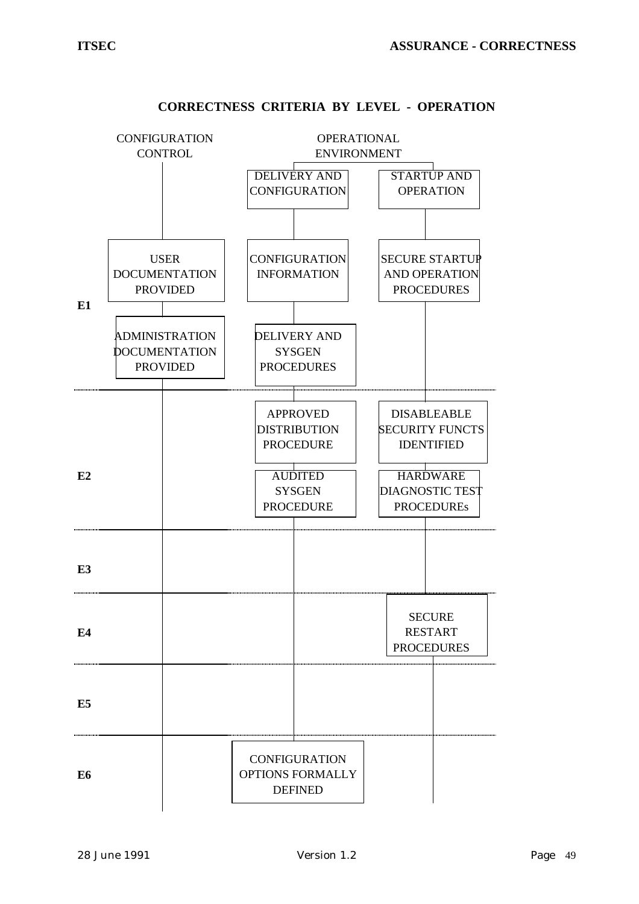## CORRECTNESS CRITERIA BY LEVEL - OPERATION

| Level | CONFIGURATION CONTROL | OPERATIONAL ENVIRONMENT: DELIVERY AND CONFIGURATION | OPERATIONAL ENVIRONMENT: STARTUP AND OPERATION |
|---|---|---|---|
| E1 | USER DOCUMENTATION PROVIDED | CONFIGURATION INFORMATION | SECURE STARTUP AND OPERATION PROCEDURES |
| | ADMINISTRATION DOCUMENTATION PROVIDED | DELIVERY AND SYSGEN PROCEDURES | |
| E2 | | APPROVED DISTRIBUTION PROCEDURE | DISABLEABLE SECURITY FUNCTS IDENTIFIED |
| | | AUDITED SYSGEN PROCEDURE | HARDWARE DIAGNOSTIC TEST PROCEDUREs |
| E3 | | | |
| E4 | | | SECURE RESTART PROCEDURES |
| E5 | | | |
| E6 | | CONFIGURATION OPTIONS FORMALLY DEFINED | |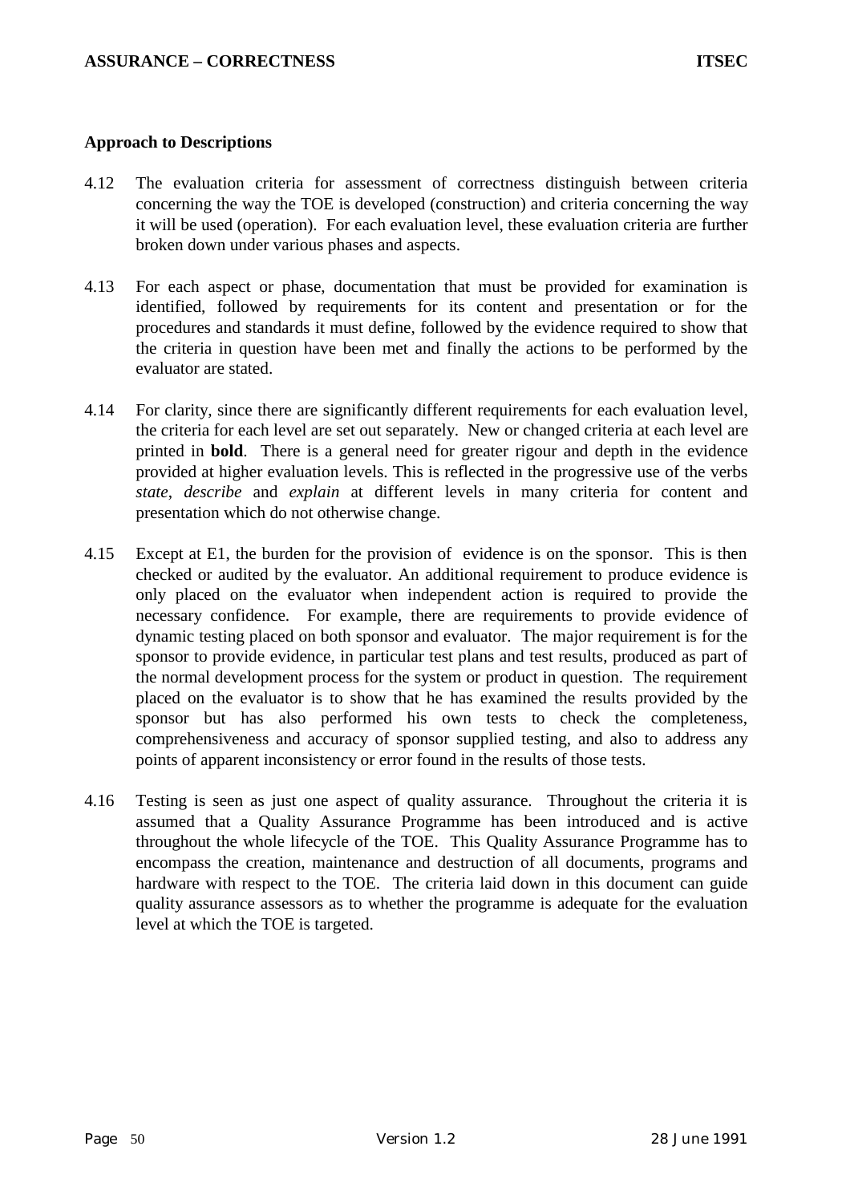## Approach to Descriptions

4.12 The evaluation criteria for assessment of correctness distinguish between criteria concerning the way the TOE is developed (construction) and criteria concerning the way it will be used (operation). For each evaluation level, these evaluation criteria are further broken down under various phases and aspects.

4.13 For each aspect or phase, documentation that must be provided for examination is identified, followed by requirements for its content and presentation or for the procedures and standards it must define, followed by the evidence required to show that the criteria in question have been met and finally the actions to be performed by the evaluator are stated.

4.14 For clarity, since there are significantly different requirements for each evaluation level, the criteria for each level are set out separately. New or changed criteria at each level are printed in **bold**. There is a general need for greater rigour and depth in the evidence provided at higher evaluation levels. This is reflected in the progressive use of the verbs *state*, *describe* and *explain* at different levels in many criteria for content and presentation which do not otherwise change.

4.15 Except at E1, the burden for the provision of evidence is on the sponsor. This is then checked or audited by the evaluator. An additional requirement to produce evidence is only placed on the evaluator when independent action is required to provide the necessary confidence. For example, there are requirements to provide evidence of dynamic testing placed on both sponsor and evaluator. The major requirement is for the sponsor to provide evidence, in particular test plans and test results, produced as part of the normal development process for the system or product in question. The requirement placed on the evaluator is to show that he has examined the results provided by the sponsor but has also performed his own tests to check the completeness, comprehensiveness and accuracy of sponsor supplied testing, and also to address any points of apparent inconsistency or error found in the results of those tests.

4.16 Testing is seen as just one aspect of quality assurance. Throughout the criteria it is assumed that a Quality Assurance Programme has been introduced and is active throughout the whole lifecycle of the TOE. This Quality Assurance Programme has to encompass the creation, maintenance and destruction of all documents, programs and hardware with respect to the TOE. The criteria laid down in this document can guide quality assurance assessors as to whether the programme is adequate for the evaluation level at which the TOE is targeted.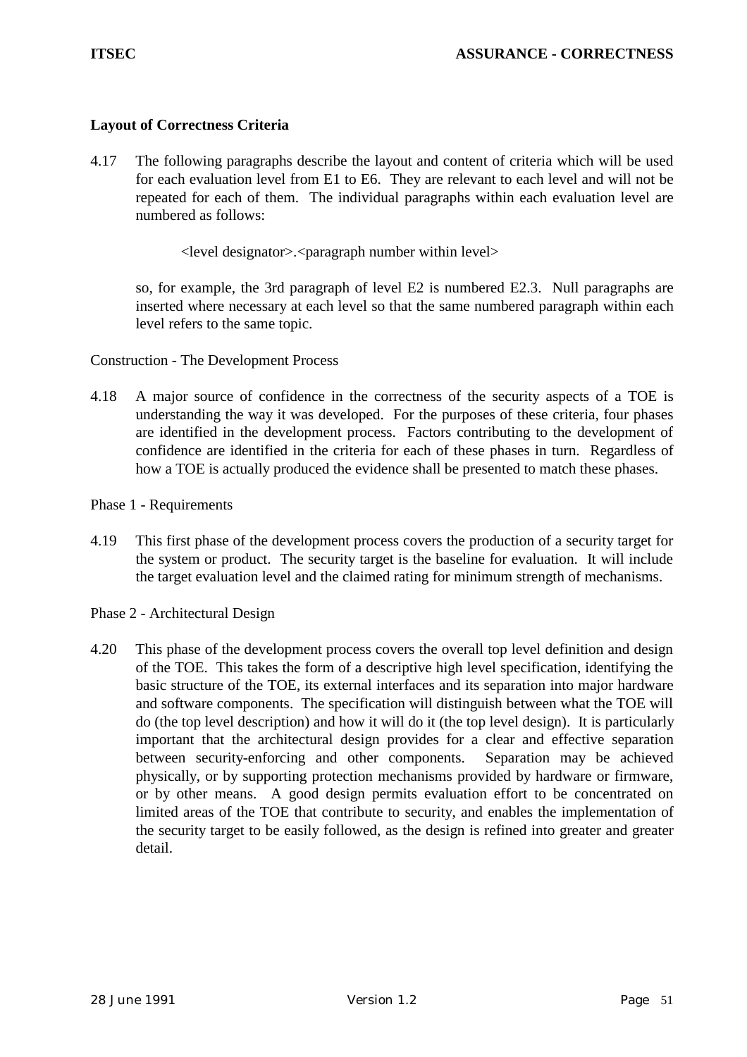## Layout of Correctness Criteria

4.17 The following paragraphs describe the layout and content of criteria which will be used for each evaluation level from E1 to E6. They are relevant to each level and will not be repeated for each of them. The individual paragraphs within each evaluation level are numbered as follows:

<level designator>.<paragraph number within level>

so, for example, the 3rd paragraph of level E2 is numbered E2.3. Null paragraphs are inserted where necessary at each level so that the same numbered paragraph within each level refers to the same topic.

Construction - The Development Process

4.18 A major source of confidence in the correctness of the security aspects of a TOE is understanding the way it was developed. For the purposes of these criteria, four phases are identified in the development process. Factors contributing to the development of confidence are identified in the criteria for each of these phases in turn. Regardless of how a TOE is actually produced the evidence shall be presented to match these phases.

Phase 1 - Requirements

4.19 This first phase of the development process covers the production of a security target for the system or product. The security target is the baseline for evaluation. It will include the target evaluation level and the claimed rating for minimum strength of mechanisms.

Phase 2 - Architectural Design

4.20 This phase of the development process covers the overall top level definition and design of the TOE. This takes the form of a descriptive high level specification, identifying the basic structure of the TOE, its external interfaces and its separation into major hardware and software components. The specification will distinguish between what the TOE will do (the top level description) and how it will do it (the top level design). It is particularly important that the architectural design provides for a clear and effective separation between security-enforcing and other components. Separation may be achieved physically, or by supporting protection mechanisms provided by hardware or firmware, or by other means. A good design permits evaluation effort to be concentrated on limited areas of the TOE that contribute to security, and enables the implementation of the security target to be easily followed, as the design is refined into greater and greater detail.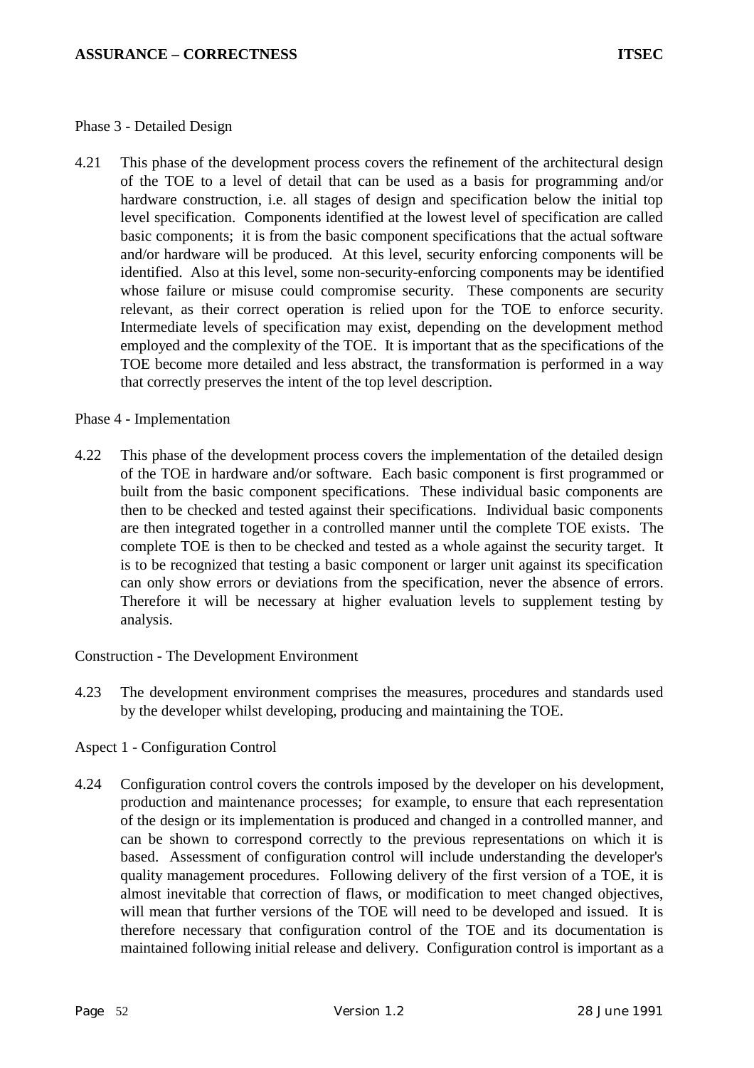Phase 3 - Detailed Design

4.21 This phase of the development process covers the refinement of the architectural design of the TOE to a level of detail that can be used as a basis for programming and/or hardware construction, i.e. all stages of design and specification below the initial top level specification. Components identified at the lowest level of specification are called basic components; it is from the basic component specifications that the actual software and/or hardware will be produced. At this level, security enforcing components will be identified. Also at this level, some non-security-enforcing components may be identified whose failure or misuse could compromise security. These components are security relevant, as their correct operation is relied upon for the TOE to enforce security. Intermediate levels of specification may exist, depending on the development method employed and the complexity of the TOE. It is important that as the specifications of the TOE become more detailed and less abstract, the transformation is performed in a way that correctly preserves the intent of the top level description.

Phase 4 - Implementation

4.22 This phase of the development process covers the implementation of the detailed design of the TOE in hardware and/or software. Each basic component is first programmed or built from the basic component specifications. These individual basic components are then to be checked and tested against their specifications. Individual basic components are then integrated together in a controlled manner until the complete TOE exists. The complete TOE is then to be checked and tested as a whole against the security target. It is to be recognized that testing a basic component or larger unit against its specification can only show errors or deviations from the specification, never the absence of errors. Therefore it will be necessary at higher evaluation levels to supplement testing by analysis.

Construction - The Development Environment

4.23 The development environment comprises the measures, procedures and standards used by the developer whilst developing, producing and maintaining the TOE.

Aspect 1 - Configuration Control

4.24 Configuration control covers the controls imposed by the developer on his development, production and maintenance processes; for example, to ensure that each representation of the design or its implementation is produced and changed in a controlled manner, and can be shown to correspond correctly to the previous representations on which it is based. Assessment of configuration control will include understanding the developer's quality management procedures. Following delivery of the first version of a TOE, it is almost inevitable that correction of flaws, or modification to meet changed objectives, will mean that further versions of the TOE will need to be developed and issued. It is therefore necessary that configuration control of the TOE and its documentation is maintained following initial release and delivery. Configuration control is important as a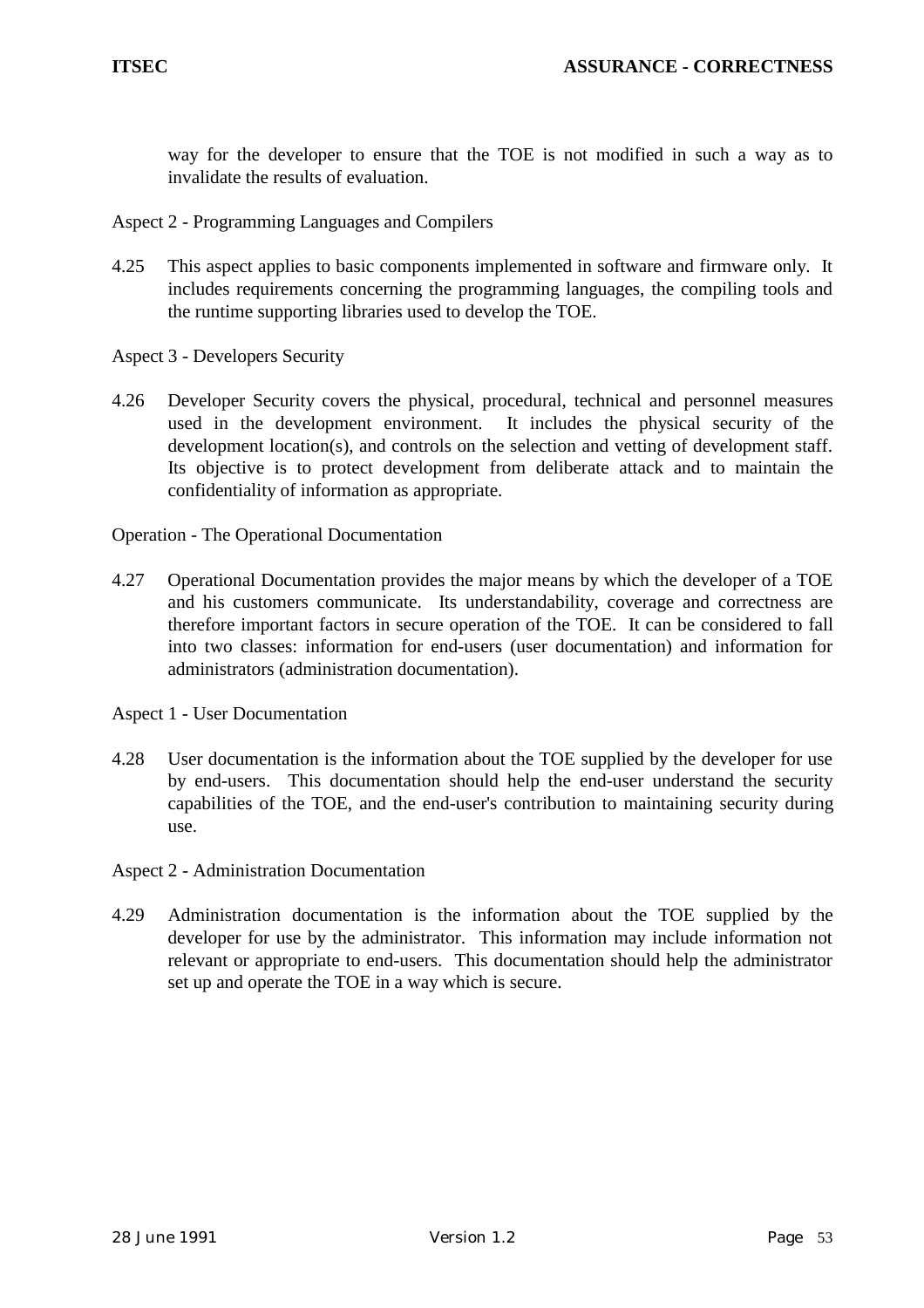way for the developer to ensure that the TOE is not modified in such a way as to invalidate the results of evaluation.

Aspect 2 - Programming Languages and Compilers

4.25 This aspect applies to basic components implemented in software and firmware only. It includes requirements concerning the programming languages, the compiling tools and the runtime supporting libraries used to develop the TOE.

Aspect 3 - Developers Security

4.26 Developer Security covers the physical, procedural, technical and personnel measures used in the development environment. It includes the physical security of the development location(s), and controls on the selection and vetting of development staff. Its objective is to protect development from deliberate attack and to maintain the confidentiality of information as appropriate.

Operation - The Operational Documentation

4.27 Operational Documentation provides the major means by which the developer of a TOE and his customers communicate. Its understandability, coverage and correctness are therefore important factors in secure operation of the TOE. It can be considered to fall into two classes: information for end-users (user documentation) and information for administrators (administration documentation).

Aspect 1 - User Documentation

4.28 User documentation is the information about the TOE supplied by the developer for use by end-users. This documentation should help the end-user understand the security capabilities of the TOE, and the end-user's contribution to maintaining security during use.

Aspect 2 - Administration Documentation

4.29 Administration documentation is the information about the TOE supplied by the developer for use by the administrator. This information may include information not relevant or appropriate to end-users. This documentation should help the administrator set up and operate the TOE in a way which is secure.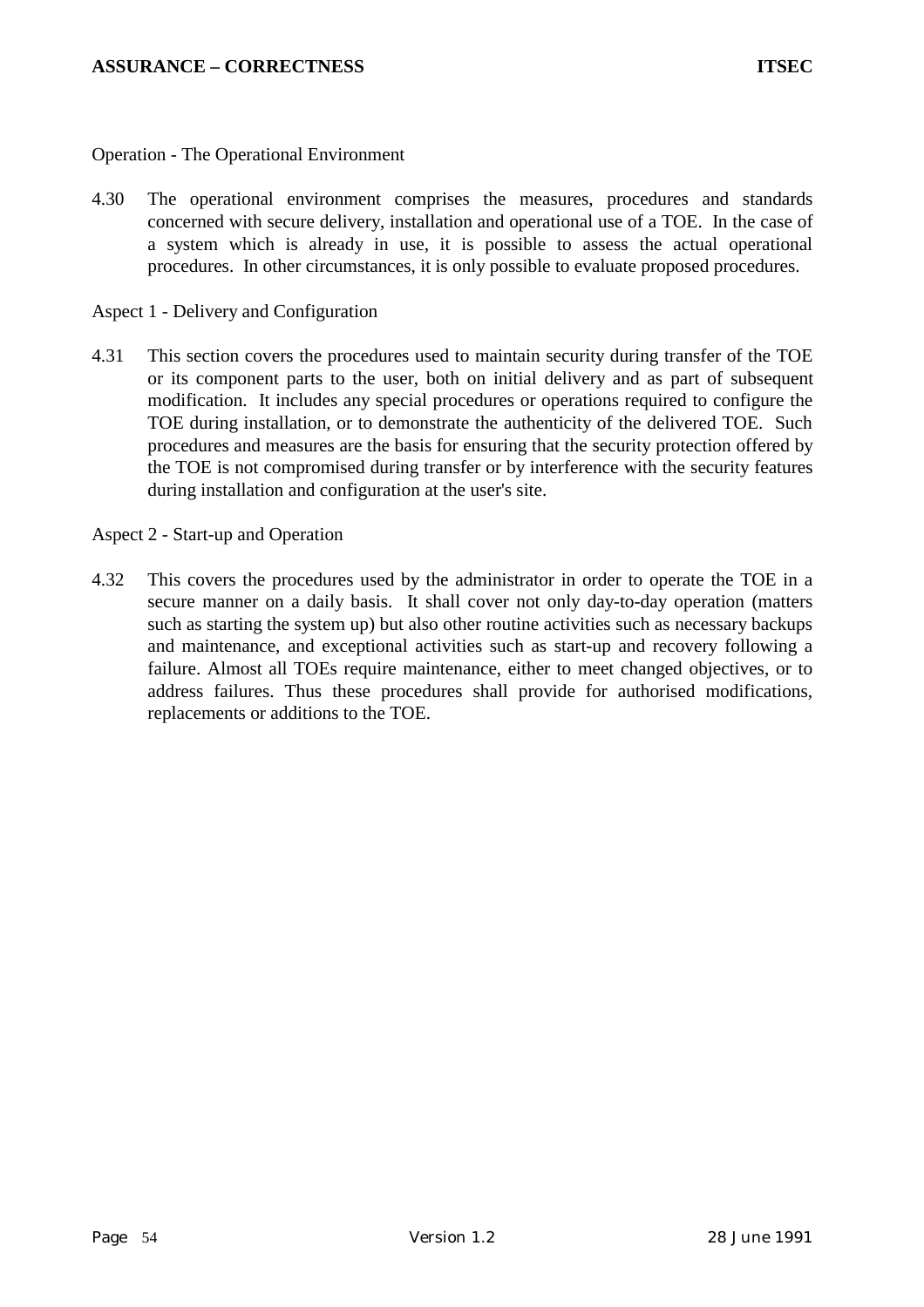Operation - The Operational Environment

4.30 The operational environment comprises the measures, procedures and standards concerned with secure delivery, installation and operational use of a TOE. In the case of a system which is already in use, it is possible to assess the actual operational procedures. In other circumstances, it is only possible to evaluate proposed procedures.

Aspect 1 - Delivery and Configuration

4.31 This section covers the procedures used to maintain security during transfer of the TOE or its component parts to the user, both on initial delivery and as part of subsequent modification. It includes any special procedures or operations required to configure the TOE during installation, or to demonstrate the authenticity of the delivered TOE. Such procedures and measures are the basis for ensuring that the security protection offered by the TOE is not compromised during transfer or by interference with the security features during installation and configuration at the user's site.

Aspect 2 - Start-up and Operation

4.32 This covers the procedures used by the administrator in order to operate the TOE in a secure manner on a daily basis. It shall cover not only day-to-day operation (matters such as starting the system up) but also other routine activities such as necessary backups and maintenance, and exceptional activities such as start-up and recovery following a failure. Almost all TOEs require maintenance, either to meet changed objectives, or to address failures. Thus these procedures shall provide for authorised modifications, replacements or additions to the TOE.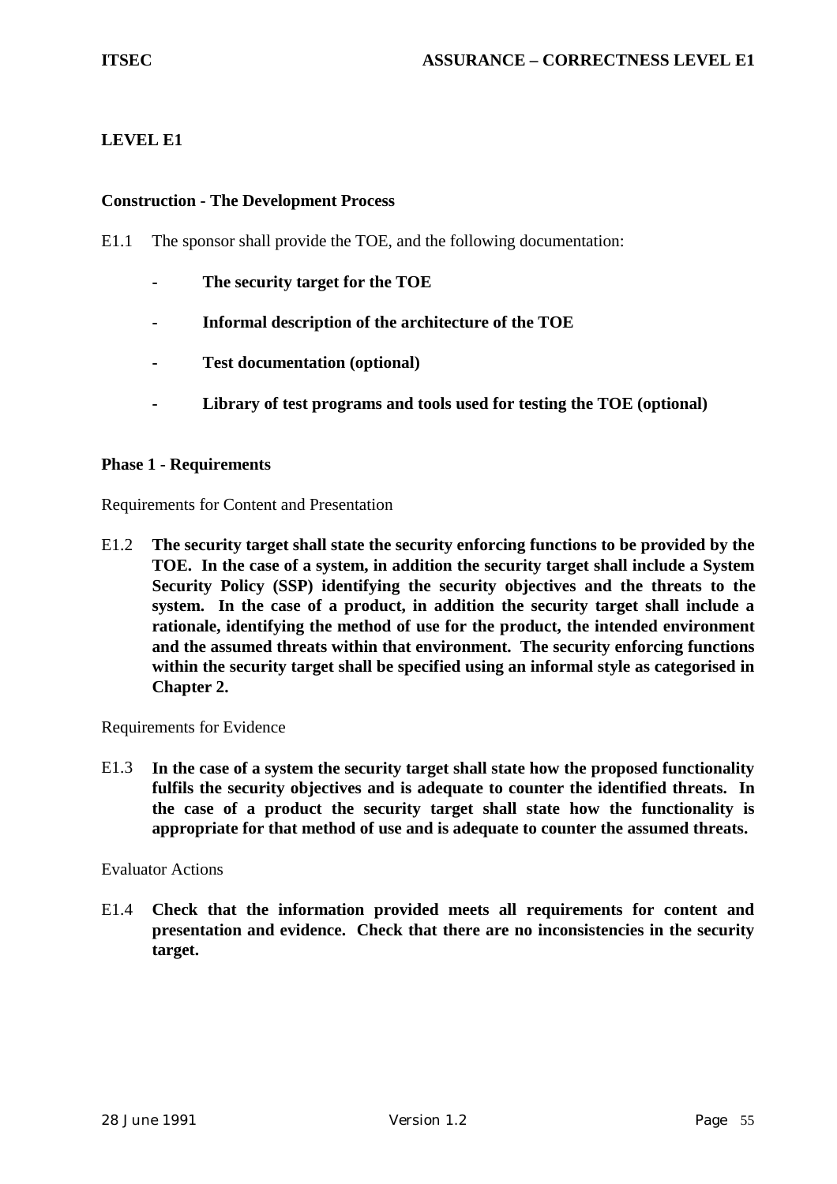## LEVEL E1

### Construction - The Development Process

E1.1 The sponsor shall provide the TOE, and the following documentation:

- **The security target for the TOE**
- **Informal description of the architecture of the TOE**
- **Test documentation (optional)**
- **Library of test programs and tools used for testing the TOE (optional)**

### Phase 1 - Requirements

Requirements for Content and Presentation

E1.2 **The security target shall state the security enforcing functions to be provided by the TOE. In the case of a system, in addition the security target shall include a System Security Policy (SSP) identifying the security objectives and the threats to the system. In the case of a product, in addition the security target shall include a rationale, identifying the method of use for the product, the intended environment and the assumed threats within that environment. The security enforcing functions within the security target shall be specified using an informal style as categorised in Chapter 2.**

Requirements for Evidence

E1.3 **In the case of a system the security target shall state how the proposed functionality fulfils the security objectives and is adequate to counter the identified threats. In the case of a product the security target shall state how the functionality is appropriate for that method of use and is adequate to counter the assumed threats.**

Evaluator Actions

E1.4 **Check that the information provided meets all requirements for content and presentation and evidence. Check that there are no inconsistencies in the security target.**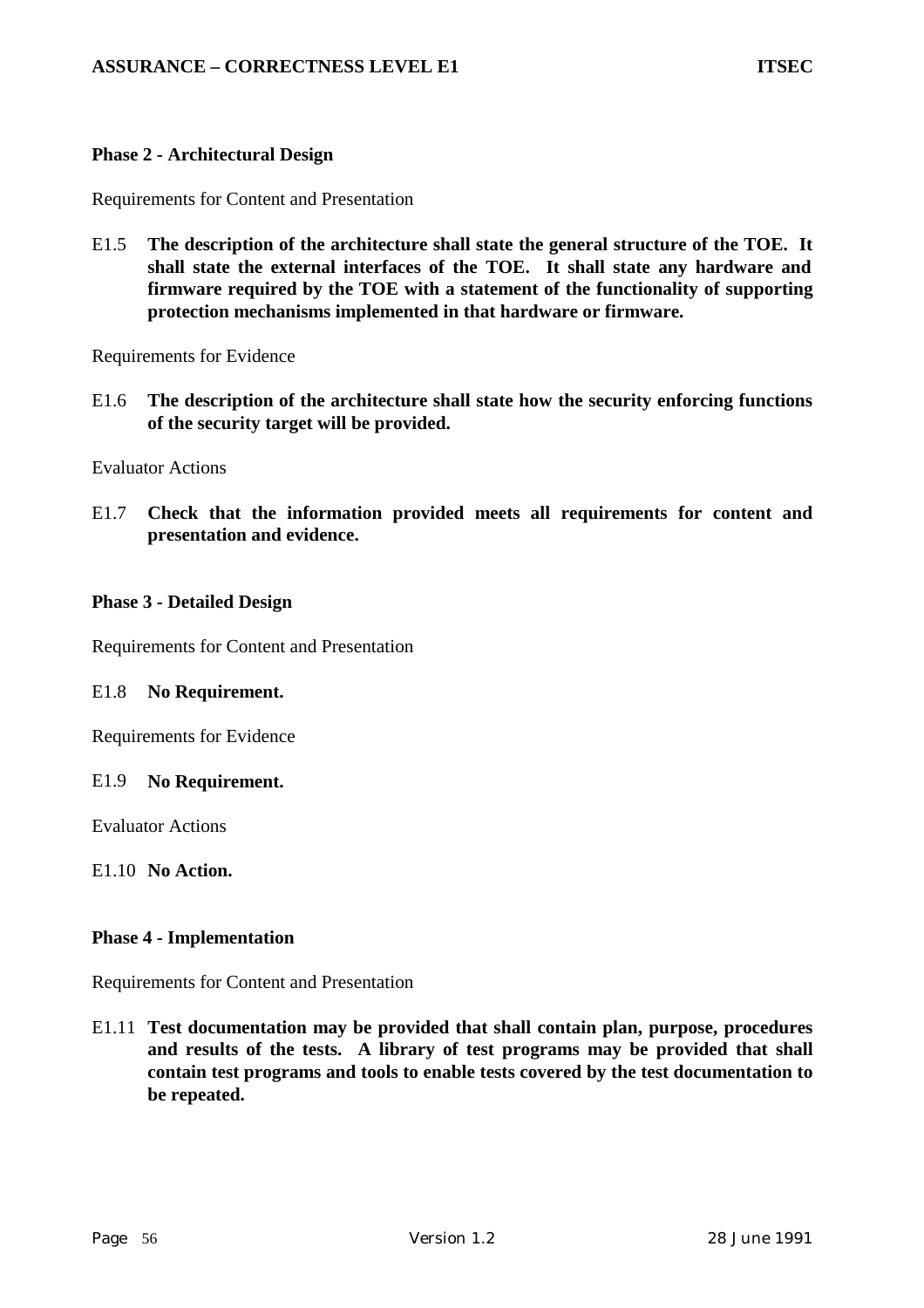### Phase 2 - Architectural Design

Requirements for Content and Presentation

E1.5 **The description of the architecture shall state the general structure of the TOE. It shall state the external interfaces of the TOE. It shall state any hardware and firmware required by the TOE with a statement of the functionality of supporting protection mechanisms implemented in that hardware or firmware.**

Requirements for Evidence

E1.6 **The description of the architecture shall state how the security enforcing functions of the security target will be provided.**

Evaluator Actions

E1.7 **Check that the information provided meets all requirements for content and presentation and evidence.**

### Phase 3 - Detailed Design

Requirements for Content and Presentation

E1.8 **No Requirement.**

Requirements for Evidence

E1.9 **No Requirement.**

Evaluator Actions

E1.10 **No Action.**

### Phase 4 - Implementation

Requirements for Content and Presentation

E1.11 **Test documentation may be provided that shall contain plan, purpose, procedures and results of the tests. A library of test programs may be provided that shall contain test programs and tools to enable tests covered by the test documentation to be repeated.**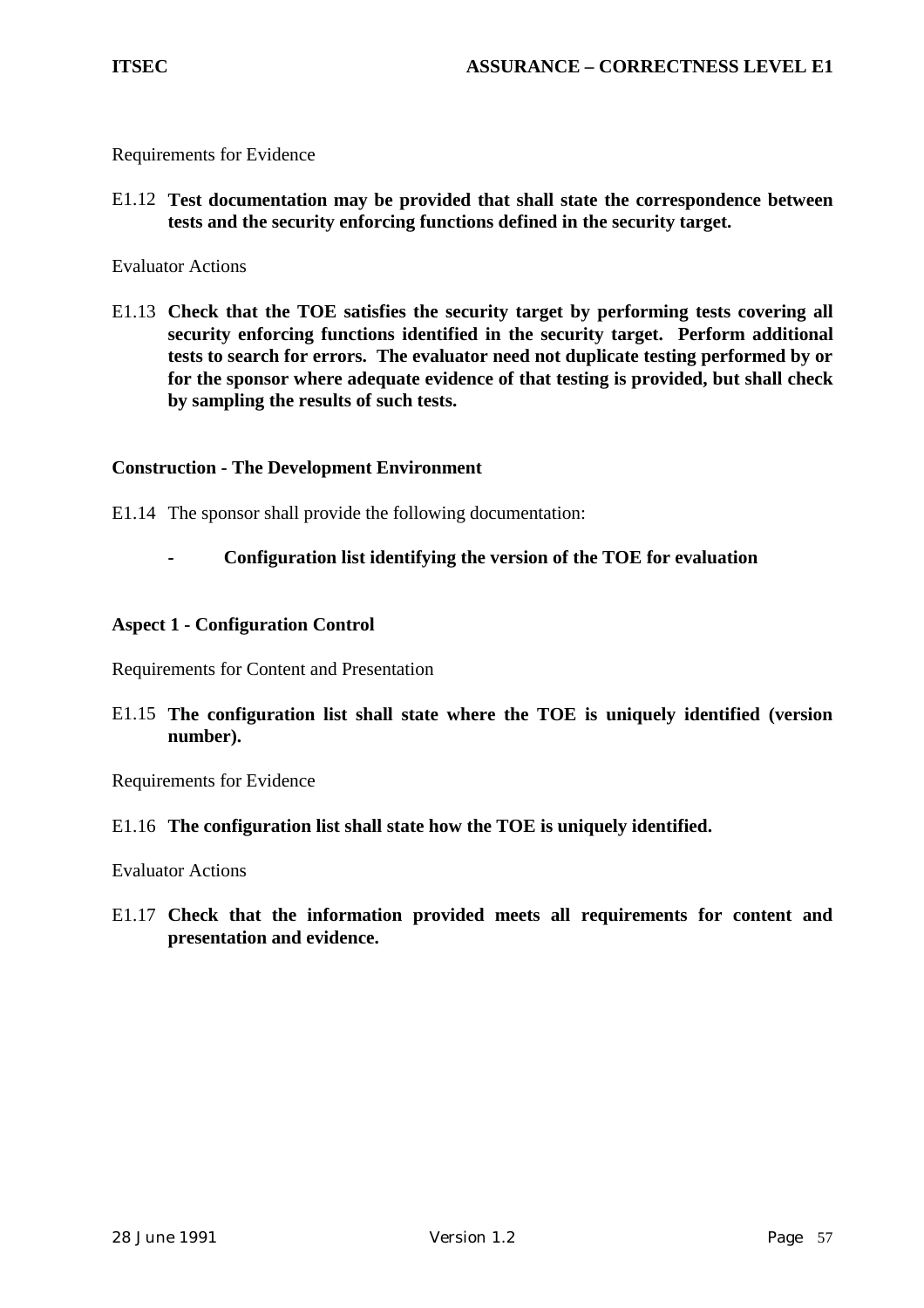Requirements for Evidence

E1.12 **Test documentation may be provided that shall state the correspondence between tests and the security enforcing functions defined in the security target.**

Evaluator Actions

E1.13 **Check that the TOE satisfies the security target by performing tests covering all security enforcing functions identified in the security target. Perform additional tests to search for errors. The evaluator need not duplicate testing performed by or for the sponsor where adequate evidence of that testing is provided, but shall check by sampling the results of such tests.**

### Construction - The Development Environment

E1.14 The sponsor shall provide the following documentation:

- **Configuration list identifying the version of the TOE for evaluation**

### Aspect 1 - Configuration Control

Requirements for Content and Presentation

E1.15 **The configuration list shall state where the TOE is uniquely identified (version number).**

Requirements for Evidence

E1.16 **The configuration list shall state how the TOE is uniquely identified.**

Evaluator Actions

E1.17 **Check that the information provided meets all requirements for content and presentation and evidence.**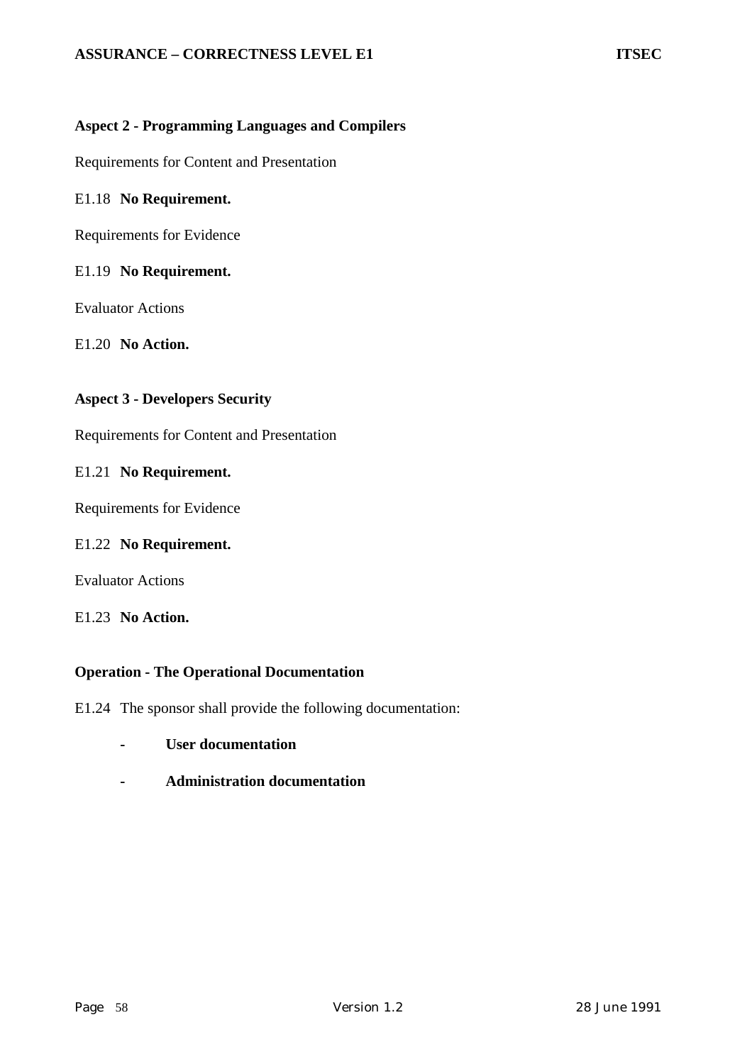### Aspect 2 - Programming Languages and Compilers

Requirements for Content and Presentation

E1.18 **No Requirement.**

Requirements for Evidence

E1.19 **No Requirement.**

Evaluator Actions

E1.20 **No Action.**

### Aspect 3 - Developers Security

Requirements for Content and Presentation

E1.21 **No Requirement.**

Requirements for Evidence

E1.22 **No Requirement.**

Evaluator Actions

E1.23 **No Action.**

### Operation - The Operational Documentation

E1.24 The sponsor shall provide the following documentation:

- **User documentation**
- **Administration documentation**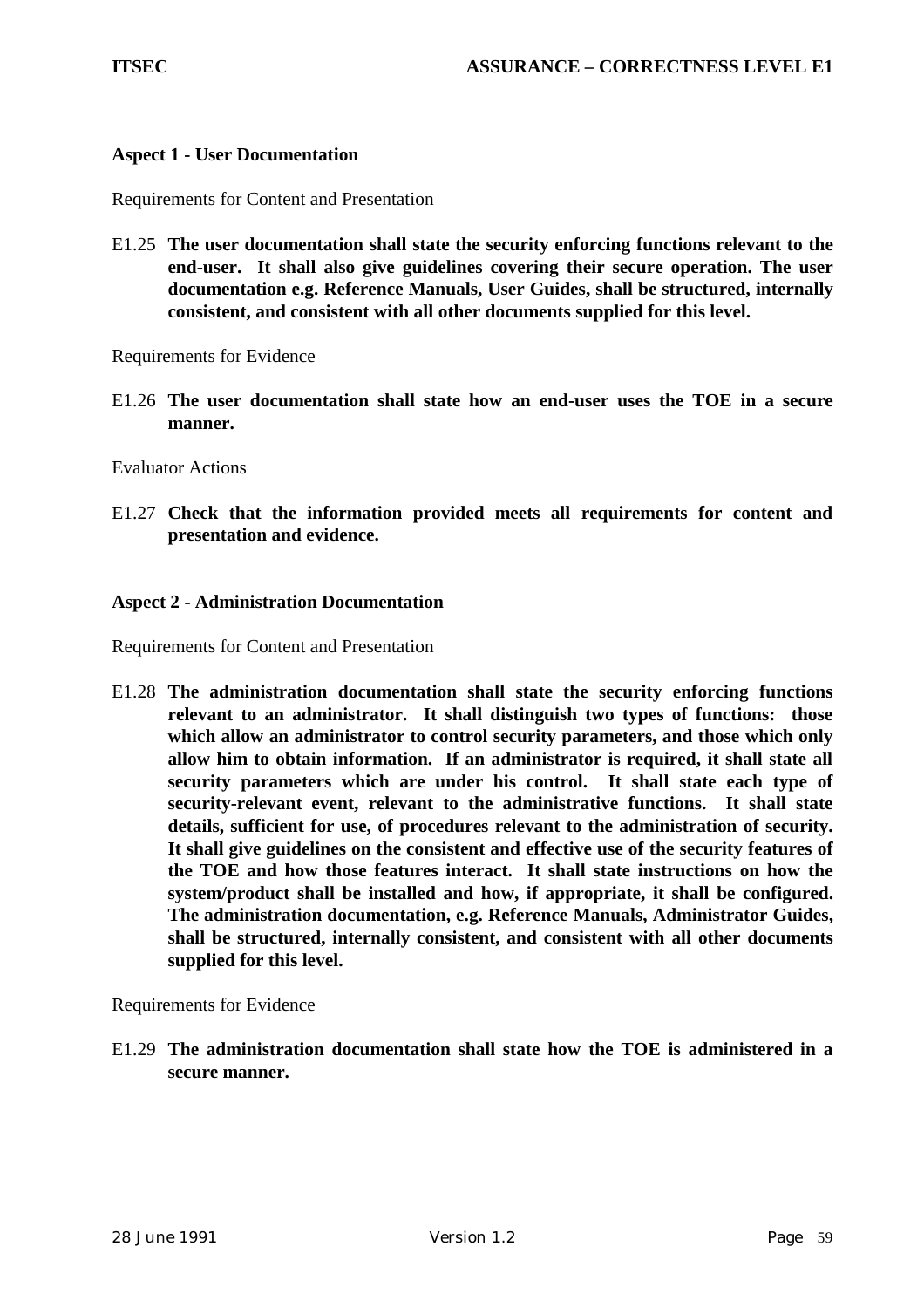**Aspect 1 - User Documentation**

Requirements for Content and Presentation

E1.25 **The user documentation shall state the security enforcing functions relevant to the end-user. It shall also give guidelines covering their secure operation. The user documentation e.g. Reference Manuals, User Guides, shall be structured, internally consistent, and consistent with all other documents supplied for this level.**

Requirements for Evidence

E1.26 **The user documentation shall state how an end-user uses the TOE in a secure manner.**

Evaluator Actions

E1.27 **Check that the information provided meets all requirements for content and presentation and evidence.**

**Aspect 2 - Administration Documentation**

Requirements for Content and Presentation

E1.28 **The administration documentation shall state the security enforcing functions relevant to an administrator. It shall distinguish two types of functions: those which allow an administrator to control security parameters, and those which only allow him to obtain information. If an administrator is required, it shall state all security parameters which are under his control. It shall state each type of security-relevant event, relevant to the administrative functions. It shall state details, sufficient for use, of procedures relevant to the administration of security. It shall give guidelines on the consistent and effective use of the security features of the TOE and how those features interact. It shall state instructions on how the system/product shall be installed and how, if appropriate, it shall be configured. The administration documentation, e.g. Reference Manuals, Administrator Guides, shall be structured, internally consistent, and consistent with all other documents supplied for this level.**

Requirements for Evidence

E1.29 **The administration documentation shall state how the TOE is administered in a secure manner.**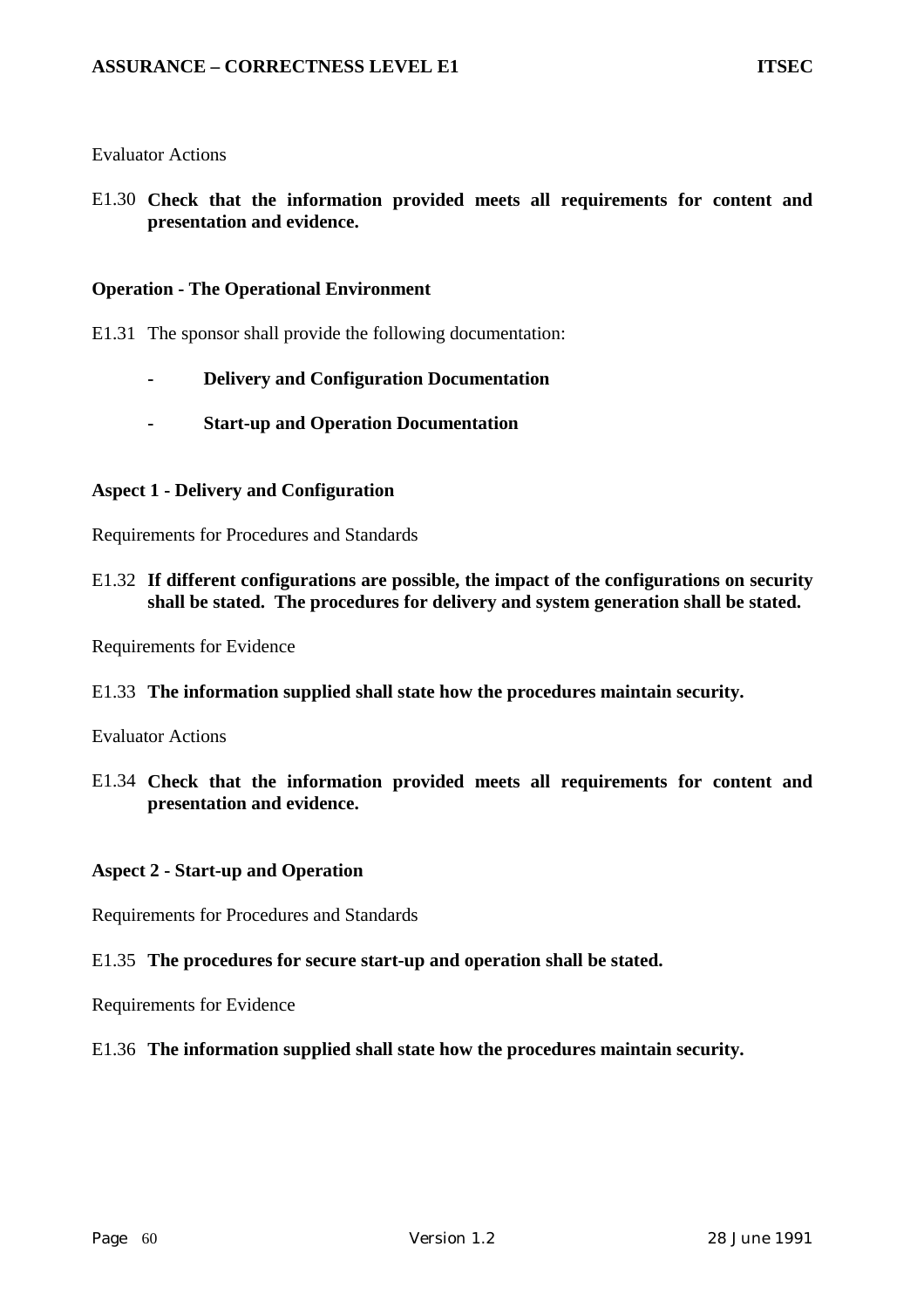Evaluator Actions

E1.30 **Check that the information provided meets all requirements for content and presentation and evidence.**

**Operation - The Operational Environment**

E1.31 The sponsor shall provide the following documentation:

- **Delivery and Configuration Documentation**
- **Start-up and Operation Documentation**

**Aspect 1 - Delivery and Configuration**

Requirements for Procedures and Standards

E1.32 **If different configurations are possible, the impact of the configurations on security shall be stated. The procedures for delivery and system generation shall be stated.**

Requirements for Evidence

E1.33 **The information supplied shall state how the procedures maintain security.**

Evaluator Actions

E1.34 **Check that the information provided meets all requirements for content and presentation and evidence.**

**Aspect 2 - Start-up and Operation**

Requirements for Procedures and Standards

E1.35 **The procedures for secure start-up and operation shall be stated.**

Requirements for Evidence

E1.36 **The information supplied shall state how the procedures maintain security.**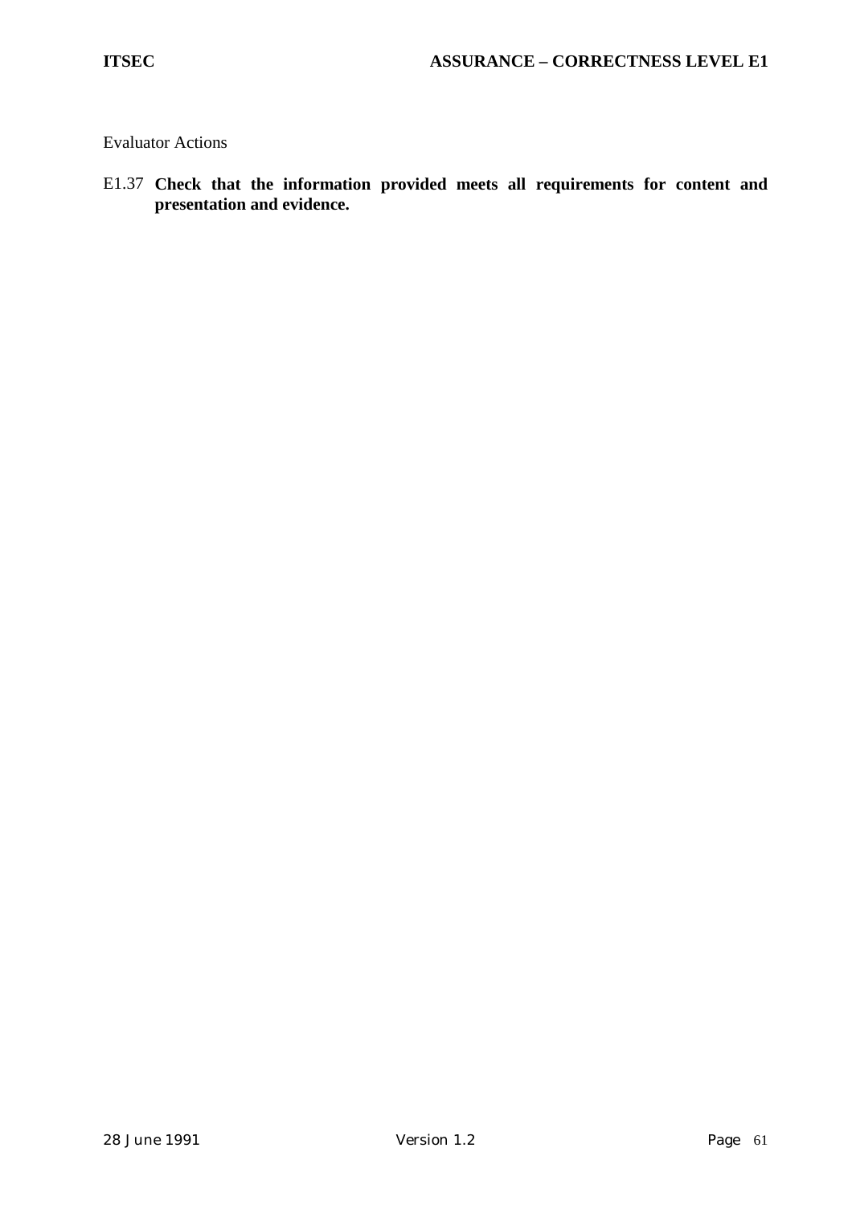Evaluator Actions

E1.37 **Check that the information provided meets all requirements for content and presentation and evidence.**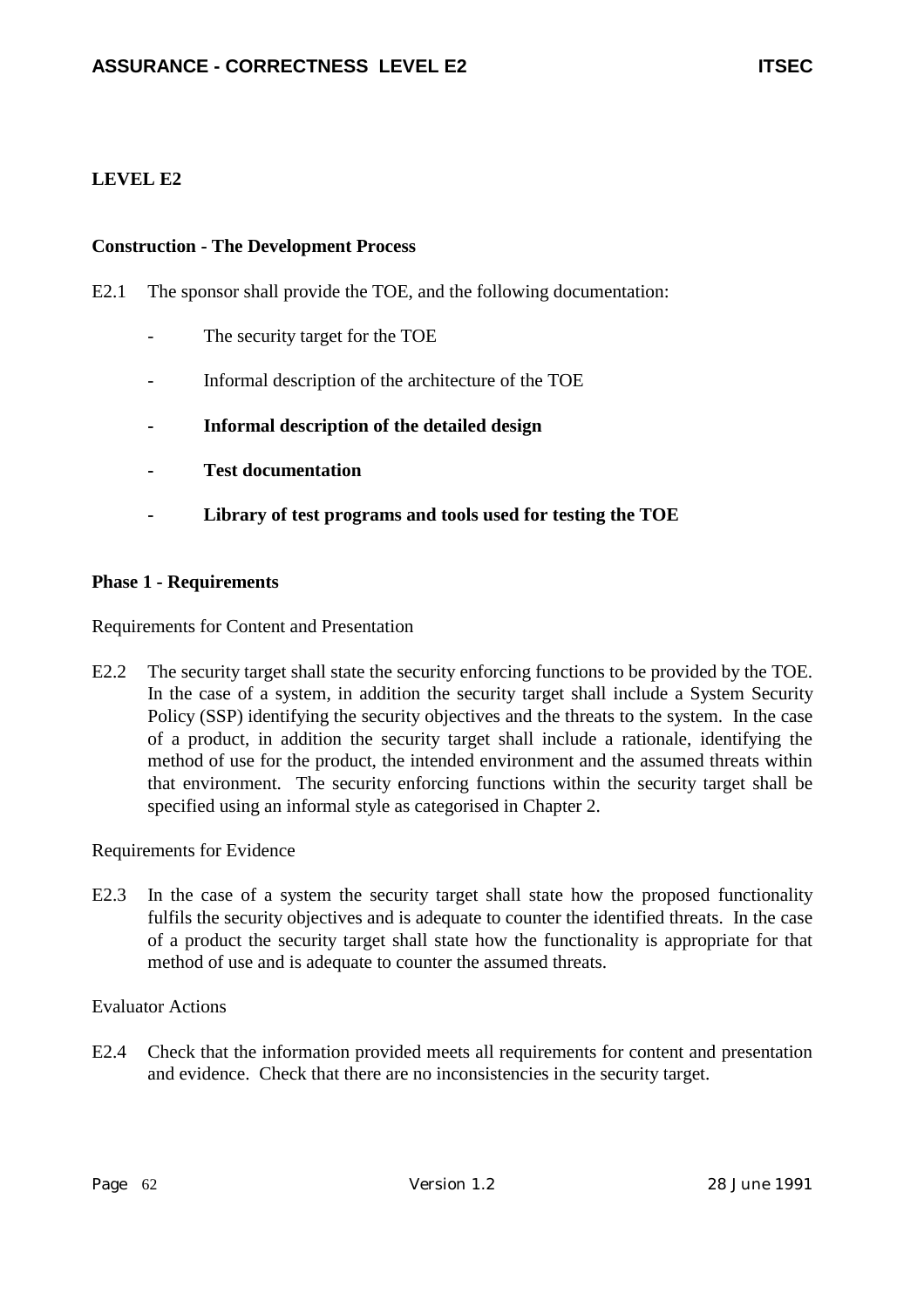## LEVEL E2

### Construction - The Development Process

E2.1 The sponsor shall provide the TOE, and the following documentation:

- The security target for the TOE
- Informal description of the architecture of the TOE
- **Informal description of the detailed design**
- **Test documentation**
- **Library of test programs and tools used for testing the TOE**

### Phase 1 - Requirements

Requirements for Content and Presentation

E2.2 The security target shall state the security enforcing functions to be provided by the TOE. In the case of a system, in addition the security target shall include a System Security Policy (SSP) identifying the security objectives and the threats to the system. In the case of a product, in addition the security target shall include a rationale, identifying the method of use for the product, the intended environment and the assumed threats within that environment. The security enforcing functions within the security target shall be specified using an informal style as categorised in Chapter 2.

Requirements for Evidence

E2.3 In the case of a system the security target shall state how the proposed functionality fulfils the security objectives and is adequate to counter the identified threats. In the case of a product the security target shall state how the functionality is appropriate for that method of use and is adequate to counter the assumed threats.

Evaluator Actions

E2.4 Check that the information provided meets all requirements for content and presentation and evidence. Check that there are no inconsistencies in the security target.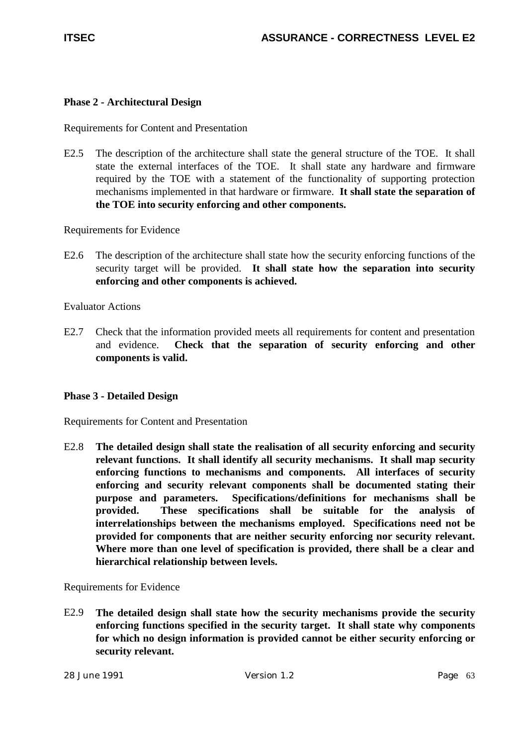**Phase 2 - Architectural Design**

Requirements for Content and Presentation

E2.5 The description of the architecture shall state the general structure of the TOE. It shall state the external interfaces of the TOE. It shall state any hardware and firmware required by the TOE with a statement of the functionality of supporting protection mechanisms implemented in that hardware or firmware. **It shall state the separation of the TOE into security enforcing and other components.**

Requirements for Evidence

E2.6 The description of the architecture shall state how the security enforcing functions of the security target will be provided. **It shall state how the separation into security enforcing and other components is achieved.**

Evaluator Actions

E2.7 Check that the information provided meets all requirements for content and presentation and evidence. **Check that the separation of security enforcing and other components is valid.**

**Phase 3 - Detailed Design**

Requirements for Content and Presentation

E2.8 **The detailed design shall state the realisation of all security enforcing and security relevant functions. It shall identify all security mechanisms. It shall map security enforcing functions to mechanisms and components. All interfaces of security enforcing and security relevant components shall be documented stating their purpose and parameters. Specifications/definitions for mechanisms shall be provided. These specifications shall be suitable for the analysis of interrelationships between the mechanisms employed. Specifications need not be provided for components that are neither security enforcing nor security relevant. Where more than one level of specification is provided, there shall be a clear and hierarchical relationship between levels.**

Requirements for Evidence

E2.9 **The detailed design shall state how the security mechanisms provide the security enforcing functions specified in the security target. It shall state why components for which no design information is provided cannot be either security enforcing or security relevant.**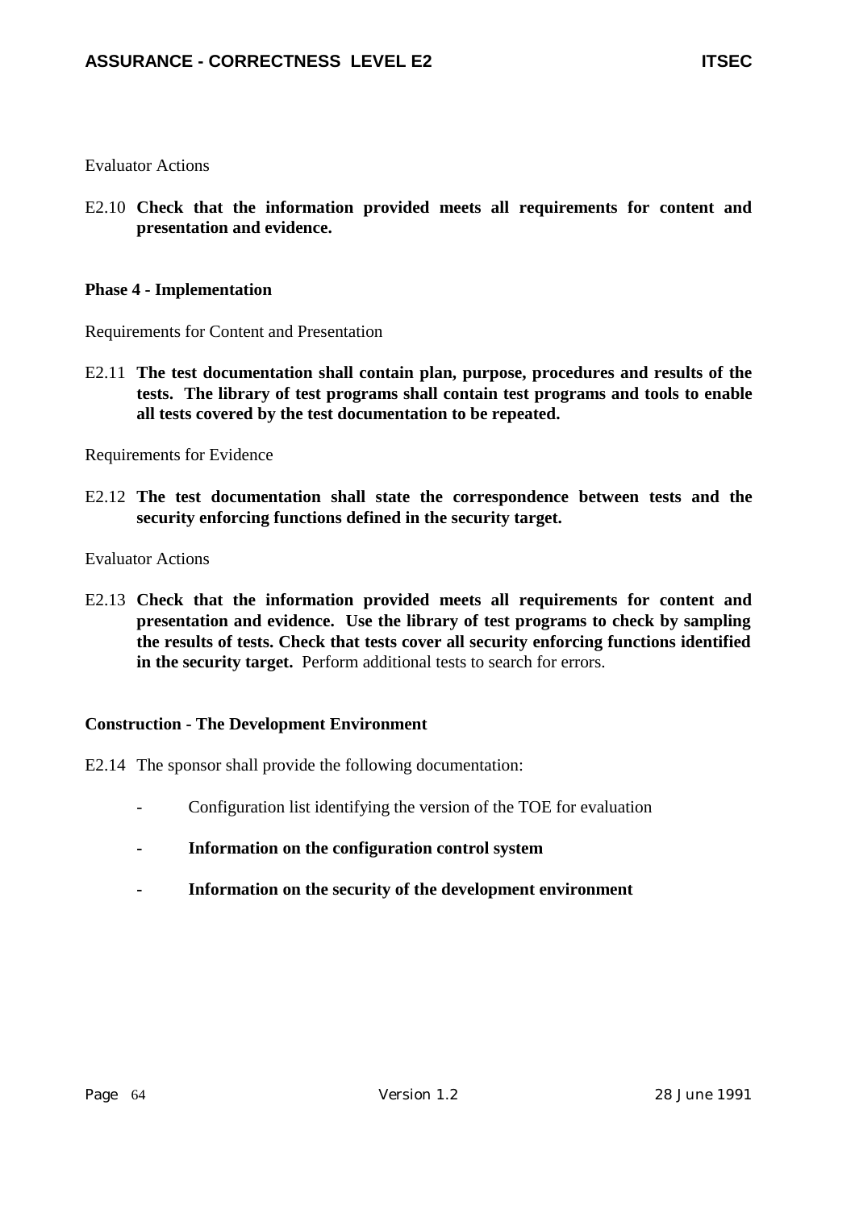Evaluator Actions

E2.10 **Check that the information provided meets all requirements for content and presentation and evidence.**

**Phase 4 - Implementation**

Requirements for Content and Presentation

E2.11 **The test documentation shall contain plan, purpose, procedures and results of the tests. The library of test programs shall contain test programs and tools to enable all tests covered by the test documentation to be repeated.**

Requirements for Evidence

E2.12 **The test documentation shall state the correspondence between tests and the security enforcing functions defined in the security target.**

Evaluator Actions

E2.13 **Check that the information provided meets all requirements for content and presentation and evidence. Use the library of test programs to check by sampling the results of tests. Check that tests cover all security enforcing functions identified in the security target.** Perform additional tests to search for errors.

**Construction - The Development Environment**

E2.14 The sponsor shall provide the following documentation:

- Configuration list identifying the version of the TOE for evaluation
- **Information on the configuration control system**
- **Information on the security of the development environment**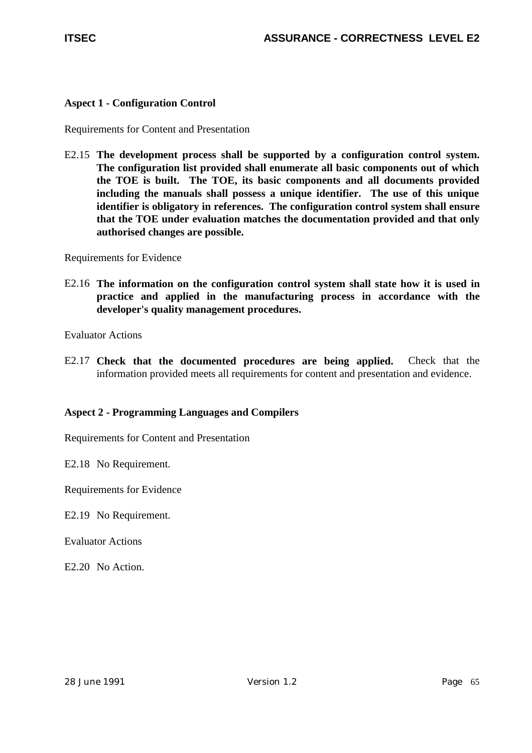**Aspect 1 - Configuration Control**

Requirements for Content and Presentation

E2.15 **The development process shall be supported by a configuration control system. The configuration list provided shall enumerate all basic components out of which the TOE is built. The TOE, its basic components and all documents provided including the manuals shall possess a unique identifier. The use of this unique identifier is obligatory in references. The configuration control system shall ensure that the TOE under evaluation matches the documentation provided and that only authorised changes are possible.**

Requirements for Evidence

E2.16 **The information on the configuration control system shall state how it is used in practice and applied in the manufacturing process in accordance with the developer's quality management procedures.**

Evaluator Actions

E2.17 **Check that the documented procedures are being applied.** Check that the information provided meets all requirements for content and presentation and evidence.

**Aspect 2 - Programming Languages and Compilers**

Requirements for Content and Presentation

E2.18 No Requirement.

Requirements for Evidence

E2.19 No Requirement.

Evaluator Actions

E2.20 No Action.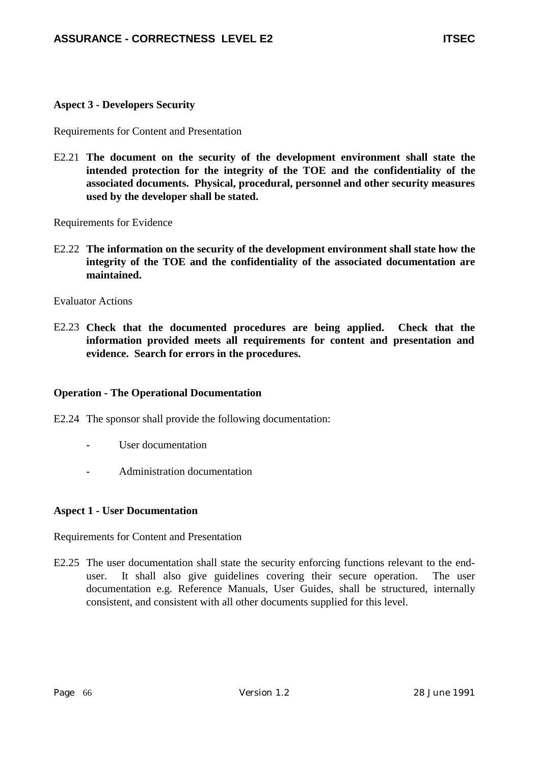**Aspect 3 - Developers Security**

Requirements for Content and Presentation

E2.21 **The document on the security of the development environment shall state the intended protection for the integrity of the TOE and the confidentiality of the associated documents. Physical, procedural, personnel and other security measures used by the developer shall be stated.**

Requirements for Evidence

E2.22 **The information on the security of the development environment shall state how the integrity of the TOE and the confidentiality of the associated documentation are maintained.**

Evaluator Actions

E2.23 **Check that the documented procedures are being applied. Check that the information provided meets all requirements for content and presentation and evidence. Search for errors in the procedures.**

**Operation - The Operational Documentation**

E2.24 The sponsor shall provide the following documentation:

- User documentation
- Administration documentation

**Aspect 1 - User Documentation**

Requirements for Content and Presentation

E2.25 The user documentation shall state the security enforcing functions relevant to the end-user. It shall also give guidelines covering their secure operation. The user documentation e.g. Reference Manuals, User Guides, shall be structured, internally consistent, and consistent with all other documents supplied for this level.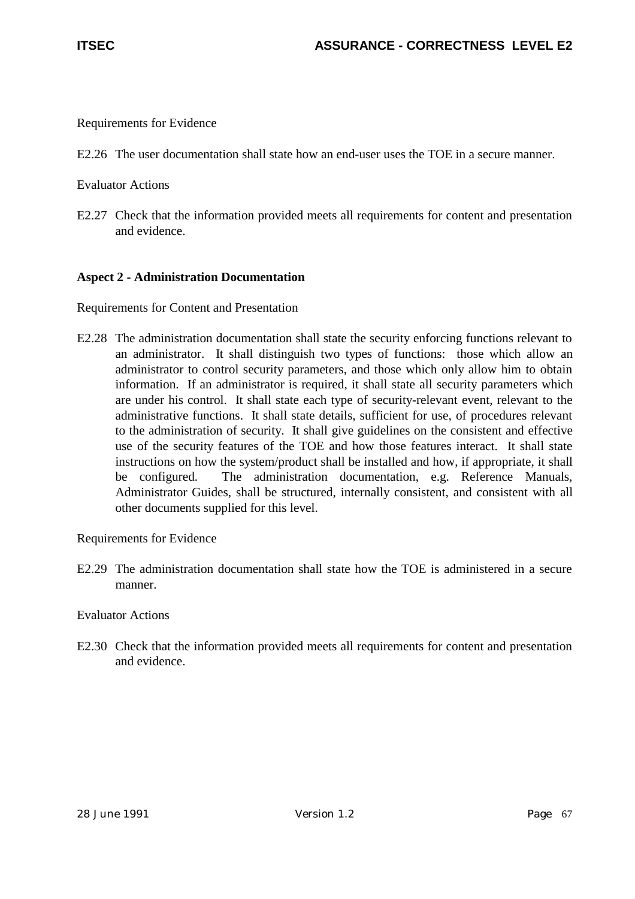Requirements for Evidence

E2.26 The user documentation shall state how an end-user uses the TOE in a secure manner.

Evaluator Actions

E2.27 Check that the information provided meets all requirements for content and presentation and evidence.

**Aspect 2 - Administration Documentation**

Requirements for Content and Presentation

E2.28 The administration documentation shall state the security enforcing functions relevant to an administrator. It shall distinguish two types of functions: those which allow an administrator to control security parameters, and those which only allow him to obtain information. If an administrator is required, it shall state all security parameters which are under his control. It shall state each type of security-relevant event, relevant to the administrative functions. It shall state details, sufficient for use, of procedures relevant to the administration of security. It shall give guidelines on the consistent and effective use of the security features of the TOE and how those features interact. It shall state instructions on how the system/product shall be installed and how, if appropriate, it shall be configured. The administration documentation, e.g. Reference Manuals, Administrator Guides, shall be structured, internally consistent, and consistent with all other documents supplied for this level.

Requirements for Evidence

E2.29 The administration documentation shall state how the TOE is administered in a secure manner.

Evaluator Actions

E2.30 Check that the information provided meets all requirements for content and presentation and evidence.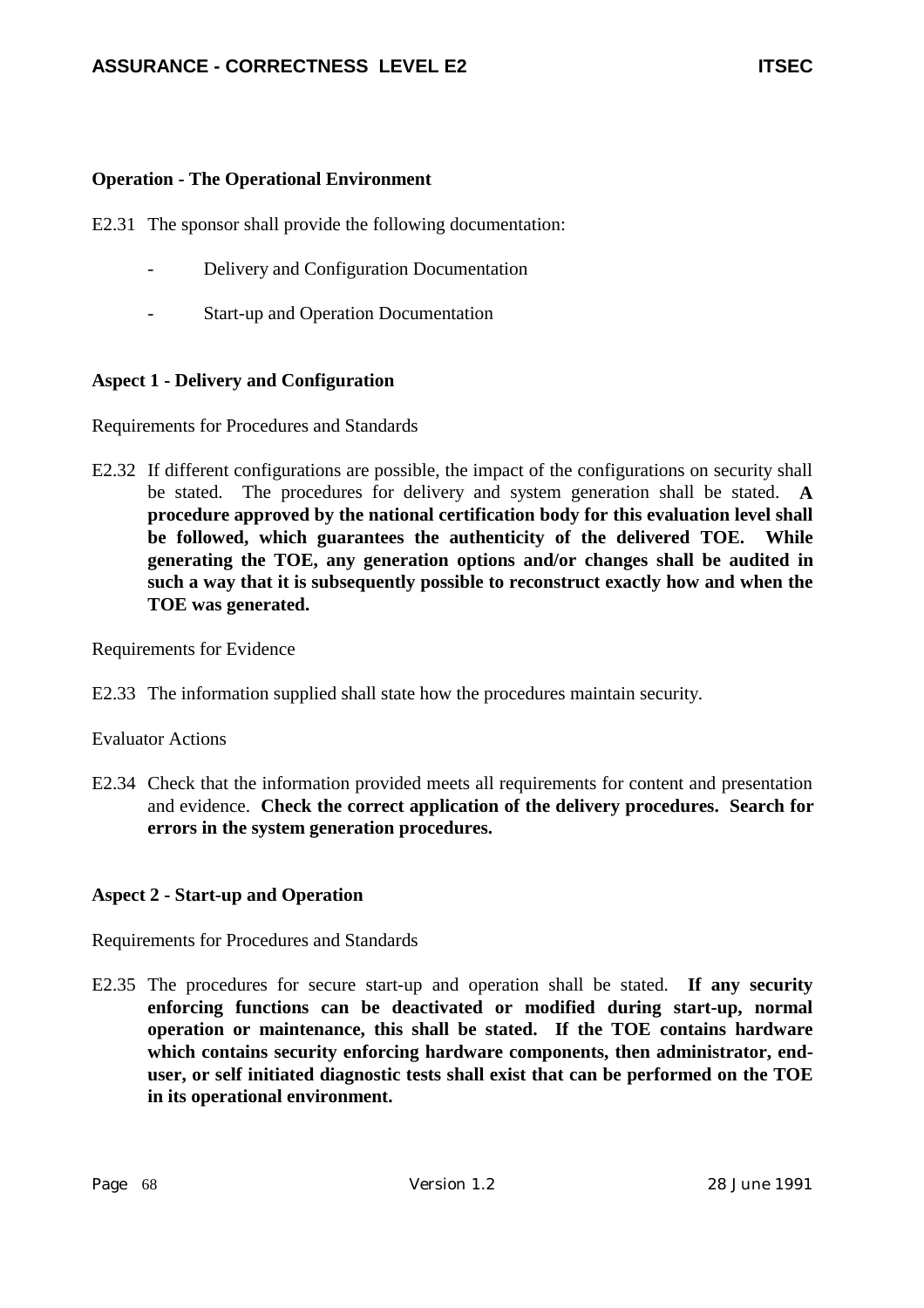### Operation - The Operational Environment

E2.31 The sponsor shall provide the following documentation:

- Delivery and Configuration Documentation
- Start-up and Operation Documentation

### Aspect 1 - Delivery and Configuration

Requirements for Procedures and Standards

E2.32 If different configurations are possible, the impact of the configurations on security shall be stated. The procedures for delivery and system generation shall be stated. **A procedure approved by the national certification body for this evaluation level shall be followed, which guarantees the authenticity of the delivered TOE. While generating the TOE, any generation options and/or changes shall be audited in such a way that it is subsequently possible to reconstruct exactly how and when the TOE was generated.**

Requirements for Evidence

E2.33 The information supplied shall state how the procedures maintain security.

Evaluator Actions

E2.34 Check that the information provided meets all requirements for content and presentation and evidence. **Check the correct application of the delivery procedures. Search for errors in the system generation procedures.**

### Aspect 2 - Start-up and Operation

Requirements for Procedures and Standards

E2.35 The procedures for secure start-up and operation shall be stated. **If any security enforcing functions can be deactivated or modified during start-up, normal operation or maintenance, this shall be stated. If the TOE contains hardware which contains security enforcing hardware components, then administrator, end-user, or self initiated diagnostic tests shall exist that can be performed on the TOE in its operational environment.**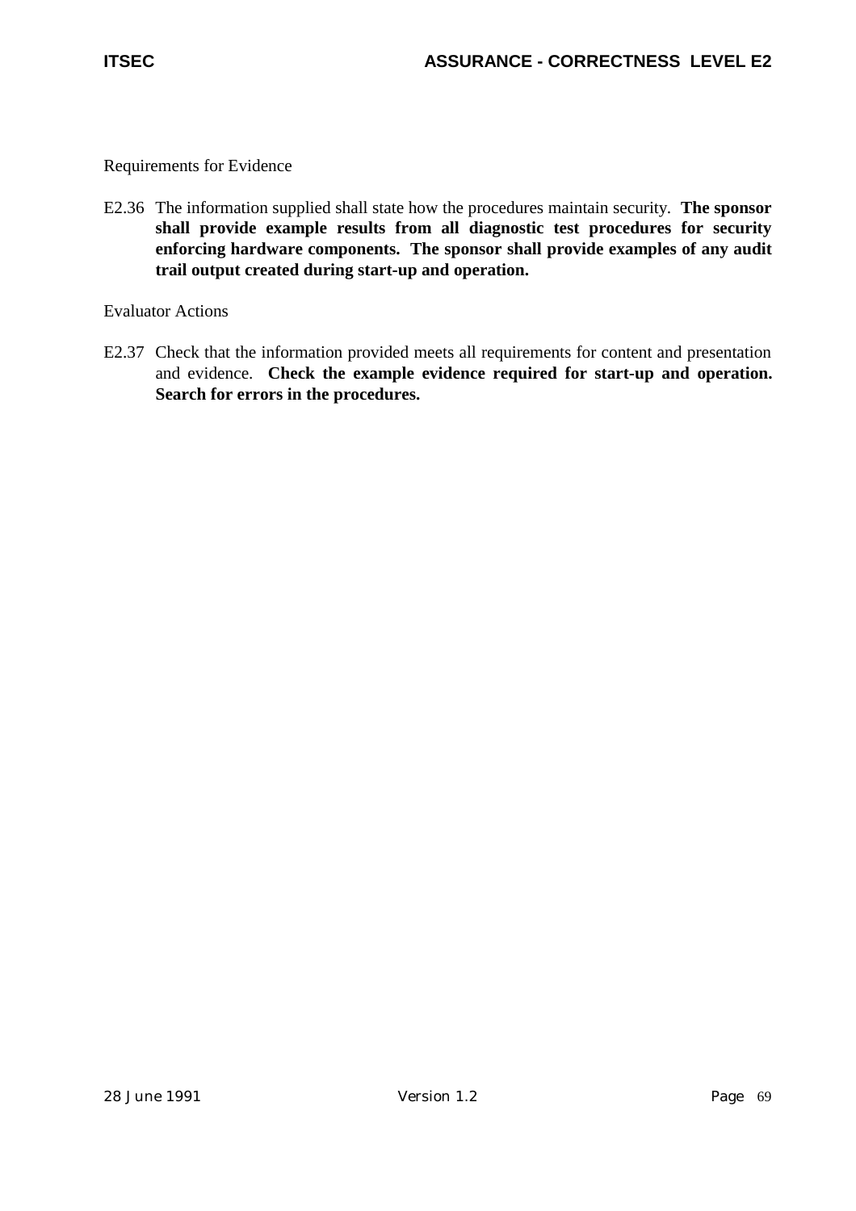Requirements for Evidence

E2.36 The information supplied shall state how the procedures maintain security. **The sponsor shall provide example results from all diagnostic test procedures for security enforcing hardware components. The sponsor shall provide examples of any audit trail output created during start-up and operation.**

Evaluator Actions

E2.37 Check that the information provided meets all requirements for content and presentation and evidence. **Check the example evidence required for start-up and operation. Search for errors in the procedures.**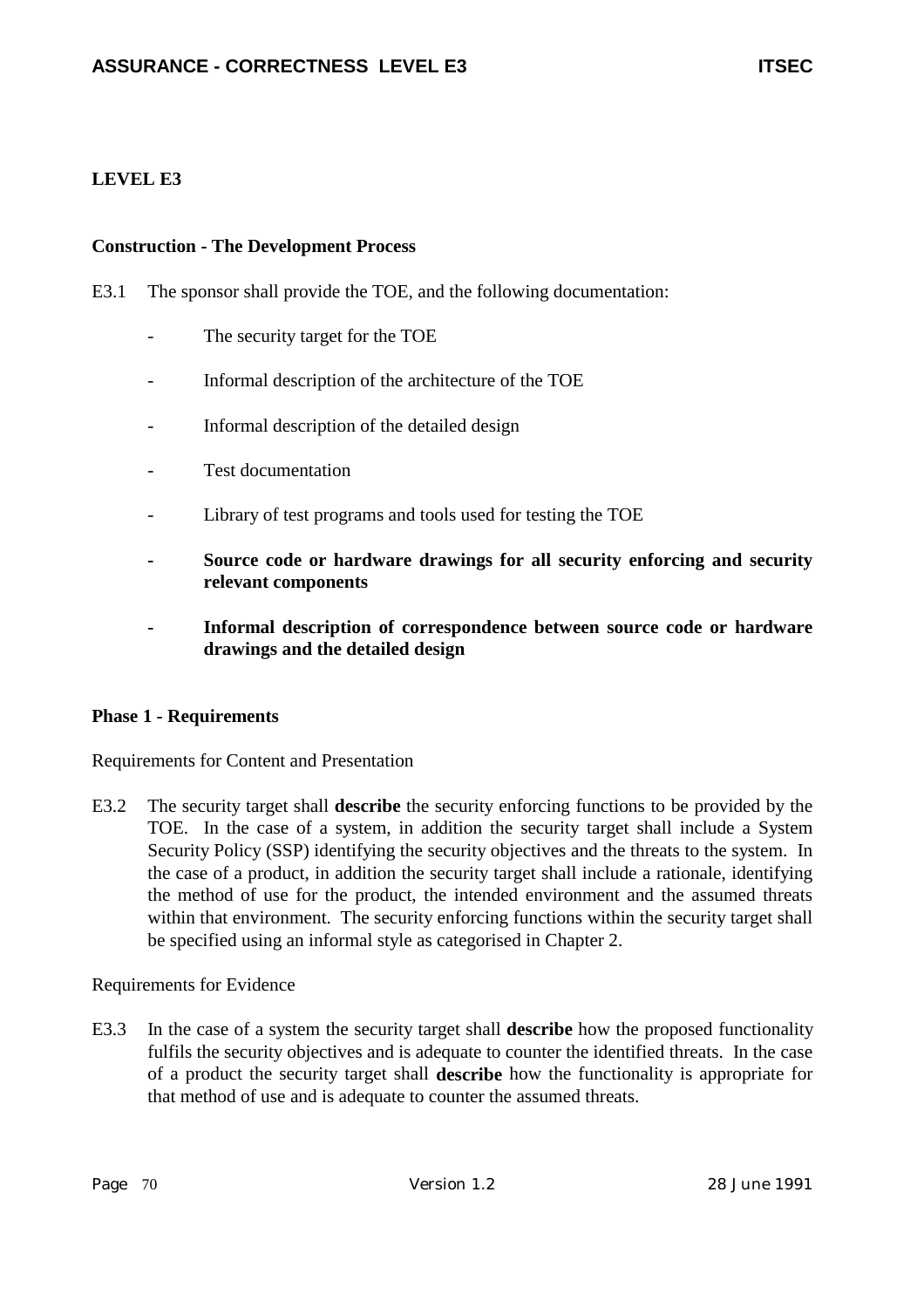## LEVEL E3

### Construction - The Development Process

E3.1 The sponsor shall provide the TOE, and the following documentation:

- The security target for the TOE
- Informal description of the architecture of the TOE
- Informal description of the detailed design
- Test documentation
- Library of test programs and tools used for testing the TOE
- **Source code or hardware drawings for all security enforcing and security relevant components**
- **Informal description of correspondence between source code or hardware drawings and the detailed design**

### Phase 1 - Requirements

Requirements for Content and Presentation

E3.2 The security target shall **describe** the security enforcing functions to be provided by the TOE. In the case of a system, in addition the security target shall include a System Security Policy (SSP) identifying the security objectives and the threats to the system. In the case of a product, in addition the security target shall include a rationale, identifying the method of use for the product, the intended environment and the assumed threats within that environment. The security enforcing functions within the security target shall be specified using an informal style as categorised in Chapter 2.

Requirements for Evidence

E3.3 In the case of a system the security target shall **describe** how the proposed functionality fulfils the security objectives and is adequate to counter the identified threats. In the case of a product the security target shall **describe** how the functionality is appropriate for that method of use and is adequate to counter the assumed threats.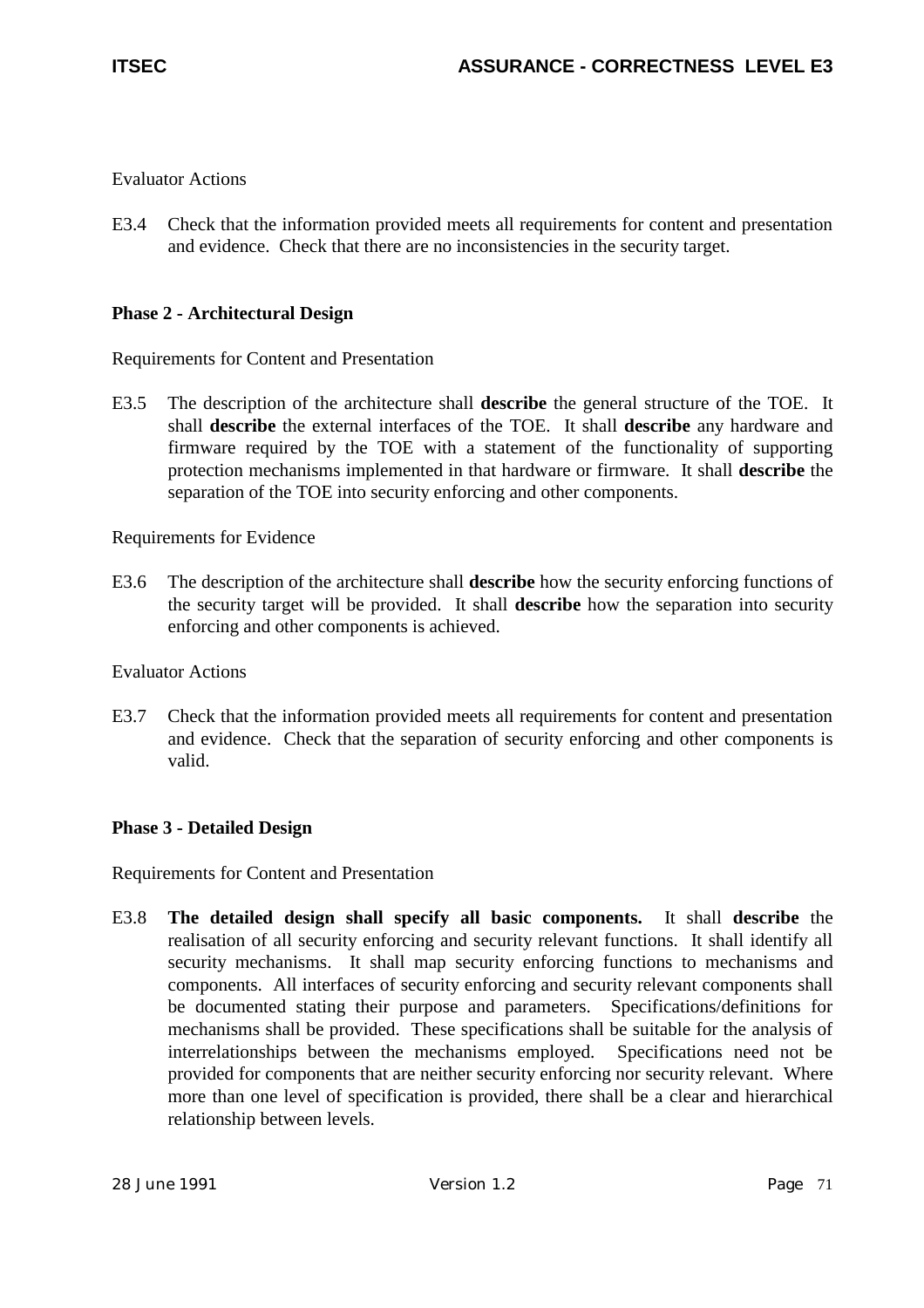Evaluator Actions

E3.4 Check that the information provided meets all requirements for content and presentation and evidence. Check that there are no inconsistencies in the security target.

### Phase 2 - Architectural Design

Requirements for Content and Presentation

E3.5 The description of the architecture shall **describe** the general structure of the TOE. It shall **describe** the external interfaces of the TOE. It shall **describe** any hardware and firmware required by the TOE with a statement of the functionality of supporting protection mechanisms implemented in that hardware or firmware. It shall **describe** the separation of the TOE into security enforcing and other components.

Requirements for Evidence

E3.6 The description of the architecture shall **describe** how the security enforcing functions of the security target will be provided. It shall **describe** how the separation into security enforcing and other components is achieved.

Evaluator Actions

E3.7 Check that the information provided meets all requirements for content and presentation and evidence. Check that the separation of security enforcing and other components is valid.

### Phase 3 - Detailed Design

Requirements for Content and Presentation

E3.8 **The detailed design shall specify all basic components.** It shall **describe** the realisation of all security enforcing and security relevant functions. It shall identify all security mechanisms. It shall map security enforcing functions to mechanisms and components. All interfaces of security enforcing and security relevant components shall be documented stating their purpose and parameters. Specifications/definitions for mechanisms shall be provided. These specifications shall be suitable for the analysis of interrelationships between the mechanisms employed. Specifications need not be provided for components that are neither security enforcing nor security relevant. Where more than one level of specification is provided, there shall be a clear and hierarchical relationship between levels.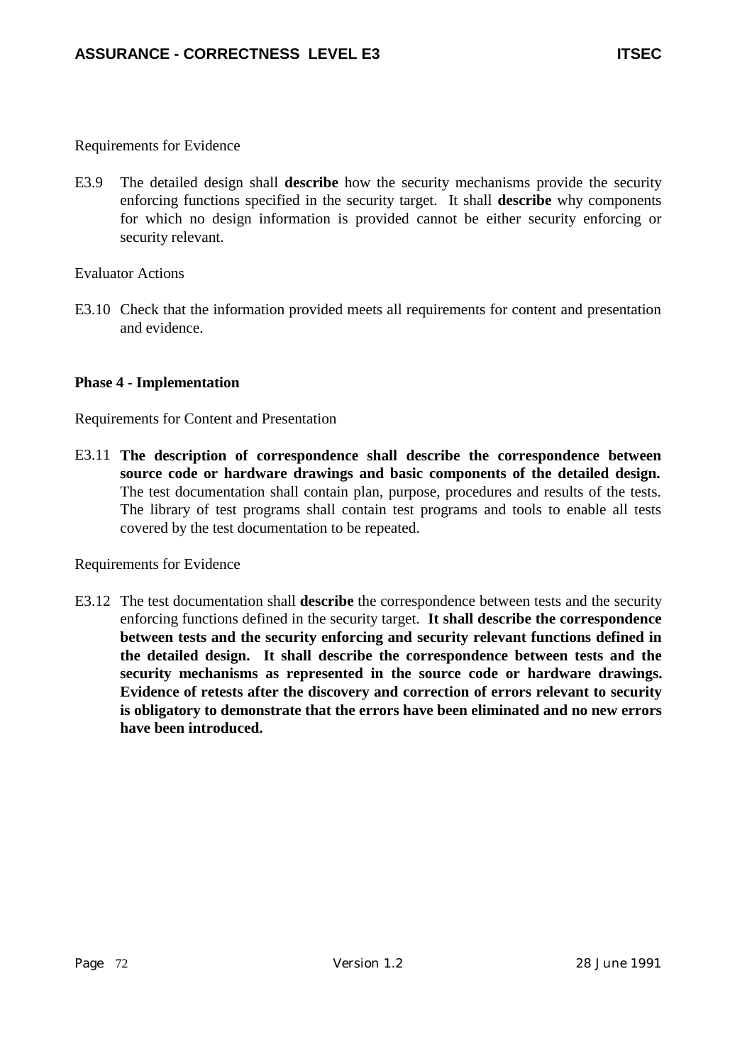Requirements for Evidence

E3.9 The detailed design shall **describe** how the security mechanisms provide the security enforcing functions specified in the security target. It shall **describe** why components for which no design information is provided cannot be either security enforcing or security relevant.

Evaluator Actions

E3.10 Check that the information provided meets all requirements for content and presentation and evidence.

**Phase 4 - Implementation**

Requirements for Content and Presentation

E3.11 **The description of correspondence shall describe the correspondence between source code or hardware drawings and basic components of the detailed design.** The test documentation shall contain plan, purpose, procedures and results of the tests. The library of test programs shall contain test programs and tools to enable all tests covered by the test documentation to be repeated.

Requirements for Evidence

E3.12 The test documentation shall **describe** the correspondence between tests and the security enforcing functions defined in the security target. **It shall describe the correspondence between tests and the security enforcing and security relevant functions defined in the detailed design. It shall describe the correspondence between tests and the security mechanisms as represented in the source code or hardware drawings. Evidence of retests after the discovery and correction of errors relevant to security is obligatory to demonstrate that the errors have been eliminated and no new errors have been introduced.**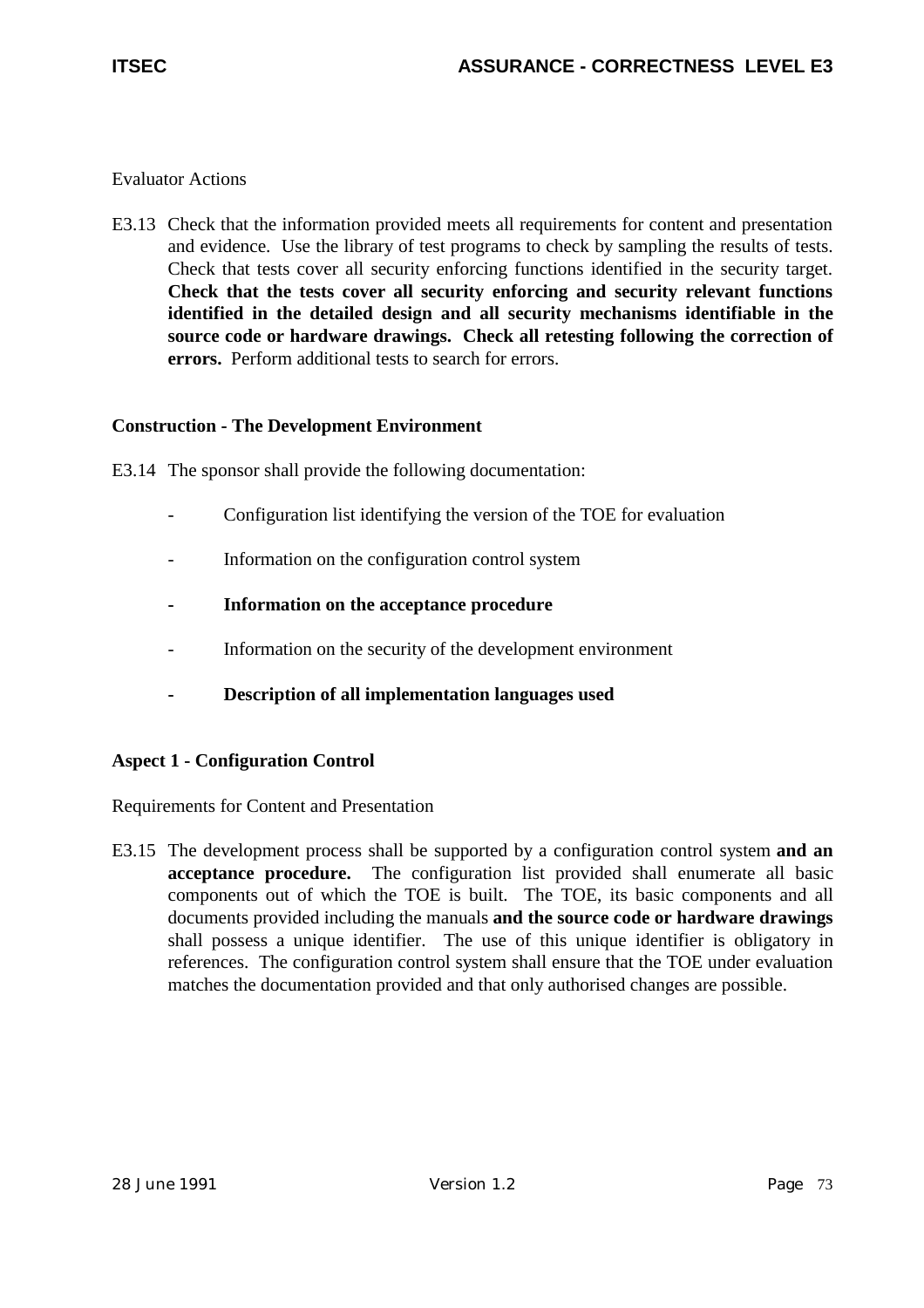Evaluator Actions

E3.13 Check that the information provided meets all requirements for content and presentation and evidence. Use the library of test programs to check by sampling the results of tests. Check that tests cover all security enforcing functions identified in the security target. **Check that the tests cover all security enforcing and security relevant functions identified in the detailed design and all security mechanisms identifiable in the source code or hardware drawings. Check all retesting following the correction of errors.** Perform additional tests to search for errors.

**Construction - The Development Environment**

E3.14 The sponsor shall provide the following documentation:

- Configuration list identifying the version of the TOE for evaluation
- Information on the configuration control system
- **Information on the acceptance procedure**
- Information on the security of the development environment
- **Description of all implementation languages used**

**Aspect 1 - Configuration Control**

Requirements for Content and Presentation

E3.15 The development process shall be supported by a configuration control system **and an acceptance procedure.** The configuration list provided shall enumerate all basic components out of which the TOE is built. The TOE, its basic components and all documents provided including the manuals **and the source code or hardware drawings** shall possess a unique identifier. The use of this unique identifier is obligatory in references. The configuration control system shall ensure that the TOE under evaluation matches the documentation provided and that only authorised changes are possible.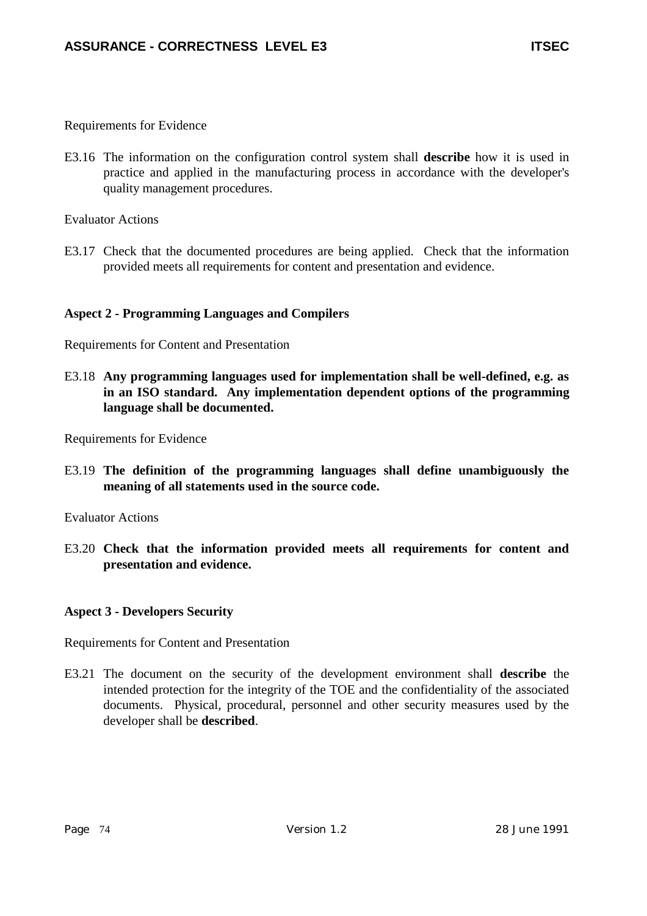Requirements for Evidence

E3.16 The information on the configuration control system shall **describe** how it is used in practice and applied in the manufacturing process in accordance with the developer's quality management procedures.

Evaluator Actions

E3.17 Check that the documented procedures are being applied. Check that the information provided meets all requirements for content and presentation and evidence.

### Aspect 2 - Programming Languages and Compilers

Requirements for Content and Presentation

E3.18 **Any programming languages used for implementation shall be well-defined, e.g. as in an ISO standard. Any implementation dependent options of the programming language shall be documented.**

Requirements for Evidence

E3.19 **The definition of the programming languages shall define unambiguously the meaning of all statements used in the source code.**

Evaluator Actions

E3.20 **Check that the information provided meets all requirements for content and presentation and evidence.**

### Aspect 3 - Developers Security

Requirements for Content and Presentation

E3.21 The document on the security of the development environment shall **describe** the intended protection for the integrity of the TOE and the confidentiality of the associated documents. Physical, procedural, personnel and other security measures used by the developer shall be **described**.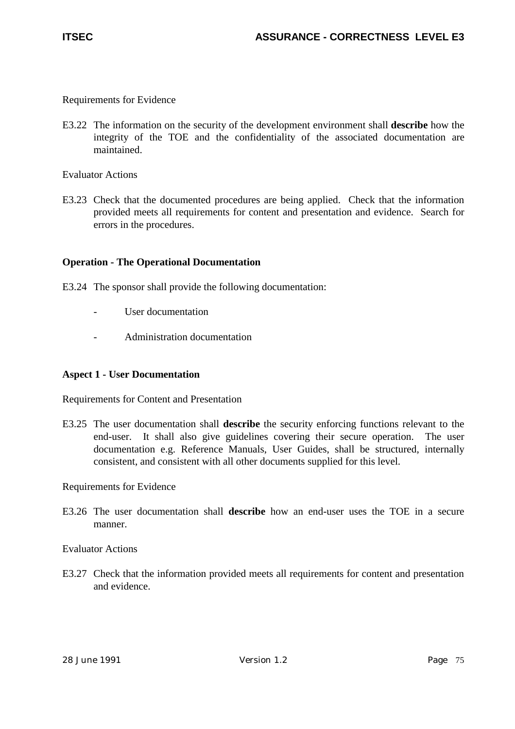Requirements for Evidence

E3.22 The information on the security of the development environment shall **describe** how the integrity of the TOE and the confidentiality of the associated documentation are maintained.

Evaluator Actions

E3.23 Check that the documented procedures are being applied. Check that the information provided meets all requirements for content and presentation and evidence. Search for errors in the procedures.

**Operation - The Operational Documentation**

E3.24 The sponsor shall provide the following documentation:

- User documentation
- Administration documentation

**Aspect 1 - User Documentation**

Requirements for Content and Presentation

E3.25 The user documentation shall **describe** the security enforcing functions relevant to the end-user. It shall also give guidelines covering their secure operation. The user documentation e.g. Reference Manuals, User Guides, shall be structured, internally consistent, and consistent with all other documents supplied for this level.

Requirements for Evidence

E3.26 The user documentation shall **describe** how an end-user uses the TOE in a secure manner.

Evaluator Actions

E3.27 Check that the information provided meets all requirements for content and presentation and evidence.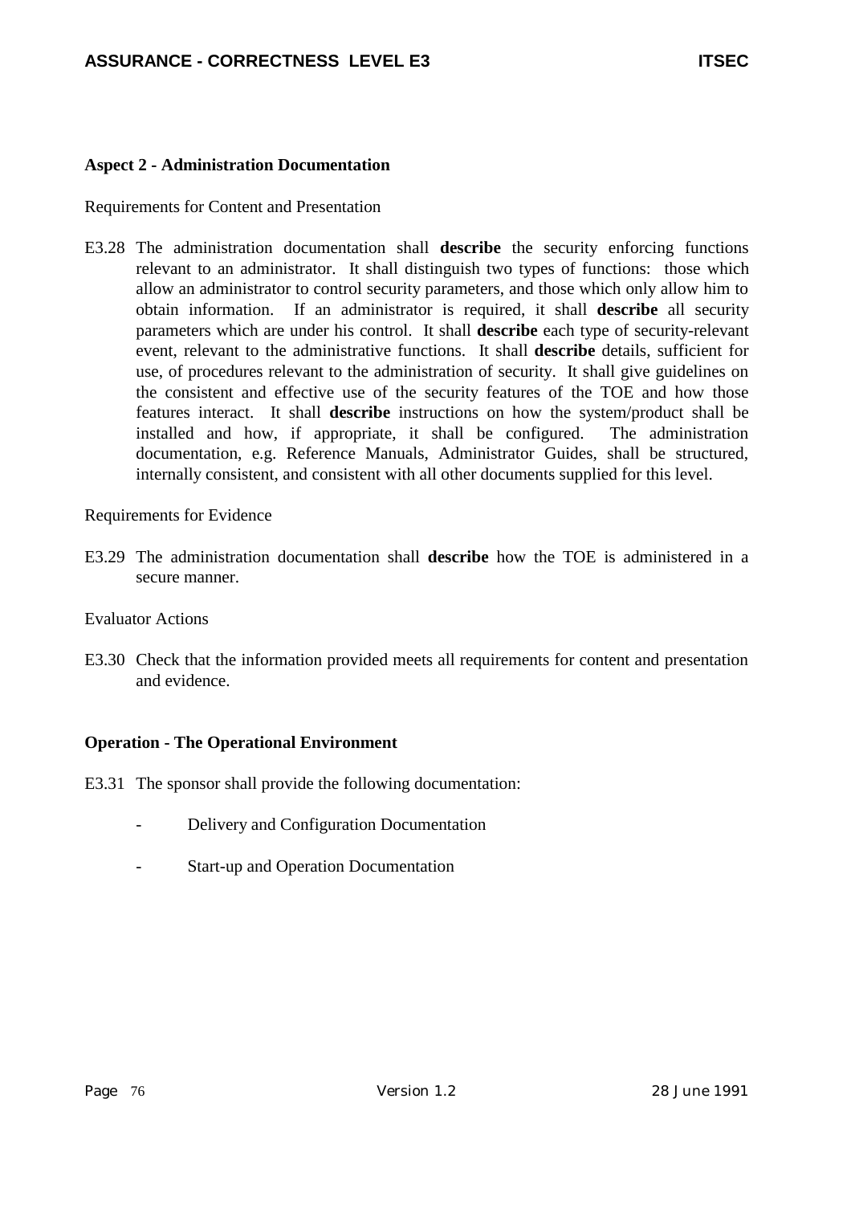**Aspect 2 - Administration Documentation**

Requirements for Content and Presentation

E3.28 The administration documentation shall **describe** the security enforcing functions relevant to an administrator. It shall distinguish two types of functions: those which allow an administrator to control security parameters, and those which only allow him to obtain information. If an administrator is required, it shall **describe** all security parameters which are under his control. It shall **describe** each type of security-relevant event, relevant to the administrative functions. It shall **describe** details, sufficient for use, of procedures relevant to the administration of security. It shall give guidelines on the consistent and effective use of the security features of the TOE and how those features interact. It shall **describe** instructions on how the system/product shall be installed and how, if appropriate, it shall be configured. The administration documentation, e.g. Reference Manuals, Administrator Guides, shall be structured, internally consistent, and consistent with all other documents supplied for this level.

Requirements for Evidence

E3.29 The administration documentation shall **describe** how the TOE is administered in a secure manner.

Evaluator Actions

E3.30 Check that the information provided meets all requirements for content and presentation and evidence.

**Operation - The Operational Environment**

E3.31 The sponsor shall provide the following documentation:

- Delivery and Configuration Documentation
- Start-up and Operation Documentation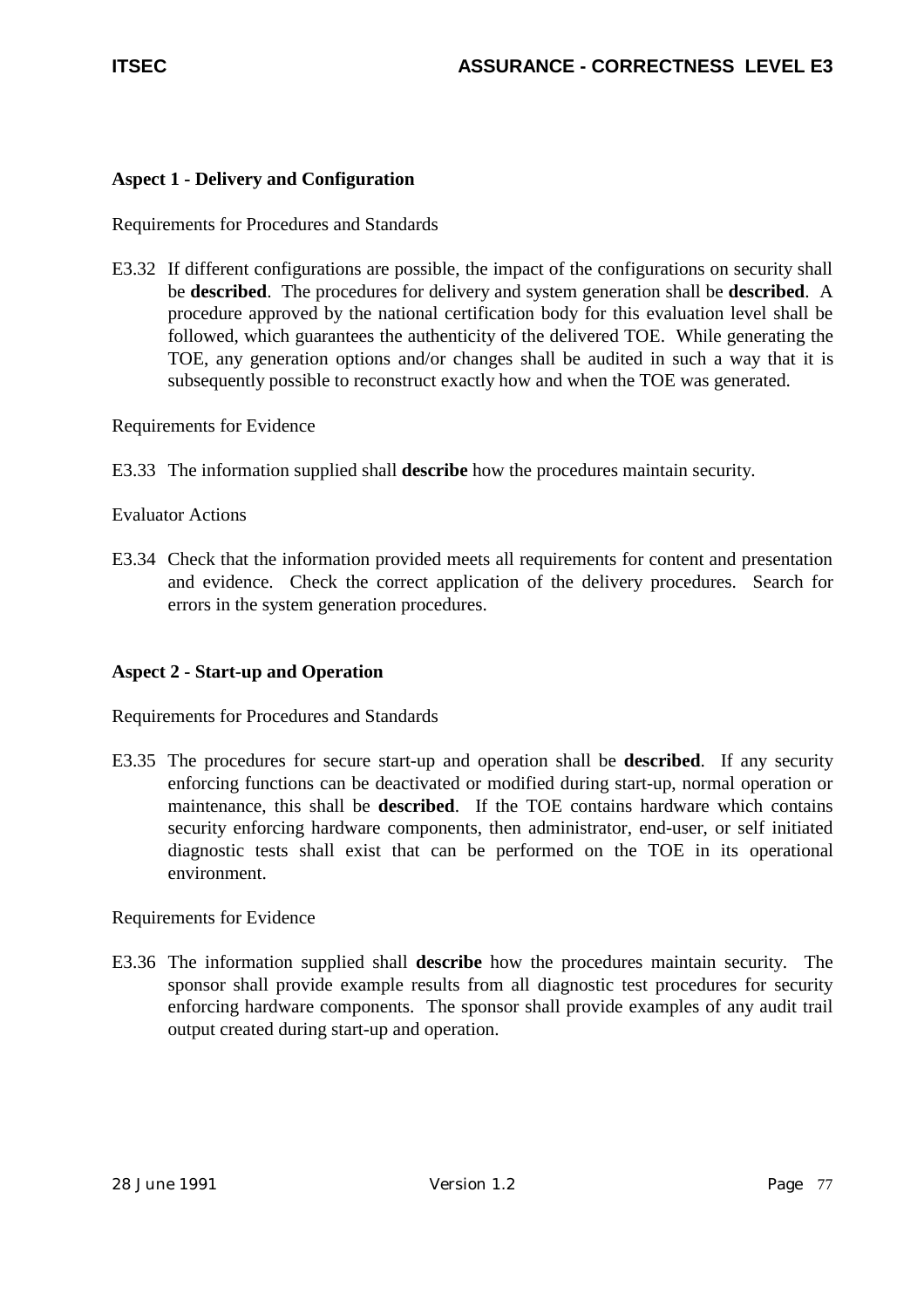**Aspect 1 - Delivery and Configuration**

Requirements for Procedures and Standards

E3.32 If different configurations are possible, the impact of the configurations on security shall be **described**. The procedures for delivery and system generation shall be **described**. A procedure approved by the national certification body for this evaluation level shall be followed, which guarantees the authenticity of the delivered TOE. While generating the TOE, any generation options and/or changes shall be audited in such a way that it is subsequently possible to reconstruct exactly how and when the TOE was generated.

Requirements for Evidence

E3.33 The information supplied shall **describe** how the procedures maintain security.

Evaluator Actions

E3.34 Check that the information provided meets all requirements for content and presentation and evidence. Check the correct application of the delivery procedures. Search for errors in the system generation procedures.

**Aspect 2 - Start-up and Operation**

Requirements for Procedures and Standards

E3.35 The procedures for secure start-up and operation shall be **described**. If any security enforcing functions can be deactivated or modified during start-up, normal operation or maintenance, this shall be **described**. If the TOE contains hardware which contains security enforcing hardware components, then administrator, end-user, or self initiated diagnostic tests shall exist that can be performed on the TOE in its operational environment.

Requirements for Evidence

E3.36 The information supplied shall **describe** how the procedures maintain security. The sponsor shall provide example results from all diagnostic test procedures for security enforcing hardware components. The sponsor shall provide examples of any audit trail output created during start-up and operation.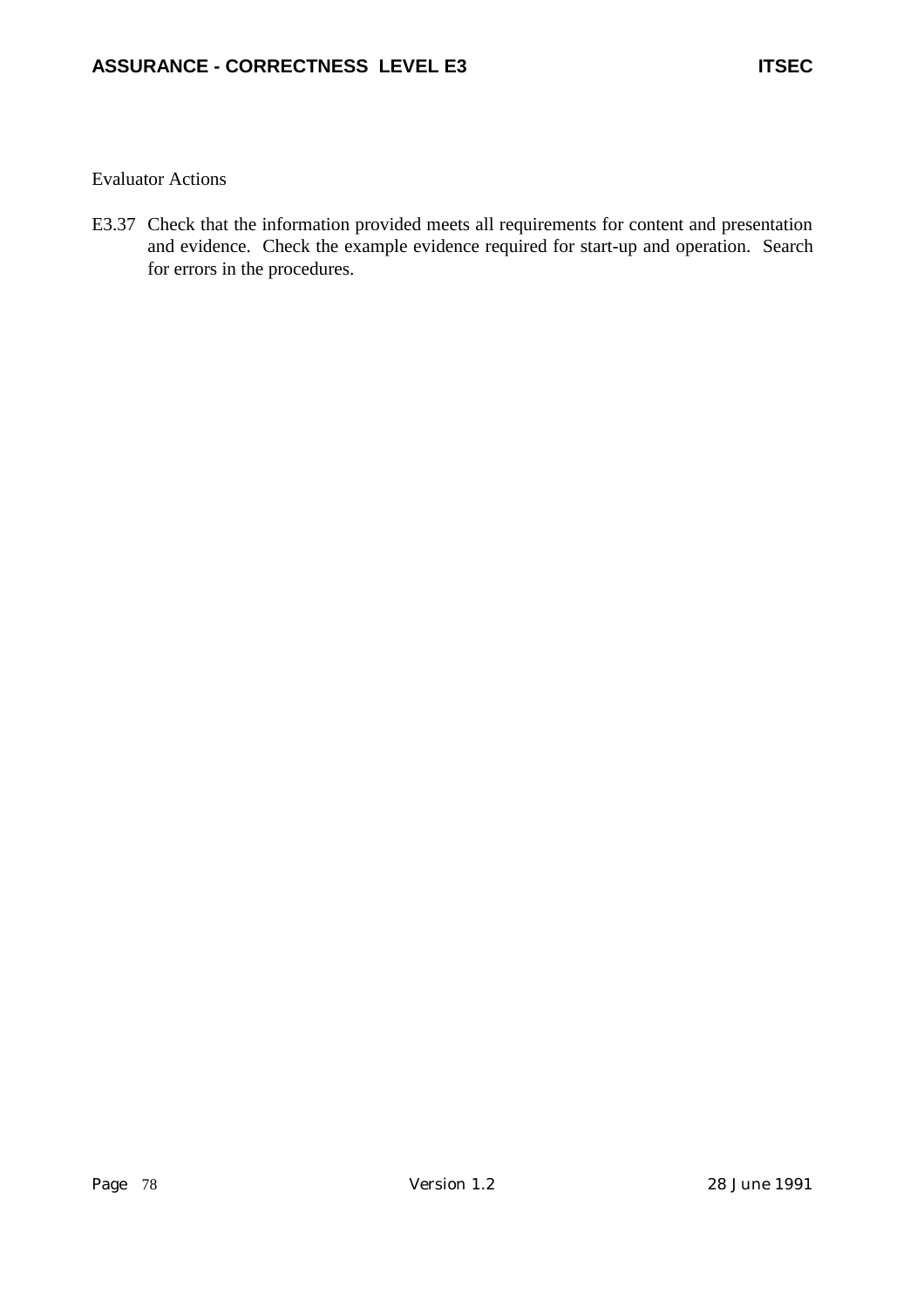Evaluator Actions

E3.37 Check that the information provided meets all requirements for content and presentation and evidence. Check the example evidence required for start-up and operation. Search for errors in the procedures.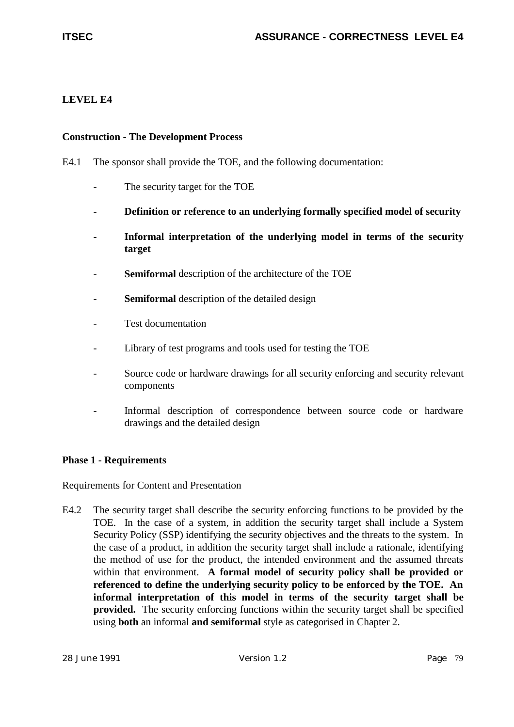## LEVEL E4

### Construction - The Development Process

E4.1 The sponsor shall provide the TOE, and the following documentation:

- The security target for the TOE
- **Definition or reference to an underlying formally specified model of security**
- **Informal interpretation of the underlying model in terms of the security target**
- **Semiformal** description of the architecture of the TOE
- **Semiformal** description of the detailed design
- Test documentation
- Library of test programs and tools used for testing the TOE
- Source code or hardware drawings for all security enforcing and security relevant components
- Informal description of correspondence between source code or hardware drawings and the detailed design

### Phase 1 - Requirements

Requirements for Content and Presentation

E4.2 The security target shall describe the security enforcing functions to be provided by the TOE. In the case of a system, in addition the security target shall include a System Security Policy (SSP) identifying the security objectives and the threats to the system. In the case of a product, in addition the security target shall include a rationale, identifying the method of use for the product, the intended environment and the assumed threats within that environment. **A formal model of security policy shall be provided or referenced to define the underlying security policy to be enforced by the TOE. An informal interpretation of this model in terms of the security target shall be provided.** The security enforcing functions within the security target shall be specified using **both** an informal **and semiformal** style as categorised in Chapter 2.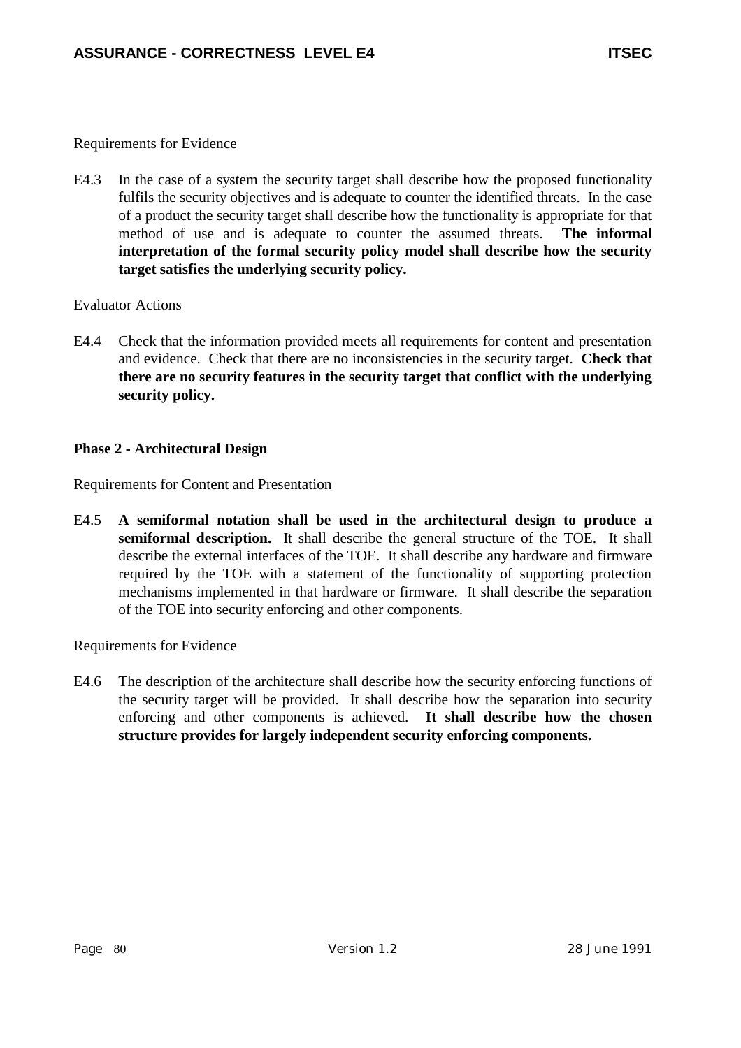Requirements for Evidence

E4.3 In the case of a system the security target shall describe how the proposed functionality fulfils the security objectives and is adequate to counter the identified threats. In the case of a product the security target shall describe how the functionality is appropriate for that method of use and is adequate to counter the assumed threats. **The informal interpretation of the formal security policy model shall describe how the security target satisfies the underlying security policy.**

Evaluator Actions

E4.4 Check that the information provided meets all requirements for content and presentation and evidence. Check that there are no inconsistencies in the security target. **Check that there are no security features in the security target that conflict with the underlying security policy.**

**Phase 2 - Architectural Design**

Requirements for Content and Presentation

E4.5 **A semiformal notation shall be used in the architectural design to produce a semiformal description.** It shall describe the general structure of the TOE. It shall describe the external interfaces of the TOE. It shall describe any hardware and firmware required by the TOE with a statement of the functionality of supporting protection mechanisms implemented in that hardware or firmware. It shall describe the separation of the TOE into security enforcing and other components.

Requirements for Evidence

E4.6 The description of the architecture shall describe how the security enforcing functions of the security target will be provided. It shall describe how the separation into security enforcing and other components is achieved. **It shall describe how the chosen structure provides for largely independent security enforcing components.**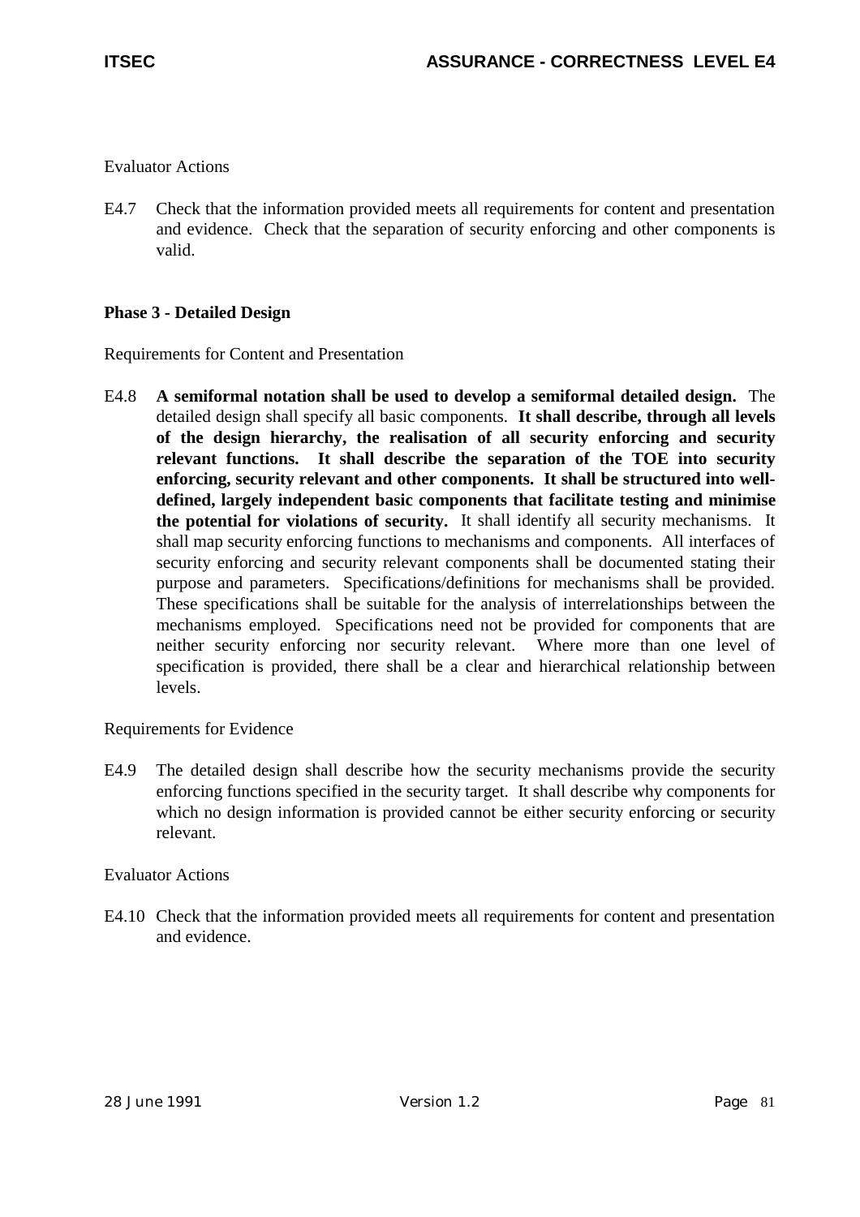Evaluator Actions

E4.7 Check that the information provided meets all requirements for content and presentation and evidence. Check that the separation of security enforcing and other components is valid.

**Phase 3 - Detailed Design**

Requirements for Content and Presentation

E4.8 **A semiformal notation shall be used to develop a semiformal detailed design.** The detailed design shall specify all basic components. **It shall describe, through all levels of the design hierarchy, the realisation of all security enforcing and security relevant functions. It shall describe the separation of the TOE into security enforcing, security relevant and other components. It shall be structured into well-defined, largely independent basic components that facilitate testing and minimise the potential for violations of security.** It shall identify all security mechanisms. It shall map security enforcing functions to mechanisms and components. All interfaces of security enforcing and security relevant components shall be documented stating their purpose and parameters. Specifications/definitions for mechanisms shall be provided. These specifications shall be suitable for the analysis of interrelationships between the mechanisms employed. Specifications need not be provided for components that are neither security enforcing nor security relevant. Where more than one level of specification is provided, there shall be a clear and hierarchical relationship between levels.

Requirements for Evidence

E4.9 The detailed design shall describe how the security mechanisms provide the security enforcing functions specified in the security target. It shall describe why components for which no design information is provided cannot be either security enforcing or security relevant.

Evaluator Actions

E4.10 Check that the information provided meets all requirements for content and presentation and evidence.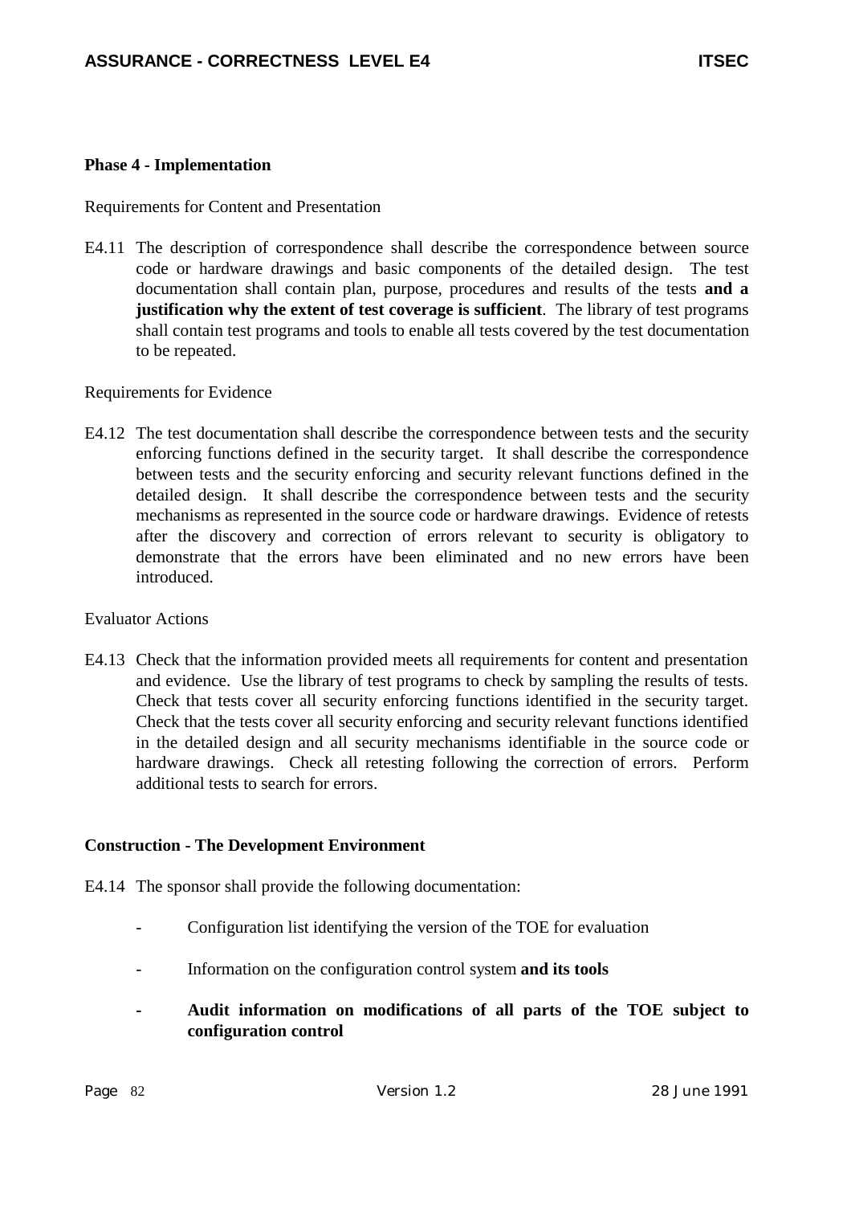**Phase 4 - Implementation**

Requirements for Content and Presentation

E4.11 The description of correspondence shall describe the correspondence between source code or hardware drawings and basic components of the detailed design. The test documentation shall contain plan, purpose, procedures and results of the tests **and a justification why the extent of test coverage is sufficient**. The library of test programs shall contain test programs and tools to enable all tests covered by the test documentation to be repeated.

Requirements for Evidence

E4.12 The test documentation shall describe the correspondence between tests and the security enforcing functions defined in the security target. It shall describe the correspondence between tests and the security enforcing and security relevant functions defined in the detailed design. It shall describe the correspondence between tests and the security mechanisms as represented in the source code or hardware drawings. Evidence of retests after the discovery and correction of errors relevant to security is obligatory to demonstrate that the errors have been eliminated and no new errors have been introduced.

Evaluator Actions

E4.13 Check that the information provided meets all requirements for content and presentation and evidence. Use the library of test programs to check by sampling the results of tests. Check that tests cover all security enforcing functions identified in the security target. Check that the tests cover all security enforcing and security relevant functions identified in the detailed design and all security mechanisms identifiable in the source code or hardware drawings. Check all retesting following the correction of errors. Perform additional tests to search for errors.

**Construction - The Development Environment**

E4.14 The sponsor shall provide the following documentation:

- Configuration list identifying the version of the TOE for evaluation
- Information on the configuration control system **and its tools**
- **Audit information on modifications of all parts of the TOE subject to configuration control**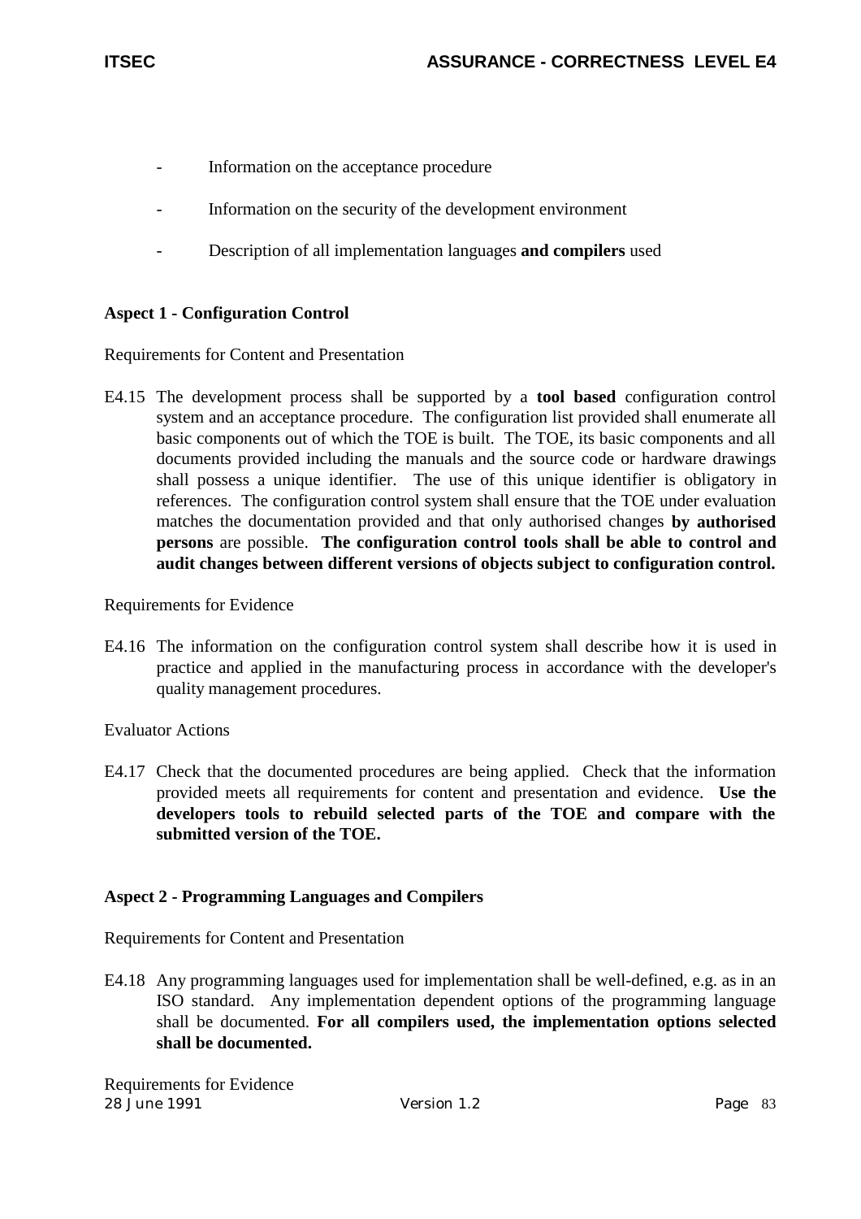- Information on the acceptance procedure

- Information on the security of the development environment

- Description of all implementation languages **and compilers** used

**Aspect 1 - Configuration Control**

Requirements for Content and Presentation

E4.15 The development process shall be supported by a **tool based** configuration control system and an acceptance procedure. The configuration list provided shall enumerate all basic components out of which the TOE is built. The TOE, its basic components and all documents provided including the manuals and the source code or hardware drawings shall possess a unique identifier. The use of this unique identifier is obligatory in references. The configuration control system shall ensure that the TOE under evaluation matches the documentation provided and that only authorised changes **by authorised persons** are possible. **The configuration control tools shall be able to control and audit changes between different versions of objects subject to configuration control.**

Requirements for Evidence

E4.16 The information on the configuration control system shall describe how it is used in practice and applied in the manufacturing process in accordance with the developer's quality management procedures.

Evaluator Actions

E4.17 Check that the documented procedures are being applied. Check that the information provided meets all requirements for content and presentation and evidence. **Use the developers tools to rebuild selected parts of the TOE and compare with the submitted version of the TOE.**

**Aspect 2 - Programming Languages and Compilers**

Requirements for Content and Presentation

E4.18 Any programming languages used for implementation shall be well-defined, e.g. as in an ISO standard. Any implementation dependent options of the programming language shall be documented. **For all compilers used, the implementation options selected shall be documented.**

Requirements for Evidence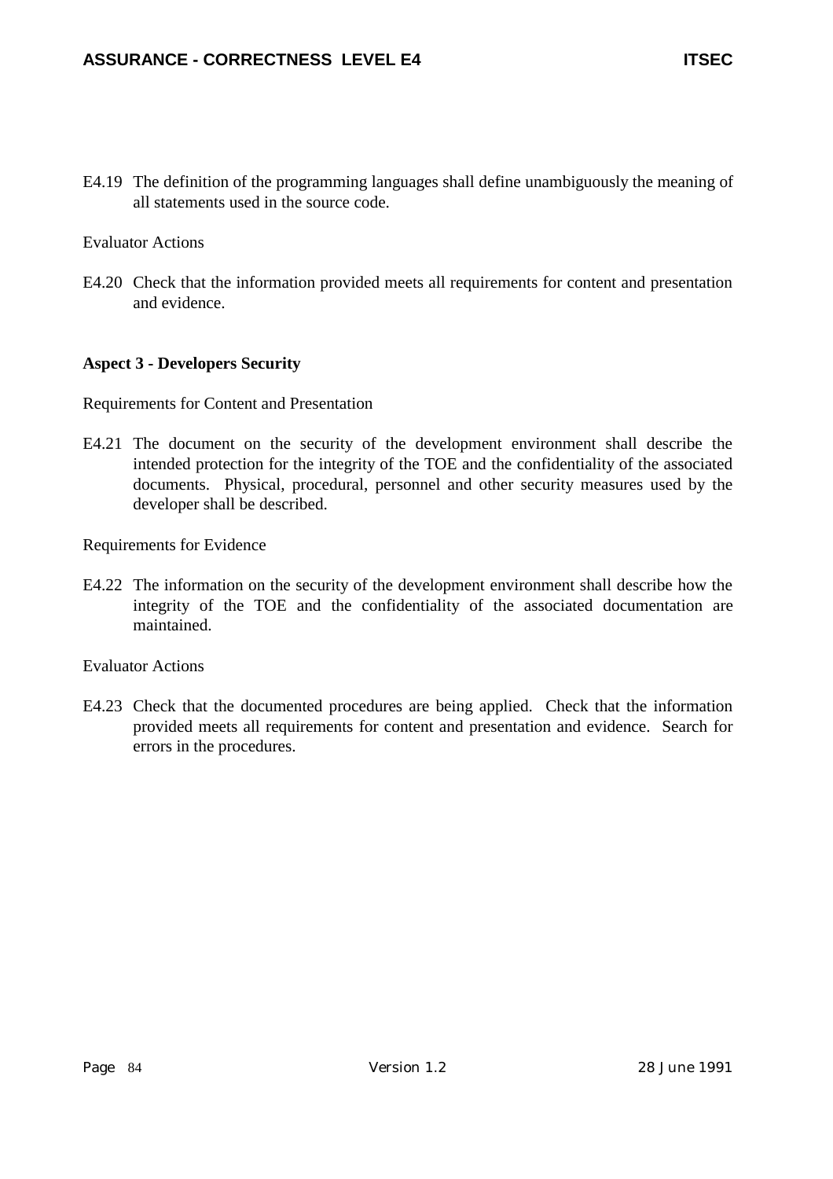E4.19 The definition of the programming languages shall define unambiguously the meaning of all statements used in the source code.

Evaluator Actions

E4.20 Check that the information provided meets all requirements for content and presentation and evidence.

**Aspect 3 - Developers Security**

Requirements for Content and Presentation

E4.21 The document on the security of the development environment shall describe the intended protection for the integrity of the TOE and the confidentiality of the associated documents. Physical, procedural, personnel and other security measures used by the developer shall be described.

Requirements for Evidence

E4.22 The information on the security of the development environment shall describe how the integrity of the TOE and the confidentiality of the associated documentation are maintained.

Evaluator Actions

E4.23 Check that the documented procedures are being applied. Check that the information provided meets all requirements for content and presentation and evidence. Search for errors in the procedures.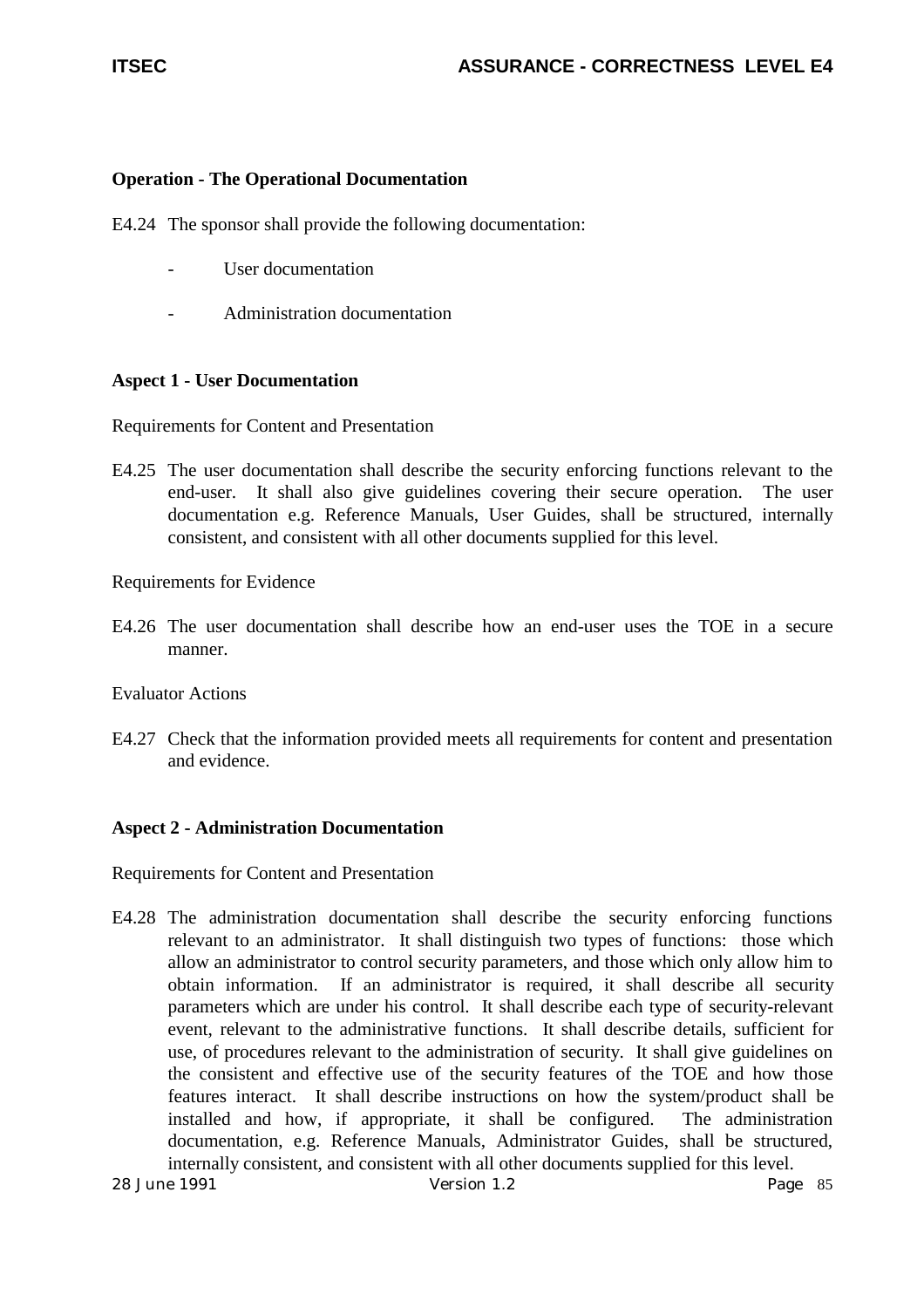**Operation - The Operational Documentation**

E4.24 The sponsor shall provide the following documentation:

- User documentation
- Administration documentation

**Aspect 1 - User Documentation**

Requirements for Content and Presentation

E4.25 The user documentation shall describe the security enforcing functions relevant to the end-user. It shall also give guidelines covering their secure operation. The user documentation e.g. Reference Manuals, User Guides, shall be structured, internally consistent, and consistent with all other documents supplied for this level.

Requirements for Evidence

E4.26 The user documentation shall describe how an end-user uses the TOE in a secure manner.

Evaluator Actions

E4.27 Check that the information provided meets all requirements for content and presentation and evidence.

**Aspect 2 - Administration Documentation**

Requirements for Content and Presentation

E4.28 The administration documentation shall describe the security enforcing functions relevant to an administrator. It shall distinguish two types of functions: those which allow an administrator to control security parameters, and those which only allow him to obtain information. If an administrator is required, it shall describe all security parameters which are under his control. It shall describe each type of security-relevant event, relevant to the administrative functions. It shall describe details, sufficient for use, of procedures relevant to the administration of security. It shall give guidelines on the consistent and effective use of the security features of the TOE and how those features interact. It shall describe instructions on how the system/product shall be installed and how, if appropriate, it shall be configured. The administration documentation, e.g. Reference Manuals, Administrator Guides, shall be structured, internally consistent, and consistent with all other documents supplied for this level.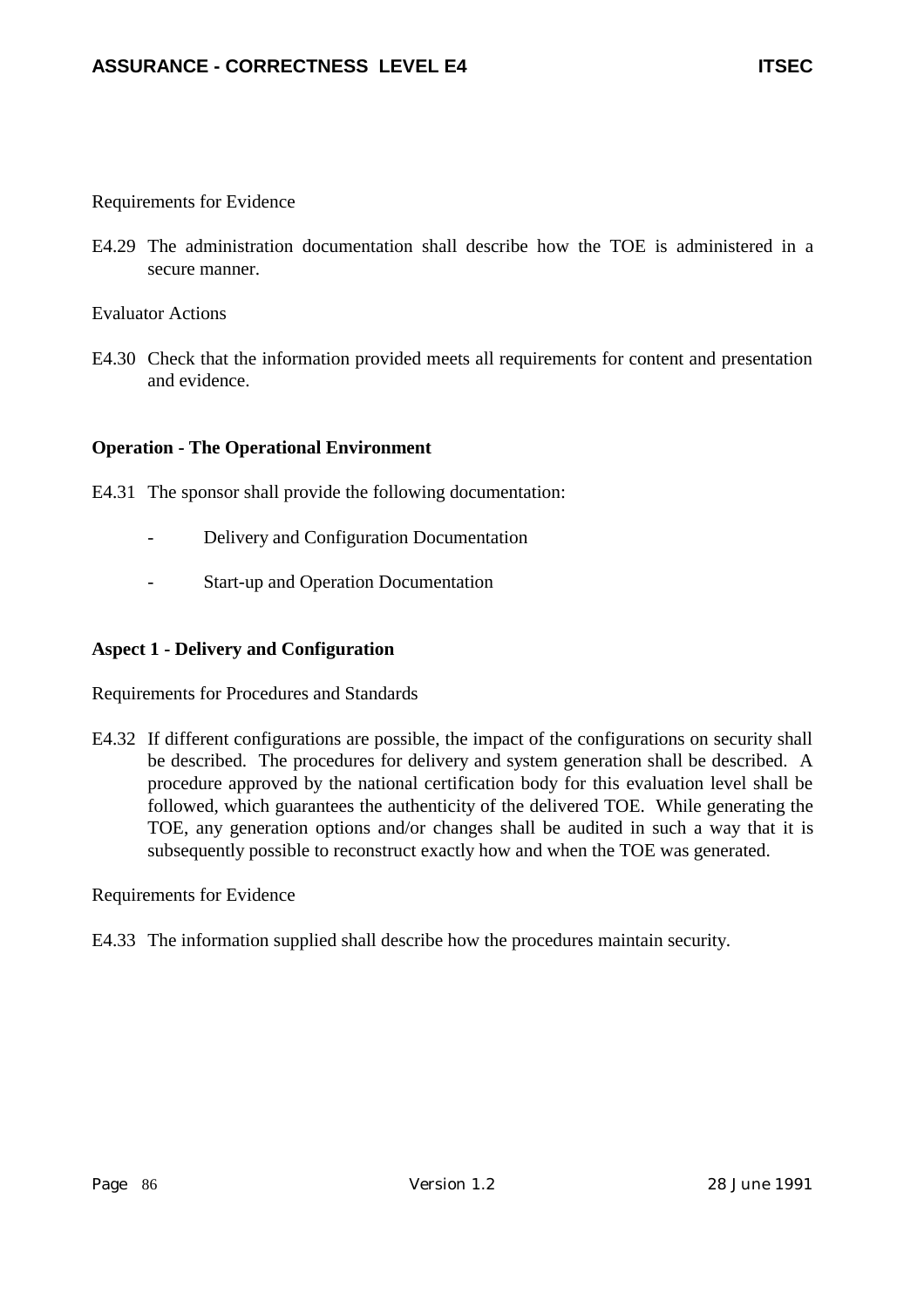Requirements for Evidence

E4.29 The administration documentation shall describe how the TOE is administered in a secure manner.

Evaluator Actions

E4.30 Check that the information provided meets all requirements for content and presentation and evidence.

**Operation - The Operational Environment**

E4.31 The sponsor shall provide the following documentation:

- Delivery and Configuration Documentation
- Start-up and Operation Documentation

**Aspect 1 - Delivery and Configuration**

Requirements for Procedures and Standards

E4.32 If different configurations are possible, the impact of the configurations on security shall be described. The procedures for delivery and system generation shall be described. A procedure approved by the national certification body for this evaluation level shall be followed, which guarantees the authenticity of the delivered TOE. While generating the TOE, any generation options and/or changes shall be audited in such a way that it is subsequently possible to reconstruct exactly how and when the TOE was generated.

Requirements for Evidence

E4.33 The information supplied shall describe how the procedures maintain security.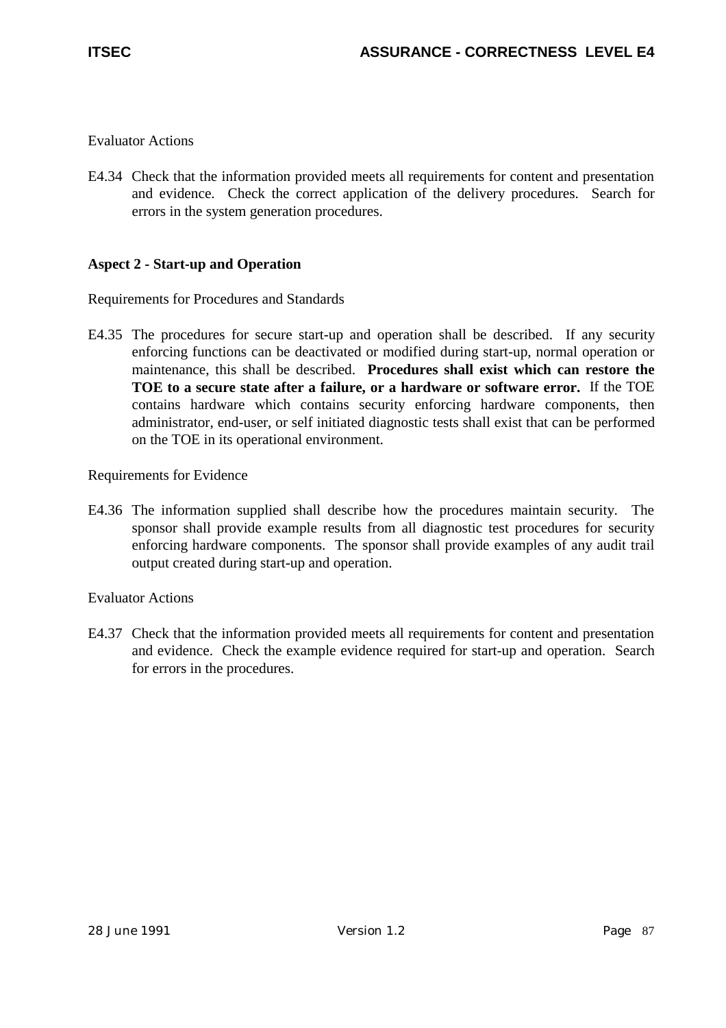Evaluator Actions

E4.34 Check that the information provided meets all requirements for content and presentation and evidence. Check the correct application of the delivery procedures. Search for errors in the system generation procedures.

**Aspect 2 - Start-up and Operation**

Requirements for Procedures and Standards

E4.35 The procedures for secure start-up and operation shall be described. If any security enforcing functions can be deactivated or modified during start-up, normal operation or maintenance, this shall be described. **Procedures shall exist which can restore the TOE to a secure state after a failure, or a hardware or software error.** If the TOE contains hardware which contains security enforcing hardware components, then administrator, end-user, or self initiated diagnostic tests shall exist that can be performed on the TOE in its operational environment.

Requirements for Evidence

E4.36 The information supplied shall describe how the procedures maintain security. The sponsor shall provide example results from all diagnostic test procedures for security enforcing hardware components. The sponsor shall provide examples of any audit trail output created during start-up and operation.

Evaluator Actions

E4.37 Check that the information provided meets all requirements for content and presentation and evidence. Check the example evidence required for start-up and operation. Search for errors in the procedures.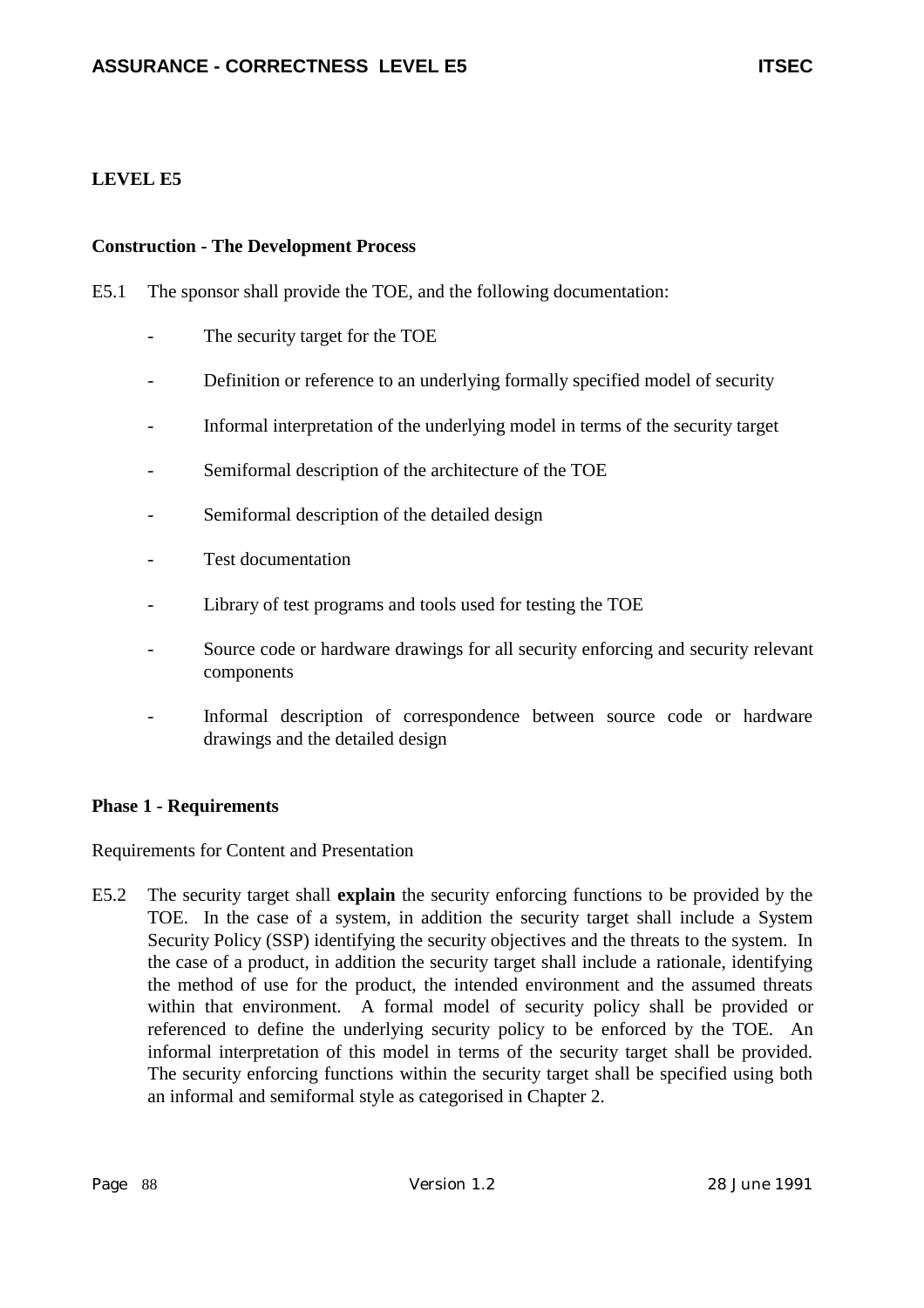## LEVEL E5

### Construction - The Development Process

E5.1 The sponsor shall provide the TOE, and the following documentation:

- The security target for the TOE
- Definition or reference to an underlying formally specified model of security
- Informal interpretation of the underlying model in terms of the security target
- Semiformal description of the architecture of the TOE
- Semiformal description of the detailed design
- Test documentation
- Library of test programs and tools used for testing the TOE
- Source code or hardware drawings for all security enforcing and security relevant components
- Informal description of correspondence between source code or hardware drawings and the detailed design

### Phase 1 - Requirements

Requirements for Content and Presentation

E5.2 The security target shall **explain** the security enforcing functions to be provided by the TOE. In the case of a system, in addition the security target shall include a System Security Policy (SSP) identifying the security objectives and the threats to the system. In the case of a product, in addition the security target shall include a rationale, identifying the method of use for the product, the intended environment and the assumed threats within that environment. A formal model of security policy shall be provided or referenced to define the underlying security policy to be enforced by the TOE. An informal interpretation of this model in terms of the security target shall be provided. The security enforcing functions within the security target shall be specified using both an informal and semiformal style as categorised in Chapter 2.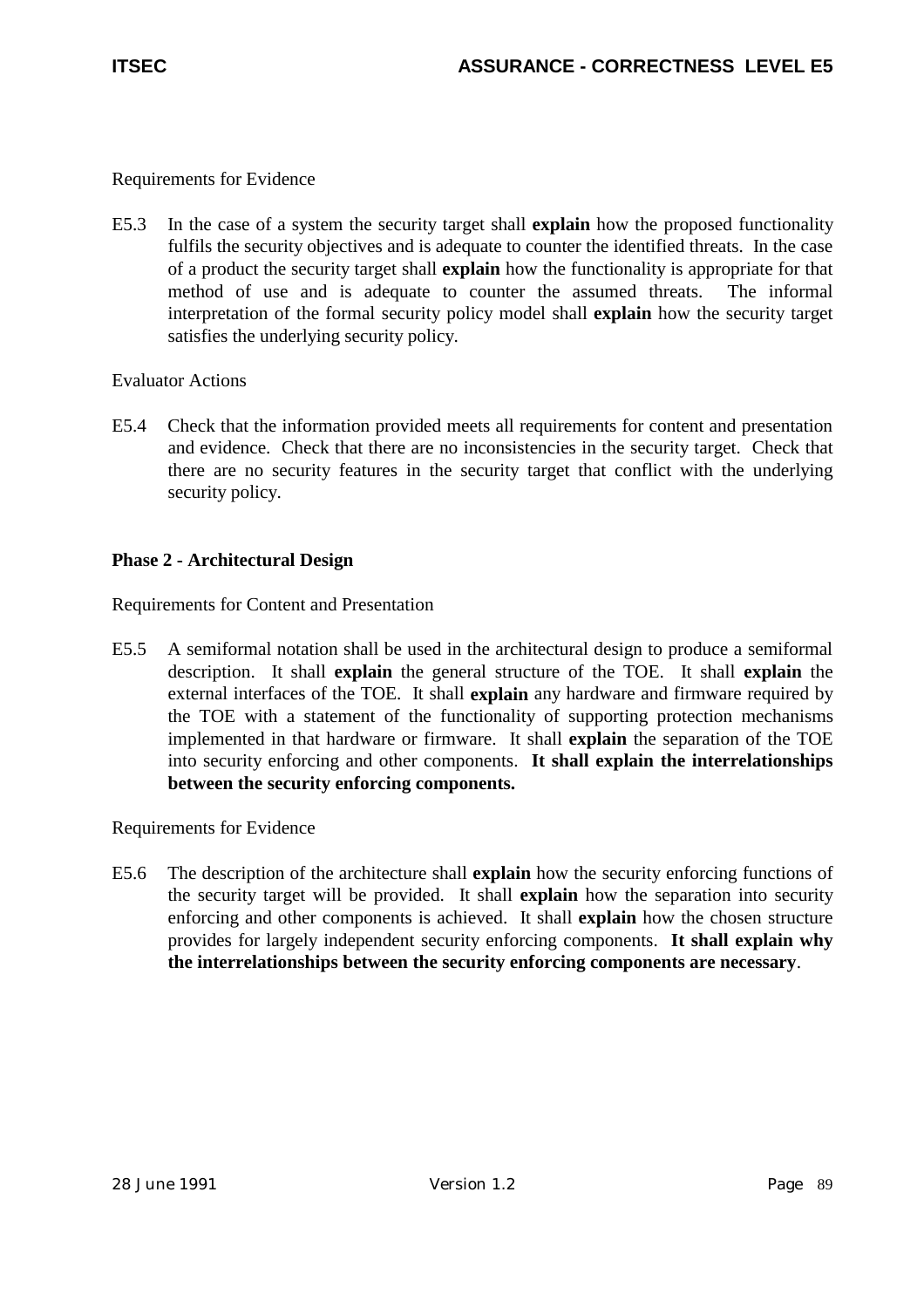Requirements for Evidence

E5.3 In the case of a system the security target shall **explain** how the proposed functionality fulfils the security objectives and is adequate to counter the identified threats. In the case of a product the security target shall **explain** how the functionality is appropriate for that method of use and is adequate to counter the assumed threats. The informal interpretation of the formal security policy model shall **explain** how the security target satisfies the underlying security policy.

Evaluator Actions

E5.4 Check that the information provided meets all requirements for content and presentation and evidence. Check that there are no inconsistencies in the security target. Check that there are no security features in the security target that conflict with the underlying security policy.

**Phase 2 - Architectural Design**

Requirements for Content and Presentation

E5.5 A semiformal notation shall be used in the architectural design to produce a semiformal description. It shall **explain** the general structure of the TOE. It shall **explain** the external interfaces of the TOE. It shall **explain** any hardware and firmware required by the TOE with a statement of the functionality of supporting protection mechanisms implemented in that hardware or firmware. It shall **explain** the separation of the TOE into security enforcing and other components. **It shall explain the interrelationships between the security enforcing components.**

Requirements for Evidence

E5.6 The description of the architecture shall **explain** how the security enforcing functions of the security target will be provided. It shall **explain** how the separation into security enforcing and other components is achieved. It shall **explain** how the chosen structure provides for largely independent security enforcing components. **It shall explain why the interrelationships between the security enforcing components are necessary**.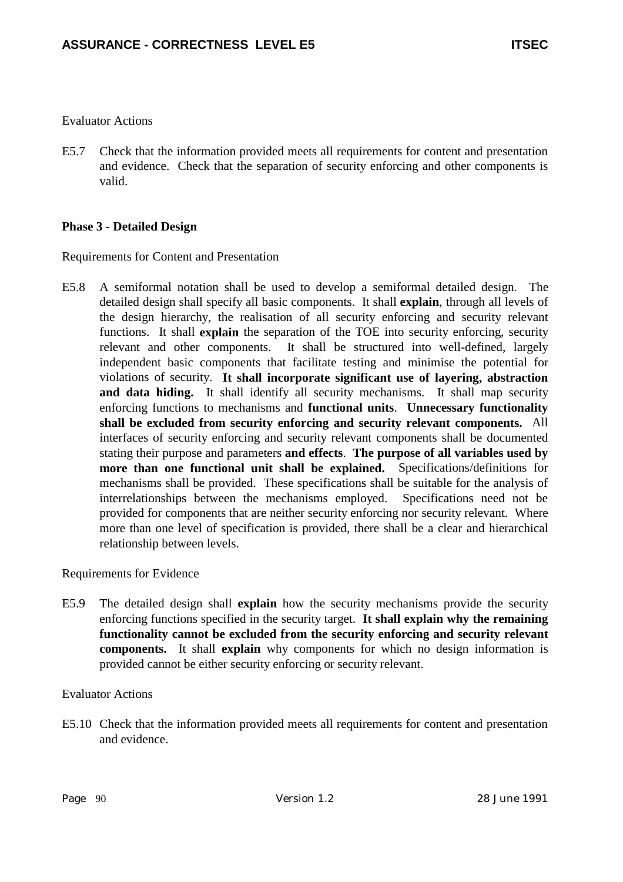Evaluator Actions

E5.7 Check that the information provided meets all requirements for content and presentation and evidence. Check that the separation of security enforcing and other components is valid.

**Phase 3 - Detailed Design**

Requirements for Content and Presentation

E5.8 A semiformal notation shall be used to develop a semiformal detailed design. The detailed design shall specify all basic components. It shall **explain**, through all levels of the design hierarchy, the realisation of all security enforcing and security relevant functions. It shall **explain** the separation of the TOE into security enforcing, security relevant and other components. It shall be structured into well-defined, largely independent basic components that facilitate testing and minimise the potential for violations of security. **It shall incorporate significant use of layering, abstraction and data hiding.** It shall identify all security mechanisms. It shall map security enforcing functions to mechanisms and **functional units**. **Unnecessary functionality shall be excluded from security enforcing and security relevant components.** All interfaces of security enforcing and security relevant components shall be documented stating their purpose and parameters **and effects**. **The purpose of all variables used by more than one functional unit shall be explained.** Specifications/definitions for mechanisms shall be provided. These specifications shall be suitable for the analysis of interrelationships between the mechanisms employed. Specifications need not be provided for components that are neither security enforcing nor security relevant. Where more than one level of specification is provided, there shall be a clear and hierarchical relationship between levels.

Requirements for Evidence

E5.9 The detailed design shall **explain** how the security mechanisms provide the security enforcing functions specified in the security target. **It shall explain why the remaining functionality cannot be excluded from the security enforcing and security relevant components.** It shall **explain** why components for which no design information is provided cannot be either security enforcing or security relevant.

Evaluator Actions

E5.10 Check that the information provided meets all requirements for content and presentation and evidence.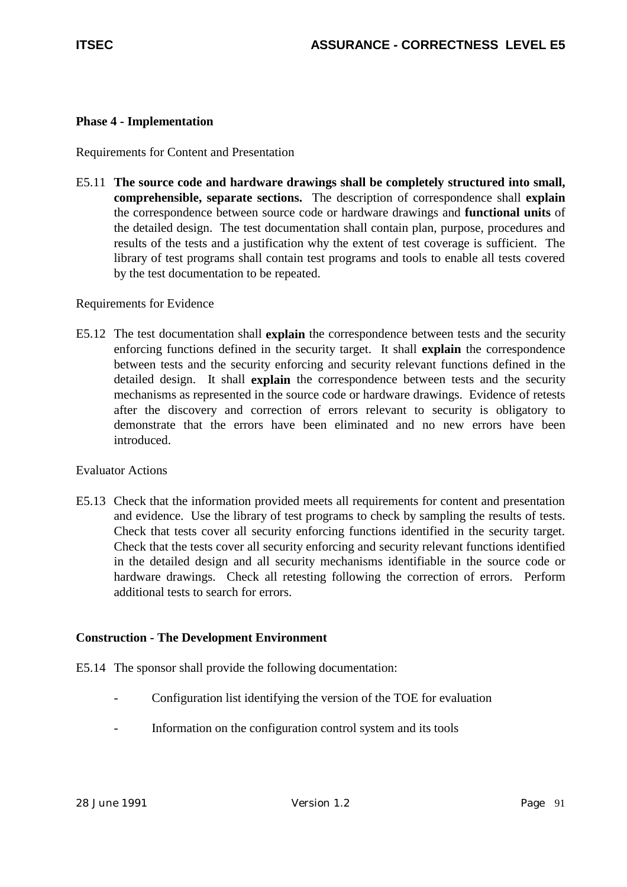**Phase 4 - Implementation**

Requirements for Content and Presentation

E5.11 **The source code and hardware drawings shall be completely structured into small, comprehensible, separate sections.** The description of correspondence shall **explain** the correspondence between source code or hardware drawings and **functional units** of the detailed design. The test documentation shall contain plan, purpose, procedures and results of the tests and a justification why the extent of test coverage is sufficient. The library of test programs shall contain test programs and tools to enable all tests covered by the test documentation to be repeated.

Requirements for Evidence

E5.12 The test documentation shall **explain** the correspondence between tests and the security enforcing functions defined in the security target. It shall **explain** the correspondence between tests and the security enforcing and security relevant functions defined in the detailed design. It shall **explain** the correspondence between tests and the security mechanisms as represented in the source code or hardware drawings. Evidence of retests after the discovery and correction of errors relevant to security is obligatory to demonstrate that the errors have been eliminated and no new errors have been introduced.

Evaluator Actions

E5.13 Check that the information provided meets all requirements for content and presentation and evidence. Use the library of test programs to check by sampling the results of tests. Check that tests cover all security enforcing functions identified in the security target. Check that the tests cover all security enforcing and security relevant functions identified in the detailed design and all security mechanisms identifiable in the source code or hardware drawings. Check all retesting following the correction of errors. Perform additional tests to search for errors.

**Construction - The Development Environment**

E5.14 The sponsor shall provide the following documentation:

- Configuration list identifying the version of the TOE for evaluation
- Information on the configuration control system and its tools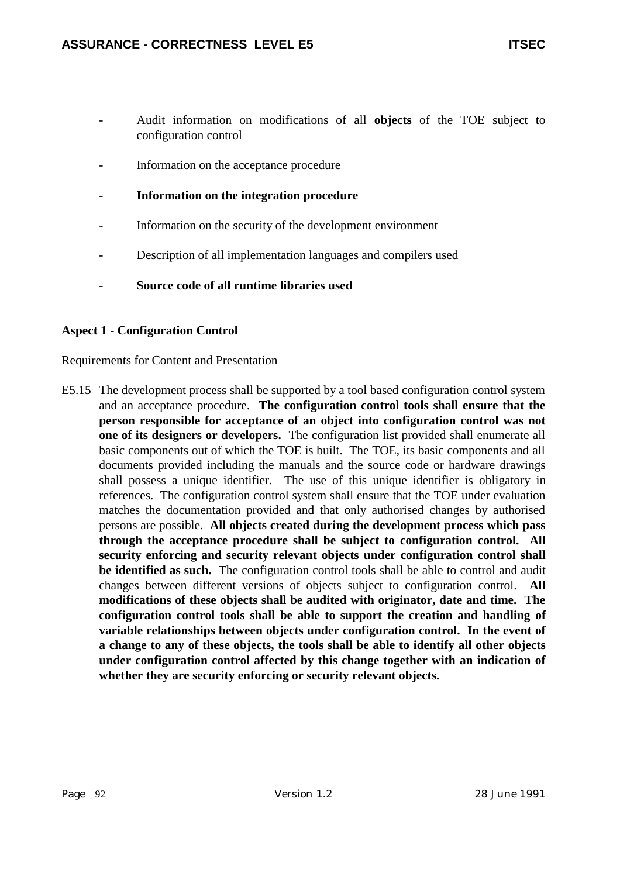- Audit information on modifications of all **objects** of the TOE subject to configuration control
- Information on the acceptance procedure
- **Information on the integration procedure**
- Information on the security of the development environment
- Description of all implementation languages and compilers used
- **Source code of all runtime libraries used**

**Aspect 1 - Configuration Control**

Requirements for Content and Presentation

E5.15 The development process shall be supported by a tool based configuration control system and an acceptance procedure. **The configuration control tools shall ensure that the person responsible for acceptance of an object into configuration control was not one of its designers or developers.** The configuration list provided shall enumerate all basic components out of which the TOE is built. The TOE, its basic components and all documents provided including the manuals and the source code or hardware drawings shall possess a unique identifier. The use of this unique identifier is obligatory in references. The configuration control system shall ensure that the TOE under evaluation matches the documentation provided and that only authorised changes by authorised persons are possible. **All objects created during the development process which pass through the acceptance procedure shall be subject to configuration control. All security enforcing and security relevant objects under configuration control shall be identified as such.** The configuration control tools shall be able to control and audit changes between different versions of objects subject to configuration control. **All modifications of these objects shall be audited with originator, date and time. The configuration control tools shall be able to support the creation and handling of variable relationships between objects under configuration control. In the event of a change to any of these objects, the tools shall be able to identify all other objects under configuration control affected by this change together with an indication of whether they are security enforcing or security relevant objects.**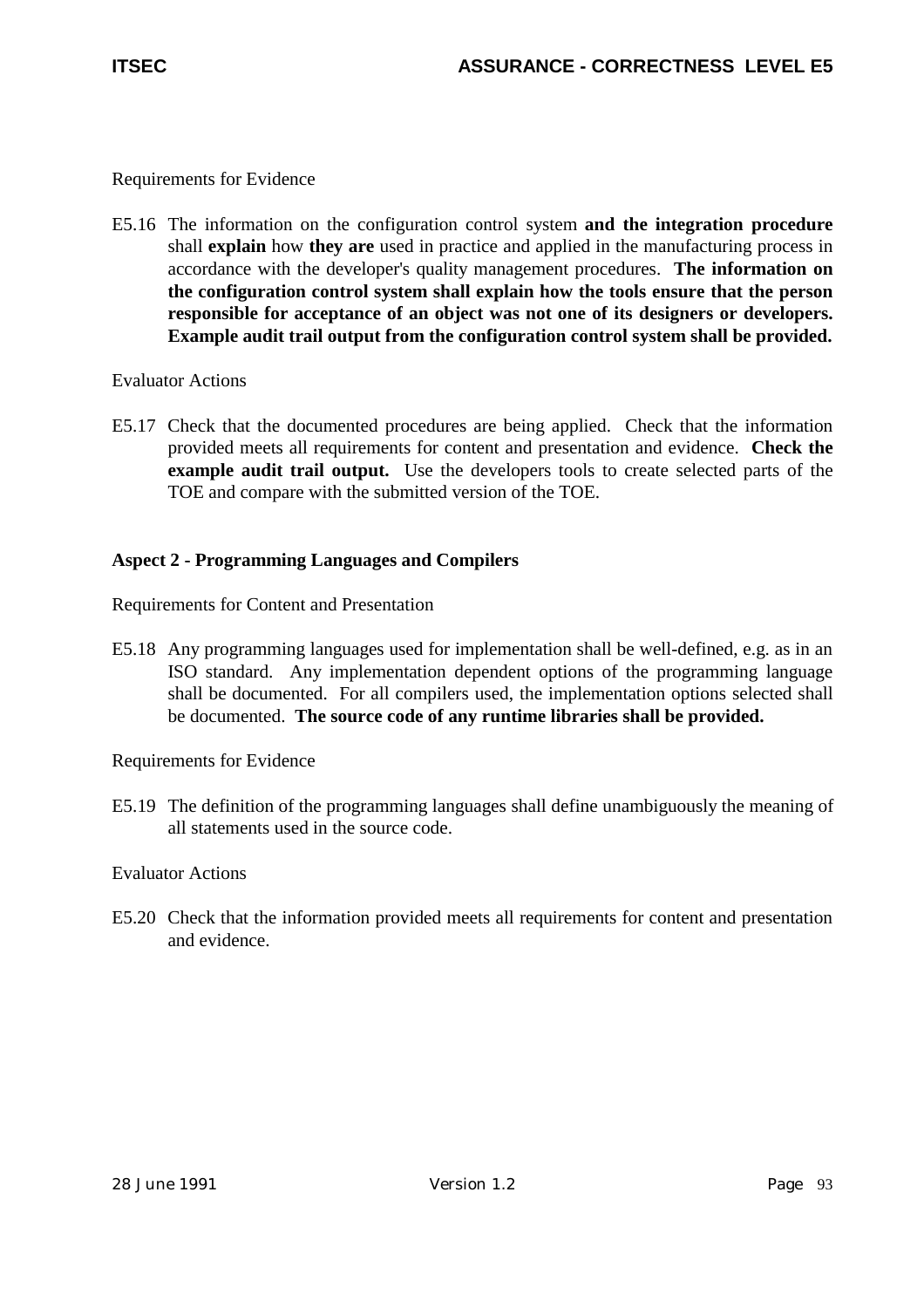Requirements for Evidence

E5.16 The information on the configuration control system **and the integration procedure** shall **explain** how **they are** used in practice and applied in the manufacturing process in accordance with the developer's quality management procedures. **The information on the configuration control system shall explain how the tools ensure that the person responsible for acceptance of an object was not one of its designers or developers. Example audit trail output from the configuration control system shall be provided.**

Evaluator Actions

E5.17 Check that the documented procedures are being applied. Check that the information provided meets all requirements for content and presentation and evidence. **Check the example audit trail output.** Use the developers tools to create selected parts of the TOE and compare with the submitted version of the TOE.

### Aspect 2 - Programming Languages and Compilers

Requirements for Content and Presentation

E5.18 Any programming languages used for implementation shall be well-defined, e.g. as in an ISO standard. Any implementation dependent options of the programming language shall be documented. For all compilers used, the implementation options selected shall be documented. **The source code of any runtime libraries shall be provided.**

Requirements for Evidence

E5.19 The definition of the programming languages shall define unambiguously the meaning of all statements used in the source code.

Evaluator Actions

E5.20 Check that the information provided meets all requirements for content and presentation and evidence.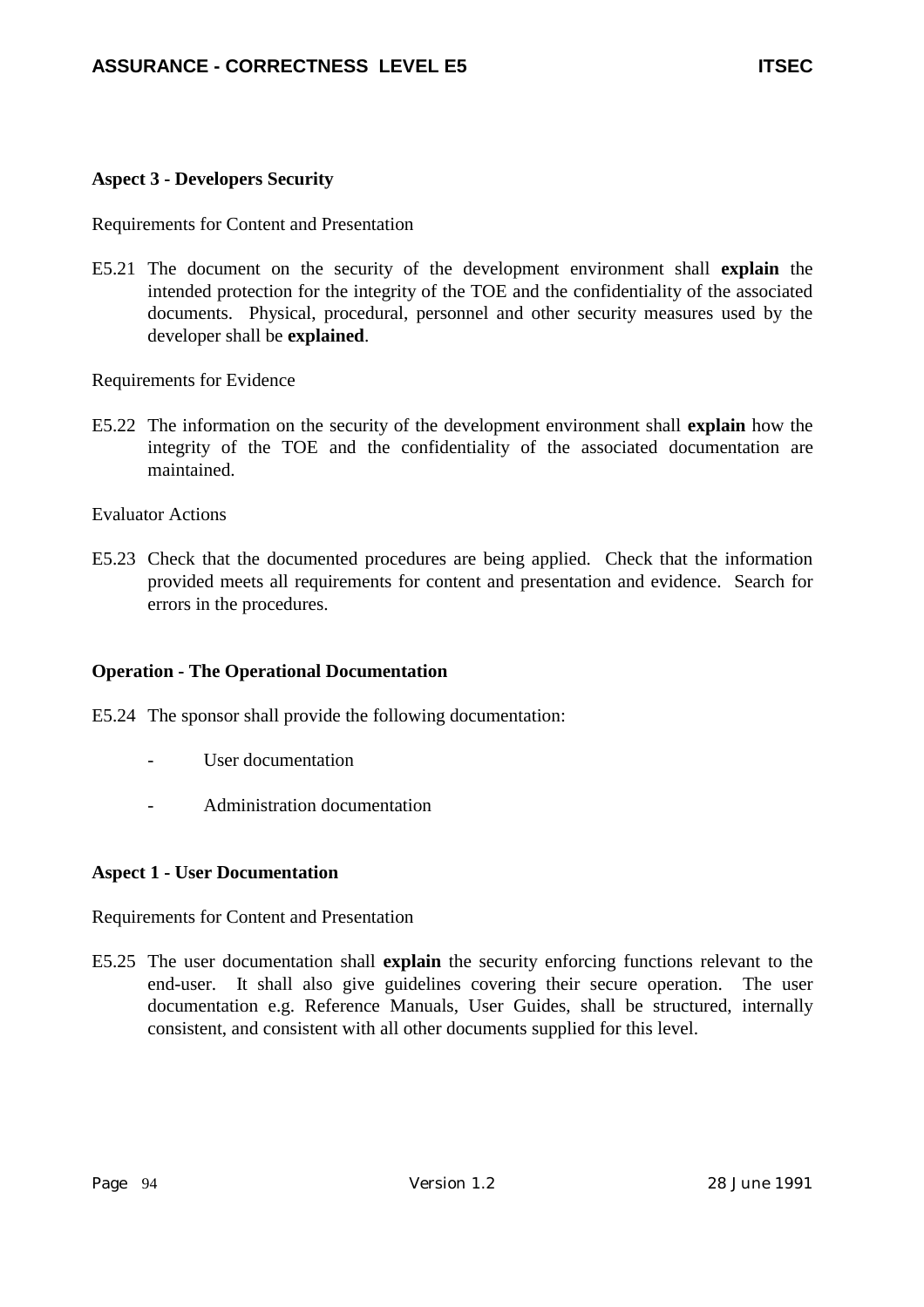**Aspect 3 - Developers Security**

Requirements for Content and Presentation

E5.21 The document on the security of the development environment shall **explain** the intended protection for the integrity of the TOE and the confidentiality of the associated documents. Physical, procedural, personnel and other security measures used by the developer shall be **explained**.

Requirements for Evidence

E5.22 The information on the security of the development environment shall **explain** how the integrity of the TOE and the confidentiality of the associated documentation are maintained.

Evaluator Actions

E5.23 Check that the documented procedures are being applied. Check that the information provided meets all requirements for content and presentation and evidence. Search for errors in the procedures.

**Operation - The Operational Documentation**

E5.24 The sponsor shall provide the following documentation:

- User documentation
- Administration documentation

**Aspect 1 - User Documentation**

Requirements for Content and Presentation

E5.25 The user documentation shall **explain** the security enforcing functions relevant to the end-user. It shall also give guidelines covering their secure operation. The user documentation e.g. Reference Manuals, User Guides, shall be structured, internally consistent, and consistent with all other documents supplied for this level.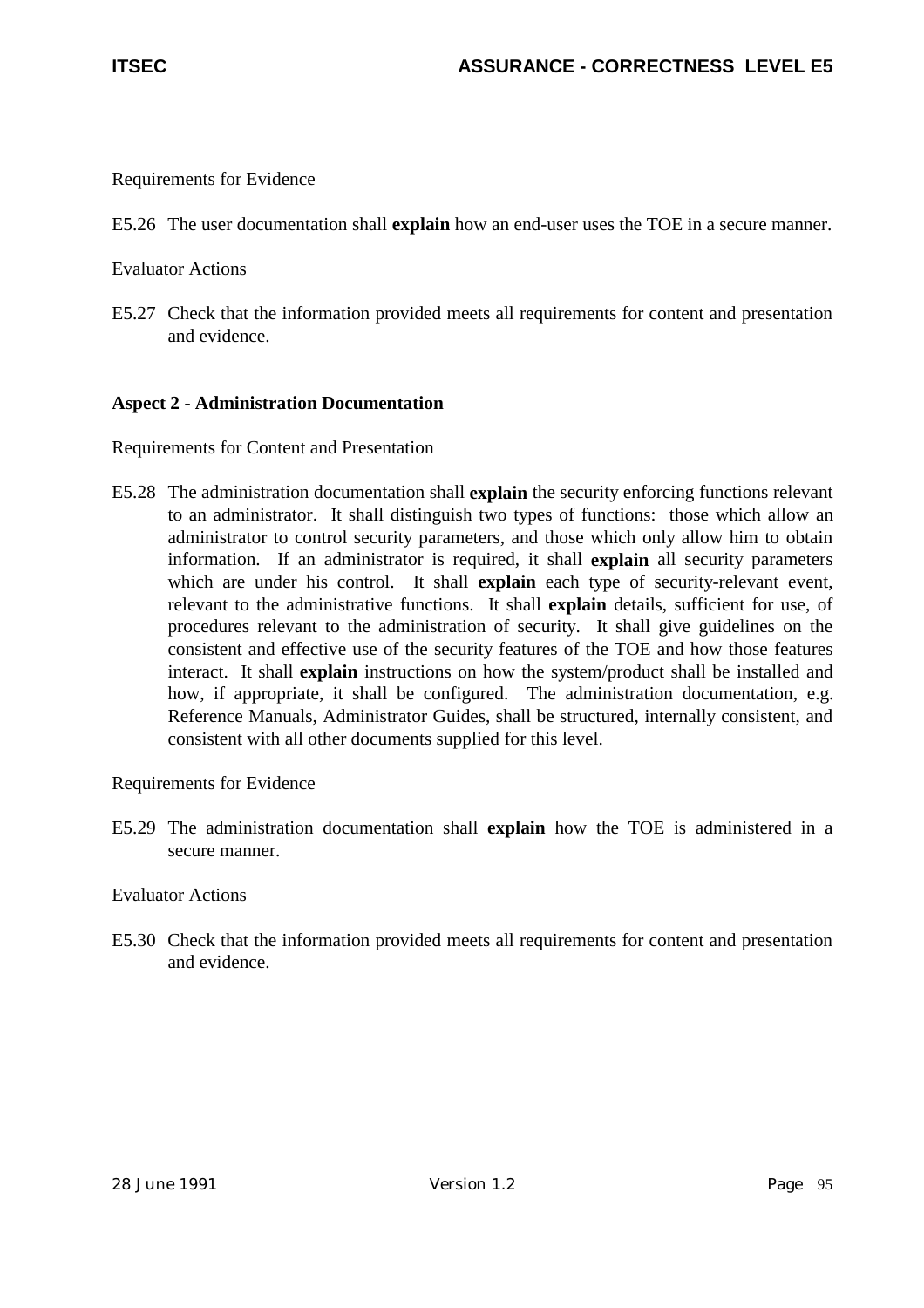Requirements for Evidence

E5.26 The user documentation shall **explain** how an end-user uses the TOE in a secure manner.

Evaluator Actions

E5.27 Check that the information provided meets all requirements for content and presentation and evidence.

**Aspect 2 - Administration Documentation**

Requirements for Content and Presentation

E5.28 The administration documentation shall **explain** the security enforcing functions relevant to an administrator. It shall distinguish two types of functions: those which allow an administrator to control security parameters, and those which only allow him to obtain information. If an administrator is required, it shall **explain** all security parameters which are under his control. It shall **explain** each type of security-relevant event, relevant to the administrative functions. It shall **explain** details, sufficient for use, of procedures relevant to the administration of security. It shall give guidelines on the consistent and effective use of the security features of the TOE and how those features interact. It shall **explain** instructions on how the system/product shall be installed and how, if appropriate, it shall be configured. The administration documentation, e.g. Reference Manuals, Administrator Guides, shall be structured, internally consistent, and consistent with all other documents supplied for this level.

Requirements for Evidence

E5.29 The administration documentation shall **explain** how the TOE is administered in a secure manner.

Evaluator Actions

E5.30 Check that the information provided meets all requirements for content and presentation and evidence.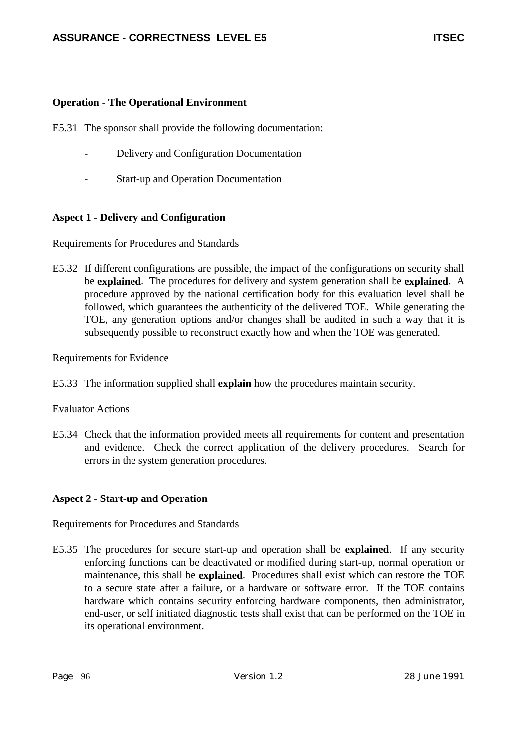**Operation - The Operational Environment**

E5.31 The sponsor shall provide the following documentation:

- Delivery and Configuration Documentation
- Start-up and Operation Documentation

**Aspect 1 - Delivery and Configuration**

Requirements for Procedures and Standards

E5.32 If different configurations are possible, the impact of the configurations on security shall be **explained**. The procedures for delivery and system generation shall be **explained**. A procedure approved by the national certification body for this evaluation level shall be followed, which guarantees the authenticity of the delivered TOE. While generating the TOE, any generation options and/or changes shall be audited in such a way that it is subsequently possible to reconstruct exactly how and when the TOE was generated.

Requirements for Evidence

E5.33 The information supplied shall **explain** how the procedures maintain security.

Evaluator Actions

E5.34 Check that the information provided meets all requirements for content and presentation and evidence. Check the correct application of the delivery procedures. Search for errors in the system generation procedures.

**Aspect 2 - Start-up and Operation**

Requirements for Procedures and Standards

E5.35 The procedures for secure start-up and operation shall be **explained**. If any security enforcing functions can be deactivated or modified during start-up, normal operation or maintenance, this shall be **explained**. Procedures shall exist which can restore the TOE to a secure state after a failure, or a hardware or software error. If the TOE contains hardware which contains security enforcing hardware components, then administrator, end-user, or self initiated diagnostic tests shall exist that can be performed on the TOE in its operational environment.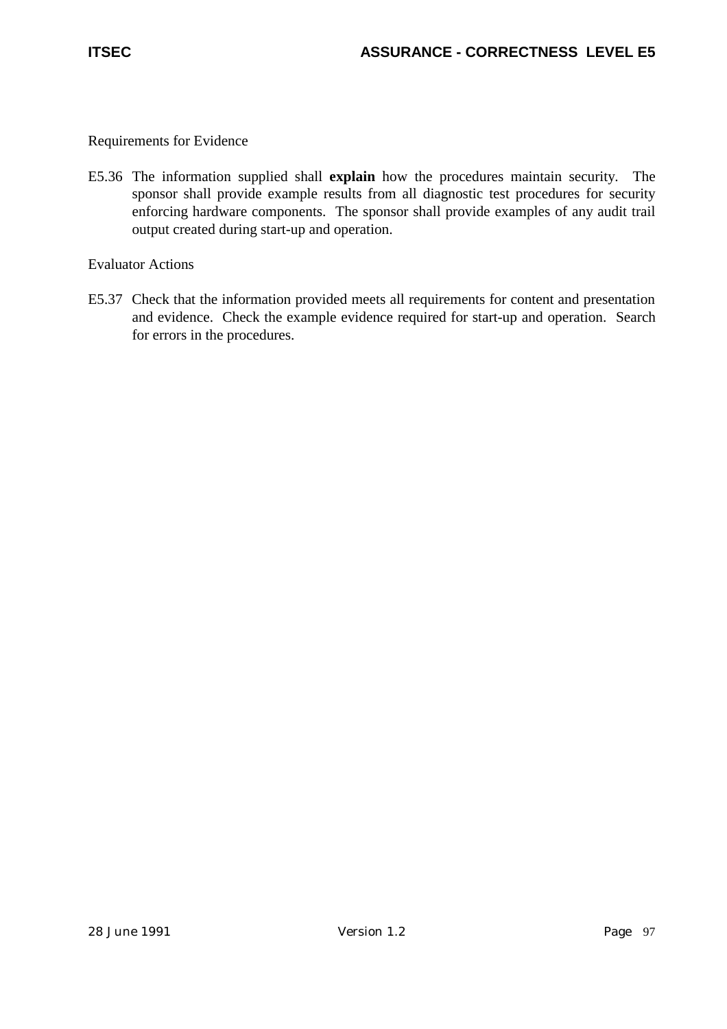Requirements for Evidence

E5.36 The information supplied shall **explain** how the procedures maintain security. The sponsor shall provide example results from all diagnostic test procedures for security enforcing hardware components. The sponsor shall provide examples of any audit trail output created during start-up and operation.

Evaluator Actions

E5.37 Check that the information provided meets all requirements for content and presentation and evidence. Check the example evidence required for start-up and operation. Search for errors in the procedures.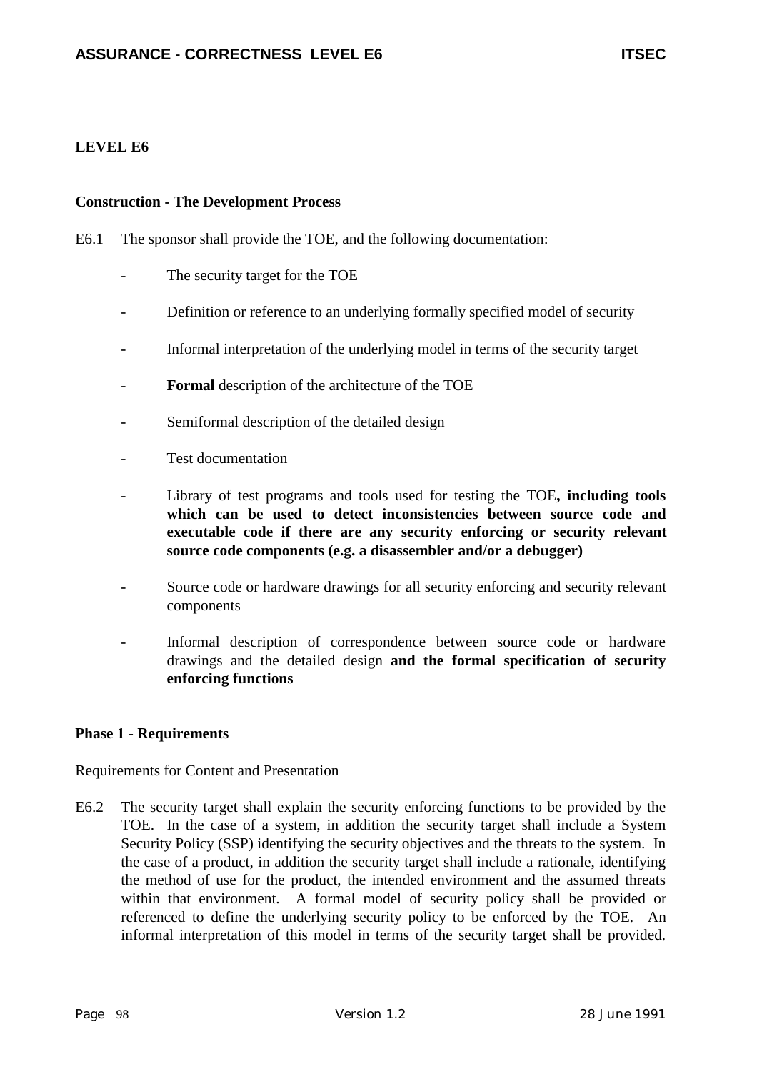## LEVEL E6

### Construction - The Development Process

E6.1 The sponsor shall provide the TOE, and the following documentation:

- The security target for the TOE
- Definition or reference to an underlying formally specified model of security
- Informal interpretation of the underlying model in terms of the security target
- **Formal** description of the architecture of the TOE
- Semiformal description of the detailed design
- Test documentation
- Library of test programs and tools used for testing the TOE**, including tools which can be used to detect inconsistencies between source code and executable code if there are any security enforcing or security relevant source code components (e.g. a disassembler and/or a debugger)**
- Source code or hardware drawings for all security enforcing and security relevant components
- Informal description of correspondence between source code or hardware drawings and the detailed design **and the formal specification of security enforcing functions**

### Phase 1 - Requirements

Requirements for Content and Presentation

E6.2 The security target shall explain the security enforcing functions to be provided by the TOE. In the case of a system, in addition the security target shall include a System Security Policy (SSP) identifying the security objectives and the threats to the system. In the case of a product, in addition the security target shall include a rationale, identifying the method of use for the product, the intended environment and the assumed threats within that environment. A formal model of security policy shall be provided or referenced to define the underlying security policy to be enforced by the TOE. An informal interpretation of this model in terms of the security target shall be provided.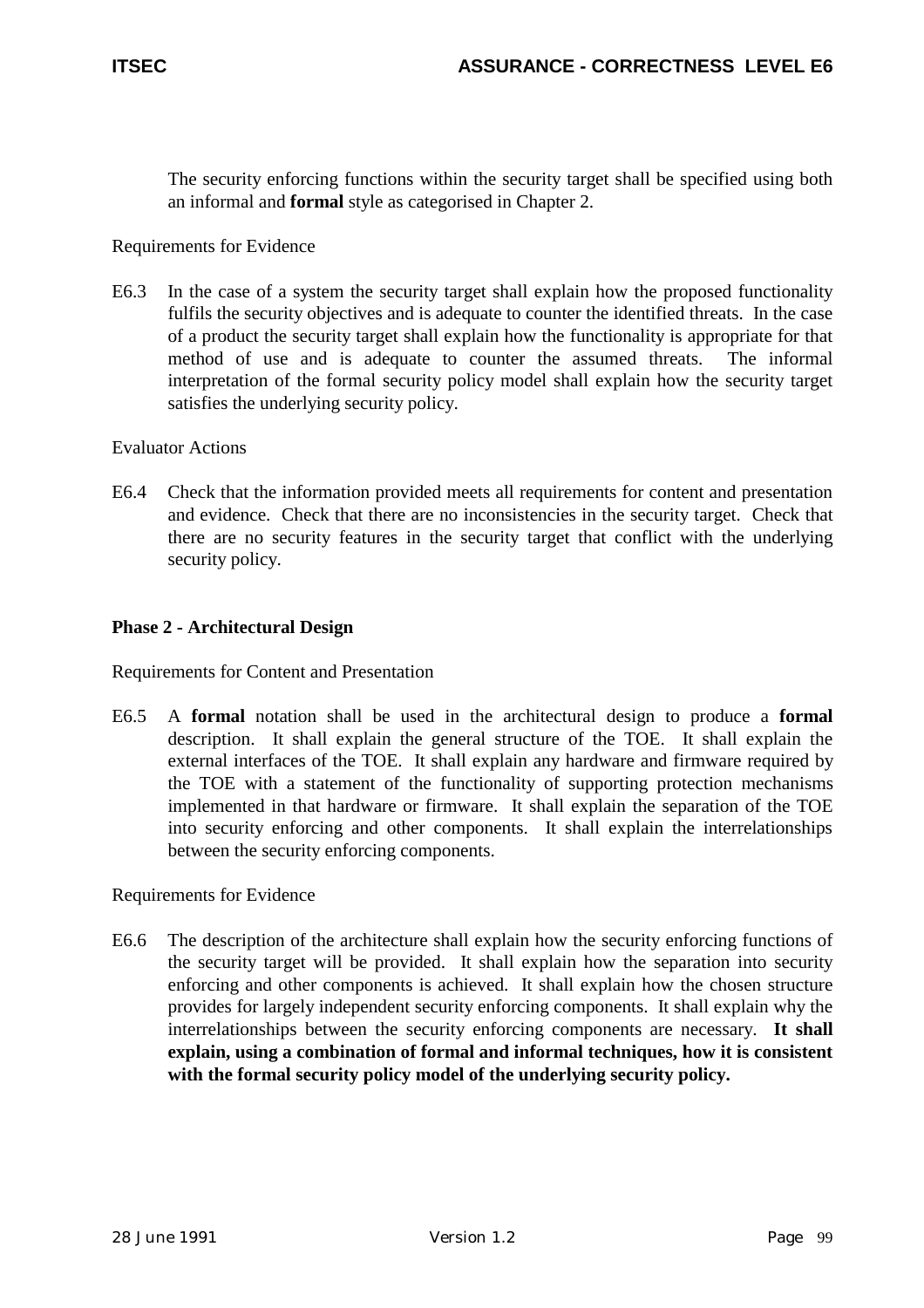The security enforcing functions within the security target shall be specified using both an informal and **formal** style as categorised in Chapter 2.

Requirements for Evidence

E6.3 In the case of a system the security target shall explain how the proposed functionality fulfils the security objectives and is adequate to counter the identified threats. In the case of a product the security target shall explain how the functionality is appropriate for that method of use and is adequate to counter the assumed threats. The informal interpretation of the formal security policy model shall explain how the security target satisfies the underlying security policy.

Evaluator Actions

E6.4 Check that the information provided meets all requirements for content and presentation and evidence. Check that there are no inconsistencies in the security target. Check that there are no security features in the security target that conflict with the underlying security policy.

**Phase 2 - Architectural Design**

Requirements for Content and Presentation

E6.5 A **formal** notation shall be used in the architectural design to produce a **formal** description. It shall explain the general structure of the TOE. It shall explain the external interfaces of the TOE. It shall explain any hardware and firmware required by the TOE with a statement of the functionality of supporting protection mechanisms implemented in that hardware or firmware. It shall explain the separation of the TOE into security enforcing and other components. It shall explain the interrelationships between the security enforcing components.

Requirements for Evidence

E6.6 The description of the architecture shall explain how the security enforcing functions of the security target will be provided. It shall explain how the separation into security enforcing and other components is achieved. It shall explain how the chosen structure provides for largely independent security enforcing components. It shall explain why the interrelationships between the security enforcing components are necessary. **It shall explain, using a combination of formal and informal techniques, how it is consistent with the formal security policy model of the underlying security policy.**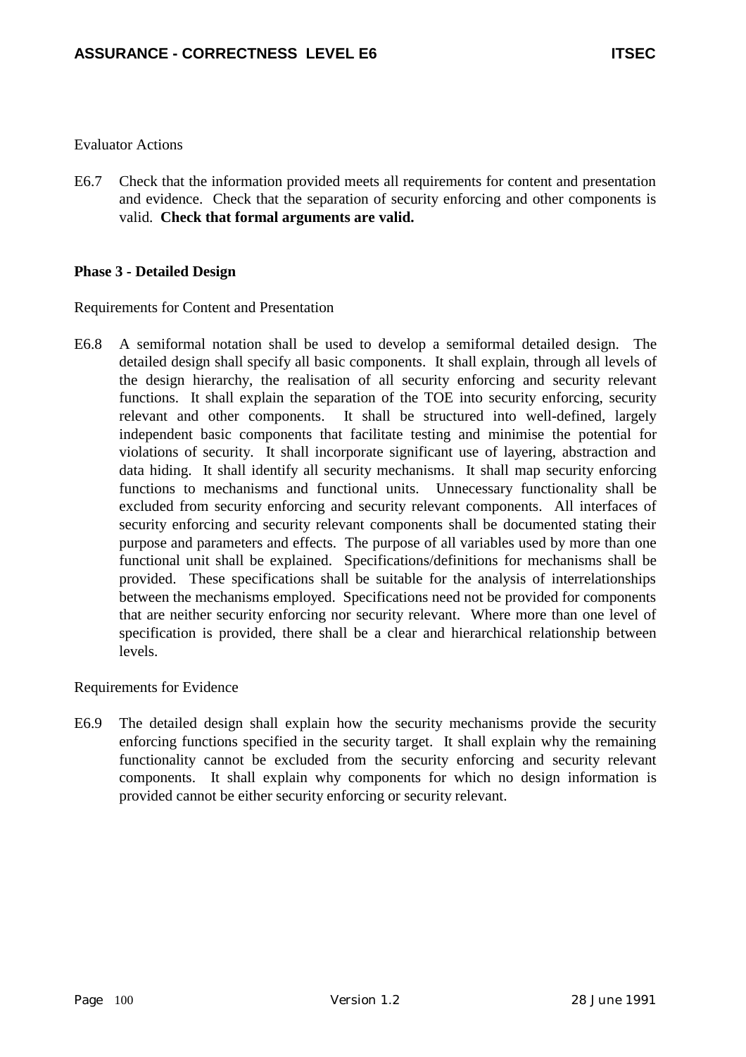Evaluator Actions

E6.7 Check that the information provided meets all requirements for content and presentation and evidence. Check that the separation of security enforcing and other components is valid. **Check that formal arguments are valid.**

**Phase 3 - Detailed Design**

Requirements for Content and Presentation

E6.8 A semiformal notation shall be used to develop a semiformal detailed design. The detailed design shall specify all basic components. It shall explain, through all levels of the design hierarchy, the realisation of all security enforcing and security relevant functions. It shall explain the separation of the TOE into security enforcing, security relevant and other components. It shall be structured into well-defined, largely independent basic components that facilitate testing and minimise the potential for violations of security. It shall incorporate significant use of layering, abstraction and data hiding. It shall identify all security mechanisms. It shall map security enforcing functions to mechanisms and functional units. Unnecessary functionality shall be excluded from security enforcing and security relevant components. All interfaces of security enforcing and security relevant components shall be documented stating their purpose and parameters and effects. The purpose of all variables used by more than one functional unit shall be explained. Specifications/definitions for mechanisms shall be provided. These specifications shall be suitable for the analysis of interrelationships between the mechanisms employed. Specifications need not be provided for components that are neither security enforcing nor security relevant. Where more than one level of specification is provided, there shall be a clear and hierarchical relationship between levels.

Requirements for Evidence

E6.9 The detailed design shall explain how the security mechanisms provide the security enforcing functions specified in the security target. It shall explain why the remaining functionality cannot be excluded from the security enforcing and security relevant components. It shall explain why components for which no design information is provided cannot be either security enforcing or security relevant.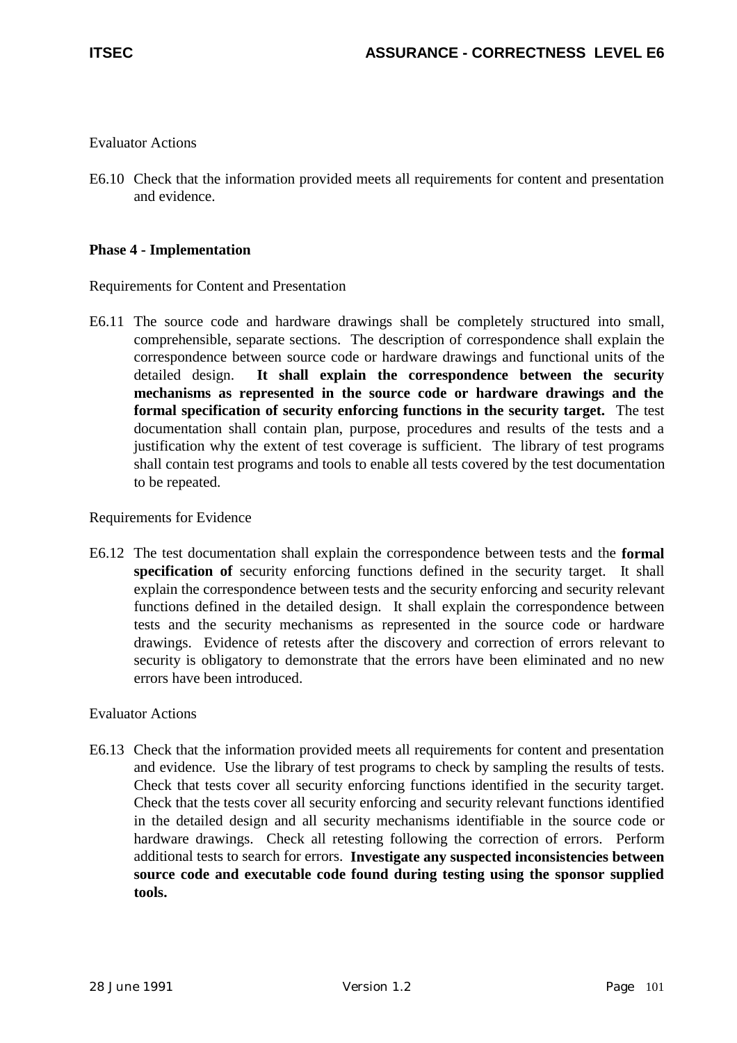Evaluator Actions

E6.10 Check that the information provided meets all requirements for content and presentation and evidence.

**Phase 4 - Implementation**

Requirements for Content and Presentation

E6.11 The source code and hardware drawings shall be completely structured into small, comprehensible, separate sections. The description of correspondence shall explain the correspondence between source code or hardware drawings and functional units of the detailed design. **It shall explain the correspondence between the security mechanisms as represented in the source code or hardware drawings and the formal specification of security enforcing functions in the security target.** The test documentation shall contain plan, purpose, procedures and results of the tests and a justification why the extent of test coverage is sufficient. The library of test programs shall contain test programs and tools to enable all tests covered by the test documentation to be repeated.

Requirements for Evidence

E6.12 The test documentation shall explain the correspondence between tests and the **formal specification of** security enforcing functions defined in the security target. It shall explain the correspondence between tests and the security enforcing and security relevant functions defined in the detailed design. It shall explain the correspondence between tests and the security mechanisms as represented in the source code or hardware drawings. Evidence of retests after the discovery and correction of errors relevant to security is obligatory to demonstrate that the errors have been eliminated and no new errors have been introduced.

Evaluator Actions

E6.13 Check that the information provided meets all requirements for content and presentation and evidence. Use the library of test programs to check by sampling the results of tests. Check that tests cover all security enforcing functions identified in the security target. Check that the tests cover all security enforcing and security relevant functions identified in the detailed design and all security mechanisms identifiable in the source code or hardware drawings. Check all retesting following the correction of errors. Perform additional tests to search for errors. **Investigate any suspected inconsistencies between source code and executable code found during testing using the sponsor supplied tools.**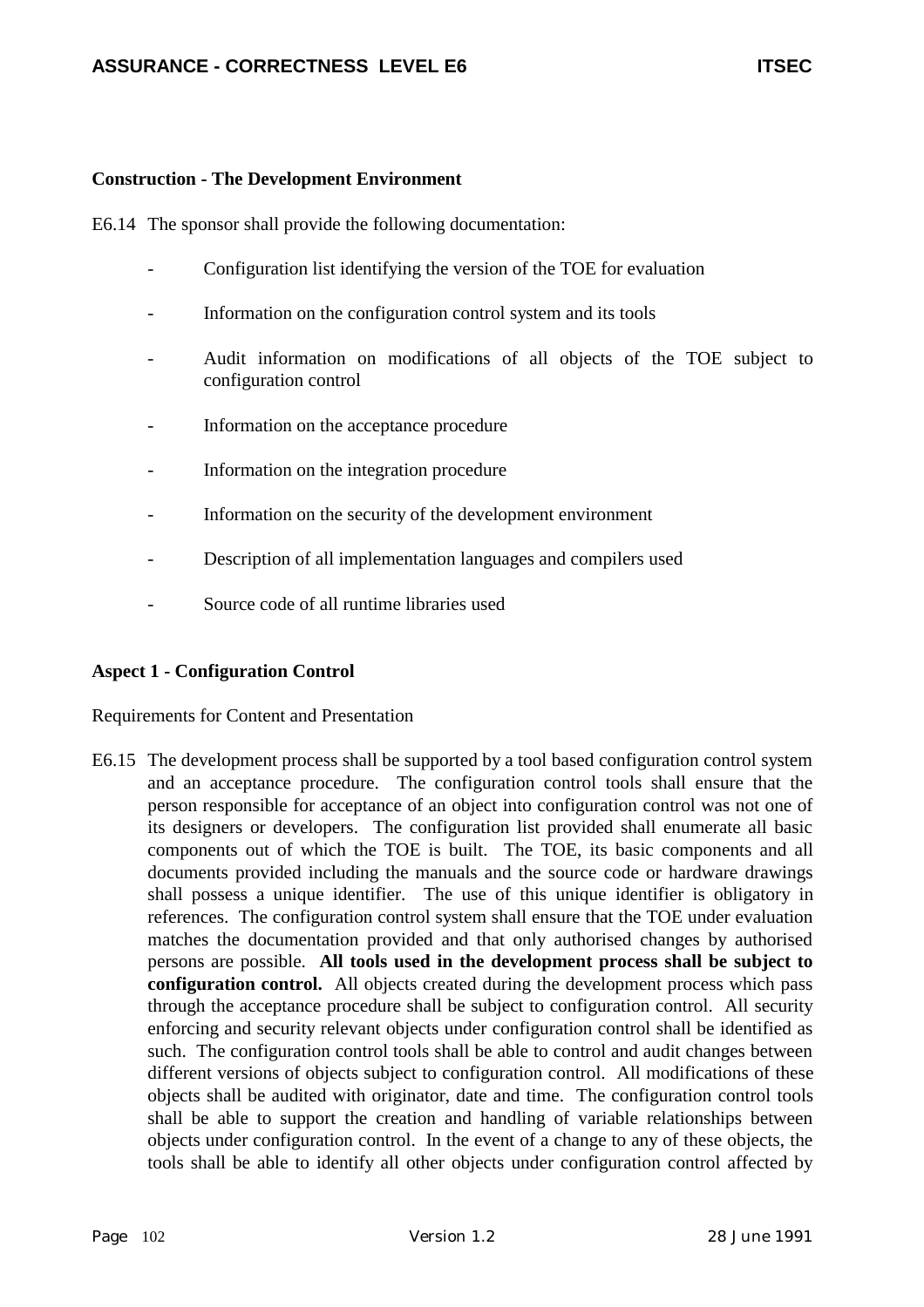**Construction - The Development Environment**

E6.14 The sponsor shall provide the following documentation:

- Configuration list identifying the version of the TOE for evaluation
- Information on the configuration control system and its tools
- Audit information on modifications of all objects of the TOE subject to configuration control
- Information on the acceptance procedure
- Information on the integration procedure
- Information on the security of the development environment
- Description of all implementation languages and compilers used
- Source code of all runtime libraries used

**Aspect 1 - Configuration Control**

Requirements for Content and Presentation

E6.15 The development process shall be supported by a tool based configuration control system and an acceptance procedure. The configuration control tools shall ensure that the person responsible for acceptance of an object into configuration control was not one of its designers or developers. The configuration list provided shall enumerate all basic components out of which the TOE is built. The TOE, its basic components and all documents provided including the manuals and the source code or hardware drawings shall possess a unique identifier. The use of this unique identifier is obligatory in references. The configuration control system shall ensure that the TOE under evaluation matches the documentation provided and that only authorised changes by authorised persons are possible. **All tools used in the development process shall be subject to configuration control.** All objects created during the development process which pass through the acceptance procedure shall be subject to configuration control. All security enforcing and security relevant objects under configuration control shall be identified as such. The configuration control tools shall be able to control and audit changes between different versions of objects subject to configuration control. All modifications of these objects shall be audited with originator, date and time. The configuration control tools shall be able to support the creation and handling of variable relationships between objects under configuration control. In the event of a change to any of these objects, the tools shall be able to identify all other objects under configuration control affected by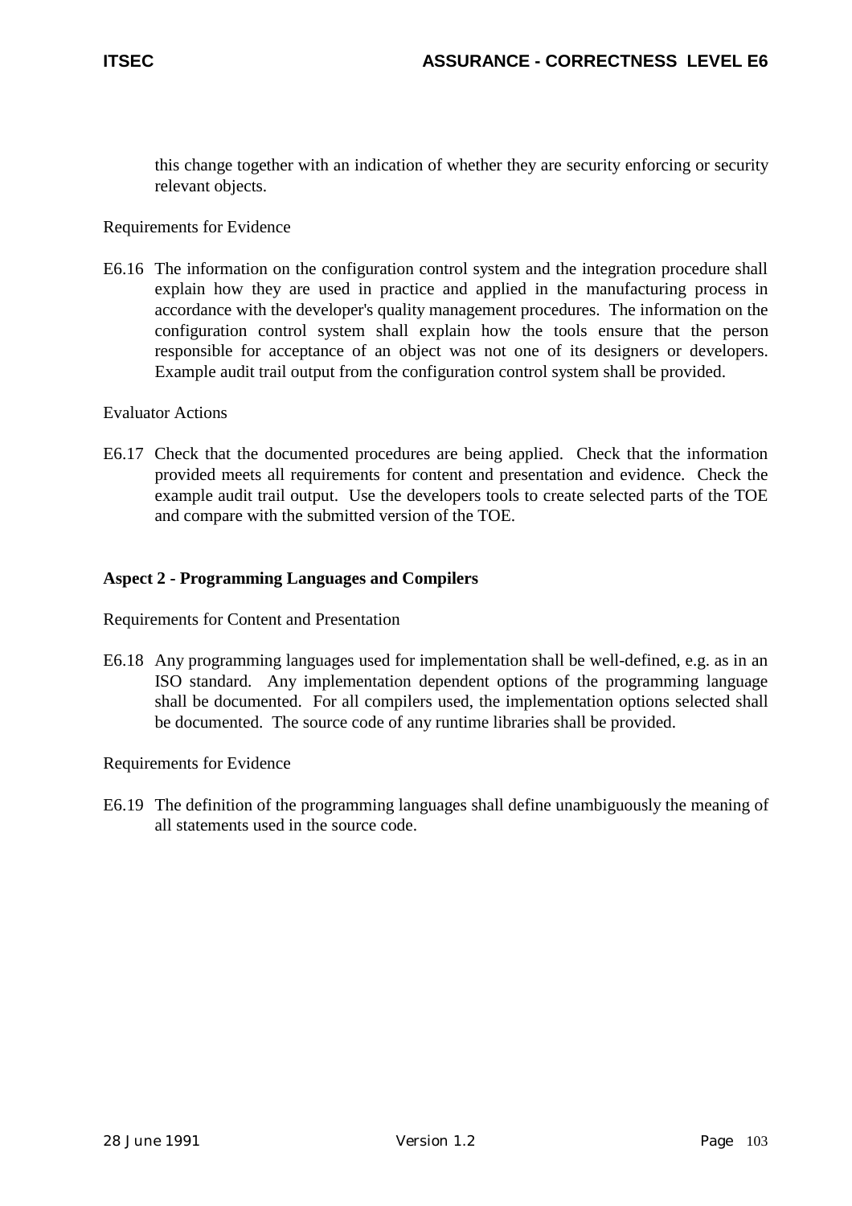this change together with an indication of whether they are security enforcing or security relevant objects.

Requirements for Evidence

E6.16 The information on the configuration control system and the integration procedure shall explain how they are used in practice and applied in the manufacturing process in accordance with the developer's quality management procedures. The information on the configuration control system shall explain how the tools ensure that the person responsible for acceptance of an object was not one of its designers or developers. Example audit trail output from the configuration control system shall be provided.

Evaluator Actions

E6.17 Check that the documented procedures are being applied. Check that the information provided meets all requirements for content and presentation and evidence. Check the example audit trail output. Use the developers tools to create selected parts of the TOE and compare with the submitted version of the TOE.

**Aspect 2 - Programming Languages and Compilers**

Requirements for Content and Presentation

E6.18 Any programming languages used for implementation shall be well-defined, e.g. as in an ISO standard. Any implementation dependent options of the programming language shall be documented. For all compilers used, the implementation options selected shall be documented. The source code of any runtime libraries shall be provided.

Requirements for Evidence

E6.19 The definition of the programming languages shall define unambiguously the meaning of all statements used in the source code.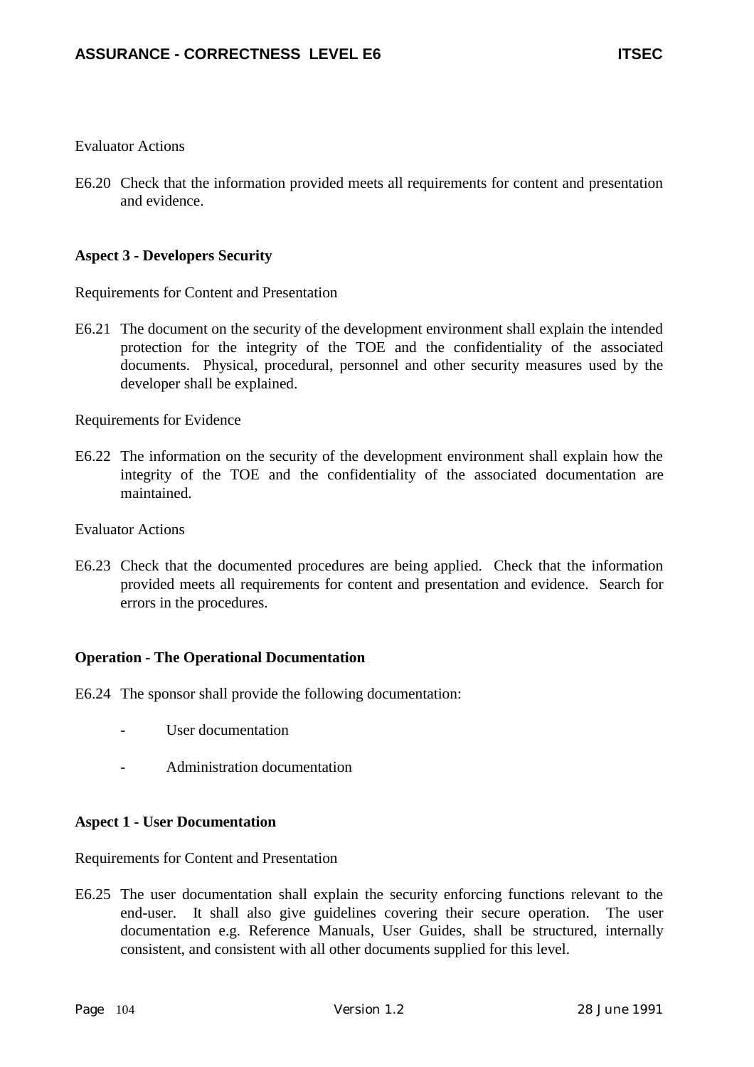Evaluator Actions

E6.20 Check that the information provided meets all requirements for content and presentation and evidence.

**Aspect 3 - Developers Security**

Requirements for Content and Presentation

E6.21 The document on the security of the development environment shall explain the intended protection for the integrity of the TOE and the confidentiality of the associated documents. Physical, procedural, personnel and other security measures used by the developer shall be explained.

Requirements for Evidence

E6.22 The information on the security of the development environment shall explain how the integrity of the TOE and the confidentiality of the associated documentation are maintained.

Evaluator Actions

E6.23 Check that the documented procedures are being applied. Check that the information provided meets all requirements for content and presentation and evidence. Search for errors in the procedures.

**Operation - The Operational Documentation**

E6.24 The sponsor shall provide the following documentation:

- User documentation
- Administration documentation

**Aspect 1 - User Documentation**

Requirements for Content and Presentation

E6.25 The user documentation shall explain the security enforcing functions relevant to the end-user. It shall also give guidelines covering their secure operation. The user documentation e.g. Reference Manuals, User Guides, shall be structured, internally consistent, and consistent with all other documents supplied for this level.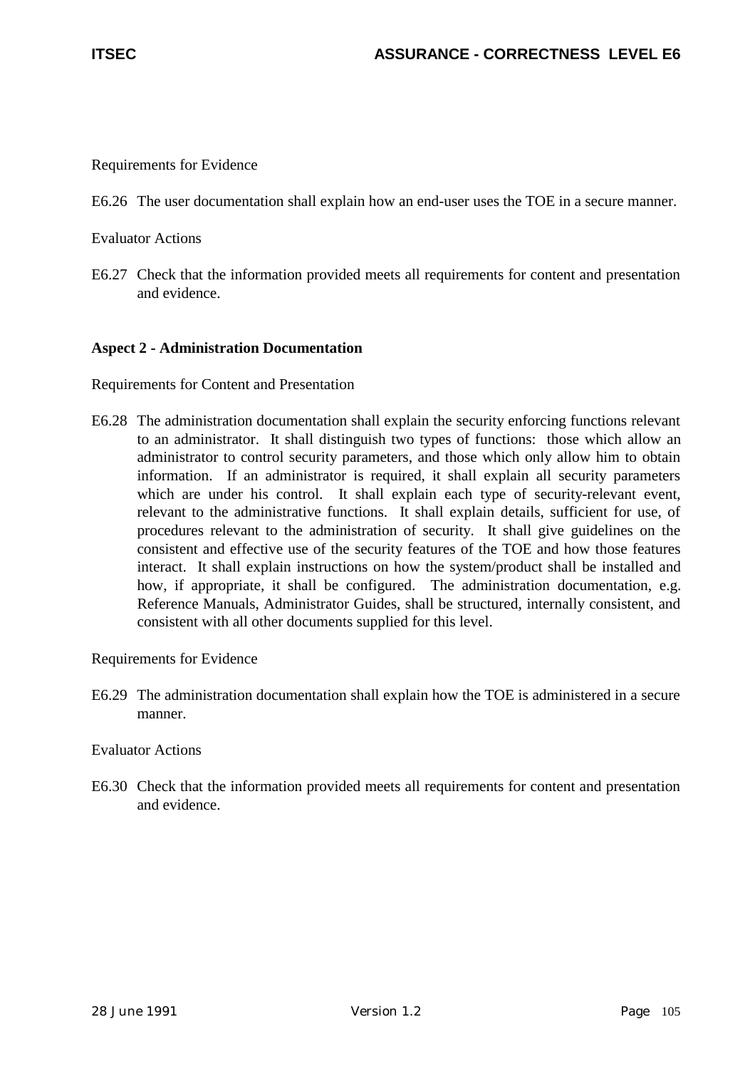Requirements for Evidence

E6.26 The user documentation shall explain how an end-user uses the TOE in a secure manner.

Evaluator Actions

E6.27 Check that the information provided meets all requirements for content and presentation and evidence.

**Aspect 2 - Administration Documentation**

Requirements for Content and Presentation

E6.28 The administration documentation shall explain the security enforcing functions relevant to an administrator. It shall distinguish two types of functions: those which allow an administrator to control security parameters, and those which only allow him to obtain information. If an administrator is required, it shall explain all security parameters which are under his control. It shall explain each type of security-relevant event, relevant to the administrative functions. It shall explain details, sufficient for use, of procedures relevant to the administration of security. It shall give guidelines on the consistent and effective use of the security features of the TOE and how those features interact. It shall explain instructions on how the system/product shall be installed and how, if appropriate, it shall be configured. The administration documentation, e.g. Reference Manuals, Administrator Guides, shall be structured, internally consistent, and consistent with all other documents supplied for this level.

Requirements for Evidence

E6.29 The administration documentation shall explain how the TOE is administered in a secure manner.

Evaluator Actions

E6.30 Check that the information provided meets all requirements for content and presentation and evidence.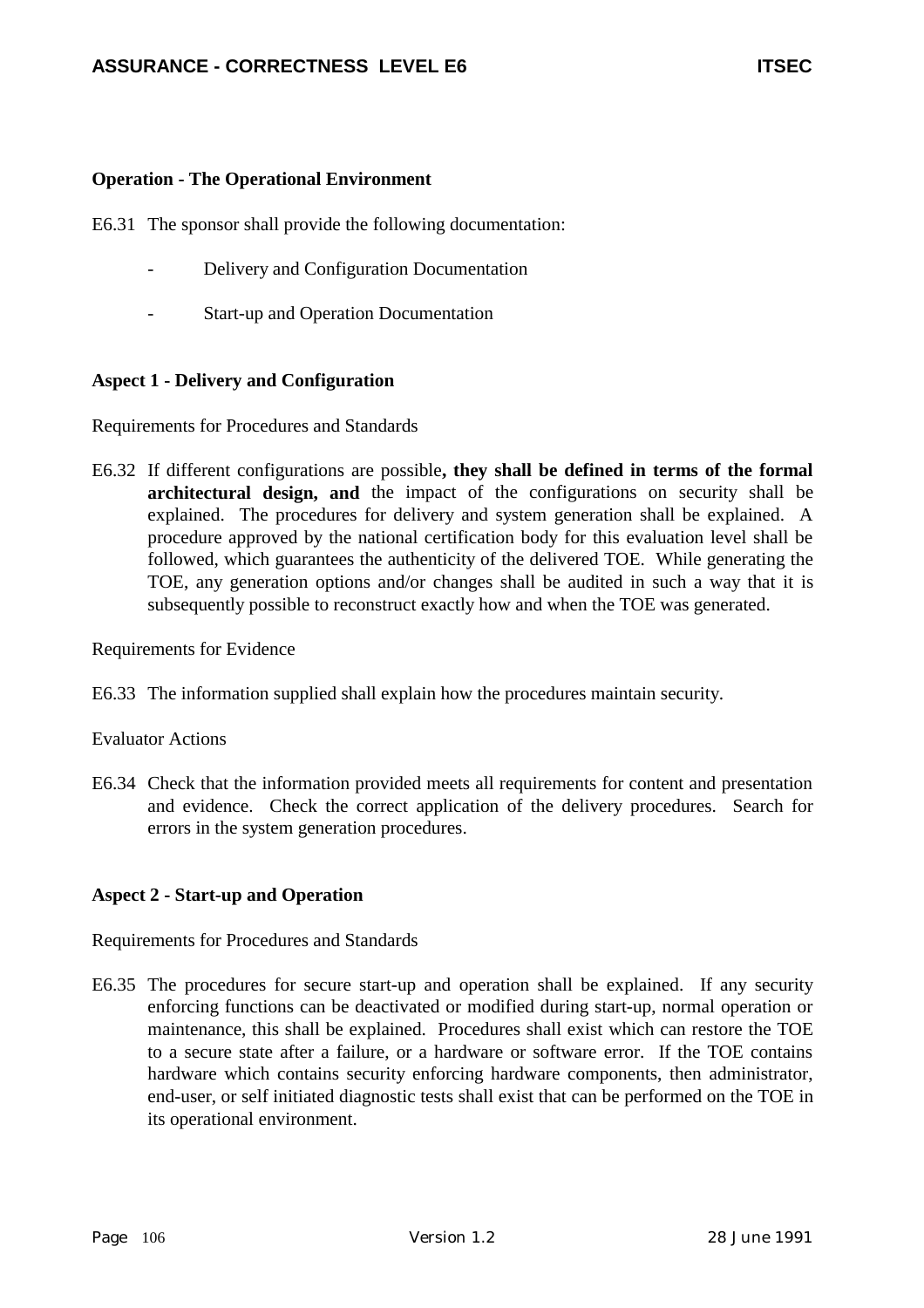### Operation - The Operational Environment

E6.31 The sponsor shall provide the following documentation:

- Delivery and Configuration Documentation
- Start-up and Operation Documentation

### Aspect 1 - Delivery and Configuration

Requirements for Procedures and Standards

E6.32 If different configurations are possible**, they shall be defined in terms of the formal architectural design, and** the impact of the configurations on security shall be explained. The procedures for delivery and system generation shall be explained. A procedure approved by the national certification body for this evaluation level shall be followed, which guarantees the authenticity of the delivered TOE. While generating the TOE, any generation options and/or changes shall be audited in such a way that it is subsequently possible to reconstruct exactly how and when the TOE was generated.

Requirements for Evidence

E6.33 The information supplied shall explain how the procedures maintain security.

Evaluator Actions

E6.34 Check that the information provided meets all requirements for content and presentation and evidence. Check the correct application of the delivery procedures. Search for errors in the system generation procedures.

### Aspect 2 - Start-up and Operation

Requirements for Procedures and Standards

E6.35 The procedures for secure start-up and operation shall be explained. If any security enforcing functions can be deactivated or modified during start-up, normal operation or maintenance, this shall be explained. Procedures shall exist which can restore the TOE to a secure state after a failure, or a hardware or software error. If the TOE contains hardware which contains security enforcing hardware components, then administrator, end-user, or self initiated diagnostic tests shall exist that can be performed on the TOE in its operational environment.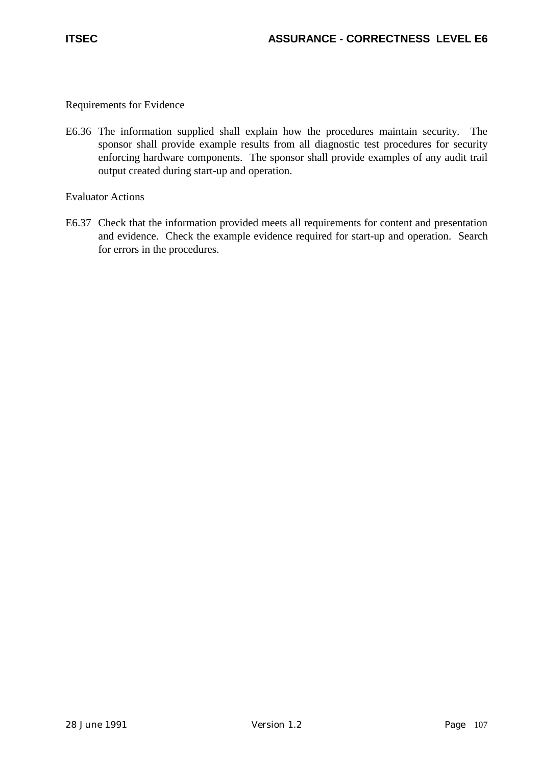Requirements for Evidence

E6.36 The information supplied shall explain how the procedures maintain security. The sponsor shall provide example results from all diagnostic test procedures for security enforcing hardware components. The sponsor shall provide examples of any audit trail output created during start-up and operation.

Evaluator Actions

E6.37 Check that the information provided meets all requirements for content and presentation and evidence. Check the example evidence required for start-up and operation. Search for errors in the procedures.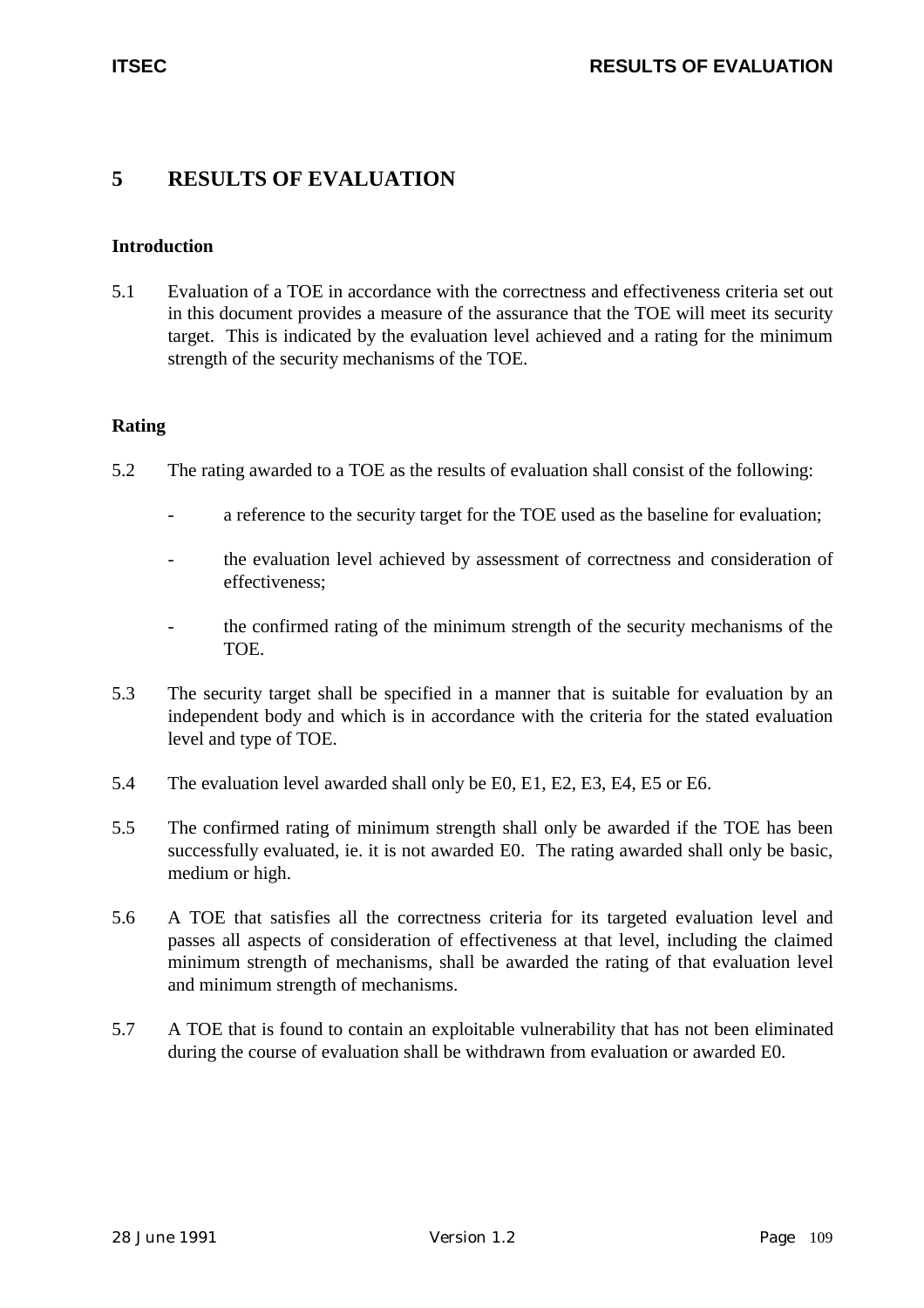# 5 RESULTS OF EVALUATION

### Introduction

5.1 Evaluation of a TOE in accordance with the correctness and effectiveness criteria set out in this document provides a measure of the assurance that the TOE will meet its security target. This is indicated by the evaluation level achieved and a rating for the minimum strength of the security mechanisms of the TOE.

### Rating

5.2 The rating awarded to a TOE as the results of evaluation shall consist of the following:

- a reference to the security target for the TOE used as the baseline for evaluation;
- the evaluation level achieved by assessment of correctness and consideration of effectiveness;
- the confirmed rating of the minimum strength of the security mechanisms of the TOE.

5.3 The security target shall be specified in a manner that is suitable for evaluation by an independent body and which is in accordance with the criteria for the stated evaluation level and type of TOE.

5.4 The evaluation level awarded shall only be E0, E1, E2, E3, E4, E5 or E6.

5.5 The confirmed rating of minimum strength shall only be awarded if the TOE has been successfully evaluated, ie. it is not awarded E0. The rating awarded shall only be basic, medium or high.

5.6 A TOE that satisfies all the correctness criteria for its targeted evaluation level and passes all aspects of consideration of effectiveness at that level, including the claimed minimum strength of mechanisms, shall be awarded the rating of that evaluation level and minimum strength of mechanisms.

5.7 A TOE that is found to contain an exploitable vulnerability that has not been eliminated during the course of evaluation shall be withdrawn from evaluation or awarded E0.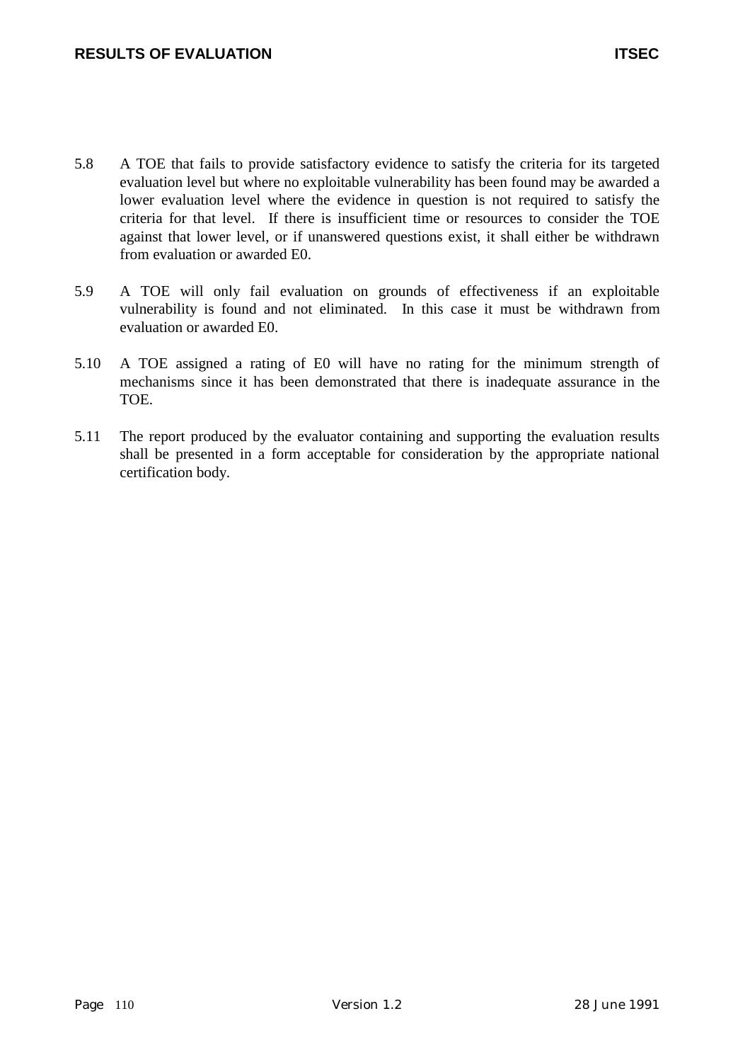5.8 A TOE that fails to provide satisfactory evidence to satisfy the criteria for its targeted evaluation level but where no exploitable vulnerability has been found may be awarded a lower evaluation level where the evidence in question is not required to satisfy the criteria for that level. If there is insufficient time or resources to consider the TOE against that lower level, or if unanswered questions exist, it shall either be withdrawn from evaluation or awarded E0.

5.9 A TOE will only fail evaluation on grounds of effectiveness if an exploitable vulnerability is found and not eliminated. In this case it must be withdrawn from evaluation or awarded E0.

5.10 A TOE assigned a rating of E0 will have no rating for the minimum strength of mechanisms since it has been demonstrated that there is inadequate assurance in the TOE.

5.11 The report produced by the evaluator containing and supporting the evaluation results shall be presented in a form acceptable for consideration by the appropriate national certification body.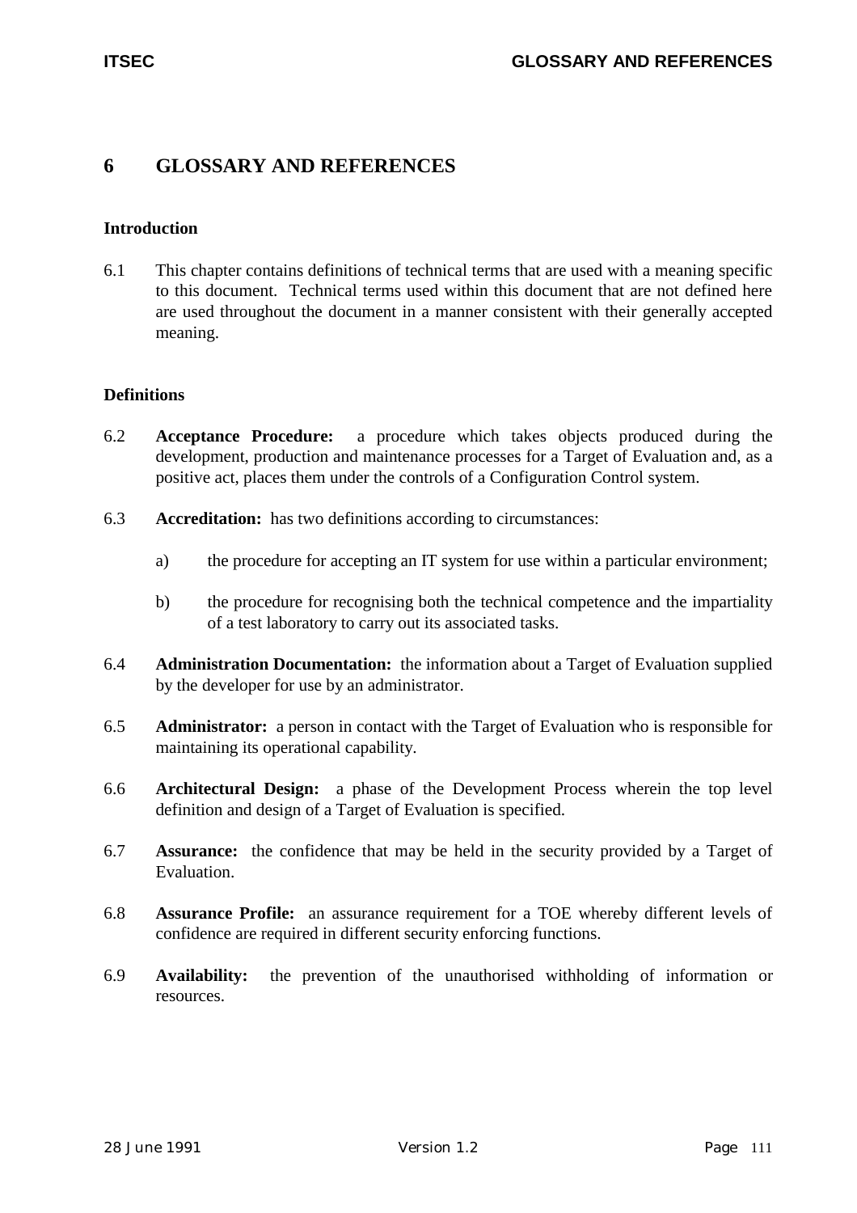# 6 GLOSSARY AND REFERENCES

## Introduction

6.1 This chapter contains definitions of technical terms that are used with a meaning specific to this document. Technical terms used within this document that are not defined here are used throughout the document in a manner consistent with their generally accepted meaning.

## Definitions

6.2 **Acceptance Procedure:** a procedure which takes objects produced during the development, production and maintenance processes for a Target of Evaluation and, as a positive act, places them under the controls of a Configuration Control system.

6.3 **Accreditation:** has two definitions according to circumstances:

a) the procedure for accepting an IT system for use within a particular environment;

b) the procedure for recognising both the technical competence and the impartiality of a test laboratory to carry out its associated tasks.

6.4 **Administration Documentation:** the information about a Target of Evaluation supplied by the developer for use by an administrator.

6.5 **Administrator:** a person in contact with the Target of Evaluation who is responsible for maintaining its operational capability.

6.6 **Architectural Design:** a phase of the Development Process wherein the top level definition and design of a Target of Evaluation is specified.

6.7 **Assurance:** the confidence that may be held in the security provided by a Target of Evaluation.

6.8 **Assurance Profile:** an assurance requirement for a TOE whereby different levels of confidence are required in different security enforcing functions.

6.9 **Availability:** the prevention of the unauthorised withholding of information or resources.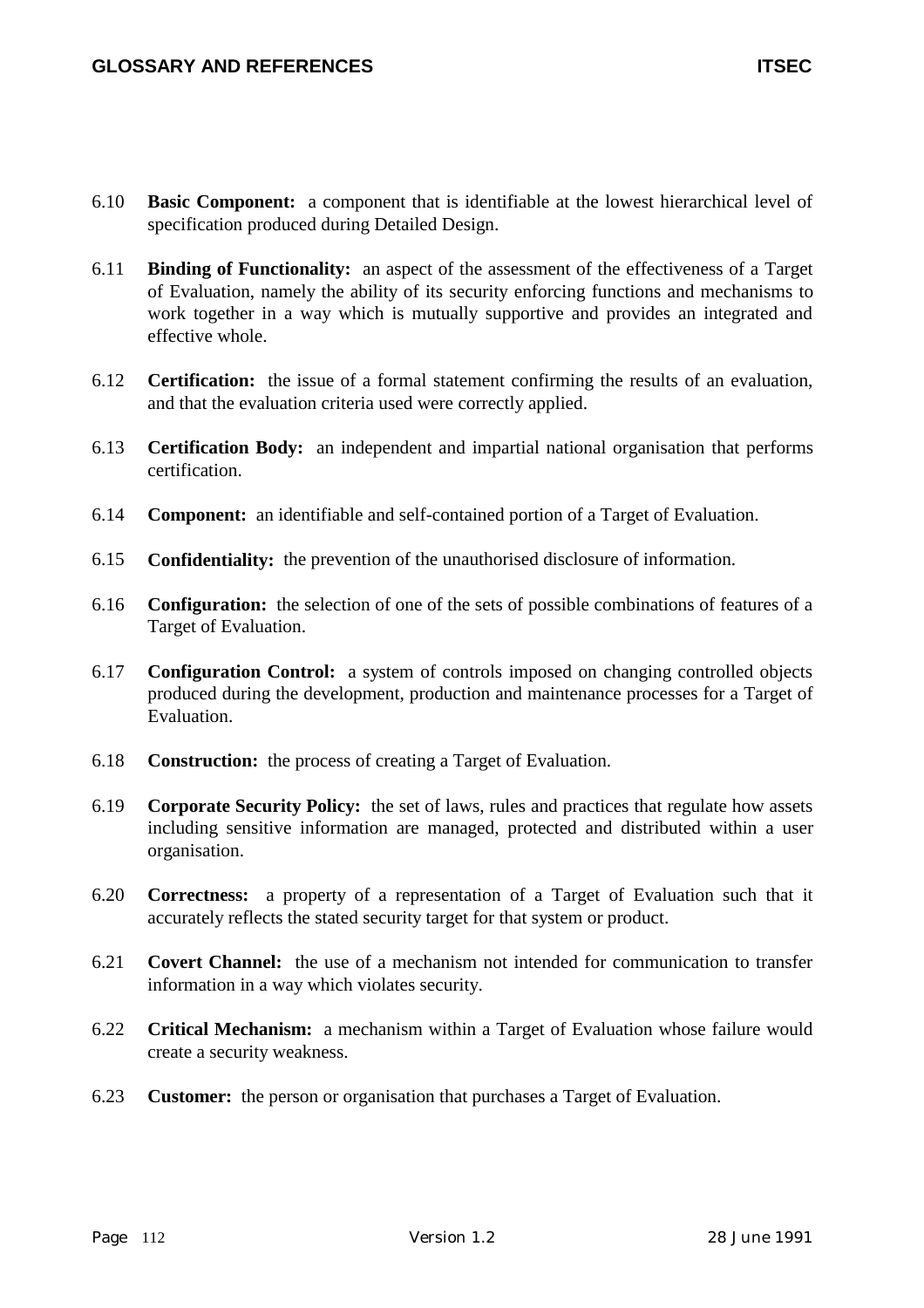6.10 **Basic Component:** a component that is identifiable at the lowest hierarchical level of specification produced during Detailed Design.

6.11 **Binding of Functionality:** an aspect of the assessment of the effectiveness of a Target of Evaluation, namely the ability of its security enforcing functions and mechanisms to work together in a way which is mutually supportive and provides an integrated and effective whole.

6.12 **Certification:** the issue of a formal statement confirming the results of an evaluation, and that the evaluation criteria used were correctly applied.

6.13 **Certification Body:** an independent and impartial national organisation that performs certification.

6.14 **Component:** an identifiable and self-contained portion of a Target of Evaluation.

6.15 **Confidentiality:** the prevention of the unauthorised disclosure of information.

6.16 **Configuration:** the selection of one of the sets of possible combinations of features of a Target of Evaluation.

6.17 **Configuration Control:** a system of controls imposed on changing controlled objects produced during the development, production and maintenance processes for a Target of Evaluation.

6.18 **Construction:** the process of creating a Target of Evaluation.

6.19 **Corporate Security Policy:** the set of laws, rules and practices that regulate how assets including sensitive information are managed, protected and distributed within a user organisation.

6.20 **Correctness:** a property of a representation of a Target of Evaluation such that it accurately reflects the stated security target for that system or product.

6.21 **Covert Channel:** the use of a mechanism not intended for communication to transfer information in a way which violates security.

6.22 **Critical Mechanism:** a mechanism within a Target of Evaluation whose failure would create a security weakness.

6.23 **Customer:** the person or organisation that purchases a Target of Evaluation.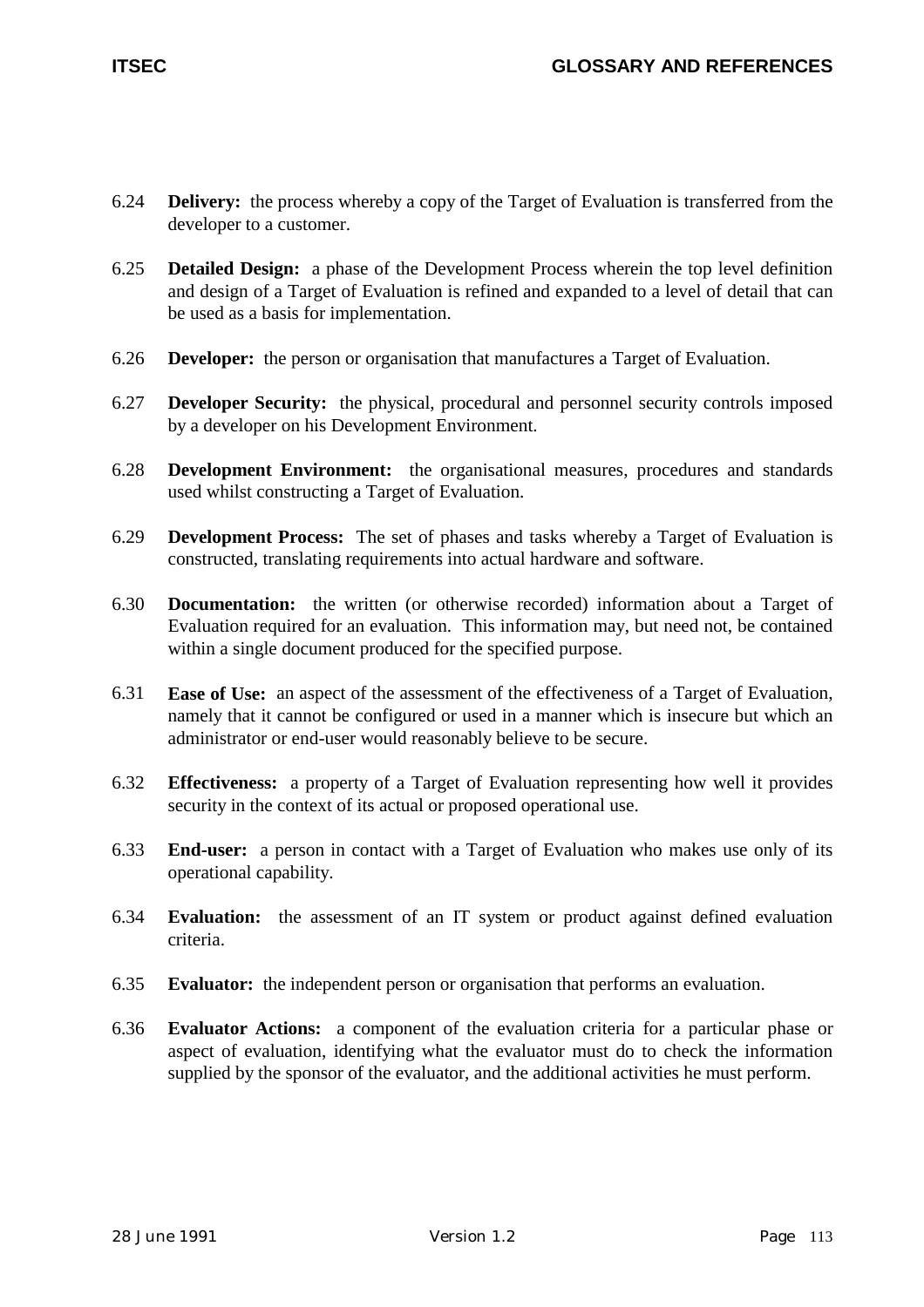6.24 **Delivery:** the process whereby a copy of the Target of Evaluation is transferred from the developer to a customer.

6.25 **Detailed Design:** a phase of the Development Process wherein the top level definition and design of a Target of Evaluation is refined and expanded to a level of detail that can be used as a basis for implementation.

6.26 **Developer:** the person or organisation that manufactures a Target of Evaluation.

6.27 **Developer Security:** the physical, procedural and personnel security controls imposed by a developer on his Development Environment.

6.28 **Development Environment:** the organisational measures, procedures and standards used whilst constructing a Target of Evaluation.

6.29 **Development Process:** The set of phases and tasks whereby a Target of Evaluation is constructed, translating requirements into actual hardware and software.

6.30 **Documentation:** the written (or otherwise recorded) information about a Target of Evaluation required for an evaluation. This information may, but need not, be contained within a single document produced for the specified purpose.

6.31 **Ease of Use:** an aspect of the assessment of the effectiveness of a Target of Evaluation, namely that it cannot be configured or used in a manner which is insecure but which an administrator or end-user would reasonably believe to be secure.

6.32 **Effectiveness:** a property of a Target of Evaluation representing how well it provides security in the context of its actual or proposed operational use.

6.33 **End-user:** a person in contact with a Target of Evaluation who makes use only of its operational capability.

6.34 **Evaluation:** the assessment of an IT system or product against defined evaluation criteria.

6.35 **Evaluator:** the independent person or organisation that performs an evaluation.

6.36 **Evaluator Actions:** a component of the evaluation criteria for a particular phase or aspect of evaluation, identifying what the evaluator must do to check the information supplied by the sponsor of the evaluator, and the additional activities he must perform.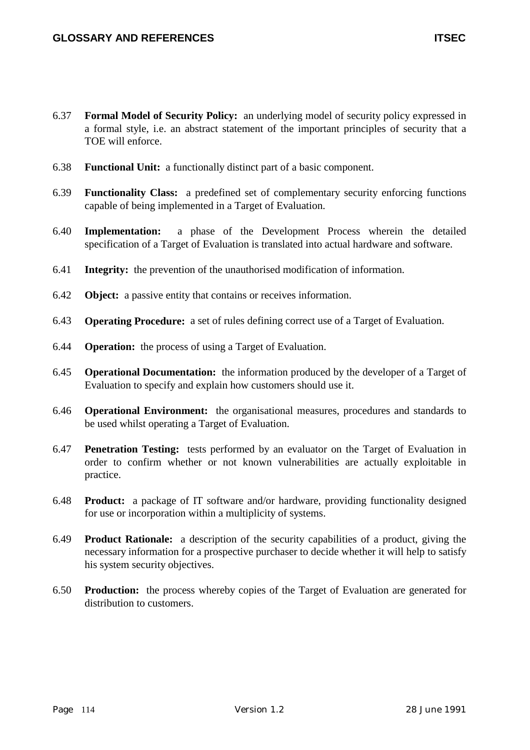6.37 **Formal Model of Security Policy:** an underlying model of security policy expressed in a formal style, i.e. an abstract statement of the important principles of security that a TOE will enforce.

6.38 **Functional Unit:** a functionally distinct part of a basic component.

6.39 **Functionality Class:** a predefined set of complementary security enforcing functions capable of being implemented in a Target of Evaluation.

6.40 **Implementation:** a phase of the Development Process wherein the detailed specification of a Target of Evaluation is translated into actual hardware and software.

6.41 **Integrity:** the prevention of the unauthorised modification of information.

6.42 **Object:** a passive entity that contains or receives information.

6.43 **Operating Procedure:** a set of rules defining correct use of a Target of Evaluation.

6.44 **Operation:** the process of using a Target of Evaluation.

6.45 **Operational Documentation:** the information produced by the developer of a Target of Evaluation to specify and explain how customers should use it.

6.46 **Operational Environment:** the organisational measures, procedures and standards to be used whilst operating a Target of Evaluation.

6.47 **Penetration Testing:** tests performed by an evaluator on the Target of Evaluation in order to confirm whether or not known vulnerabilities are actually exploitable in practice.

6.48 **Product:** a package of IT software and/or hardware, providing functionality designed for use or incorporation within a multiplicity of systems.

6.49 **Product Rationale:** a description of the security capabilities of a product, giving the necessary information for a prospective purchaser to decide whether it will help to satisfy his system security objectives.

6.50 **Production:** the process whereby copies of the Target of Evaluation are generated for distribution to customers.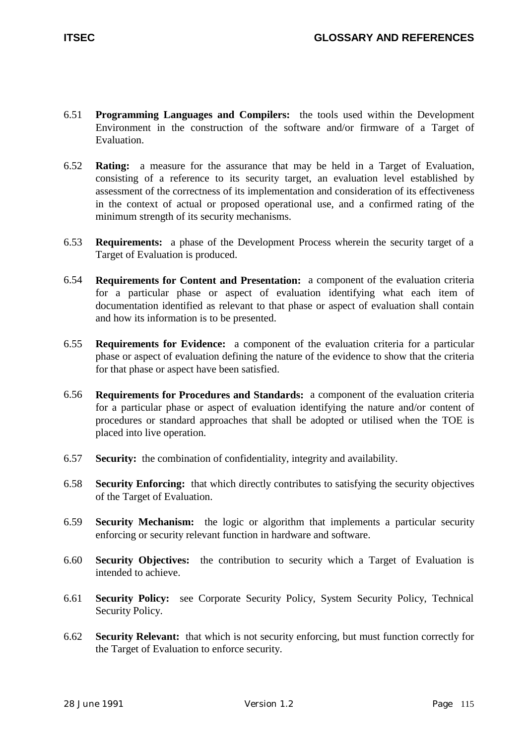6.51 **Programming Languages and Compilers:** the tools used within the Development Environment in the construction of the software and/or firmware of a Target of Evaluation.

6.52 **Rating:** a measure for the assurance that may be held in a Target of Evaluation, consisting of a reference to its security target, an evaluation level established by assessment of the correctness of its implementation and consideration of its effectiveness in the context of actual or proposed operational use, and a confirmed rating of the minimum strength of its security mechanisms.

6.53 **Requirements:** a phase of the Development Process wherein the security target of a Target of Evaluation is produced.

6.54 **Requirements for Content and Presentation:** a component of the evaluation criteria for a particular phase or aspect of evaluation identifying what each item of documentation identified as relevant to that phase or aspect of evaluation shall contain and how its information is to be presented.

6.55 **Requirements for Evidence:** a component of the evaluation criteria for a particular phase or aspect of evaluation defining the nature of the evidence to show that the criteria for that phase or aspect have been satisfied.

6.56 **Requirements for Procedures and Standards:** a component of the evaluation criteria for a particular phase or aspect of evaluation identifying the nature and/or content of procedures or standard approaches that shall be adopted or utilised when the TOE is placed into live operation.

6.57 **Security:** the combination of confidentiality, integrity and availability.

6.58 **Security Enforcing:** that which directly contributes to satisfying the security objectives of the Target of Evaluation.

6.59 **Security Mechanism:** the logic or algorithm that implements a particular security enforcing or security relevant function in hardware and software.

6.60 **Security Objectives:** the contribution to security which a Target of Evaluation is intended to achieve.

6.61 **Security Policy:** see Corporate Security Policy, System Security Policy, Technical Security Policy.

6.62 **Security Relevant:** that which is not security enforcing, but must function correctly for the Target of Evaluation to enforce security.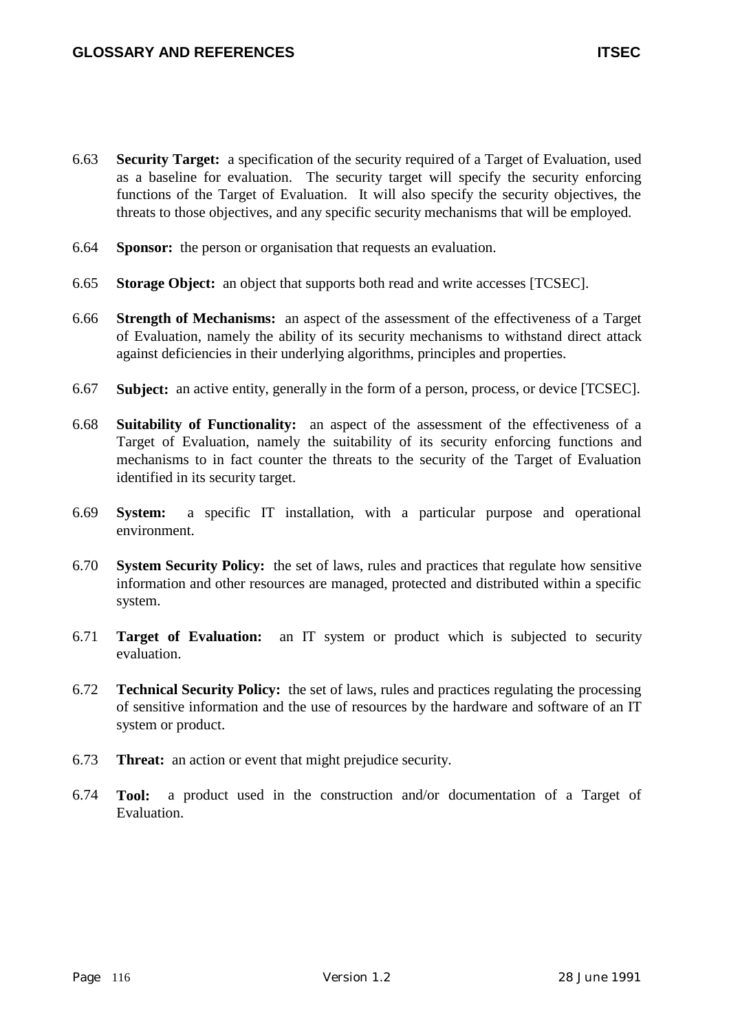6.63 **Security Target:** a specification of the security required of a Target of Evaluation, used as a baseline for evaluation. The security target will specify the security enforcing functions of the Target of Evaluation. It will also specify the security objectives, the threats to those objectives, and any specific security mechanisms that will be employed.

6.64 **Sponsor:** the person or organisation that requests an evaluation.

6.65 **Storage Object:** an object that supports both read and write accesses [TCSEC].

6.66 **Strength of Mechanisms:** an aspect of the assessment of the effectiveness of a Target of Evaluation, namely the ability of its security mechanisms to withstand direct attack against deficiencies in their underlying algorithms, principles and properties.

6.67 **Subject:** an active entity, generally in the form of a person, process, or device [TCSEC].

6.68 **Suitability of Functionality:** an aspect of the assessment of the effectiveness of a Target of Evaluation, namely the suitability of its security enforcing functions and mechanisms to in fact counter the threats to the security of the Target of Evaluation identified in its security target.

6.69 **System:** a specific IT installation, with a particular purpose and operational environment.

6.70 **System Security Policy:** the set of laws, rules and practices that regulate how sensitive information and other resources are managed, protected and distributed within a specific system.

6.71 **Target of Evaluation:** an IT system or product which is subjected to security evaluation.

6.72 **Technical Security Policy:** the set of laws, rules and practices regulating the processing of sensitive information and the use of resources by the hardware and software of an IT system or product.

6.73 **Threat:** an action or event that might prejudice security.

6.74 **Tool:** a product used in the construction and/or documentation of a Target of Evaluation.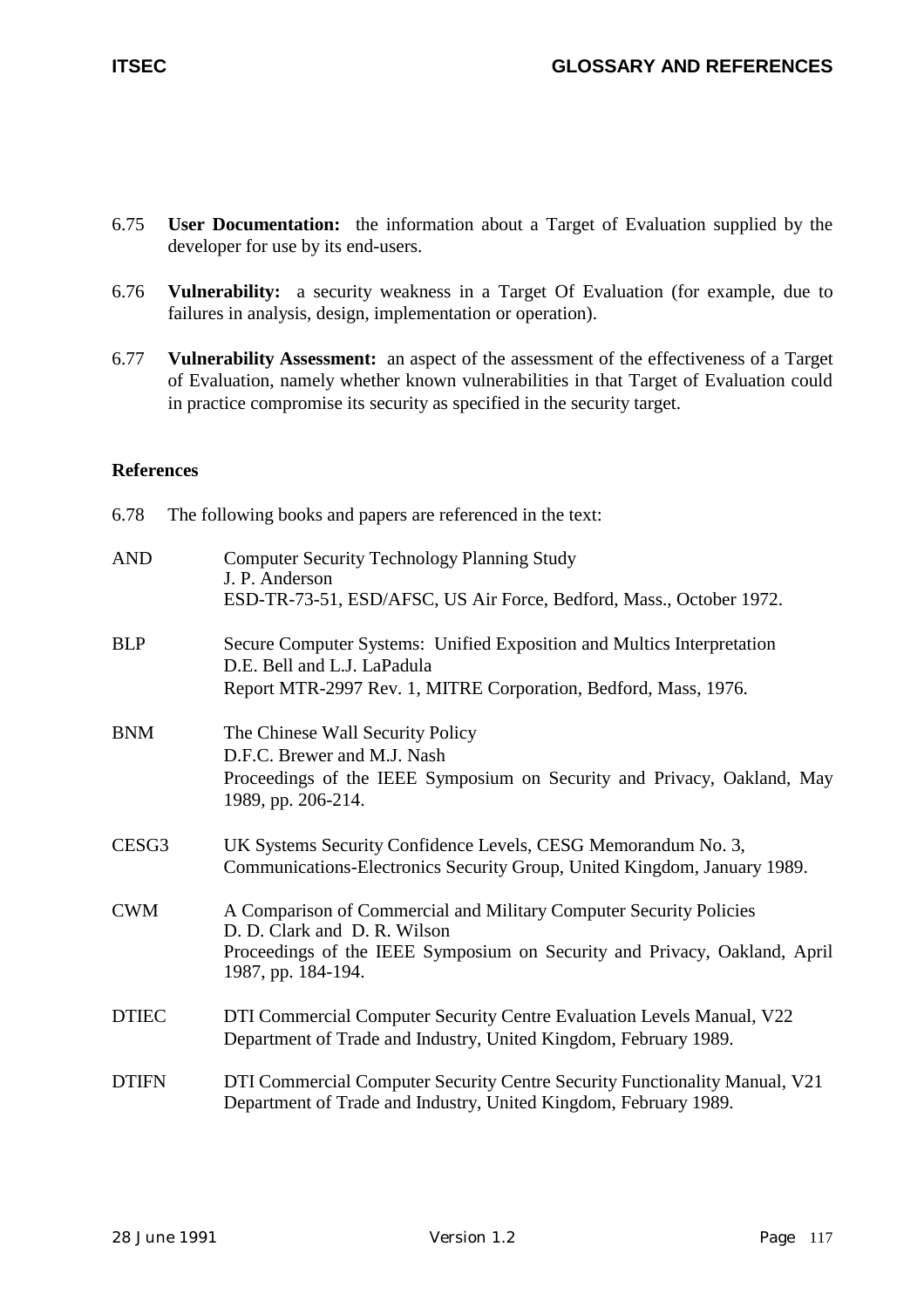6.75 **User Documentation:** the information about a Target of Evaluation supplied by the developer for use by its end-users.

6.76 **Vulnerability:** a security weakness in a Target Of Evaluation (for example, due to failures in analysis, design, implementation or operation).

6.77 **Vulnerability Assessment:** an aspect of the assessment of the effectiveness of a Target of Evaluation, namely whether known vulnerabilities in that Target of Evaluation could in practice compromise its security as specified in the security target.

**References**

6.78 The following books and papers are referenced in the text:

AND — Computer Security Technology Planning Study
J. P. Anderson
ESD-TR-73-51, ESD/AFSC, US Air Force, Bedford, Mass., October 1972.

BLP — Secure Computer Systems: Unified Exposition and Multics Interpretation
D.E. Bell and L.J. LaPadula
Report MTR-2997 Rev. 1, MITRE Corporation, Bedford, Mass, 1976.

BNM — The Chinese Wall Security Policy
D.F.C. Brewer and M.J. Nash
Proceedings of the IEEE Symposium on Security and Privacy, Oakland, May 1989, pp. 206-214.

CESG3 — UK Systems Security Confidence Levels, CESG Memorandum No. 3,
Communications-Electronics Security Group, United Kingdom, January 1989.

CWM — A Comparison of Commercial and Military Computer Security Policies
D. D. Clark and D. R. Wilson
Proceedings of the IEEE Symposium on Security and Privacy, Oakland, April 1987, pp. 184-194.

DTIEC — DTI Commercial Computer Security Centre Evaluation Levels Manual, V22
Department of Trade and Industry, United Kingdom, February 1989.

DTIFN — DTI Commercial Computer Security Centre Security Functionality Manual, V21
Department of Trade and Industry, United Kingdom, February 1989.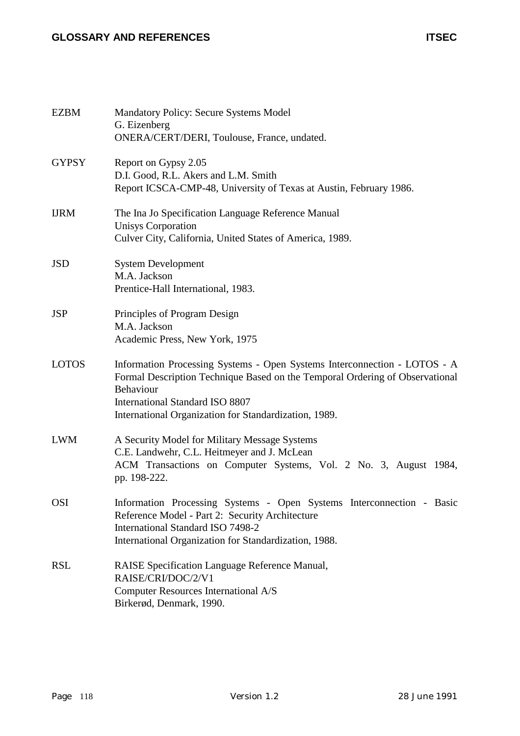| | |
|---|---|
| EZBM | Mandatory Policy: Secure Systems Model<br>G. Eizenberg<br>ONERA/CERT/DERI, Toulouse, France, undated. |
| GYPSY | Report on Gypsy 2.05<br>D.I. Good, R.L. Akers and L.M. Smith<br>Report ICSCA-CMP-48, University of Texas at Austin, February 1986. |
| IJRM | The Ina Jo Specification Language Reference Manual<br>Unisys Corporation<br>Culver City, California, United States of America, 1989. |
| JSD | System Development<br>M.A. Jackson<br>Prentice-Hall International, 1983. |
| JSP | Principles of Program Design<br>M.A. Jackson<br>Academic Press, New York, 1975 |
| LOTOS | Information Processing Systems - Open Systems Interconnection - LOTOS - A Formal Description Technique Based on the Temporal Ordering of Observational Behaviour<br>International Standard ISO 8807<br>International Organization for Standardization, 1989. |
| LWM | A Security Model for Military Message Systems<br>C.E. Landwehr, C.L. Heitmeyer and J. McLean<br>ACM Transactions on Computer Systems, Vol. 2 No. 3, August 1984, pp. 198-222. |
| OSI | Information Processing Systems - Open Systems Interconnection - Basic Reference Model - Part 2: Security Architecture<br>International Standard ISO 7498-2<br>International Organization for Standardization, 1988. |
| RSL | RAISE Specification Language Reference Manual,<br>RAISE/CRI/DOC/2/V1<br>Computer Resources International A/S<br>Birkerød, Denmark, 1990. |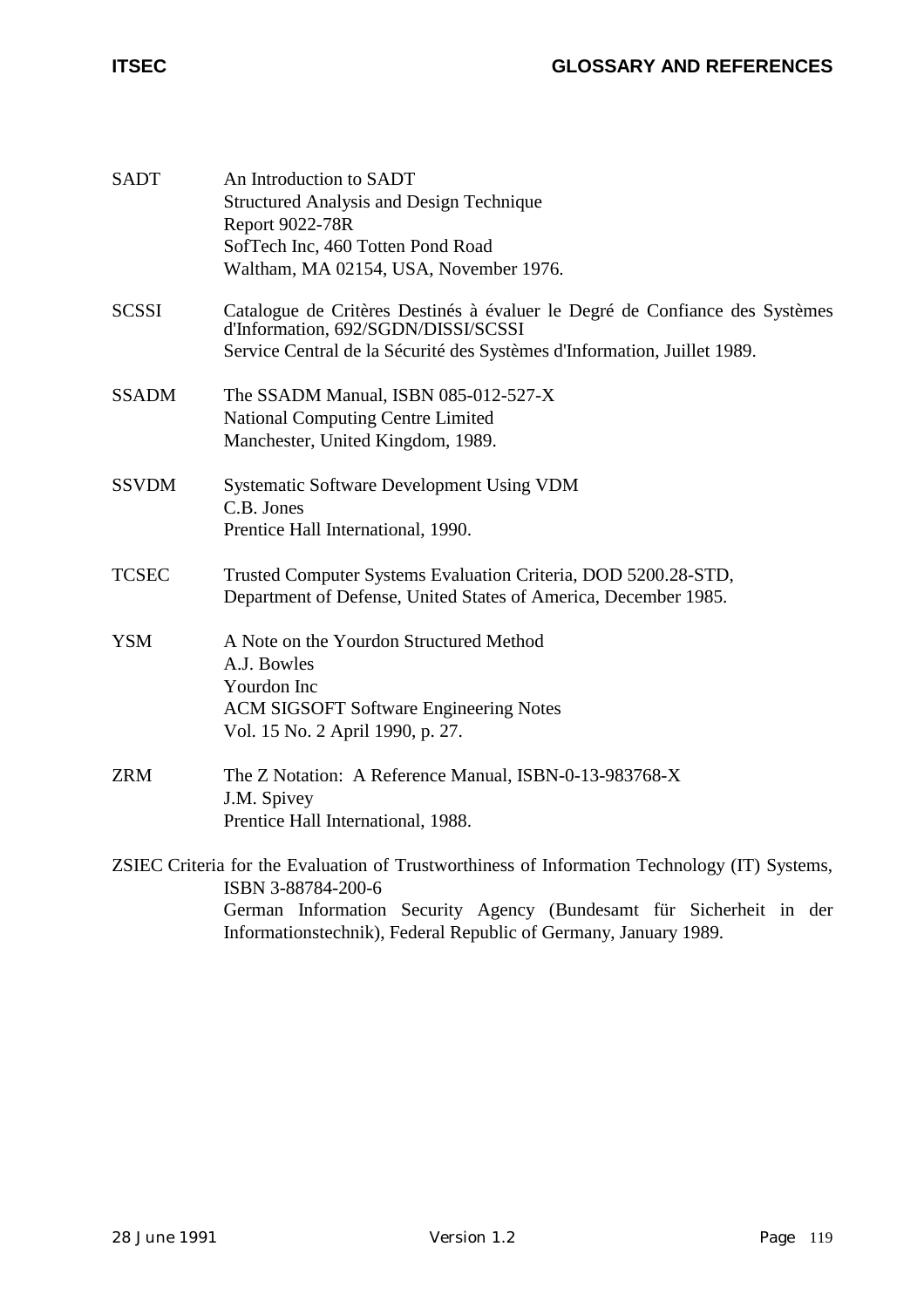| | |
|---|---|
| SADT | An Introduction to SADT<br>Structured Analysis and Design Technique<br>Report 9022-78R<br>SofTech Inc, 460 Totten Pond Road<br>Waltham, MA 02154, USA, November 1976. |
| SCSSI | Catalogue de Critères Destinés à évaluer le Degré de Confiance des Systèmes d'Information, 692/SGDN/DISSI/SCSSI<br>Service Central de la Sécurité des Systèmes d'Information, Juillet 1989. |
| SSADM | The SSADM Manual, ISBN 085-012-527-X<br>National Computing Centre Limited<br>Manchester, United Kingdom, 1989. |
| SSVDM | Systematic Software Development Using VDM<br>C.B. Jones<br>Prentice Hall International, 1990. |
| TCSEC | Trusted Computer Systems Evaluation Criteria, DOD 5200.28-STD,<br>Department of Defense, United States of America, December 1985. |
| YSM | A Note on the Yourdon Structured Method<br>A.J. Bowles<br>Yourdon Inc<br>ACM SIGSOFT Software Engineering Notes<br>Vol. 15 No. 2 April 1990, p. 27. |
| ZRM | The Z Notation: A Reference Manual, ISBN-0-13-983768-X<br>J.M. Spivey<br>Prentice Hall International, 1988. |
| ZSIEC | Criteria for the Evaluation of Trustworthiness of Information Technology (IT) Systems, ISBN 3-88784-200-6<br>German Information Security Agency (Bundesamt für Sicherheit in der Informationstechnik), Federal Republic of Germany, January 1989. |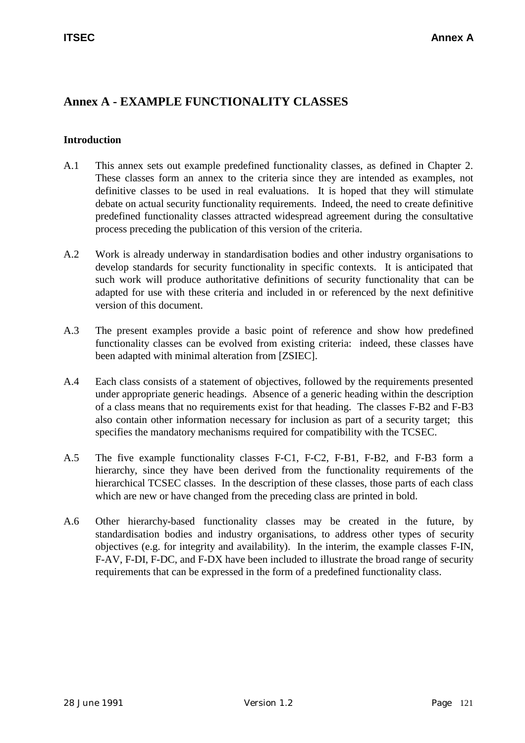# Annex A - EXAMPLE FUNCTIONALITY CLASSES

## Introduction

A.1 This annex sets out example predefined functionality classes, as defined in Chapter 2. These classes form an annex to the criteria since they are intended as examples, not definitive classes to be used in real evaluations. It is hoped that they will stimulate debate on actual security functionality requirements. Indeed, the need to create definitive predefined functionality classes attracted widespread agreement during the consultative process preceding the publication of this version of the criteria.

A.2 Work is already underway in standardisation bodies and other industry organisations to develop standards for security functionality in specific contexts. It is anticipated that such work will produce authoritative definitions of security functionality that can be adapted for use with these criteria and included in or referenced by the next definitive version of this document.

A.3 The present examples provide a basic point of reference and show how predefined functionality classes can be evolved from existing criteria: indeed, these classes have been adapted with minimal alteration from [ZSIEC].

A.4 Each class consists of a statement of objectives, followed by the requirements presented under appropriate generic headings. Absence of a generic heading within the description of a class means that no requirements exist for that heading. The classes F-B2 and F-B3 also contain other information necessary for inclusion as part of a security target; this specifies the mandatory mechanisms required for compatibility with the TCSEC.

A.5 The five example functionality classes F-C1, F-C2, F-B1, F-B2, and F-B3 form a hierarchy, since they have been derived from the functionality requirements of the hierarchical TCSEC classes. In the description of these classes, those parts of each class which are new or have changed from the preceding class are printed in bold.

A.6 Other hierarchy-based functionality classes may be created in the future, by standardisation bodies and industry organisations, to address other types of security objectives (e.g. for integrity and availability). In the interim, the example classes F-IN, F-AV, F-DI, F-DC, and F-DX have been included to illustrate the broad range of security requirements that can be expressed in the form of a predefined functionality class.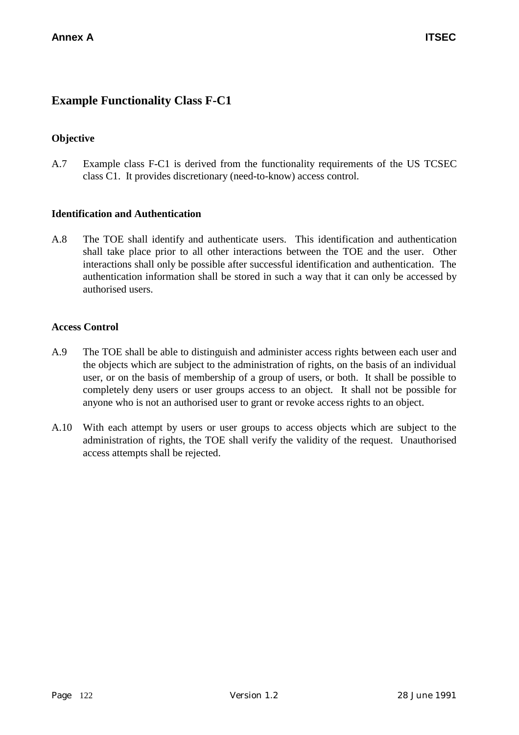## Example Functionality Class F-C1

### Objective

A.7 Example class F-C1 is derived from the functionality requirements of the US TCSEC class C1. It provides discretionary (need-to-know) access control.

### Identification and Authentication

A.8 The TOE shall identify and authenticate users. This identification and authentication shall take place prior to all other interactions between the TOE and the user. Other interactions shall only be possible after successful identification and authentication. The authentication information shall be stored in such a way that it can only be accessed by authorised users.

### Access Control

A.9 The TOE shall be able to distinguish and administer access rights between each user and the objects which are subject to the administration of rights, on the basis of an individual user, or on the basis of membership of a group of users, or both. It shall be possible to completely deny users or user groups access to an object. It shall not be possible for anyone who is not an authorised user to grant or revoke access rights to an object.

A.10 With each attempt by users or user groups to access objects which are subject to the administration of rights, the TOE shall verify the validity of the request. Unauthorised access attempts shall be rejected.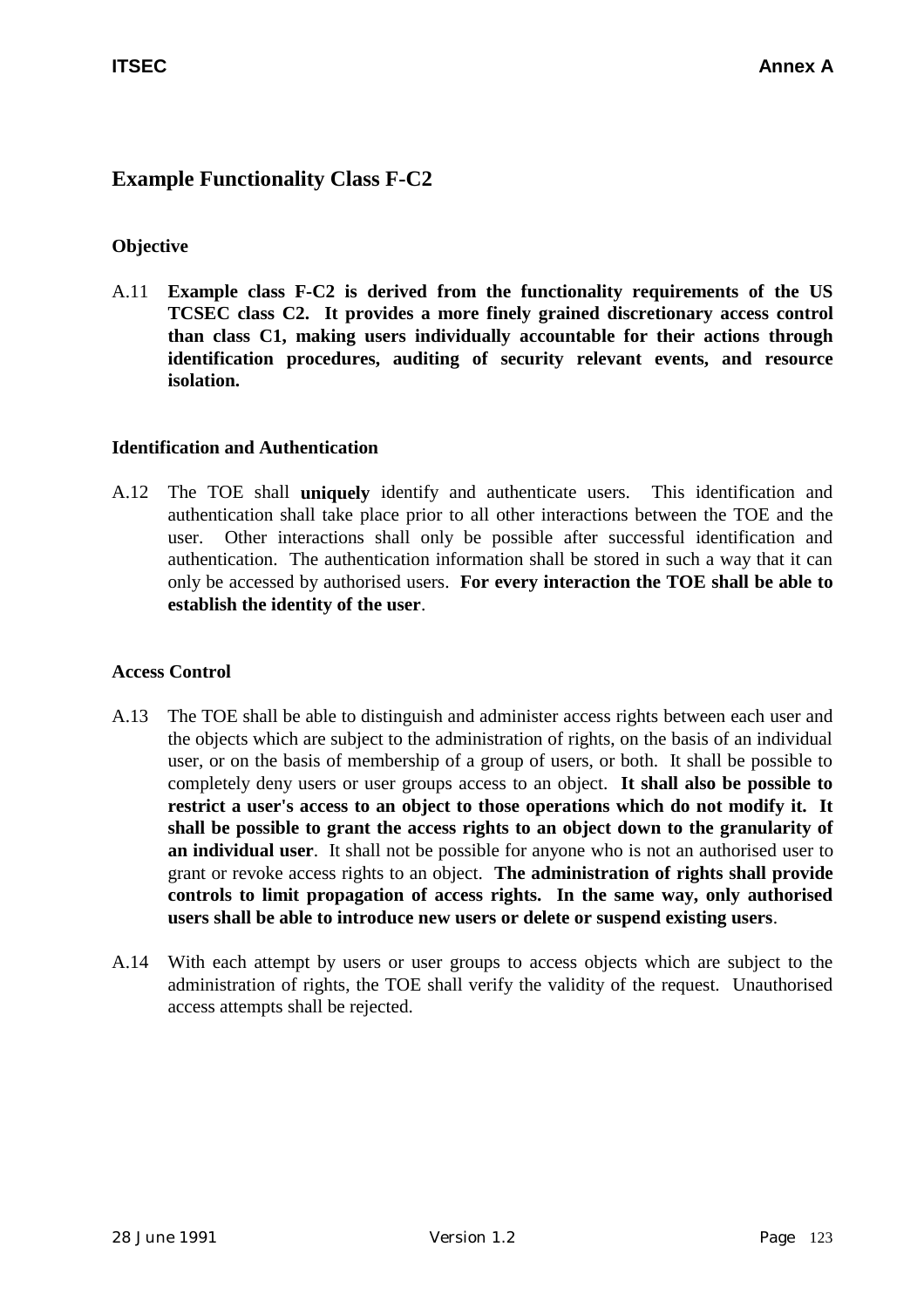## Example Functionality Class F-C2

### Objective

A.11 **Example class F-C2 is derived from the functionality requirements of the US TCSEC class C2. It provides a more finely grained discretionary access control than class C1, making users individually accountable for their actions through identification procedures, auditing of security relevant events, and resource isolation.**

### Identification and Authentication

A.12 The TOE shall **uniquely** identify and authenticate users. This identification and authentication shall take place prior to all other interactions between the TOE and the user. Other interactions shall only be possible after successful identification and authentication. The authentication information shall be stored in such a way that it can only be accessed by authorised users. **For every interaction the TOE shall be able to establish the identity of the user**.

### Access Control

A.13 The TOE shall be able to distinguish and administer access rights between each user and the objects which are subject to the administration of rights, on the basis of an individual user, or on the basis of membership of a group of users, or both. It shall be possible to completely deny users or user groups access to an object. **It shall also be possible to restrict a user's access to an object to those operations which do not modify it. It shall be possible to grant the access rights to an object down to the granularity of an individual user**. It shall not be possible for anyone who is not an authorised user to grant or revoke access rights to an object. **The administration of rights shall provide controls to limit propagation of access rights. In the same way, only authorised users shall be able to introduce new users or delete or suspend existing users**.

A.14 With each attempt by users or user groups to access objects which are subject to the administration of rights, the TOE shall verify the validity of the request. Unauthorised access attempts shall be rejected.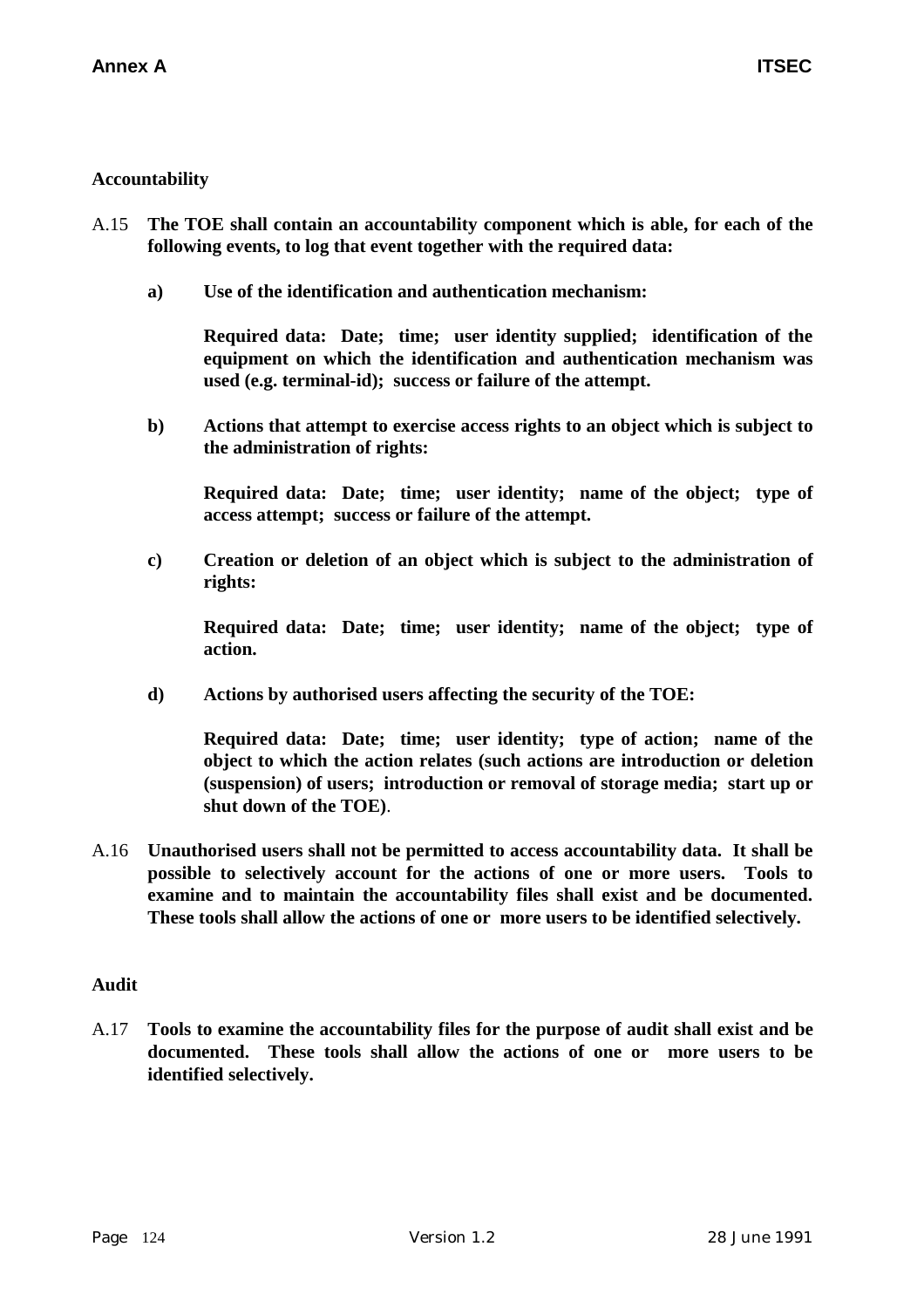### Accountability

A.15 **The TOE shall contain an accountability component which is able, for each of the following events, to log that event together with the required data:**

**a) Use of the identification and authentication mechanism:**

**Required data: Date; time; user identity supplied; identification of the equipment on which the identification and authentication mechanism was used (e.g. terminal-id); success or failure of the attempt.**

**b) Actions that attempt to exercise access rights to an object which is subject to the administration of rights:**

**Required data: Date; time; user identity; name of the object; type of access attempt; success or failure of the attempt.**

**c) Creation or deletion of an object which is subject to the administration of rights:**

**Required data: Date; time; user identity; name of the object; type of action.**

**d) Actions by authorised users affecting the security of the TOE:**

**Required data: Date; time; user identity; type of action; name of the object to which the action relates (such actions are introduction or deletion (suspension) of users; introduction or removal of storage media; start up or shut down of the TOE)**.

A.16 **Unauthorised users shall not be permitted to access accountability data. It shall be possible to selectively account for the actions of one or more users. Tools to examine and to maintain the accountability files shall exist and be documented. These tools shall allow the actions of one or more users to be identified selectively.**

### Audit

A.17 **Tools to examine the accountability files for the purpose of audit shall exist and be documented. These tools shall allow the actions of one or more users to be identified selectively.**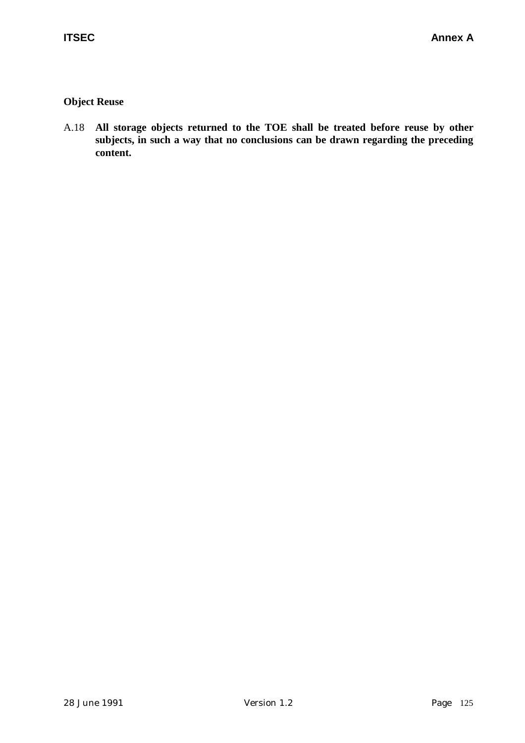### Object Reuse

A.18 **All storage objects returned to the TOE shall be treated before reuse by other subjects, in such a way that no conclusions can be drawn regarding the preceding content.**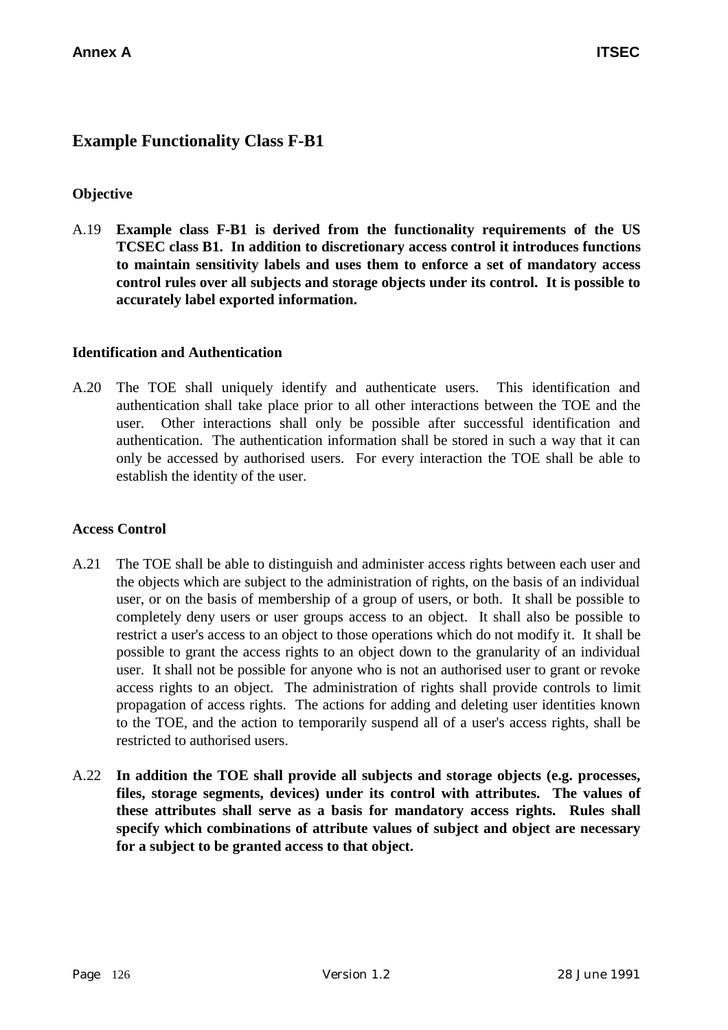## Example Functionality Class F-B1

### Objective

A.19 **Example class F-B1 is derived from the functionality requirements of the US TCSEC class B1. In addition to discretionary access control it introduces functions to maintain sensitivity labels and uses them to enforce a set of mandatory access control rules over all subjects and storage objects under its control. It is possible to accurately label exported information.**

### Identification and Authentication

A.20 The TOE shall uniquely identify and authenticate users. This identification and authentication shall take place prior to all other interactions between the TOE and the user. Other interactions shall only be possible after successful identification and authentication. The authentication information shall be stored in such a way that it can only be accessed by authorised users. For every interaction the TOE shall be able to establish the identity of the user.

### Access Control

A.21 The TOE shall be able to distinguish and administer access rights between each user and the objects which are subject to the administration of rights, on the basis of an individual user, or on the basis of membership of a group of users, or both. It shall be possible to completely deny users or user groups access to an object. It shall also be possible to restrict a user's access to an object to those operations which do not modify it. It shall be possible to grant the access rights to an object down to the granularity of an individual user. It shall not be possible for anyone who is not an authorised user to grant or revoke access rights to an object. The administration of rights shall provide controls to limit propagation of access rights. The actions for adding and deleting user identities known to the TOE, and the action to temporarily suspend all of a user's access rights, shall be restricted to authorised users.

A.22 **In addition the TOE shall provide all subjects and storage objects (e.g. processes, files, storage segments, devices) under its control with attributes. The values of these attributes shall serve as a basis for mandatory access rights. Rules shall specify which combinations of attribute values of subject and object are necessary for a subject to be granted access to that object.**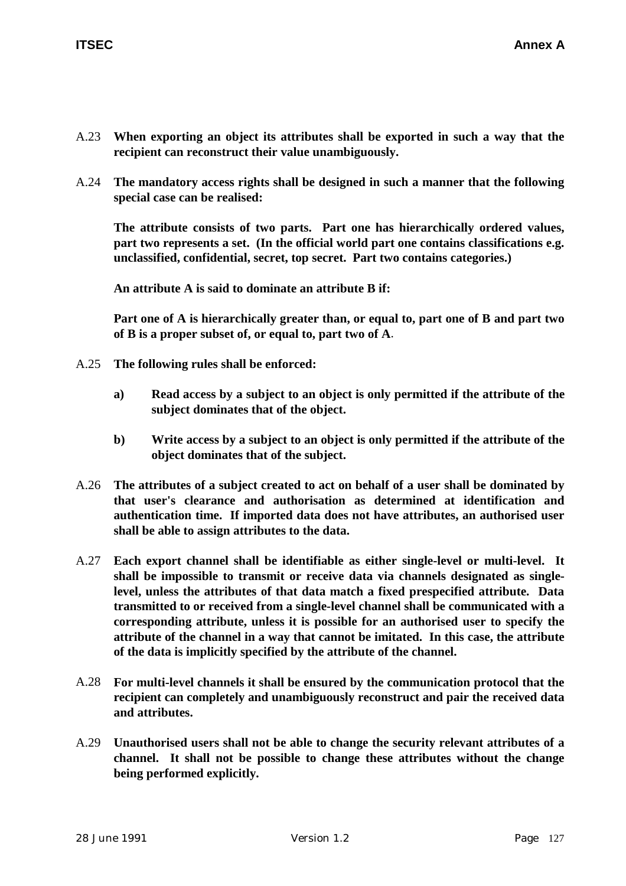A.23 **When exporting an object its attributes shall be exported in such a way that the recipient can reconstruct their value unambiguously.**

A.24 **The mandatory access rights shall be designed in such a manner that the following special case can be realised:**

**The attribute consists of two parts. Part one has hierarchically ordered values, part two represents a set. (In the official world part one contains classifications e.g. unclassified, confidential, secret, top secret. Part two contains categories.)**

**An attribute A is said to dominate an attribute B if:**

**Part one of A is hierarchically greater than, or equal to, part one of B and part two of B is a proper subset of, or equal to, part two of A**.

A.25 **The following rules shall be enforced:**

- **a) Read access by a subject to an object is only permitted if the attribute of the subject dominates that of the object.**
- **b) Write access by a subject to an object is only permitted if the attribute of the object dominates that of the subject.**

A.26 **The attributes of a subject created to act on behalf of a user shall be dominated by that user's clearance and authorisation as determined at identification and authentication time. If imported data does not have attributes, an authorised user shall be able to assign attributes to the data.**

A.27 **Each export channel shall be identifiable as either single-level or multi-level. It shall be impossible to transmit or receive data via channels designated as single-level, unless the attributes of that data match a fixed prespecified attribute. Data transmitted to or received from a single-level channel shall be communicated with a corresponding attribute, unless it is possible for an authorised user to specify the attribute of the channel in a way that cannot be imitated. In this case, the attribute of the data is implicitly specified by the attribute of the channel.**

A.28 **For multi-level channels it shall be ensured by the communication protocol that the recipient can completely and unambiguously reconstruct and pair the received data and attributes.**

A.29 **Unauthorised users shall not be able to change the security relevant attributes of a channel. It shall not be possible to change these attributes without the change being performed explicitly.**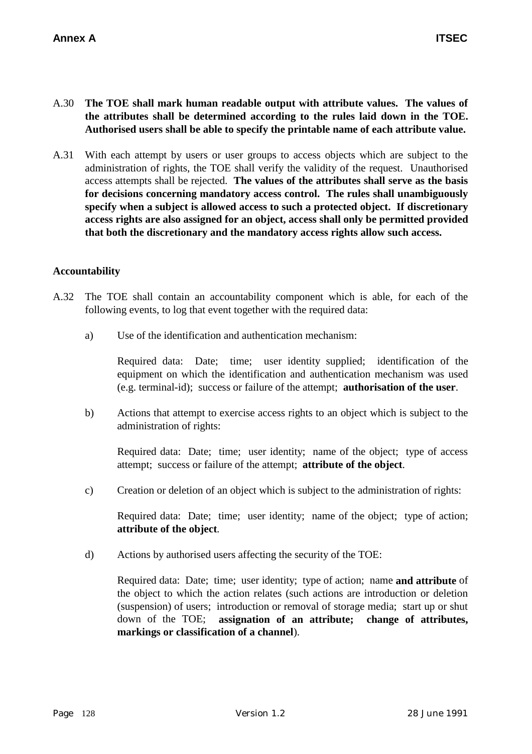A.30 **The TOE shall mark human readable output with attribute values. The values of the attributes shall be determined according to the rules laid down in the TOE. Authorised users shall be able to specify the printable name of each attribute value.**

A.31 With each attempt by users or user groups to access objects which are subject to the administration of rights, the TOE shall verify the validity of the request. Unauthorised access attempts shall be rejected. **The values of the attributes shall serve as the basis for decisions concerning mandatory access control. The rules shall unambiguously specify when a subject is allowed access to such a protected object. If discretionary access rights are also assigned for an object, access shall only be permitted provided that both the discretionary and the mandatory access rights allow such access.**

**Accountability**

A.32 The TOE shall contain an accountability component which is able, for each of the following events, to log that event together with the required data:

a) Use of the identification and authentication mechanism:

   Required data: Date; time; user identity supplied; identification of the equipment on which the identification and authentication mechanism was used (e.g. terminal-id); success or failure of the attempt; **authorisation of the user**.

b) Actions that attempt to exercise access rights to an object which is subject to the administration of rights:

   Required data: Date; time; user identity; name of the object; type of access attempt; success or failure of the attempt; **attribute of the object**.

c) Creation or deletion of an object which is subject to the administration of rights:

   Required data: Date; time; user identity; name of the object; type of action; **attribute of the object**.

d) Actions by authorised users affecting the security of the TOE:

   Required data: Date; time; user identity; type of action; name **and attribute** of the object to which the action relates (such actions are introduction or deletion (suspension) of users; introduction or removal of storage media; start up or shut down of the TOE; **assignation of an attribute; change of attributes, markings or classification of a channel**).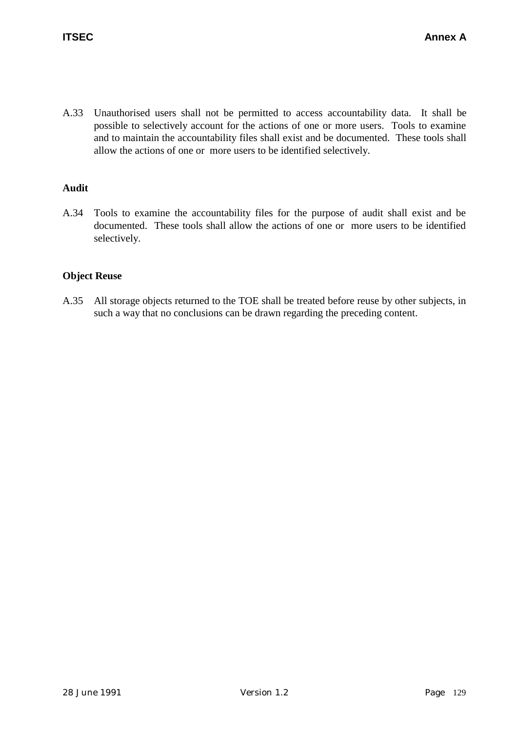A.33 Unauthorised users shall not be permitted to access accountability data. It shall be possible to selectively account for the actions of one or more users. Tools to examine and to maintain the accountability files shall exist and be documented. These tools shall allow the actions of one or more users to be identified selectively.

**Audit**

A.34 Tools to examine the accountability files for the purpose of audit shall exist and be documented. These tools shall allow the actions of one or more users to be identified selectively.

**Object Reuse**

A.35 All storage objects returned to the TOE shall be treated before reuse by other subjects, in such a way that no conclusions can be drawn regarding the preceding content.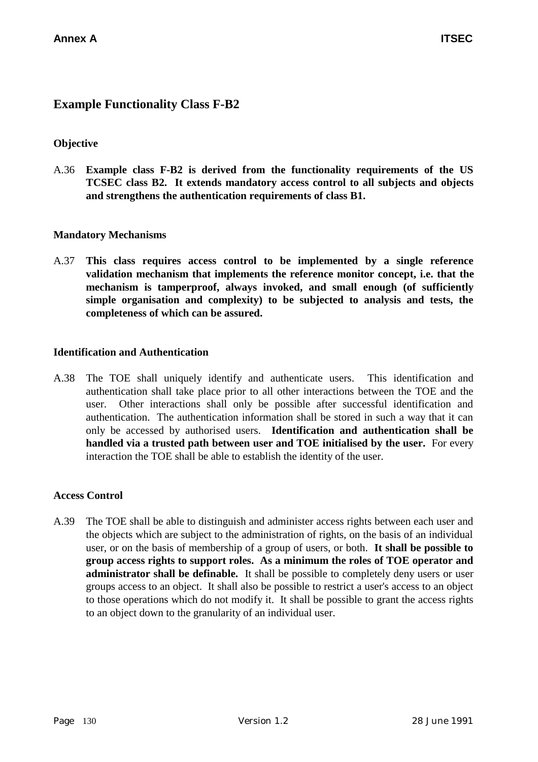## Example Functionality Class F-B2

### Objective

A.36 **Example class F-B2 is derived from the functionality requirements of the US TCSEC class B2. It extends mandatory access control to all subjects and objects and strengthens the authentication requirements of class B1.**

### Mandatory Mechanisms

A.37 **This class requires access control to be implemented by a single reference validation mechanism that implements the reference monitor concept, i.e. that the mechanism is tamperproof, always invoked, and small enough (of sufficiently simple organisation and complexity) to be subjected to analysis and tests, the completeness of which can be assured.**

### Identification and Authentication

A.38 The TOE shall uniquely identify and authenticate users. This identification and authentication shall take place prior to all other interactions between the TOE and the user. Other interactions shall only be possible after successful identification and authentication. The authentication information shall be stored in such a way that it can only be accessed by authorised users. **Identification and authentication shall be handled via a trusted path between user and TOE initialised by the user.** For every interaction the TOE shall be able to establish the identity of the user.

### Access Control

A.39 The TOE shall be able to distinguish and administer access rights between each user and the objects which are subject to the administration of rights, on the basis of an individual user, or on the basis of membership of a group of users, or both. **It shall be possible to group access rights to support roles. As a minimum the roles of TOE operator and administrator shall be definable.** It shall be possible to completely deny users or user groups access to an object. It shall also be possible to restrict a user's access to an object to those operations which do not modify it. It shall be possible to grant the access rights to an object down to the granularity of an individual user.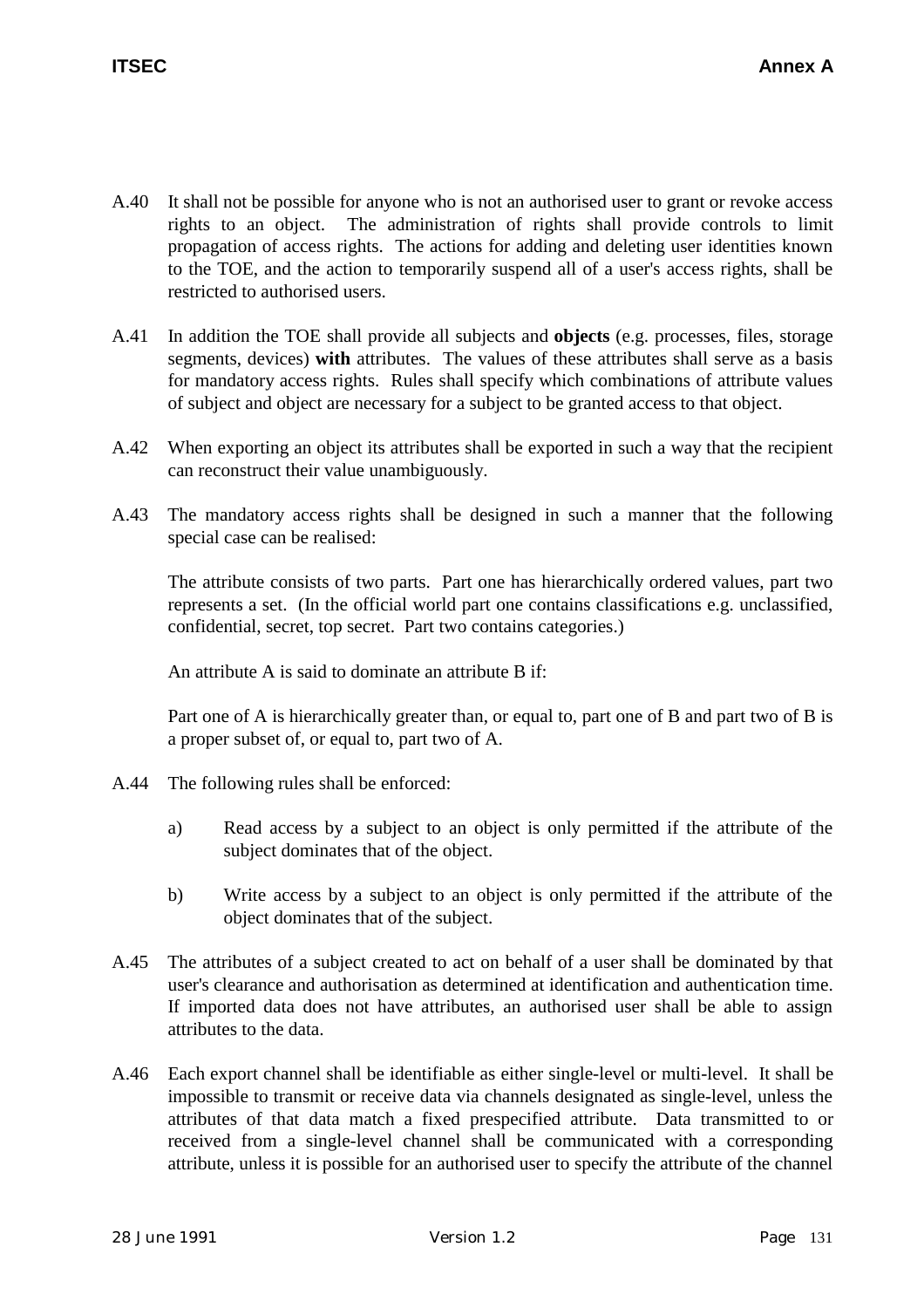A.40 It shall not be possible for anyone who is not an authorised user to grant or revoke access rights to an object. The administration of rights shall provide controls to limit propagation of access rights. The actions for adding and deleting user identities known to the TOE, and the action to temporarily suspend all of a user's access rights, shall be restricted to authorised users.

A.41 In addition the TOE shall provide all subjects and **objects** (e.g. processes, files, storage segments, devices) **with** attributes. The values of these attributes shall serve as a basis for mandatory access rights. Rules shall specify which combinations of attribute values of subject and object are necessary for a subject to be granted access to that object.

A.42 When exporting an object its attributes shall be exported in such a way that the recipient can reconstruct their value unambiguously.

A.43 The mandatory access rights shall be designed in such a manner that the following special case can be realised:

The attribute consists of two parts. Part one has hierarchically ordered values, part two represents a set. (In the official world part one contains classifications e.g. unclassified, confidential, secret, top secret. Part two contains categories.)

An attribute A is said to dominate an attribute B if:

Part one of A is hierarchically greater than, or equal to, part one of B and part two of B is a proper subset of, or equal to, part two of A.

A.44 The following rules shall be enforced:

a) Read access by a subject to an object is only permitted if the attribute of the subject dominates that of the object.

b) Write access by a subject to an object is only permitted if the attribute of the object dominates that of the subject.

A.45 The attributes of a subject created to act on behalf of a user shall be dominated by that user's clearance and authorisation as determined at identification and authentication time. If imported data does not have attributes, an authorised user shall be able to assign attributes to the data.

A.46 Each export channel shall be identifiable as either single-level or multi-level. It shall be impossible to transmit or receive data via channels designated as single-level, unless the attributes of that data match a fixed prespecified attribute. Data transmitted to or received from a single-level channel shall be communicated with a corresponding attribute, unless it is possible for an authorised user to specify the attribute of the channel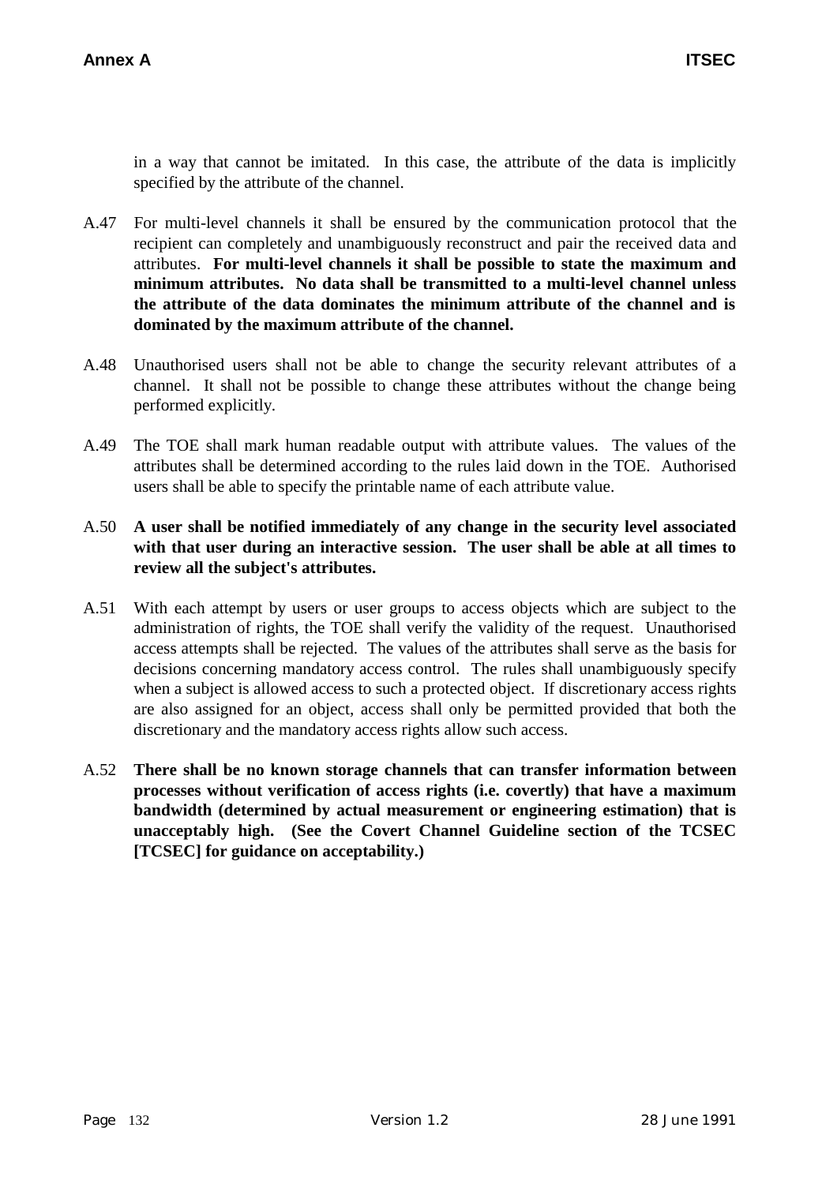in a way that cannot be imitated. In this case, the attribute of the data is implicitly specified by the attribute of the channel.

A.47 For multi-level channels it shall be ensured by the communication protocol that the recipient can completely and unambiguously reconstruct and pair the received data and attributes. **For multi-level channels it shall be possible to state the maximum and minimum attributes. No data shall be transmitted to a multi-level channel unless the attribute of the data dominates the minimum attribute of the channel and is dominated by the maximum attribute of the channel.**

A.48 Unauthorised users shall not be able to change the security relevant attributes of a channel. It shall not be possible to change these attributes without the change being performed explicitly.

A.49 The TOE shall mark human readable output with attribute values. The values of the attributes shall be determined according to the rules laid down in the TOE. Authorised users shall be able to specify the printable name of each attribute value.

A.50 **A user shall be notified immediately of any change in the security level associated with that user during an interactive session. The user shall be able at all times to review all the subject's attributes.**

A.51 With each attempt by users or user groups to access objects which are subject to the administration of rights, the TOE shall verify the validity of the request. Unauthorised access attempts shall be rejected. The values of the attributes shall serve as the basis for decisions concerning mandatory access control. The rules shall unambiguously specify when a subject is allowed access to such a protected object. If discretionary access rights are also assigned for an object, access shall only be permitted provided that both the discretionary and the mandatory access rights allow such access.

A.52 **There shall be no known storage channels that can transfer information between processes without verification of access rights (i.e. covertly) that have a maximum bandwidth (determined by actual measurement or engineering estimation) that is unacceptably high. (See the Covert Channel Guideline section of the TCSEC [TCSEC] for guidance on acceptability.)**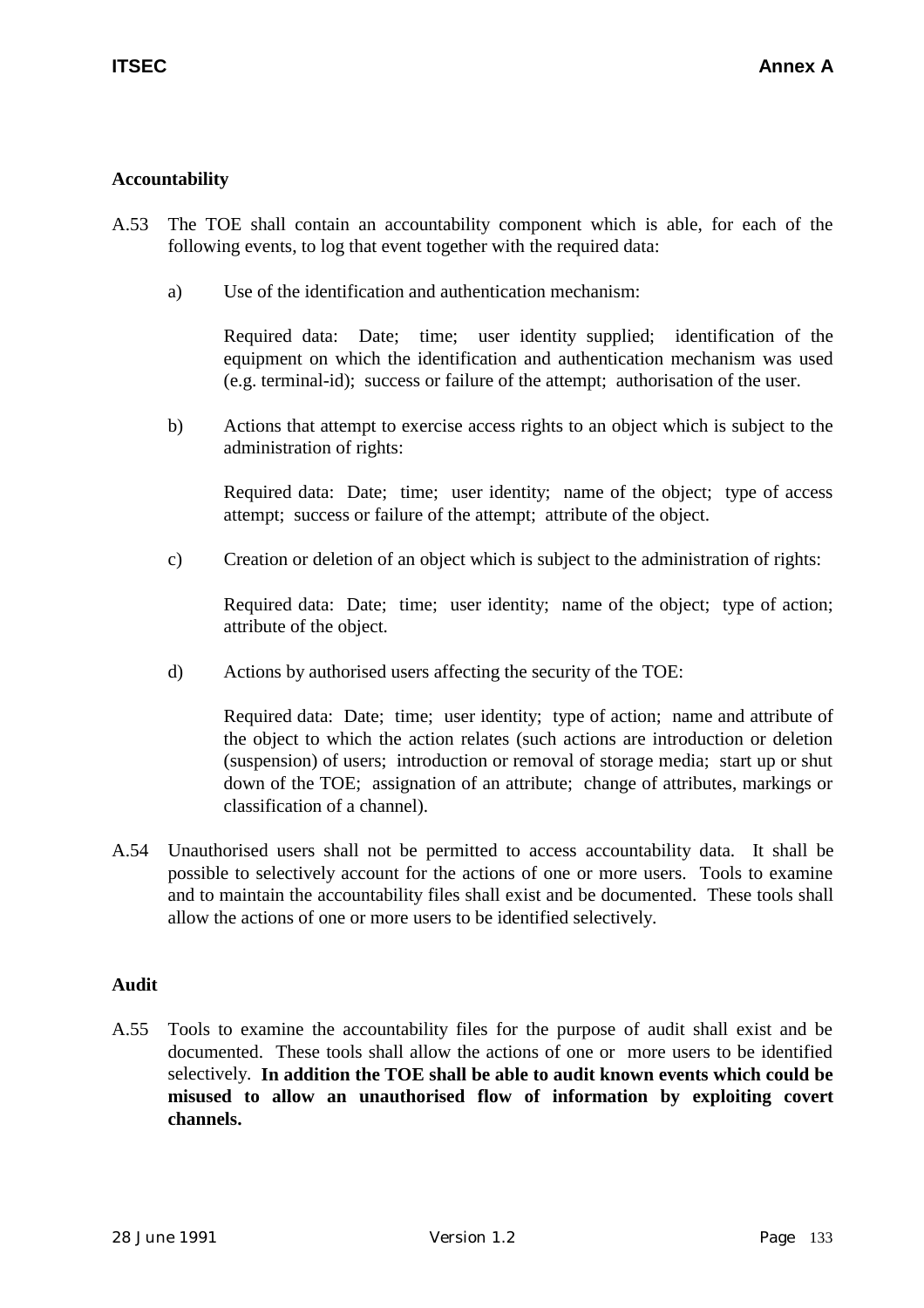**Accountability**

A.53 The TOE shall contain an accountability component which is able, for each of the following events, to log that event together with the required data:

a) Use of the identification and authentication mechanism:

   Required data: Date; time; user identity supplied; identification of the equipment on which the identification and authentication mechanism was used (e.g. terminal-id); success or failure of the attempt; authorisation of the user.

b) Actions that attempt to exercise access rights to an object which is subject to the administration of rights:

   Required data: Date; time; user identity; name of the object; type of access attempt; success or failure of the attempt; attribute of the object.

c) Creation or deletion of an object which is subject to the administration of rights:

   Required data: Date; time; user identity; name of the object; type of action; attribute of the object.

d) Actions by authorised users affecting the security of the TOE:

   Required data: Date; time; user identity; type of action; name and attribute of the object to which the action relates (such actions are introduction or deletion (suspension) of users; introduction or removal of storage media; start up or shut down of the TOE; assignation of an attribute; change of attributes, markings or classification of a channel).

A.54 Unauthorised users shall not be permitted to access accountability data. It shall be possible to selectively account for the actions of one or more users. Tools to examine and to maintain the accountability files shall exist and be documented. These tools shall allow the actions of one or more users to be identified selectively.

**Audit**

A.55 Tools to examine the accountability files for the purpose of audit shall exist and be documented. These tools shall allow the actions of one or more users to be identified selectively. **In addition the TOE shall be able to audit known events which could be misused to allow an unauthorised flow of information by exploiting covert channels.**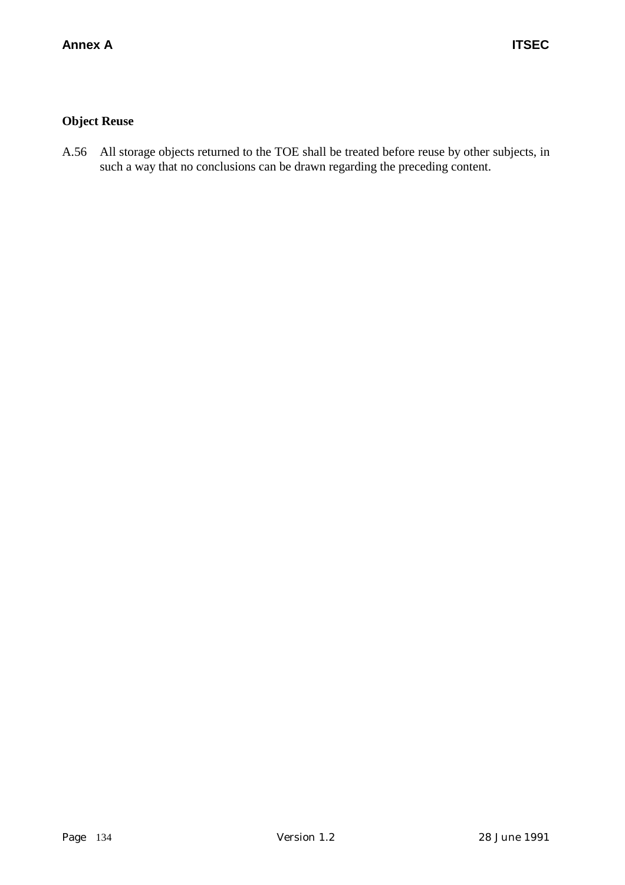### Object Reuse

A.56 All storage objects returned to the TOE shall be treated before reuse by other subjects, in such a way that no conclusions can be drawn regarding the preceding content.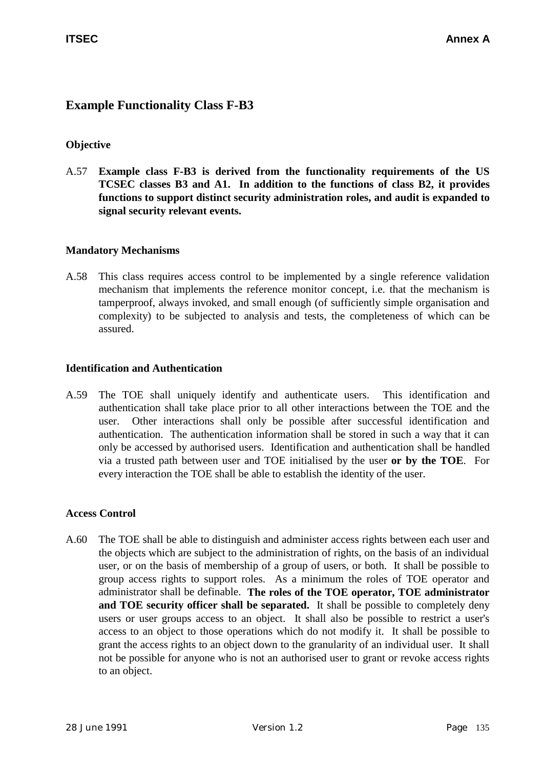## Example Functionality Class F-B3

### Objective

A.57 **Example class F-B3 is derived from the functionality requirements of the US TCSEC classes B3 and A1. In addition to the functions of class B2, it provides functions to support distinct security administration roles, and audit is expanded to signal security relevant events.**

### Mandatory Mechanisms

A.58 This class requires access control to be implemented by a single reference validation mechanism that implements the reference monitor concept, i.e. that the mechanism is tamperproof, always invoked, and small enough (of sufficiently simple organisation and complexity) to be subjected to analysis and tests, the completeness of which can be assured.

### Identification and Authentication

A.59 The TOE shall uniquely identify and authenticate users. This identification and authentication shall take place prior to all other interactions between the TOE and the user. Other interactions shall only be possible after successful identification and authentication. The authentication information shall be stored in such a way that it can only be accessed by authorised users. Identification and authentication shall be handled via a trusted path between user and TOE initialised by the user **or by the TOE**. For every interaction the TOE shall be able to establish the identity of the user.

### Access Control

A.60 The TOE shall be able to distinguish and administer access rights between each user and the objects which are subject to the administration of rights, on the basis of an individual user, or on the basis of membership of a group of users, or both. It shall be possible to group access rights to support roles. As a minimum the roles of TOE operator and administrator shall be definable. **The roles of the TOE operator, TOE administrator and TOE security officer shall be separated.** It shall be possible to completely deny users or user groups access to an object. It shall also be possible to restrict a user's access to an object to those operations which do not modify it. It shall be possible to grant the access rights to an object down to the granularity of an individual user. It shall not be possible for anyone who is not an authorised user to grant or revoke access rights to an object.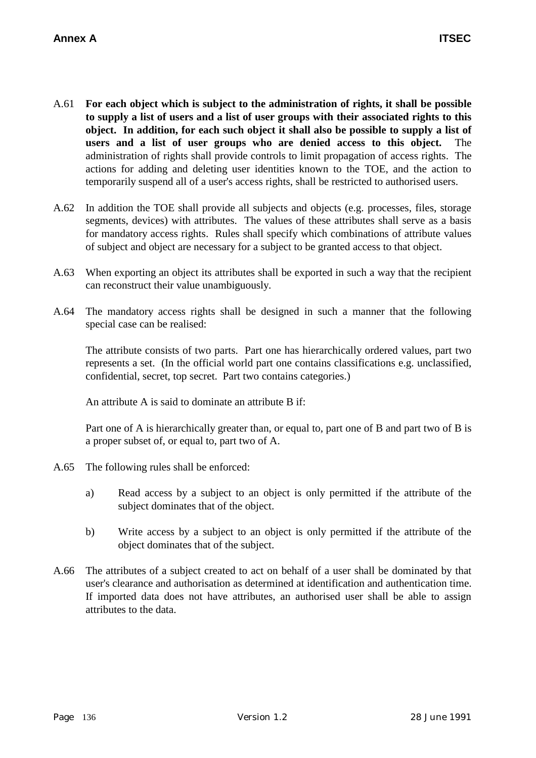A.61 **For each object which is subject to the administration of rights, it shall be possible to supply a list of users and a list of user groups with their associated rights to this object. In addition, for each such object it shall also be possible to supply a list of users and a list of user groups who are denied access to this object.** The administration of rights shall provide controls to limit propagation of access rights. The actions for adding and deleting user identities known to the TOE, and the action to temporarily suspend all of a user's access rights, shall be restricted to authorised users.

A.62 In addition the TOE shall provide all subjects and objects (e.g. processes, files, storage segments, devices) with attributes. The values of these attributes shall serve as a basis for mandatory access rights. Rules shall specify which combinations of attribute values of subject and object are necessary for a subject to be granted access to that object.

A.63 When exporting an object its attributes shall be exported in such a way that the recipient can reconstruct their value unambiguously.

A.64 The mandatory access rights shall be designed in such a manner that the following special case can be realised:

The attribute consists of two parts. Part one has hierarchically ordered values, part two represents a set. (In the official world part one contains classifications e.g. unclassified, confidential, secret, top secret. Part two contains categories.)

An attribute A is said to dominate an attribute B if:

Part one of A is hierarchically greater than, or equal to, part one of B and part two of B is a proper subset of, or equal to, part two of A.

A.65 The following rules shall be enforced:

a) Read access by a subject to an object is only permitted if the attribute of the subject dominates that of the object.

b) Write access by a subject to an object is only permitted if the attribute of the object dominates that of the subject.

A.66 The attributes of a subject created to act on behalf of a user shall be dominated by that user's clearance and authorisation as determined at identification and authentication time. If imported data does not have attributes, an authorised user shall be able to assign attributes to the data.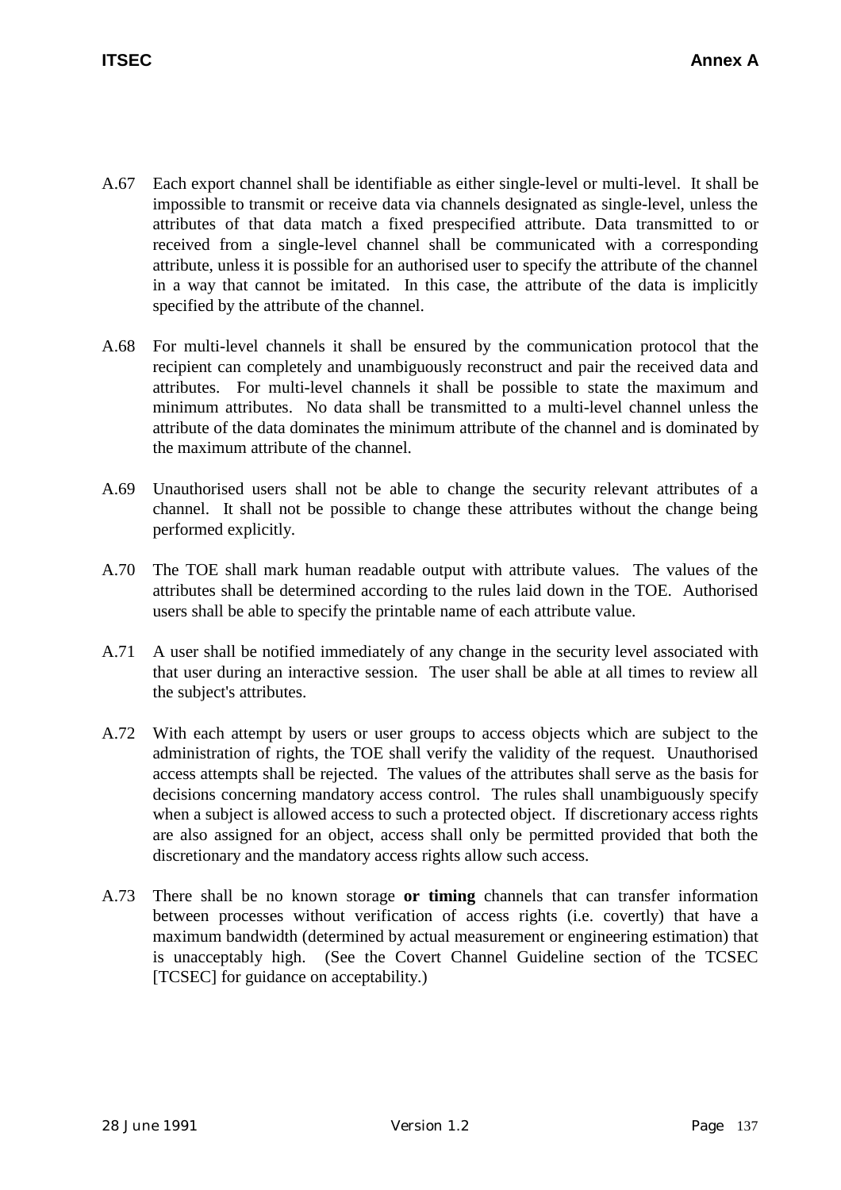A.67 Each export channel shall be identifiable as either single-level or multi-level. It shall be impossible to transmit or receive data via channels designated as single-level, unless the attributes of that data match a fixed prespecified attribute. Data transmitted to or received from a single-level channel shall be communicated with a corresponding attribute, unless it is possible for an authorised user to specify the attribute of the channel in a way that cannot be imitated. In this case, the attribute of the data is implicitly specified by the attribute of the channel.

A.68 For multi-level channels it shall be ensured by the communication protocol that the recipient can completely and unambiguously reconstruct and pair the received data and attributes. For multi-level channels it shall be possible to state the maximum and minimum attributes. No data shall be transmitted to a multi-level channel unless the attribute of the data dominates the minimum attribute of the channel and is dominated by the maximum attribute of the channel.

A.69 Unauthorised users shall not be able to change the security relevant attributes of a channel. It shall not be possible to change these attributes without the change being performed explicitly.

A.70 The TOE shall mark human readable output with attribute values. The values of the attributes shall be determined according to the rules laid down in the TOE. Authorised users shall be able to specify the printable name of each attribute value.

A.71 A user shall be notified immediately of any change in the security level associated with that user during an interactive session. The user shall be able at all times to review all the subject's attributes.

A.72 With each attempt by users or user groups to access objects which are subject to the administration of rights, the TOE shall verify the validity of the request. Unauthorised access attempts shall be rejected. The values of the attributes shall serve as the basis for decisions concerning mandatory access control. The rules shall unambiguously specify when a subject is allowed access to such a protected object. If discretionary access rights are also assigned for an object, access shall only be permitted provided that both the discretionary and the mandatory access rights allow such access.

A.73 There shall be no known storage **or timing** channels that can transfer information between processes without verification of access rights (i.e. covertly) that have a maximum bandwidth (determined by actual measurement or engineering estimation) that is unacceptably high. (See the Covert Channel Guideline section of the TCSEC [TCSEC] for guidance on acceptability.)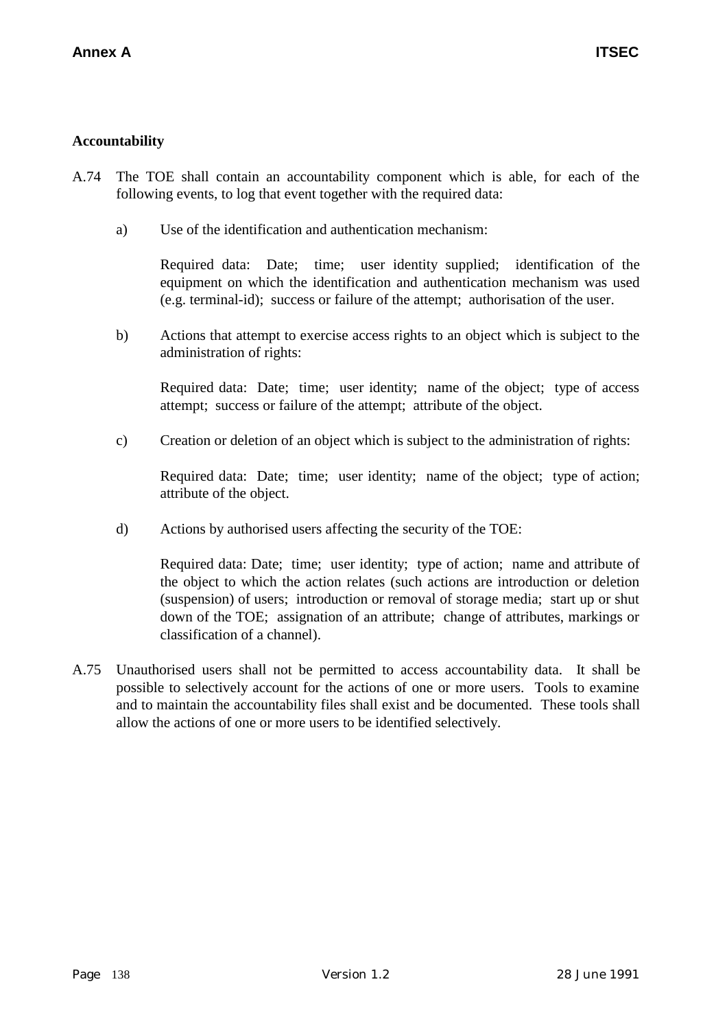**Accountability**

A.74 The TOE shall contain an accountability component which is able, for each of the following events, to log that event together with the required data:

a) Use of the identification and authentication mechanism:

Required data: Date; time; user identity supplied; identification of the equipment on which the identification and authentication mechanism was used (e.g. terminal-id); success or failure of the attempt; authorisation of the user.

b) Actions that attempt to exercise access rights to an object which is subject to the administration of rights:

Required data: Date; time; user identity; name of the object; type of access attempt; success or failure of the attempt; attribute of the object.

c) Creation or deletion of an object which is subject to the administration of rights:

Required data: Date; time; user identity; name of the object; type of action; attribute of the object.

d) Actions by authorised users affecting the security of the TOE:

Required data: Date; time; user identity; type of action; name and attribute of the object to which the action relates (such actions are introduction or deletion (suspension) of users; introduction or removal of storage media; start up or shut down of the TOE; assignation of an attribute; change of attributes, markings or classification of a channel).

A.75 Unauthorised users shall not be permitted to access accountability data. It shall be possible to selectively account for the actions of one or more users. Tools to examine and to maintain the accountability files shall exist and be documented. These tools shall allow the actions of one or more users to be identified selectively.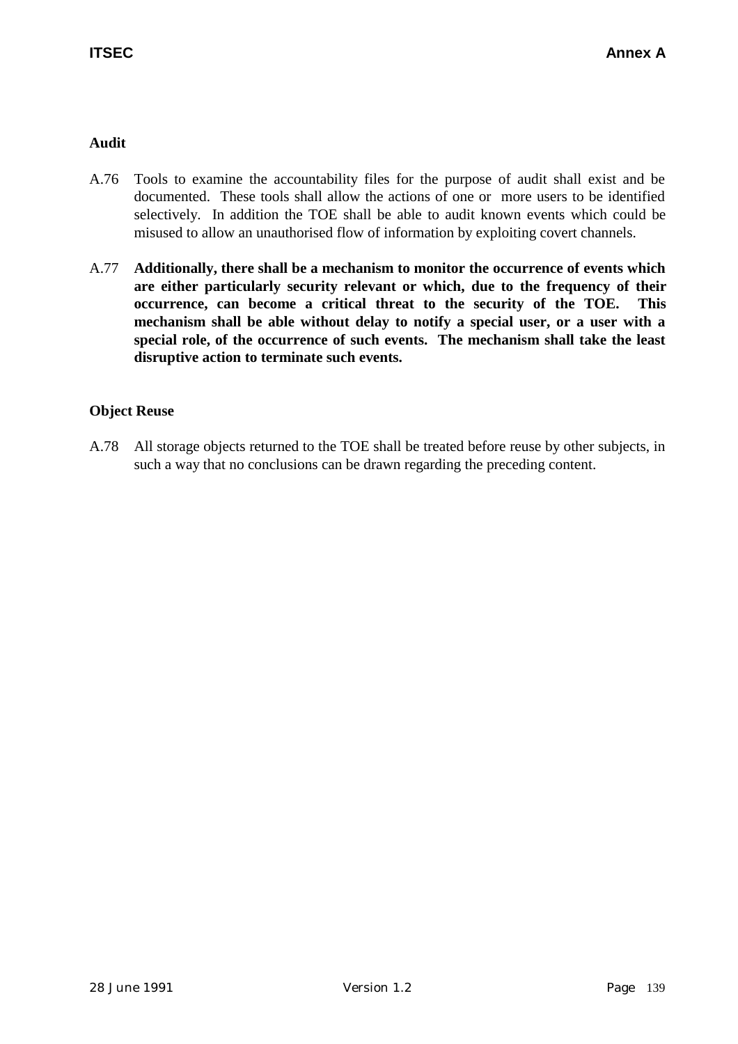### Audit

A.76 Tools to examine the accountability files for the purpose of audit shall exist and be documented. These tools shall allow the actions of one or more users to be identified selectively. In addition the TOE shall be able to audit known events which could be misused to allow an unauthorised flow of information by exploiting covert channels.

A.77 **Additionally, there shall be a mechanism to monitor the occurrence of events which are either particularly security relevant or which, due to the frequency of their occurrence, can become a critical threat to the security of the TOE. This mechanism shall be able without delay to notify a special user, or a user with a special role, of the occurrence of such events. The mechanism shall take the least disruptive action to terminate such events.**

### Object Reuse

A.78 All storage objects returned to the TOE shall be treated before reuse by other subjects, in such a way that no conclusions can be drawn regarding the preceding content.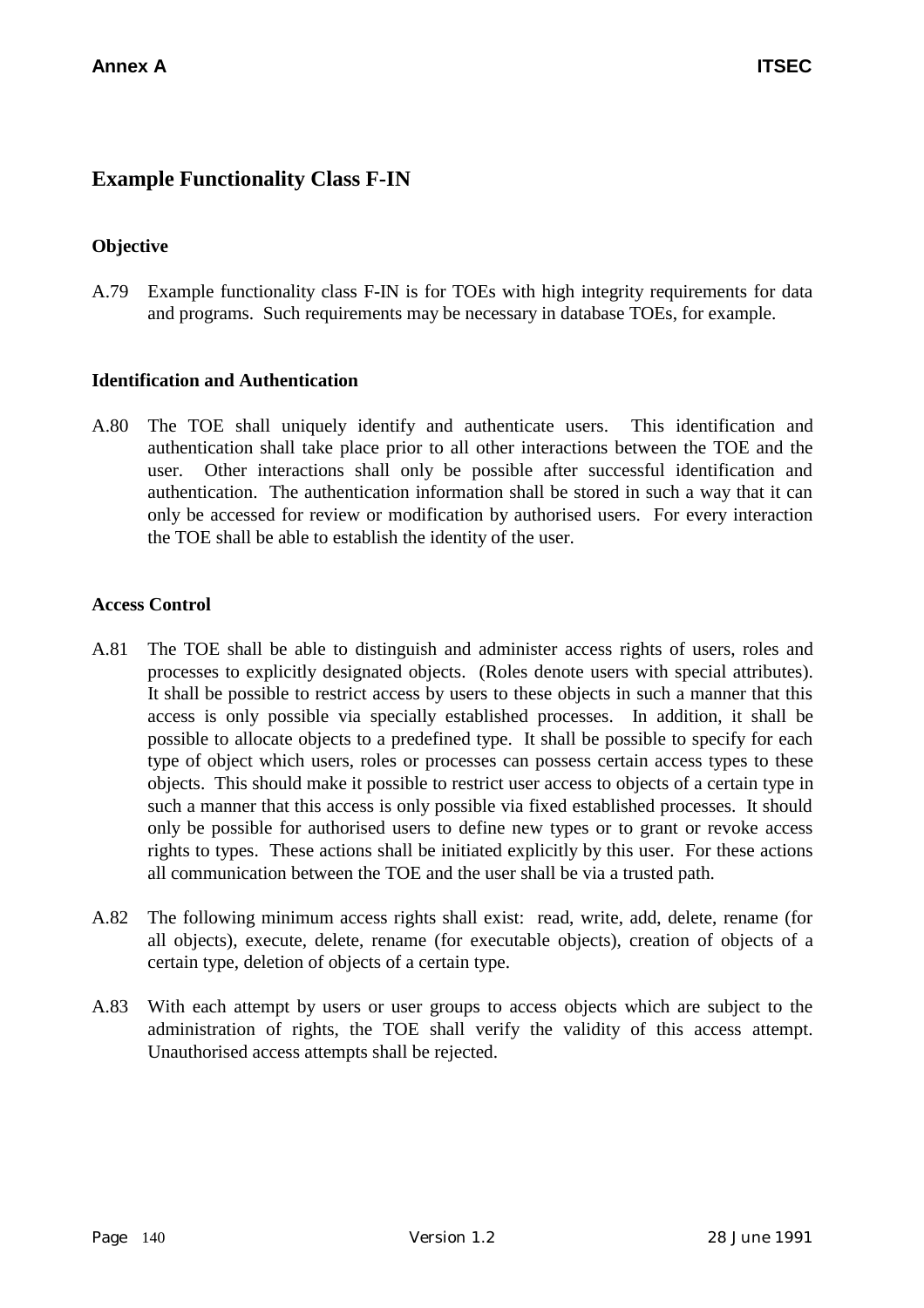## Example Functionality Class F-IN

### Objective

A.79 Example functionality class F-IN is for TOEs with high integrity requirements for data and programs. Such requirements may be necessary in database TOEs, for example.

### Identification and Authentication

A.80 The TOE shall uniquely identify and authenticate users. This identification and authentication shall take place prior to all other interactions between the TOE and the user. Other interactions shall only be possible after successful identification and authentication. The authentication information shall be stored in such a way that it can only be accessed for review or modification by authorised users. For every interaction the TOE shall be able to establish the identity of the user.

### Access Control

A.81 The TOE shall be able to distinguish and administer access rights of users, roles and processes to explicitly designated objects. (Roles denote users with special attributes). It shall be possible to restrict access by users to these objects in such a manner that this access is only possible via specially established processes. In addition, it shall be possible to allocate objects to a predefined type. It shall be possible to specify for each type of object which users, roles or processes can possess certain access types to these objects. This should make it possible to restrict user access to objects of a certain type in such a manner that this access is only possible via fixed established processes. It should only be possible for authorised users to define new types or to grant or revoke access rights to types. These actions shall be initiated explicitly by this user. For these actions all communication between the TOE and the user shall be via a trusted path.

A.82 The following minimum access rights shall exist: read, write, add, delete, rename (for all objects), execute, delete, rename (for executable objects), creation of objects of a certain type, deletion of objects of a certain type.

A.83 With each attempt by users or user groups to access objects which are subject to the administration of rights, the TOE shall verify the validity of this access attempt. Unauthorised access attempts shall be rejected.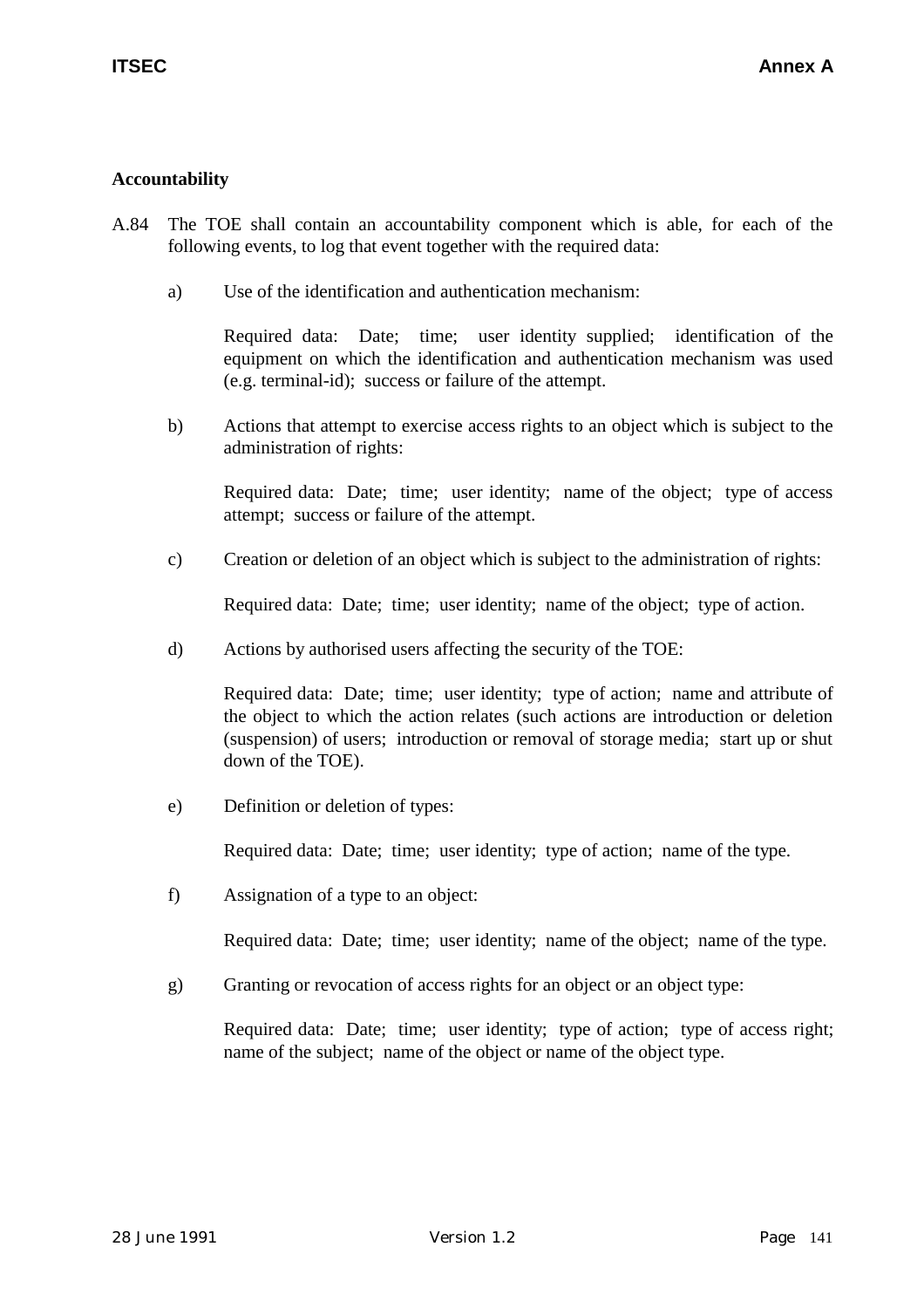### Accountability

A.84 The TOE shall contain an accountability component which is able, for each of the following events, to log that event together with the required data:

a) Use of the identification and authentication mechanism:

Required data: Date; time; user identity supplied; identification of the equipment on which the identification and authentication mechanism was used (e.g. terminal-id); success or failure of the attempt.

b) Actions that attempt to exercise access rights to an object which is subject to the administration of rights:

Required data: Date; time; user identity; name of the object; type of access attempt; success or failure of the attempt.

c) Creation or deletion of an object which is subject to the administration of rights:

Required data: Date; time; user identity; name of the object; type of action.

d) Actions by authorised users affecting the security of the TOE:

Required data: Date; time; user identity; type of action; name and attribute of the object to which the action relates (such actions are introduction or deletion (suspension) of users; introduction or removal of storage media; start up or shut down of the TOE).

e) Definition or deletion of types:

Required data: Date; time; user identity; type of action; name of the type.

f) Assignation of a type to an object:

Required data: Date; time; user identity; name of the object; name of the type.

g) Granting or revocation of access rights for an object or an object type:

Required data: Date; time; user identity; type of action; type of access right; name of the subject; name of the object or name of the object type.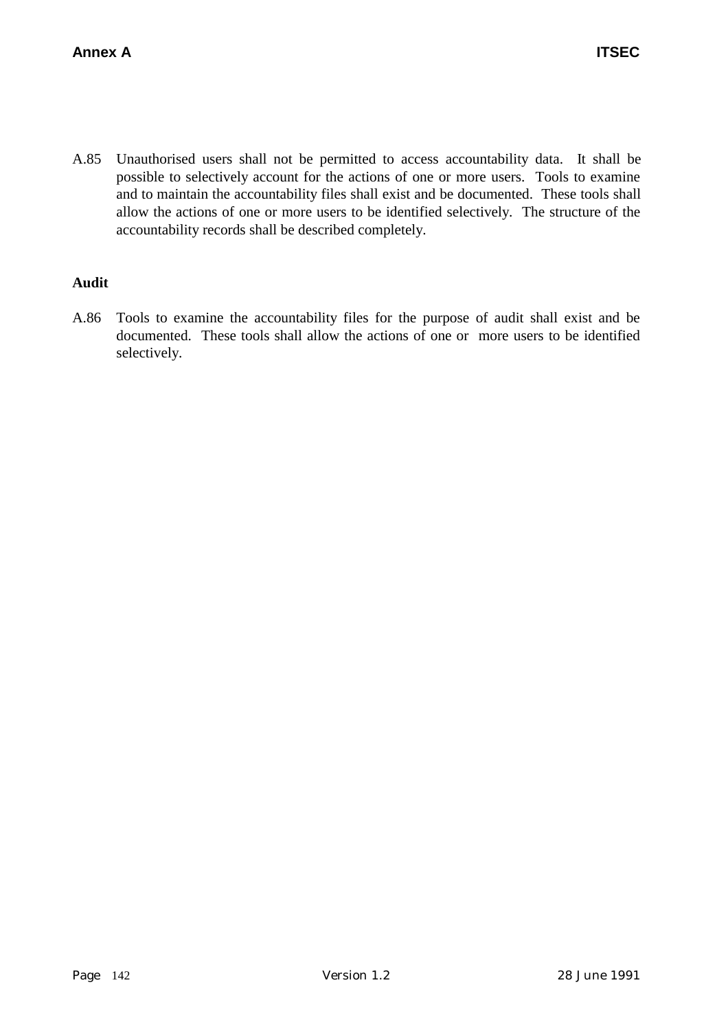A.85 Unauthorised users shall not be permitted to access accountability data. It shall be possible to selectively account for the actions of one or more users. Tools to examine and to maintain the accountability files shall exist and be documented. These tools shall allow the actions of one or more users to be identified selectively. The structure of the accountability records shall be described completely.

**Audit**

A.86 Tools to examine the accountability files for the purpose of audit shall exist and be documented. These tools shall allow the actions of one or more users to be identified selectively.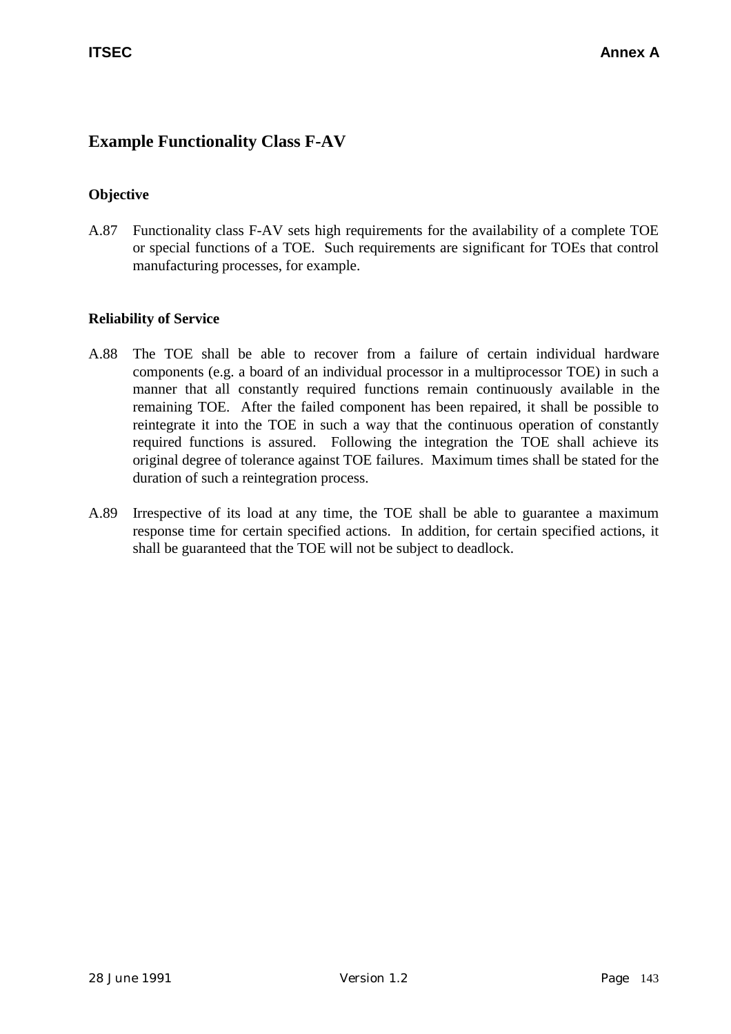## Example Functionality Class F-AV

### Objective

A.87 Functionality class F-AV sets high requirements for the availability of a complete TOE or special functions of a TOE. Such requirements are significant for TOEs that control manufacturing processes, for example.

### Reliability of Service

A.88 The TOE shall be able to recover from a failure of certain individual hardware components (e.g. a board of an individual processor in a multiprocessor TOE) in such a manner that all constantly required functions remain continuously available in the remaining TOE. After the failed component has been repaired, it shall be possible to reintegrate it into the TOE in such a way that the continuous operation of constantly required functions is assured. Following the integration the TOE shall achieve its original degree of tolerance against TOE failures. Maximum times shall be stated for the duration of such a reintegration process.

A.89 Irrespective of its load at any time, the TOE shall be able to guarantee a maximum response time for certain specified actions. In addition, for certain specified actions, it shall be guaranteed that the TOE will not be subject to deadlock.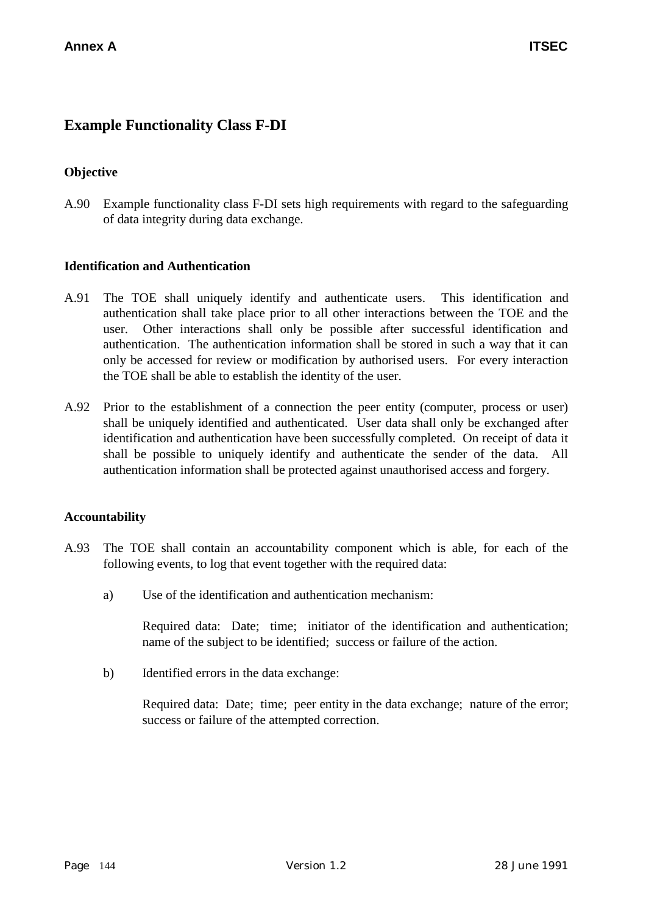## Example Functionality Class F-DI

### Objective

A.90 Example functionality class F-DI sets high requirements with regard to the safeguarding of data integrity during data exchange.

### Identification and Authentication

A.91 The TOE shall uniquely identify and authenticate users. This identification and authentication shall take place prior to all other interactions between the TOE and the user. Other interactions shall only be possible after successful identification and authentication. The authentication information shall be stored in such a way that it can only be accessed for review or modification by authorised users. For every interaction the TOE shall be able to establish the identity of the user.

A.92 Prior to the establishment of a connection the peer entity (computer, process or user) shall be uniquely identified and authenticated. User data shall only be exchanged after identification and authentication have been successfully completed. On receipt of data it shall be possible to uniquely identify and authenticate the sender of the data. All authentication information shall be protected against unauthorised access and forgery.

### Accountability

A.93 The TOE shall contain an accountability component which is able, for each of the following events, to log that event together with the required data:

a) Use of the identification and authentication mechanism:

   Required data: Date; time; initiator of the identification and authentication; name of the subject to be identified; success or failure of the action.

b) Identified errors in the data exchange:

   Required data: Date; time; peer entity in the data exchange; nature of the error; success or failure of the attempted correction.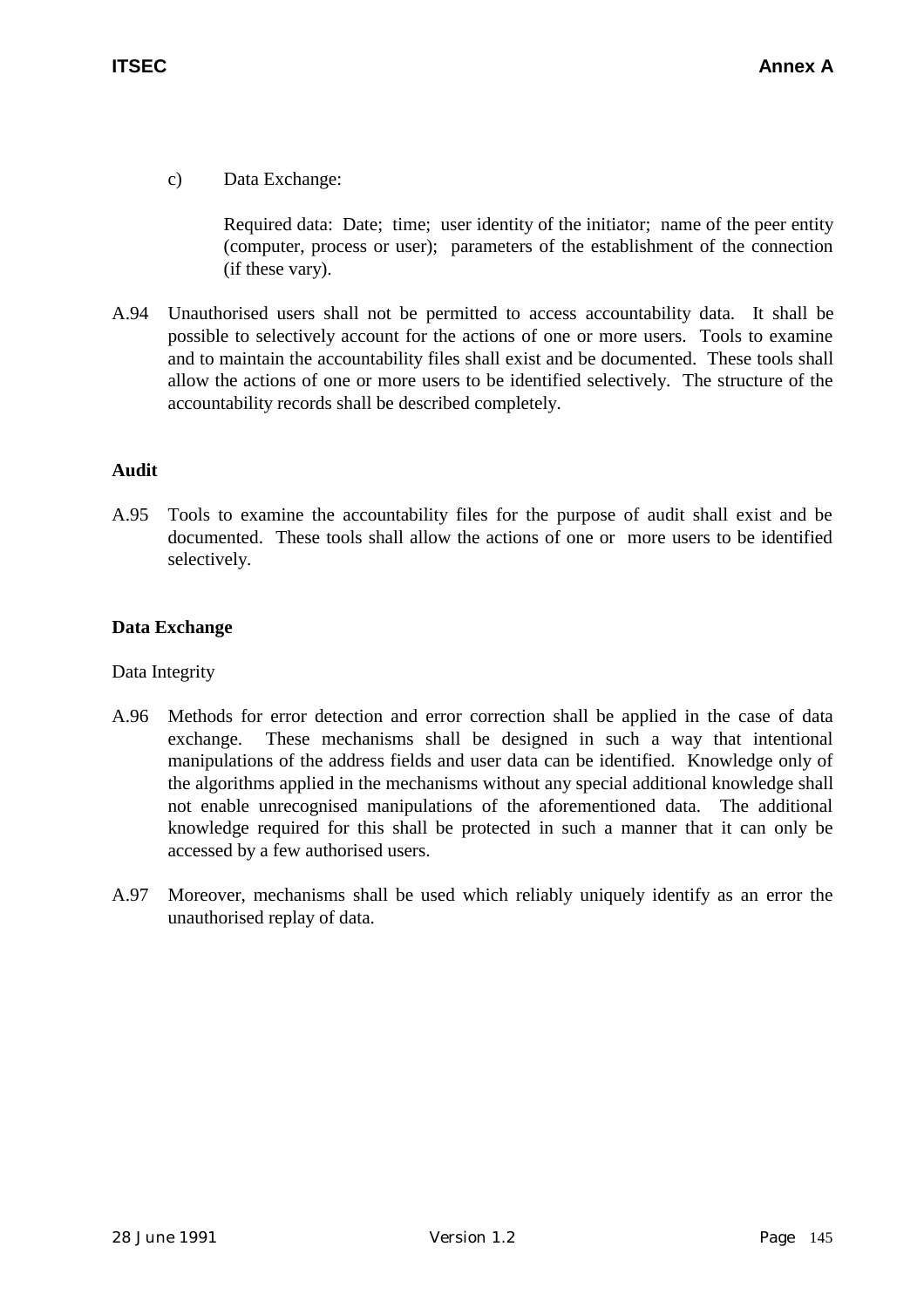c) Data Exchange:

Required data: Date; time; user identity of the initiator; name of the peer entity (computer, process or user); parameters of the establishment of the connection (if these vary).

A.94 Unauthorised users shall not be permitted to access accountability data. It shall be possible to selectively account for the actions of one or more users. Tools to examine and to maintain the accountability files shall exist and be documented. These tools shall allow the actions of one or more users to be identified selectively. The structure of the accountability records shall be described completely.

**Audit**

A.95 Tools to examine the accountability files for the purpose of audit shall exist and be documented. These tools shall allow the actions of one or more users to be identified selectively.

**Data Exchange**

Data Integrity

A.96 Methods for error detection and error correction shall be applied in the case of data exchange. These mechanisms shall be designed in such a way that intentional manipulations of the address fields and user data can be identified. Knowledge only of the algorithms applied in the mechanisms without any special additional knowledge shall not enable unrecognised manipulations of the aforementioned data. The additional knowledge required for this shall be protected in such a manner that it can only be accessed by a few authorised users.

A.97 Moreover, mechanisms shall be used which reliably uniquely identify as an error the unauthorised replay of data.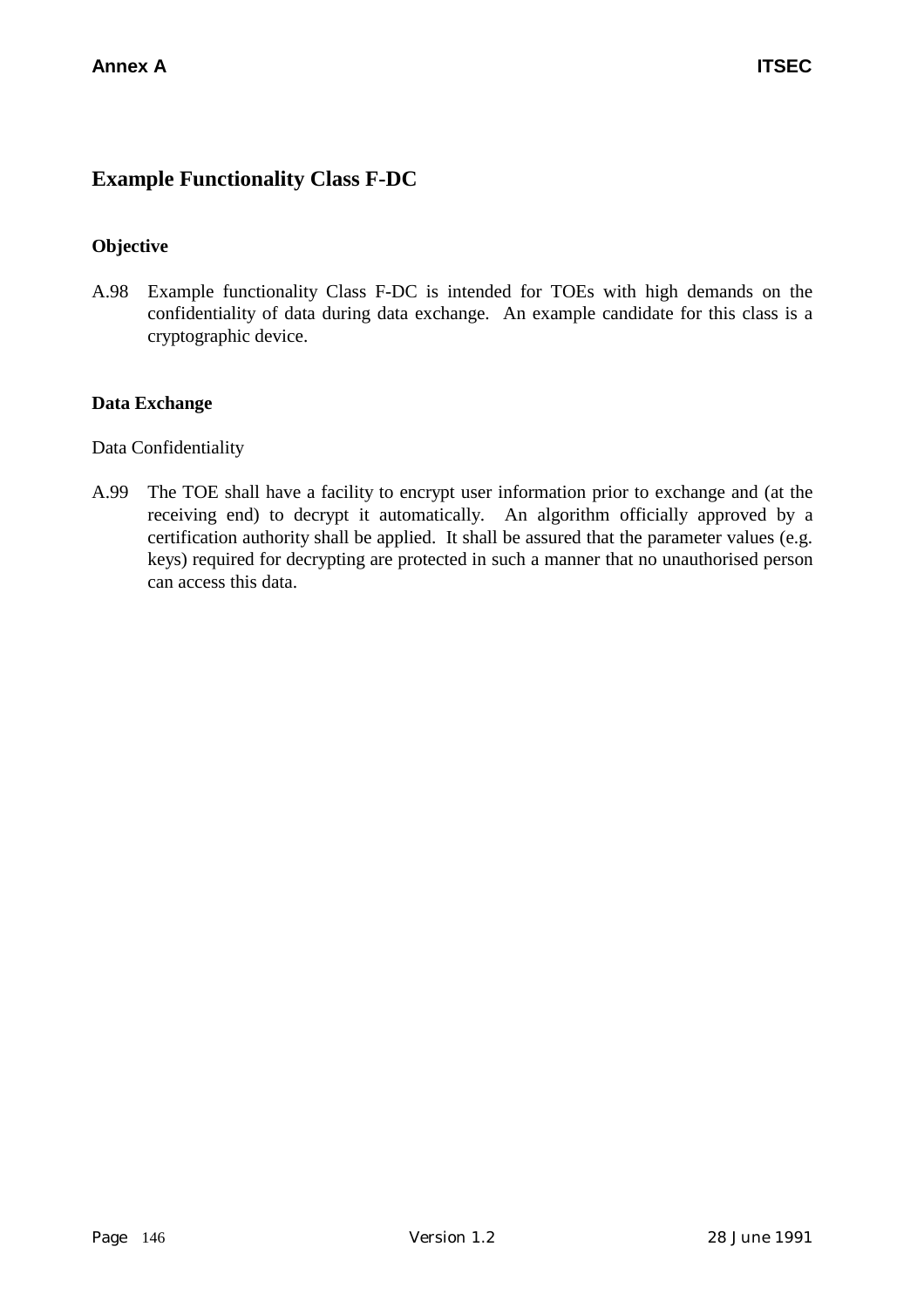## Example Functionality Class F-DC

### Objective

A.98 Example functionality Class F-DC is intended for TOEs with high demands on the confidentiality of data during data exchange. An example candidate for this class is a cryptographic device.

### Data Exchange

Data Confidentiality

A.99 The TOE shall have a facility to encrypt user information prior to exchange and (at the receiving end) to decrypt it automatically. An algorithm officially approved by a certification authority shall be applied. It shall be assured that the parameter values (e.g. keys) required for decrypting are protected in such a manner that no unauthorised person can access this data.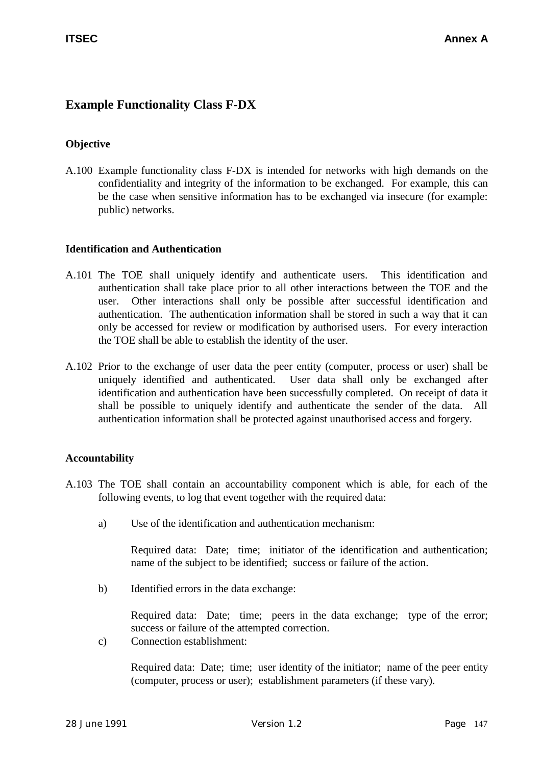## Example Functionality Class F-DX

### Objective

A.100 Example functionality class F-DX is intended for networks with high demands on the confidentiality and integrity of the information to be exchanged. For example, this can be the case when sensitive information has to be exchanged via insecure (for example: public) networks.

### Identification and Authentication

A.101 The TOE shall uniquely identify and authenticate users. This identification and authentication shall take place prior to all other interactions between the TOE and the user. Other interactions shall only be possible after successful identification and authentication. The authentication information shall be stored in such a way that it can only be accessed for review or modification by authorised users. For every interaction the TOE shall be able to establish the identity of the user.

A.102 Prior to the exchange of user data the peer entity (computer, process or user) shall be uniquely identified and authenticated. User data shall only be exchanged after identification and authentication have been successfully completed. On receipt of data it shall be possible to uniquely identify and authenticate the sender of the data. All authentication information shall be protected against unauthorised access and forgery.

### Accountability

A.103 The TOE shall contain an accountability component which is able, for each of the following events, to log that event together with the required data:

a) Use of the identification and authentication mechanism:

   Required data: Date; time; initiator of the identification and authentication; name of the subject to be identified; success or failure of the action.

b) Identified errors in the data exchange:

   Required data: Date; time; peers in the data exchange; type of the error; success or failure of the attempted correction.

c) Connection establishment:

   Required data: Date; time; user identity of the initiator; name of the peer entity (computer, process or user); establishment parameters (if these vary).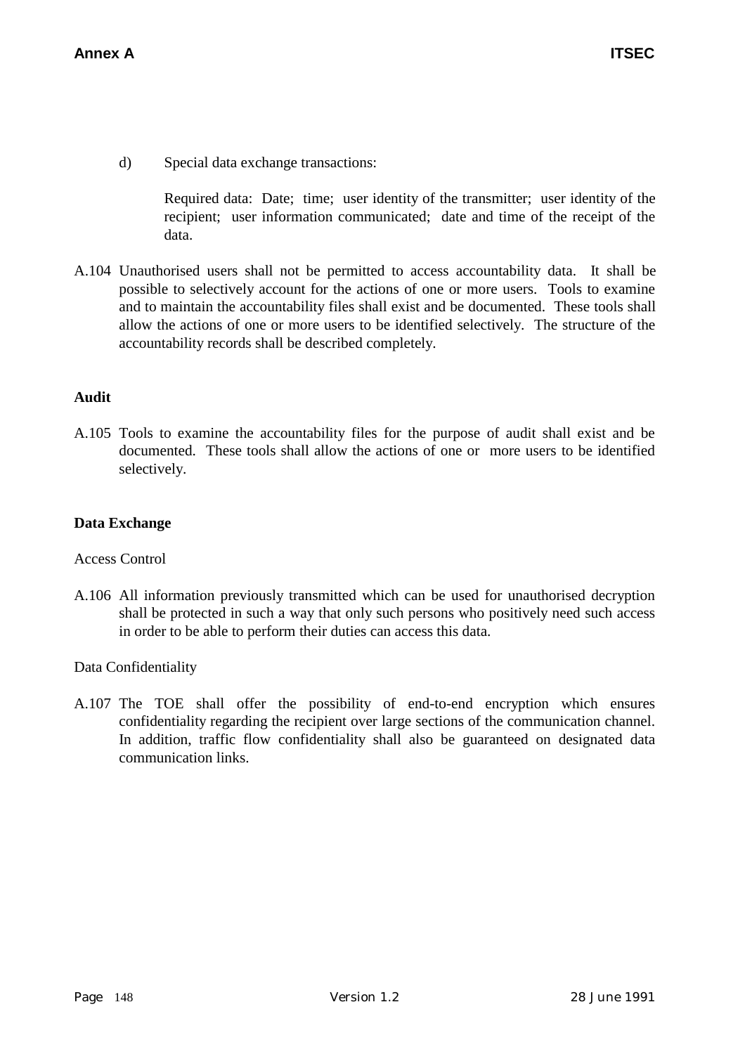d) Special data exchange transactions:

   Required data: Date; time; user identity of the transmitter; user identity of the recipient; user information communicated; date and time of the receipt of the data.

A.104 Unauthorised users shall not be permitted to access accountability data. It shall be possible to selectively account for the actions of one or more users. Tools to examine and to maintain the accountability files shall exist and be documented. These tools shall allow the actions of one or more users to be identified selectively. The structure of the accountability records shall be described completely.

**Audit**

A.105 Tools to examine the accountability files for the purpose of audit shall exist and be documented. These tools shall allow the actions of one or more users to be identified selectively.

**Data Exchange**

Access Control

A.106 All information previously transmitted which can be used for unauthorised decryption shall be protected in such a way that only such persons who positively need such access in order to be able to perform their duties can access this data.

Data Confidentiality

A.107 The TOE shall offer the possibility of end-to-end encryption which ensures confidentiality regarding the recipient over large sections of the communication channel. In addition, traffic flow confidentiality shall also be guaranteed on designated data communication links.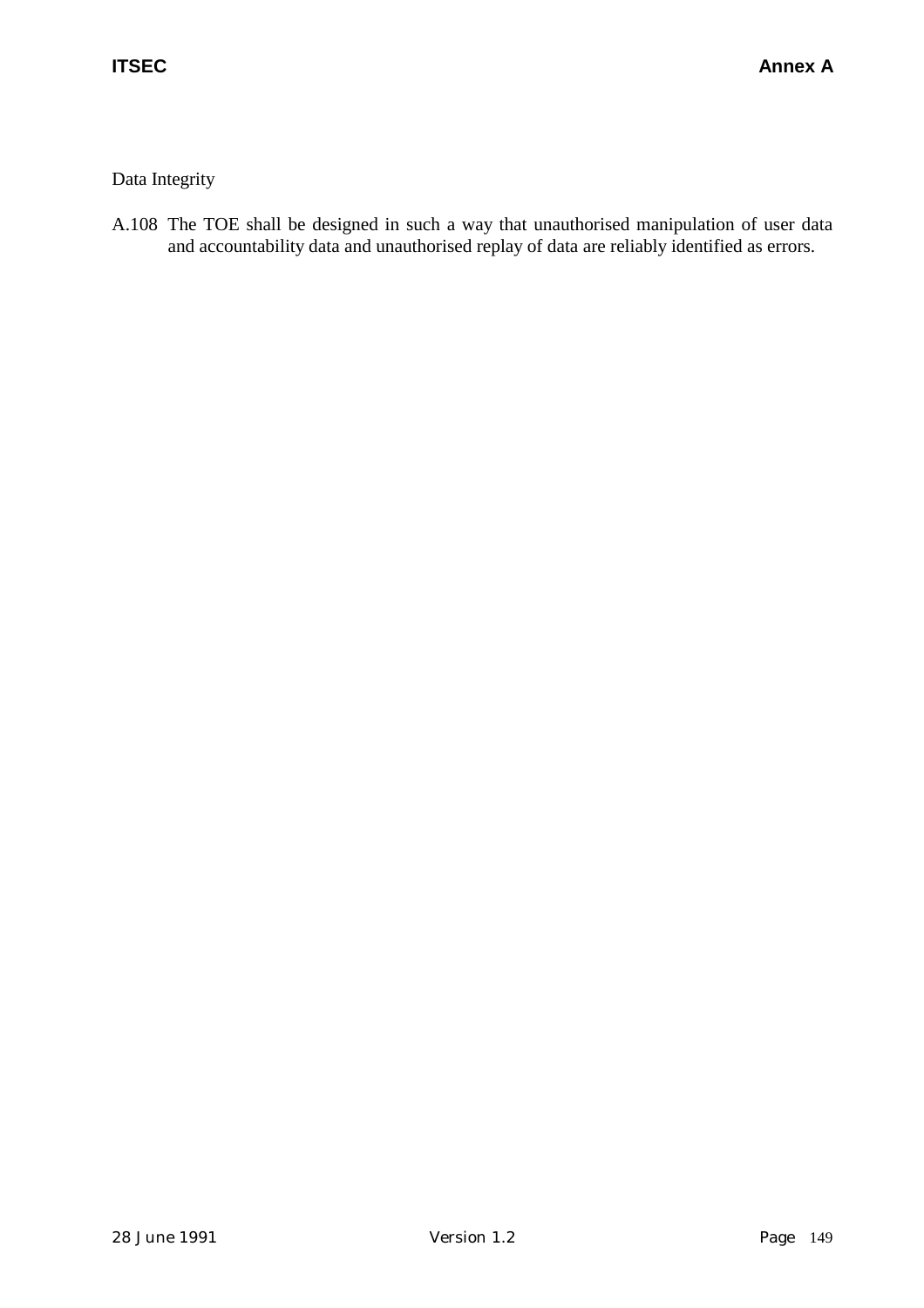Data Integrity

A.108 The TOE shall be designed in such a way that unauthorised manipulation of user data and accountability data and unauthorised replay of data are reliably identified as errors.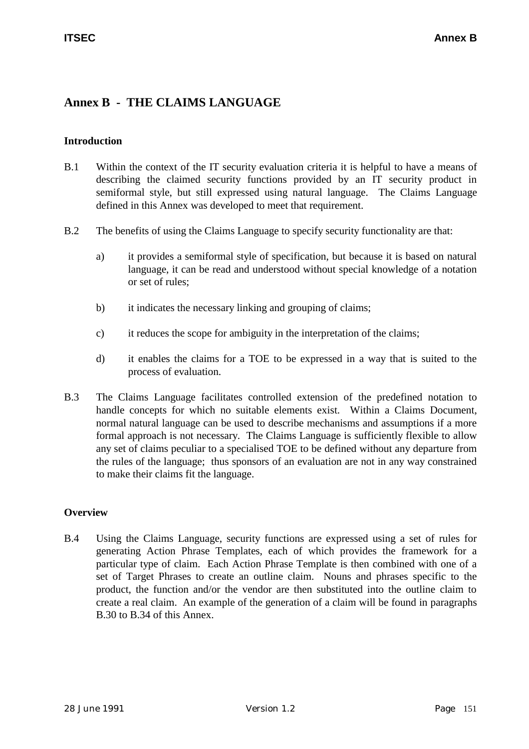# Annex B - THE CLAIMS LANGUAGE

## Introduction

B.1 Within the context of the IT security evaluation criteria it is helpful to have a means of describing the claimed security functions provided by an IT security product in semiformal style, but still expressed using natural language. The Claims Language defined in this Annex was developed to meet that requirement.

B.2 The benefits of using the Claims Language to specify security functionality are that:

a) it provides a semiformal style of specification, but because it is based on natural language, it can be read and understood without special knowledge of a notation or set of rules;

b) it indicates the necessary linking and grouping of claims;

c) it reduces the scope for ambiguity in the interpretation of the claims;

d) it enables the claims for a TOE to be expressed in a way that is suited to the process of evaluation.

B.3 The Claims Language facilitates controlled extension of the predefined notation to handle concepts for which no suitable elements exist. Within a Claims Document, normal natural language can be used to describe mechanisms and assumptions if a more formal approach is not necessary. The Claims Language is sufficiently flexible to allow any set of claims peculiar to a specialised TOE to be defined without any departure from the rules of the language; thus sponsors of an evaluation are not in any way constrained to make their claims fit the language.

## Overview

B.4 Using the Claims Language, security functions are expressed using a set of rules for generating Action Phrase Templates, each of which provides the framework for a particular type of claim. Each Action Phrase Template is then combined with one of a set of Target Phrases to create an outline claim. Nouns and phrases specific to the product, the function and/or the vendor are then substituted into the outline claim to create a real claim. An example of the generation of a claim will be found in paragraphs B.30 to B.34 of this Annex.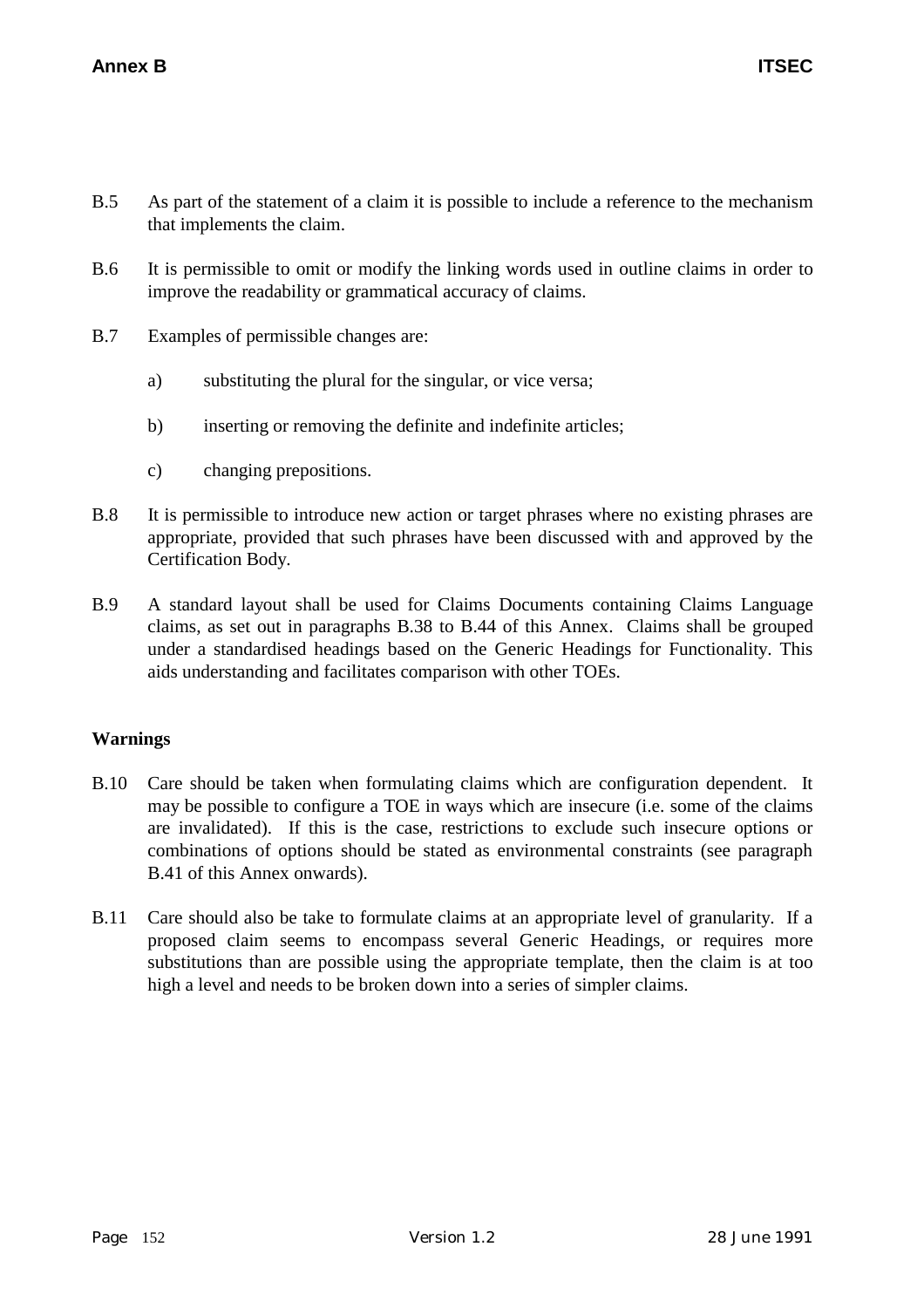B.5 As part of the statement of a claim it is possible to include a reference to the mechanism that implements the claim.

B.6 It is permissible to omit or modify the linking words used in outline claims in order to improve the readability or grammatical accuracy of claims.

B.7 Examples of permissible changes are:

a) substituting the plural for the singular, or vice versa;

b) inserting or removing the definite and indefinite articles;

c) changing prepositions.

B.8 It is permissible to introduce new action or target phrases where no existing phrases are appropriate, provided that such phrases have been discussed with and approved by the Certification Body.

B.9 A standard layout shall be used for Claims Documents containing Claims Language claims, as set out in paragraphs B.38 to B.44 of this Annex. Claims shall be grouped under a standardised headings based on the Generic Headings for Functionality. This aids understanding and facilitates comparison with other TOEs.

### Warnings

B.10 Care should be taken when formulating claims which are configuration dependent. It may be possible to configure a TOE in ways which are insecure (i.e. some of the claims are invalidated). If this is the case, restrictions to exclude such insecure options or combinations of options should be stated as environmental constraints (see paragraph B.41 of this Annex onwards).

B.11 Care should also be take to formulate claims at an appropriate level of granularity. If a proposed claim seems to encompass several Generic Headings, or requires more substitutions than are possible using the appropriate template, then the claim is at too high a level and needs to be broken down into a series of simpler claims.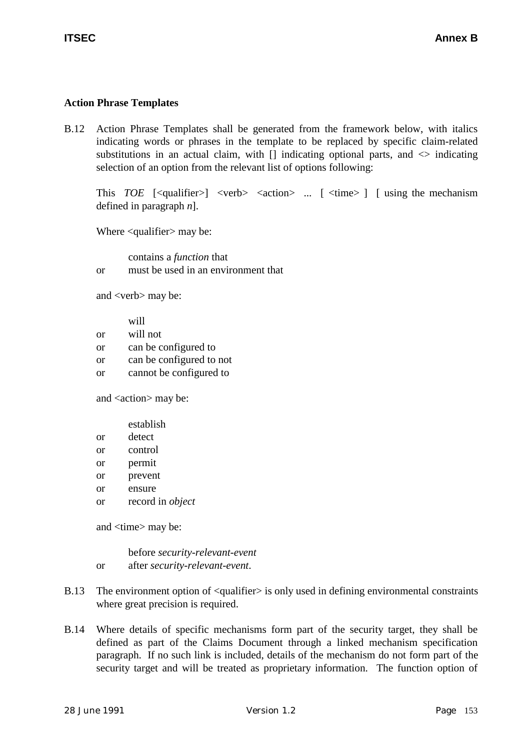**Action Phrase Templates**

B.12 Action Phrase Templates shall be generated from the framework below, with italics indicating words or phrases in the template to be replaced by specific claim-related substitutions in an actual claim, with [] indicating optional parts, and <> indicating selection of an option from the relevant list of options following:

This *TOE* [<qualifier>] <verb> <action> ... [ <time> ] [ using the mechanism defined in paragraph *n*].

Where <qualifier> may be:

contains a *function* that
or must be used in an environment that

and <verb> may be:

will
or will not
or can be configured to
or can be configured to not
or cannot be configured to

and <action> may be:

establish
or detect
or control
or permit
or prevent
or ensure
or record in *object*

and <time> may be:

before *security-relevant-event*
or after *security-relevant-event*.

B.13 The environment option of <qualifier> is only used in defining environmental constraints where great precision is required.

B.14 Where details of specific mechanisms form part of the security target, they shall be defined as part of the Claims Document through a linked mechanism specification paragraph. If no such link is included, details of the mechanism do not form part of the security target and will be treated as proprietary information. The function option of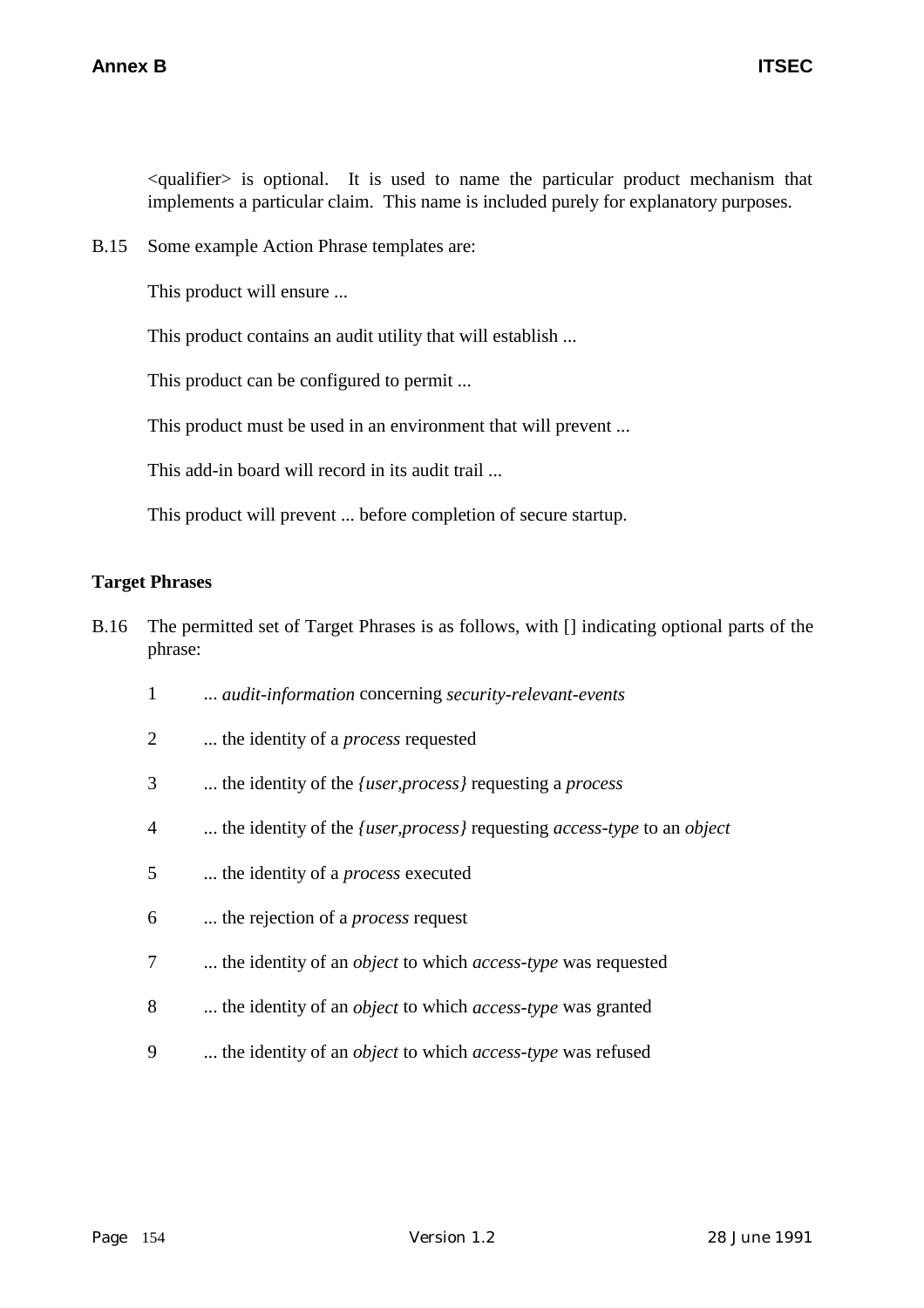<qualifier> is optional. It is used to name the particular product mechanism that implements a particular claim. This name is included purely for explanatory purposes.

B.15 Some example Action Phrase templates are:

This product will ensure ...

This product contains an audit utility that will establish ...

This product can be configured to permit ...

This product must be used in an environment that will prevent ...

This add-in board will record in its audit trail ...

This product will prevent ... before completion of secure startup.

**Target Phrases**

B.16 The permitted set of Target Phrases is as follows, with [] indicating optional parts of the phrase:

1. ... *audit-information* concerning *security-relevant-events*
2. ... the identity of a *process* requested
3. ... the identity of the *{user,process}* requesting a *process*
4. ... the identity of the *{user,process}* requesting *access-type* to an *object*
5. ... the identity of a *process* executed
6. ... the rejection of a *process* request
7. ... the identity of an *object* to which *access-type* was requested
8. ... the identity of an *object* to which *access-type* was granted
9. ... the identity of an *object* to which *access-type* was refused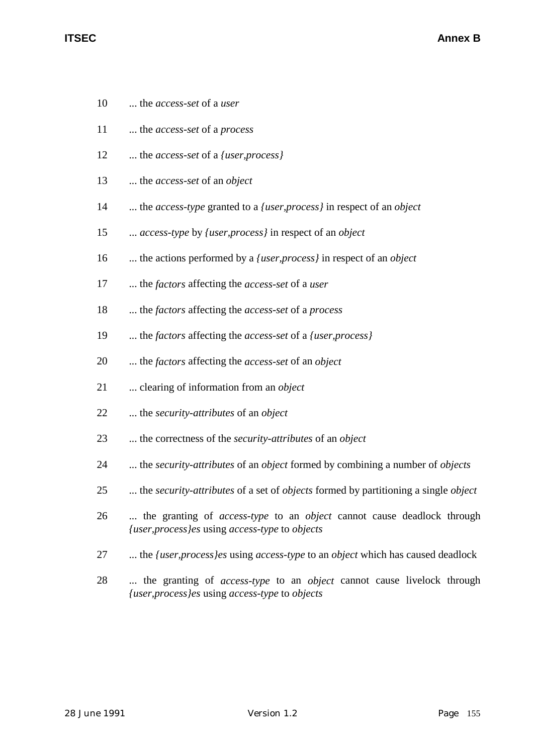10 ... the *access-set* of a *user*

11 ... the *access-set* of a *process*

12 ... the *access-set* of a *{user,process}*

13 ... the *access-set* of an *object*

14 ... the *access-type* granted to a *{user,process}* in respect of an *object*

15 ... *access-type* by *{user,process}* in respect of an *object*

16 ... the actions performed by a *{user,process}* in respect of an *object*

17 ... the *factors* affecting the *access-set* of a *user*

18 ... the *factors* affecting the *access-set* of a *process*

19 ... the *factors* affecting the *access-set* of a *{user,process}*

20 ... the *factors* affecting the *access-set* of an *object*

21 ... clearing of information from an *object*

22 ... the *security-attributes* of an *object*

23 ... the correctness of the *security-attributes* of an *object*

24 ... the *security-attributes* of an *object* formed by combining a number of *objects*

25 ... the *security-attributes* of a set of *objects* formed by partitioning a single *object*

26 ... the granting of *access-type* to an *object* cannot cause deadlock through *{user,process}es* using *access-type* to *objects*

27 ... the *{user,process}es* using *access-type* to an *object* which has caused deadlock

28 ... the granting of *access-type* to an *object* cannot cause livelock through *{user,process}es* using *access-type* to *objects*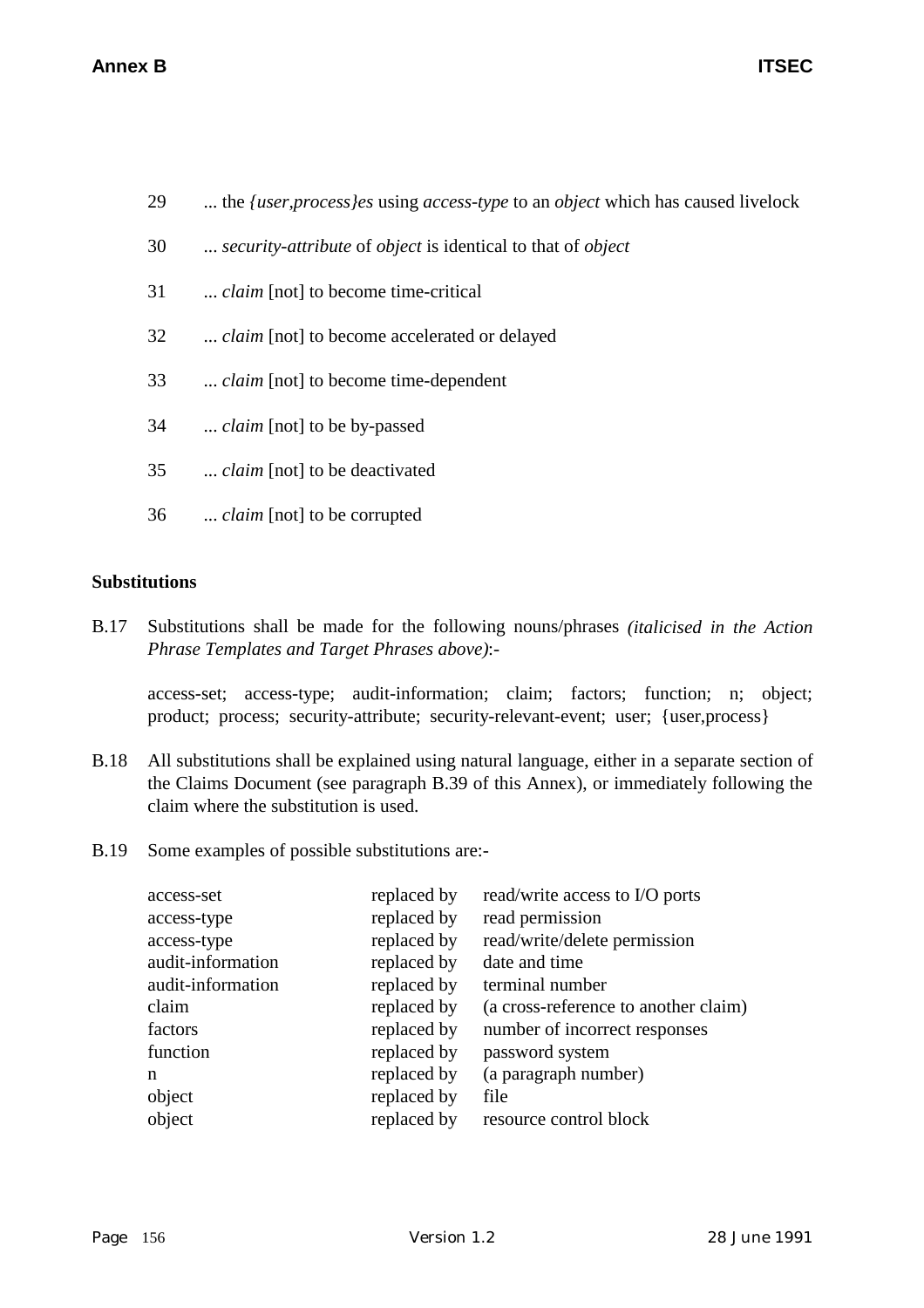29 ... the *{user,process}es* using *access-type* to an *object* which has caused livelock

30 ... *security-attribute* of *object* is identical to that of *object*

31 ... *claim* [not] to become time-critical

32 ... *claim* [not] to become accelerated or delayed

33 ... *claim* [not] to become time-dependent

34 ... *claim* [not] to be by-passed

35 ... *claim* [not] to be deactivated

36 ... *claim* [not] to be corrupted

**Substitutions**

B.17 Substitutions shall be made for the following nouns/phrases *(italicised in the Action Phrase Templates and Target Phrases above)*:-

access-set; access-type; audit-information; claim; factors; function; n; object; product; process; security-attribute; security-relevant-event; user; {user,process}

B.18 All substitutions shall be explained using natural language, either in a separate section of the Claims Document (see paragraph B.39 of this Annex), or immediately following the claim where the substitution is used.

B.19 Some examples of possible substitutions are:-

| | | |
|---|---|---|
| access-set | replaced by | read/write access to I/O ports |
| access-type | replaced by | read permission |
| access-type | replaced by | read/write/delete permission |
| audit-information | replaced by | date and time |
| audit-information | replaced by | terminal number |
| claim | replaced by | (a cross-reference to another claim) |
| factors | replaced by | number of incorrect responses |
| function | replaced by | password system |
| n | replaced by | (a paragraph number) |
| object | replaced by | file |
| object | replaced by | resource control block |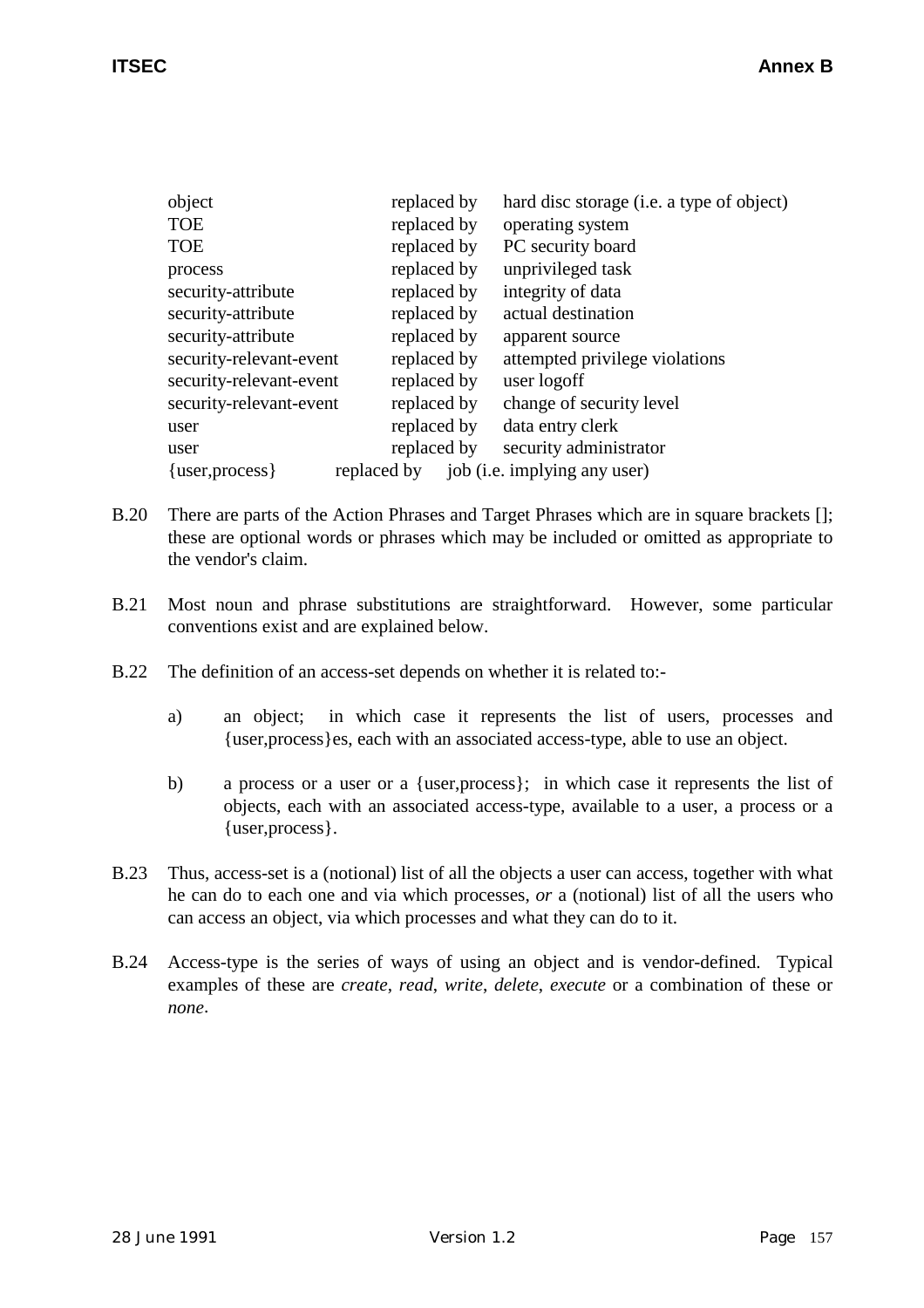| | | |
|---|---|---|
| object | replaced by | hard disc storage (i.e. a type of object) |
| TOE | replaced by | operating system |
| TOE | replaced by | PC security board |
| process | replaced by | unprivileged task |
| security-attribute | replaced by | integrity of data |
| security-attribute | replaced by | actual destination |
| security-attribute | replaced by | apparent source |
| security-relevant-event | replaced by | attempted privilege violations |
| security-relevant-event | replaced by | user logoff |
| security-relevant-event | replaced by | change of security level |
| user | replaced by | data entry clerk |
| user | replaced by | security administrator |
| {user,process} | replaced by | job (i.e. implying any user) |

B.20 There are parts of the Action Phrases and Target Phrases which are in square brackets []; these are optional words or phrases which may be included or omitted as appropriate to the vendor's claim.

B.21 Most noun and phrase substitutions are straightforward. However, some particular conventions exist and are explained below.

B.22 The definition of an access-set depends on whether it is related to:-

a) an object; in which case it represents the list of users, processes and {user,process}es, each with an associated access-type, able to use an object.

b) a process or a user or a {user,process}; in which case it represents the list of objects, each with an associated access-type, available to a user, a process or a {user,process}.

B.23 Thus, access-set is a (notional) list of all the objects a user can access, together with what he can do to each one and via which processes, *or* a (notional) list of all the users who can access an object, via which processes and what they can do to it.

B.24 Access-type is the series of ways of using an object and is vendor-defined. Typical examples of these are *create*, *read*, *write*, *delete*, *execute* or a combination of these or *none*.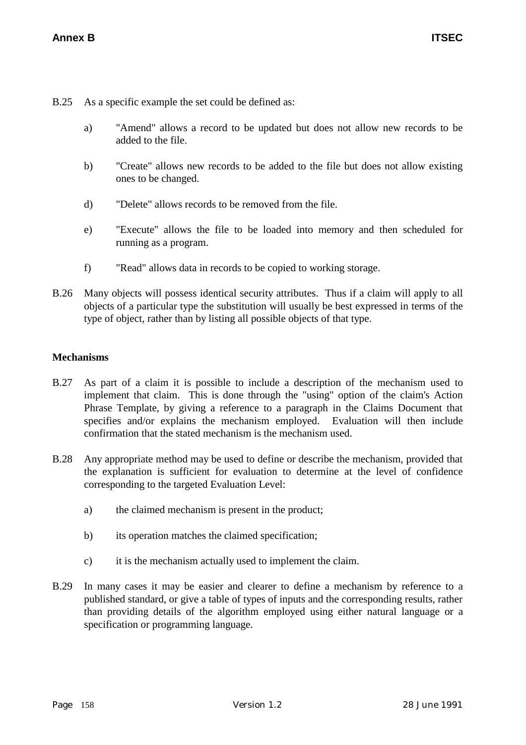B.25 As a specific example the set could be defined as:

a) "Amend" allows a record to be updated but does not allow new records to be added to the file.

b) "Create" allows new records to be added to the file but does not allow existing ones to be changed.

d) "Delete" allows records to be removed from the file.

e) "Execute" allows the file to be loaded into memory and then scheduled for running as a program.

f) "Read" allows data in records to be copied to working storage.

B.26 Many objects will possess identical security attributes. Thus if a claim will apply to all objects of a particular type the substitution will usually be best expressed in terms of the type of object, rather than by listing all possible objects of that type.

**Mechanisms**

B.27 As part of a claim it is possible to include a description of the mechanism used to implement that claim. This is done through the "using" option of the claim's Action Phrase Template, by giving a reference to a paragraph in the Claims Document that specifies and/or explains the mechanism employed. Evaluation will then include confirmation that the stated mechanism is the mechanism used.

B.28 Any appropriate method may be used to define or describe the mechanism, provided that the explanation is sufficient for evaluation to determine at the level of confidence corresponding to the targeted Evaluation Level:

a) the claimed mechanism is present in the product;

b) its operation matches the claimed specification;

c) it is the mechanism actually used to implement the claim.

B.29 In many cases it may be easier and clearer to define a mechanism by reference to a published standard, or give a table of types of inputs and the corresponding results, rather than providing details of the algorithm employed using either natural language or a specification or programming language.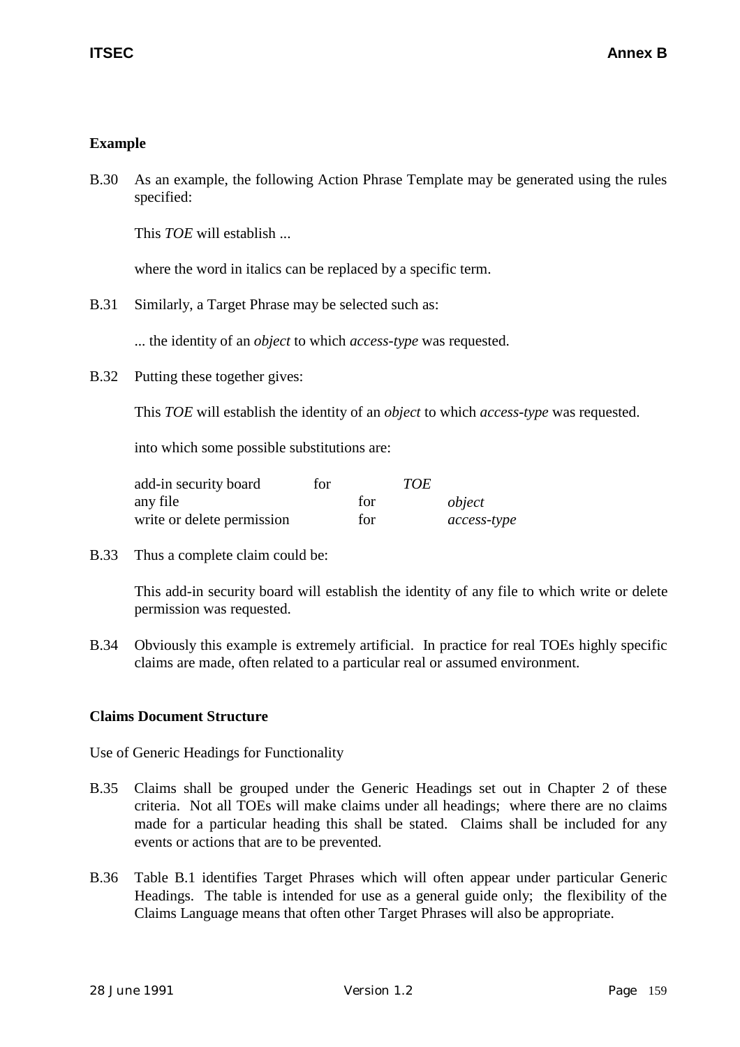### Example

B.30 As an example, the following Action Phrase Template may be generated using the rules specified:

This *TOE* will establish ...

where the word in italics can be replaced by a specific term.

B.31 Similarly, a Target Phrase may be selected such as:

... the identity of an *object* to which *access-type* was requested.

B.32 Putting these together gives:

This *TOE* will establish the identity of an *object* to which *access-type* was requested.

into which some possible substitutions are:

| | | |
|---|---|---|
| add-in security board | for | *TOE* |
| any file | for | *object* |
| write or delete permission | for | *access-type* |

B.33 Thus a complete claim could be:

This add-in security board will establish the identity of any file to which write or delete permission was requested.

B.34 Obviously this example is extremely artificial. In practice for real TOEs highly specific claims are made, often related to a particular real or assumed environment.

### Claims Document Structure

Use of Generic Headings for Functionality

B.35 Claims shall be grouped under the Generic Headings set out in Chapter 2 of these criteria. Not all TOEs will make claims under all headings; where there are no claims made for a particular heading this shall be stated. Claims shall be included for any events or actions that are to be prevented.

B.36 Table B.1 identifies Target Phrases which will often appear under particular Generic Headings. The table is intended for use as a general guide only; the flexibility of the Claims Language means that often other Target Phrases will also be appropriate.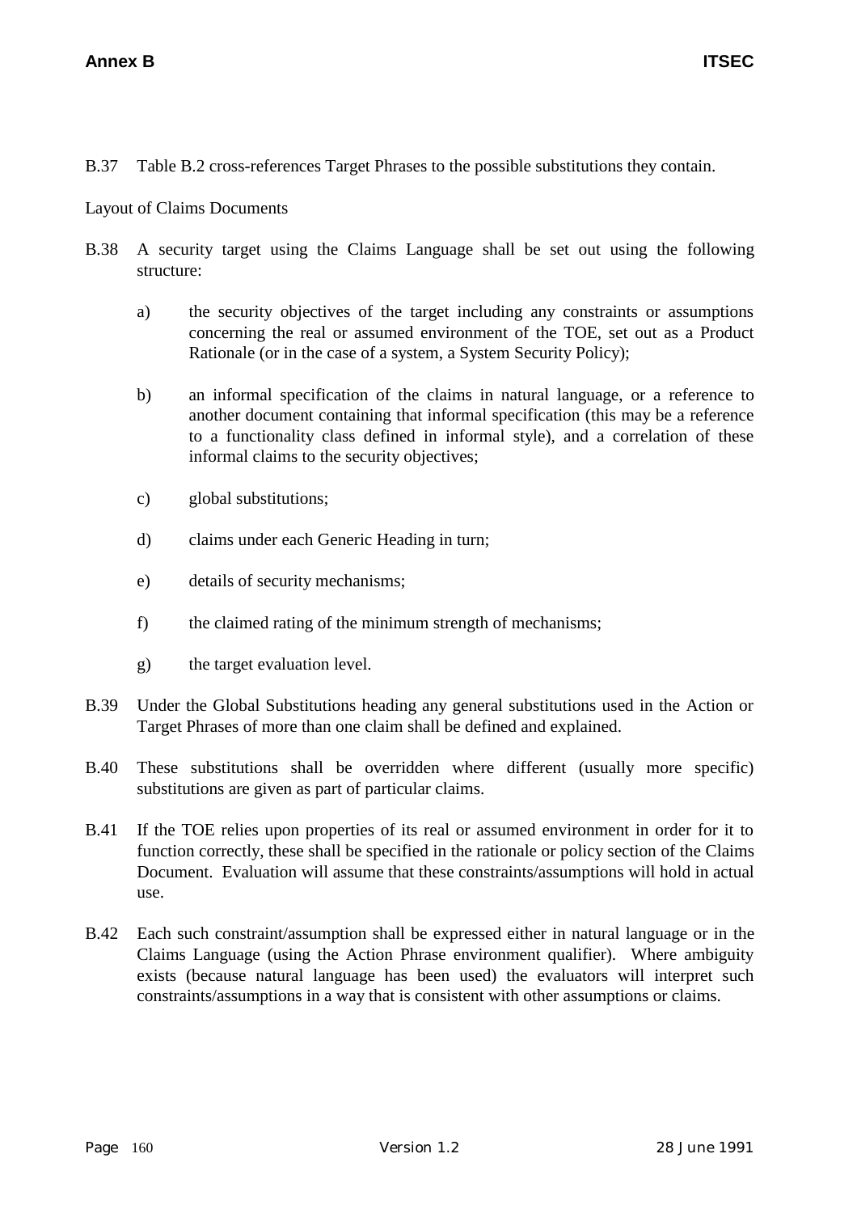B.37 Table B.2 cross-references Target Phrases to the possible substitutions they contain.

Layout of Claims Documents

B.38 A security target using the Claims Language shall be set out using the following structure:

a) the security objectives of the target including any constraints or assumptions concerning the real or assumed environment of the TOE, set out as a Product Rationale (or in the case of a system, a System Security Policy);

b) an informal specification of the claims in natural language, or a reference to another document containing that informal specification (this may be a reference to a functionality class defined in informal style), and a correlation of these informal claims to the security objectives;

c) global substitutions;

d) claims under each Generic Heading in turn;

e) details of security mechanisms;

f) the claimed rating of the minimum strength of mechanisms;

g) the target evaluation level.

B.39 Under the Global Substitutions heading any general substitutions used in the Action or Target Phrases of more than one claim shall be defined and explained.

B.40 These substitutions shall be overridden where different (usually more specific) substitutions are given as part of particular claims.

B.41 If the TOE relies upon properties of its real or assumed environment in order for it to function correctly, these shall be specified in the rationale or policy section of the Claims Document. Evaluation will assume that these constraints/assumptions will hold in actual use.

B.42 Each such constraint/assumption shall be expressed either in natural language or in the Claims Language (using the Action Phrase environment qualifier). Where ambiguity exists (because natural language has been used) the evaluators will interpret such constraints/assumptions in a way that is consistent with other assumptions or claims.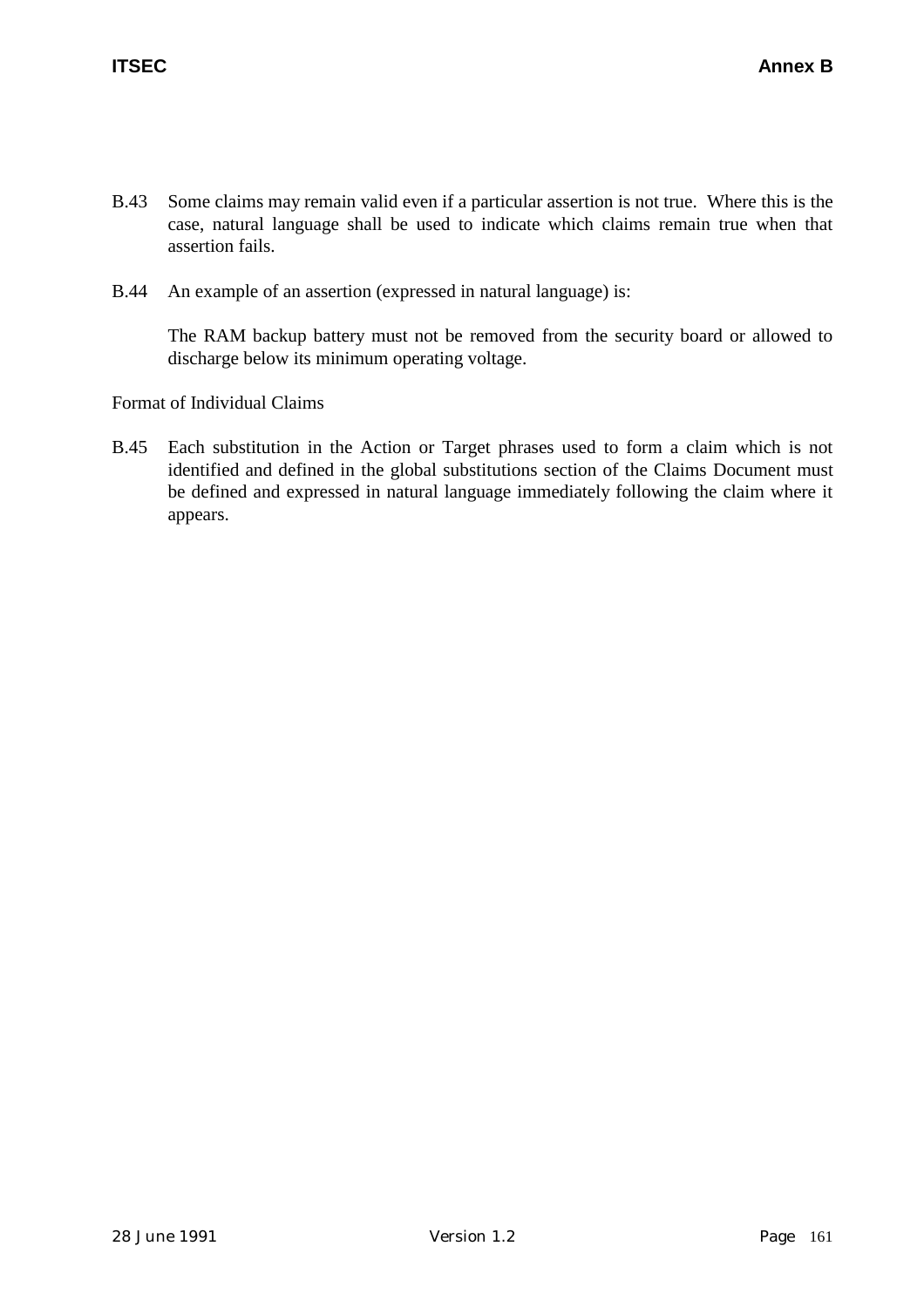B.43 Some claims may remain valid even if a particular assertion is not true. Where this is the case, natural language shall be used to indicate which claims remain true when that assertion fails.

B.44 An example of an assertion (expressed in natural language) is:

The RAM backup battery must not be removed from the security board or allowed to discharge below its minimum operating voltage.

Format of Individual Claims

B.45 Each substitution in the Action or Target phrases used to form a claim which is not identified and defined in the global substitutions section of the Claims Document must be defined and expressed in natural language immediately following the claim where it appears.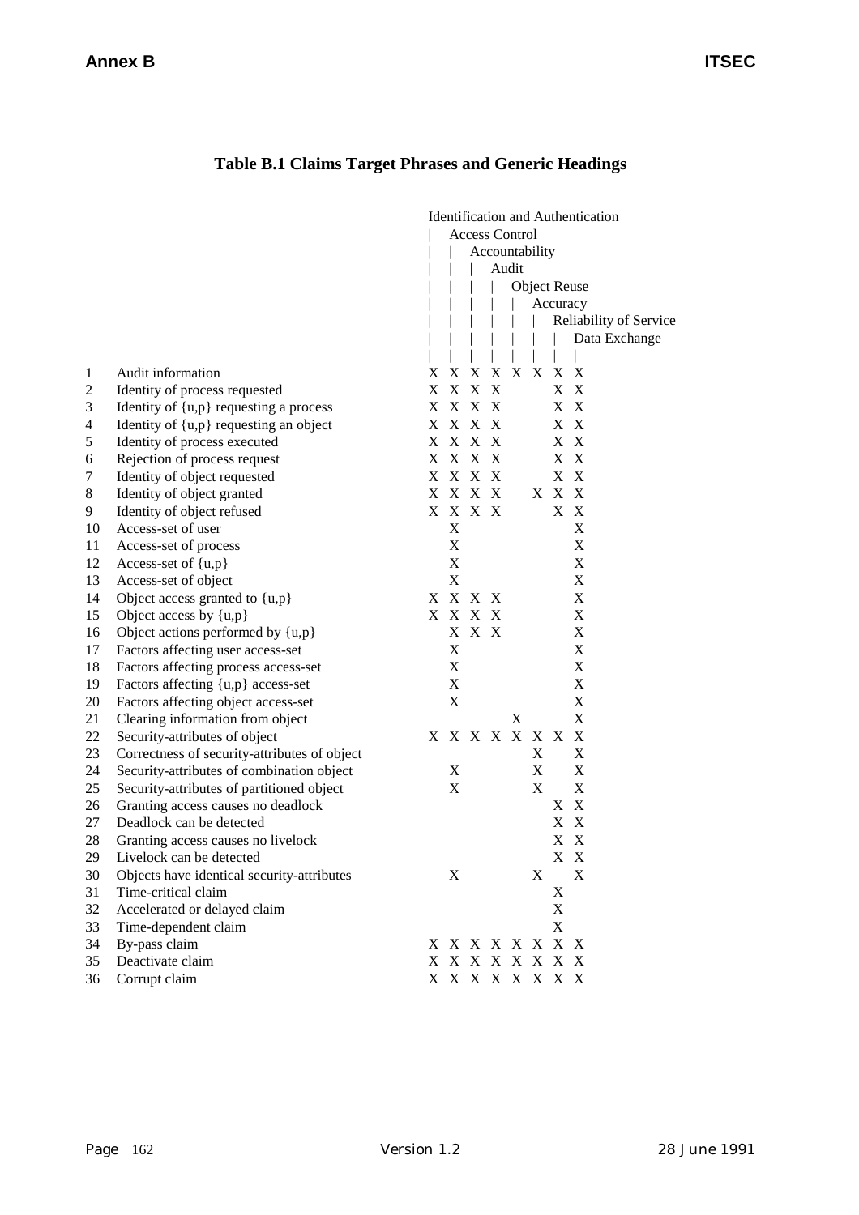# Table B.1 Claims Target Phrases and Generic Headings

| | | Identification and Authentication | Access Control | Accountability | Audit | Object Reuse | Accuracy | Reliability of Service | Data Exchange |
|---|---|---|---|---|---|---|---|---|---|
| 1 | Audit information | X | X | X | X | X | X | X | X |
| 2 | Identity of process requested | X | X | X | X | | | X | X |
| 3 | Identity of {u,p} requesting a process | X | X | X | X | | | X | X |
| 4 | Identity of {u,p} requesting an object | X | X | X | X | | | X | X |
| 5 | Identity of process executed | X | X | X | X | | | X | X |
| 6 | Rejection of process request | X | X | X | X | | | X | X |
| 7 | Identity of object requested | X | X | X | X | | | X | X |
| 8 | Identity of object granted | X | X | X | X | | X | X | X |
| 9 | Identity of object refused | X | X | X | X | | | X | X |
| 10 | Access-set of user | | X | | | | | | X |
| 11 | Access-set of process | | X | | | | | | X |
| 12 | Access-set of {u,p} | | X | | | | | | X |
| 13 | Access-set of object | | X | | | | | | X |
| 14 | Object access granted to {u,p} | X | X | X | X | | | | X |
| 15 | Object access by {u,p} | X | X | X | X | | | | X |
| 16 | Object actions performed by {u,p} | | X | X | X | | | | X |
| 17 | Factors affecting user access-set | | X | | | | | | X |
| 18 | Factors affecting process access-set | | X | | | | | | X |
| 19 | Factors affecting {u,p} access-set | | X | | | | | | X |
| 20 | Factors affecting object access-set | | X | | | | | | X |
| 21 | Clearing information from object | | | | | X | | | X |
| 22 | Security-attributes of object | X | X | X | X | X | X | X | X |
| 23 | Correctness of security-attributes of object | | | | | | X | | X |
| 24 | Security-attributes of combination object | | X | | | | X | | X |
| 25 | Security-attributes of partitioned object | | X | | | | X | | X |
| 26 | Granting access causes no deadlock | | | | | | | X | X |
| 27 | Deadlock can be detected | | | | | | | X | X |
| 28 | Granting access causes no livelock | | | | | | | X | X |
| 29 | Livelock can be detected | | | | | | | X | X |
| 30 | Objects have identical security-attributes | | X | | | | X | | X |
| 31 | Time-critical claim | | | | | | | X | |
| 32 | Accelerated or delayed claim | | | | | | | X | |
| 33 | Time-dependent claim | | | | | | | X | |
| 34 | By-pass claim | X | X | X | X | X | X | X | X |
| 35 | Deactivate claim | X | X | X | X | X | X | X | X |
| 36 | Corrupt claim | X | X | X | X | X | X | X | X |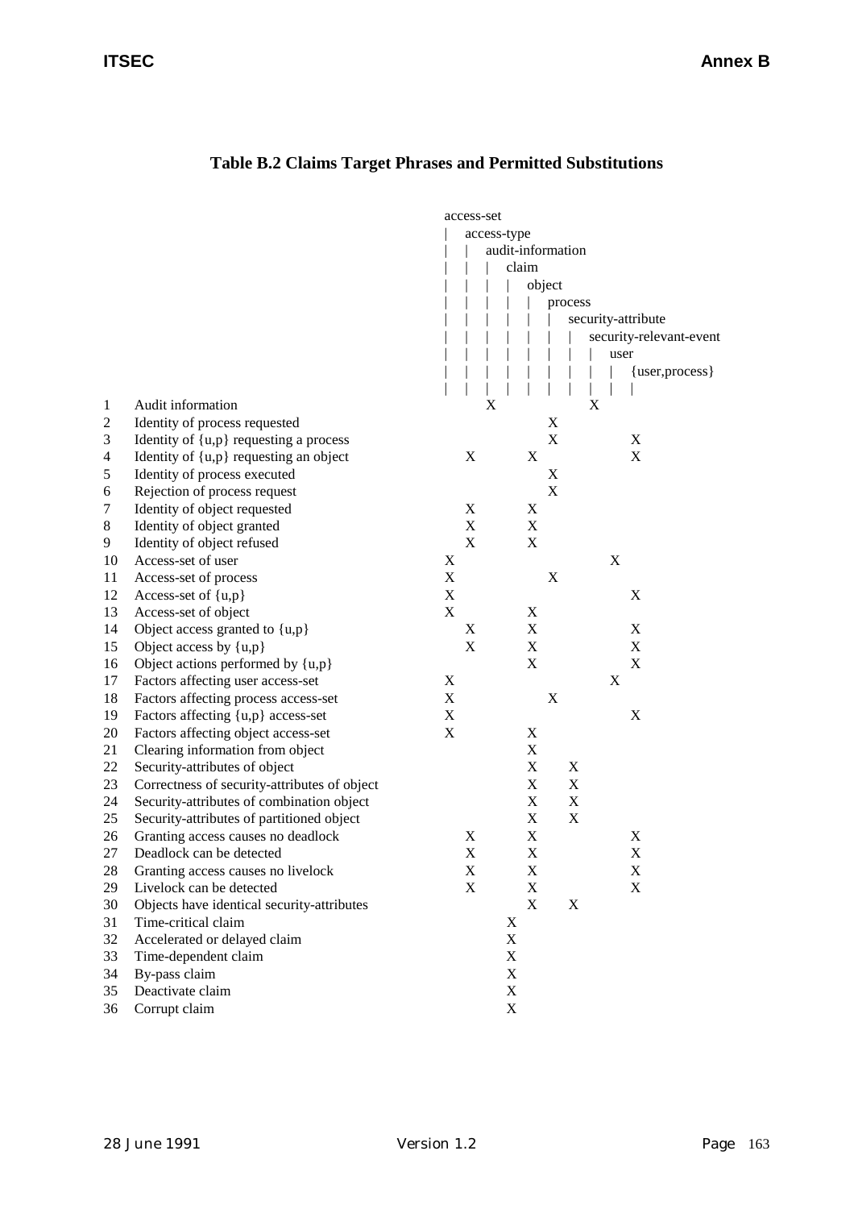# Table B.2 Claims Target Phrases and Permitted Substitutions

| | | access-set | access-type | audit-information | claim | object | process | security-attribute | security-relevant-event | user | {user,process} |
|---|---|---|---|---|---|---|---|---|---|---|---|
| 1 | Audit information | | | X | | | | | X | | |
| 2 | Identity of process requested | | | | | | X | | | | |
| 3 | Identity of {u,p} requesting a process | | | | | | X | | | | X |
| 4 | Identity of {u,p} requesting an object | | X | | | X | | | | | X |
| 5 | Identity of process executed | | | | | | X | | | | |
| 6 | Rejection of process request | | | | | | X | | | | |
| 7 | Identity of object requested | | X | | | X | | | | | |
| 8 | Identity of object granted | | X | | | X | | | | | |
| 9 | Identity of object refused | | X | | | X | | | | | |
| 10 | Access-set of user | X | | | | | | | | X | |
| 11 | Access-set of process | X | | | | | X | | | | |
| 12 | Access-set of {u,p} | X | | | | | | | | | X |
| 13 | Access-set of object | X | | | | X | | | | | |
| 14 | Object access granted to {u,p} | | X | | | X | | | | | X |
| 15 | Object access by {u,p} | | X | | | X | | | | | X |
| 16 | Object actions performed by {u,p} | | | | | X | | | | | X |
| 17 | Factors affecting user access-set | X | | | | | | | | X | |
| 18 | Factors affecting process access-set | X | | | | | X | | | | |
| 19 | Factors affecting {u,p} access-set | X | | | | | | | | | X |
| 20 | Factors affecting object access-set | X | | | | X | | | | | |
| 21 | Clearing information from object | | | | | X | | | | | |
| 22 | Security-attributes of object | | | | | X | | X | | | |
| 23 | Correctness of security-attributes of object | | | | | X | | X | | | |
| 24 | Security-attributes of combination object | | | | | X | | X | | | |
| 25 | Security-attributes of partitioned object | | | | | X | | X | | | |
| 26 | Granting access causes no deadlock | | X | | | X | | | | | X |
| 27 | Deadlock can be detected | | X | | | X | | | | | X |
| 28 | Granting access causes no livelock | | X | | | X | | | | | X |
| 29 | Livelock can be detected | | X | | | X | | | | | X |
| 30 | Objects have identical security-attributes | | | | | X | | X | | | |
| 31 | Time-critical claim | | | | X | | | | | | |
| 32 | Accelerated or delayed claim | | | | X | | | | | | |
| 33 | Time-dependent claim | | | | X | | | | | | |
| 34 | By-pass claim | | | | X | | | | | | |
| 35 | Deactivate claim | | | | X | | | | | | |
| 36 | Corrupt claim | | | | X | | | | | | |